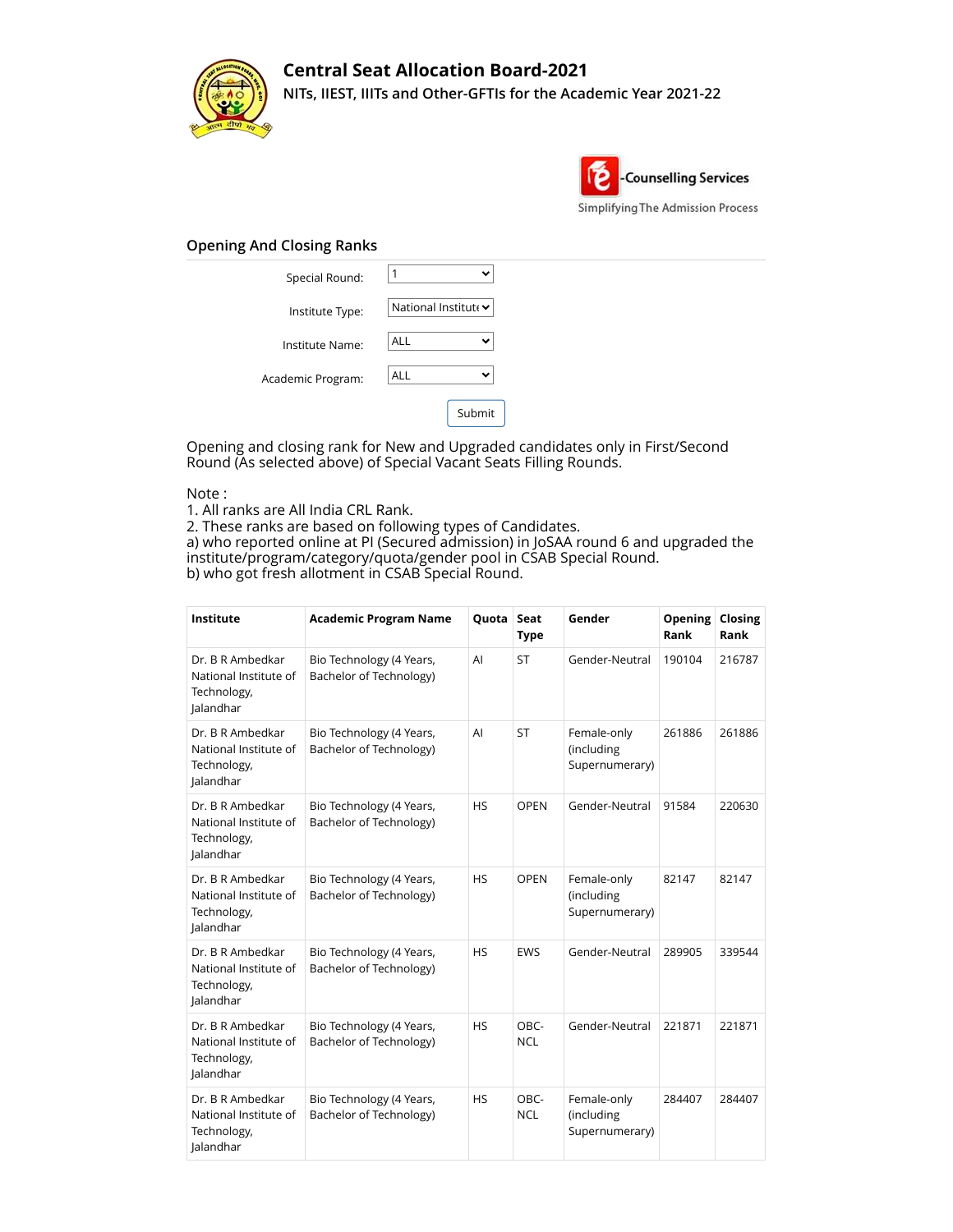# Central Seat Allocation Board-2021

NITs, IIEST, IIITs and Other-GFTIs for the Academic Year 2021-22

-Counselling Services

Simplifying The Admission Process

## Opening And Closing Ranks

Special Round: 1

Institute Type: National Institute

Institute Name: ALL

Academic Program: ALL

Submit

Opening and closing rank for New and Upgraded candidates only in First/Second Round (As selected above) of Special Vacant Seats Filling Rounds.

Note :
1. All ranks are All India CRL Rank.
2. These ranks are based on following types of Candidates.
a) who reported online at PI (Secured admission) in JoSAA round 6 and upgraded the institute/program/category/quota/gender pool in CSAB Special Round.
b) who got fresh allotment in CSAB Special Round.

| Institute | Academic Program Name | Quota | Seat Type | Gender | Opening Rank | Closing Rank |
|---|---|---|---|---|---|---|
| Dr. B R Ambedkar National Institute of Technology, Jalandhar | Bio Technology (4 Years, Bachelor of Technology) | AI | ST | Gender-Neutral | 190104 | 216787 |
| Dr. B R Ambedkar National Institute of Technology, Jalandhar | Bio Technology (4 Years, Bachelor of Technology) | AI | ST | Female-only (including Supernumerary) | 261886 | 261886 |
| Dr. B R Ambedkar National Institute of Technology, Jalandhar | Bio Technology (4 Years, Bachelor of Technology) | HS | OPEN | Gender-Neutral | 91584 | 220630 |
| Dr. B R Ambedkar National Institute of Technology, Jalandhar | Bio Technology (4 Years, Bachelor of Technology) | HS | OPEN | Female-only (including Supernumerary) | 82147 | 82147 |
| Dr. B R Ambedkar National Institute of Technology, Jalandhar | Bio Technology (4 Years, Bachelor of Technology) | HS | EWS | Gender-Neutral | 289905 | 339544 |
| Dr. B R Ambedkar National Institute of Technology, Jalandhar | Bio Technology (4 Years, Bachelor of Technology) | HS | OBC-NCL | Gender-Neutral | 221871 | 221871 |
| Dr. B R Ambedkar National Institute of Technology, Jalandhar | Bio Technology (4 Years, Bachelor of Technology) | HS | OBC-NCL | Female-only (including Supernumerary) | 284407 | 284407 |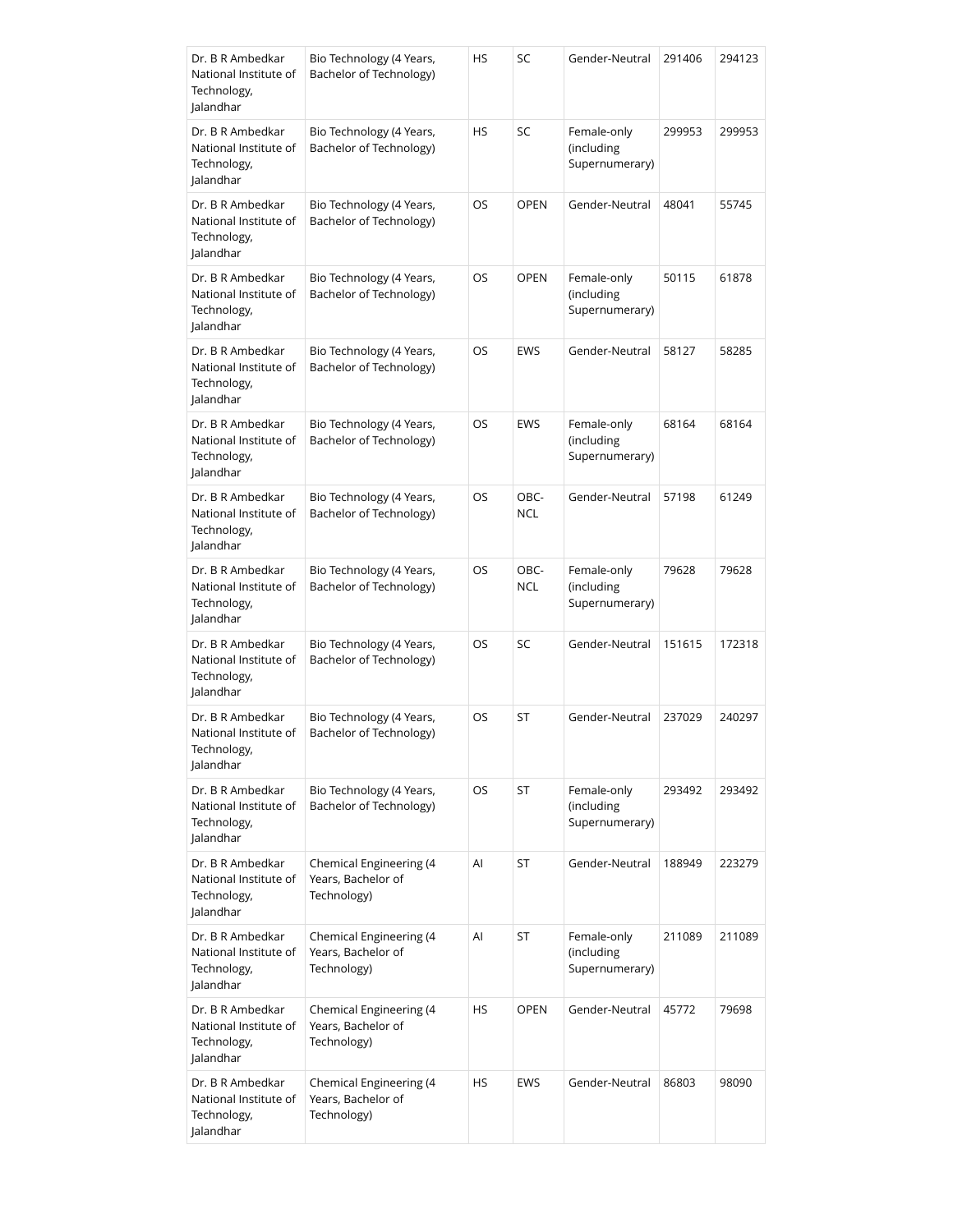| Dr. B R Ambedkar National Institute of Technology, Jalandhar | Bio Technology (4 Years, Bachelor of Technology) | HS | SC | Gender-Neutral | 291406 | 294123 |
|---|---|---|---|---|---|---|
| Dr. B R Ambedkar National Institute of Technology, Jalandhar | Bio Technology (4 Years, Bachelor of Technology) | HS | SC | Female-only (including Supernumerary) | 299953 | 299953 |
| Dr. B R Ambedkar National Institute of Technology, Jalandhar | Bio Technology (4 Years, Bachelor of Technology) | OS | OPEN | Gender-Neutral | 48041 | 55745 |
| Dr. B R Ambedkar National Institute of Technology, Jalandhar | Bio Technology (4 Years, Bachelor of Technology) | OS | OPEN | Female-only (including Supernumerary) | 50115 | 61878 |
| Dr. B R Ambedkar National Institute of Technology, Jalandhar | Bio Technology (4 Years, Bachelor of Technology) | OS | EWS | Gender-Neutral | 58127 | 58285 |
| Dr. B R Ambedkar National Institute of Technology, Jalandhar | Bio Technology (4 Years, Bachelor of Technology) | OS | EWS | Female-only (including Supernumerary) | 68164 | 68164 |
| Dr. B R Ambedkar National Institute of Technology, Jalandhar | Bio Technology (4 Years, Bachelor of Technology) | OS | OBC-NCL | Gender-Neutral | 57198 | 61249 |
| Dr. B R Ambedkar National Institute of Technology, Jalandhar | Bio Technology (4 Years, Bachelor of Technology) | OS | OBC-NCL | Female-only (including Supernumerary) | 79628 | 79628 |
| Dr. B R Ambedkar National Institute of Technology, Jalandhar | Bio Technology (4 Years, Bachelor of Technology) | OS | SC | Gender-Neutral | 151615 | 172318 |
| Dr. B R Ambedkar National Institute of Technology, Jalandhar | Bio Technology (4 Years, Bachelor of Technology) | OS | ST | Gender-Neutral | 237029 | 240297 |
| Dr. B R Ambedkar National Institute of Technology, Jalandhar | Bio Technology (4 Years, Bachelor of Technology) | OS | ST | Female-only (including Supernumerary) | 293492 | 293492 |
| Dr. B R Ambedkar National Institute of Technology, Jalandhar | Chemical Engineering (4 Years, Bachelor of Technology) | AI | ST | Gender-Neutral | 188949 | 223279 |
| Dr. B R Ambedkar National Institute of Technology, Jalandhar | Chemical Engineering (4 Years, Bachelor of Technology) | AI | ST | Female-only (including Supernumerary) | 211089 | 211089 |
| Dr. B R Ambedkar National Institute of Technology, Jalandhar | Chemical Engineering (4 Years, Bachelor of Technology) | HS | OPEN | Gender-Neutral | 45772 | 79698 |
| Dr. B R Ambedkar National Institute of Technology, Jalandhar | Chemical Engineering (4 Years, Bachelor of Technology) | HS | EWS | Gender-Neutral | 86803 | 98090 |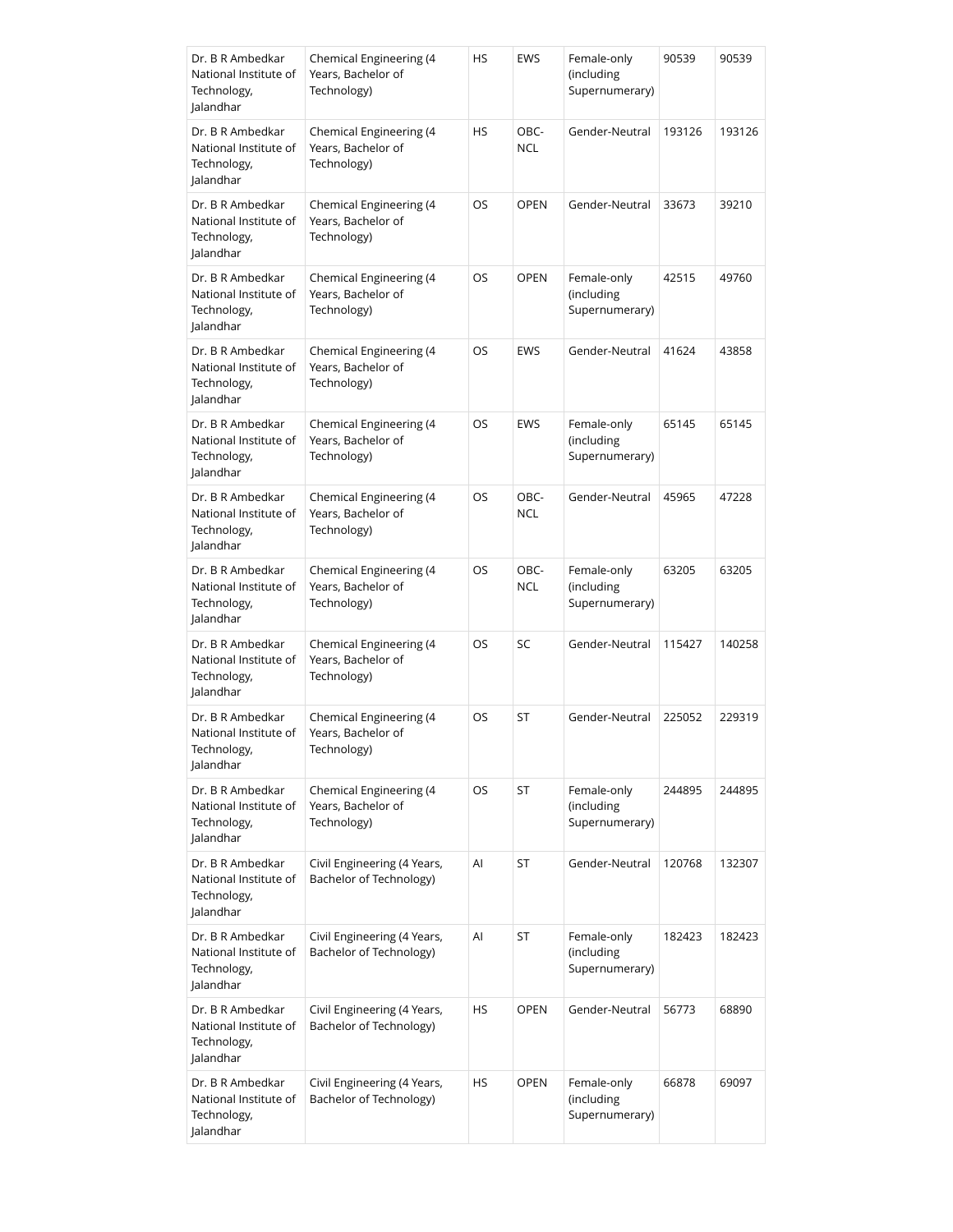| | | | | | | |
|---|---|---|---|---|---|---|
| Dr. B R Ambedkar National Institute of Technology, Jalandhar | Chemical Engineering (4 Years, Bachelor of Technology) | HS | EWS | Female-only (including Supernumerary) | 90539 | 90539 |
| Dr. B R Ambedkar National Institute of Technology, Jalandhar | Chemical Engineering (4 Years, Bachelor of Technology) | HS | OBC-NCL | Gender-Neutral | 193126 | 193126 |
| Dr. B R Ambedkar National Institute of Technology, Jalandhar | Chemical Engineering (4 Years, Bachelor of Technology) | OS | OPEN | Gender-Neutral | 33673 | 39210 |
| Dr. B R Ambedkar National Institute of Technology, Jalandhar | Chemical Engineering (4 Years, Bachelor of Technology) | OS | OPEN | Female-only (including Supernumerary) | 42515 | 49760 |
| Dr. B R Ambedkar National Institute of Technology, Jalandhar | Chemical Engineering (4 Years, Bachelor of Technology) | OS | EWS | Gender-Neutral | 41624 | 43858 |
| Dr. B R Ambedkar National Institute of Technology, Jalandhar | Chemical Engineering (4 Years, Bachelor of Technology) | OS | EWS | Female-only (including Supernumerary) | 65145 | 65145 |
| Dr. B R Ambedkar National Institute of Technology, Jalandhar | Chemical Engineering (4 Years, Bachelor of Technology) | OS | OBC-NCL | Gender-Neutral | 45965 | 47228 |
| Dr. B R Ambedkar National Institute of Technology, Jalandhar | Chemical Engineering (4 Years, Bachelor of Technology) | OS | OBC-NCL | Female-only (including Supernumerary) | 63205 | 63205 |
| Dr. B R Ambedkar National Institute of Technology, Jalandhar | Chemical Engineering (4 Years, Bachelor of Technology) | OS | SC | Gender-Neutral | 115427 | 140258 |
| Dr. B R Ambedkar National Institute of Technology, Jalandhar | Chemical Engineering (4 Years, Bachelor of Technology) | OS | ST | Gender-Neutral | 225052 | 229319 |
| Dr. B R Ambedkar National Institute of Technology, Jalandhar | Chemical Engineering (4 Years, Bachelor of Technology) | OS | ST | Female-only (including Supernumerary) | 244895 | 244895 |
| Dr. B R Ambedkar National Institute of Technology, Jalandhar | Civil Engineering (4 Years, Bachelor of Technology) | AI | ST | Gender-Neutral | 120768 | 132307 |
| Dr. B R Ambedkar National Institute of Technology, Jalandhar | Civil Engineering (4 Years, Bachelor of Technology) | AI | ST | Female-only (including Supernumerary) | 182423 | 182423 |
| Dr. B R Ambedkar National Institute of Technology, Jalandhar | Civil Engineering (4 Years, Bachelor of Technology) | HS | OPEN | Gender-Neutral | 56773 | 68890 |
| Dr. B R Ambedkar National Institute of Technology, Jalandhar | Civil Engineering (4 Years, Bachelor of Technology) | HS | OPEN | Female-only (including Supernumerary) | 66878 | 69097 |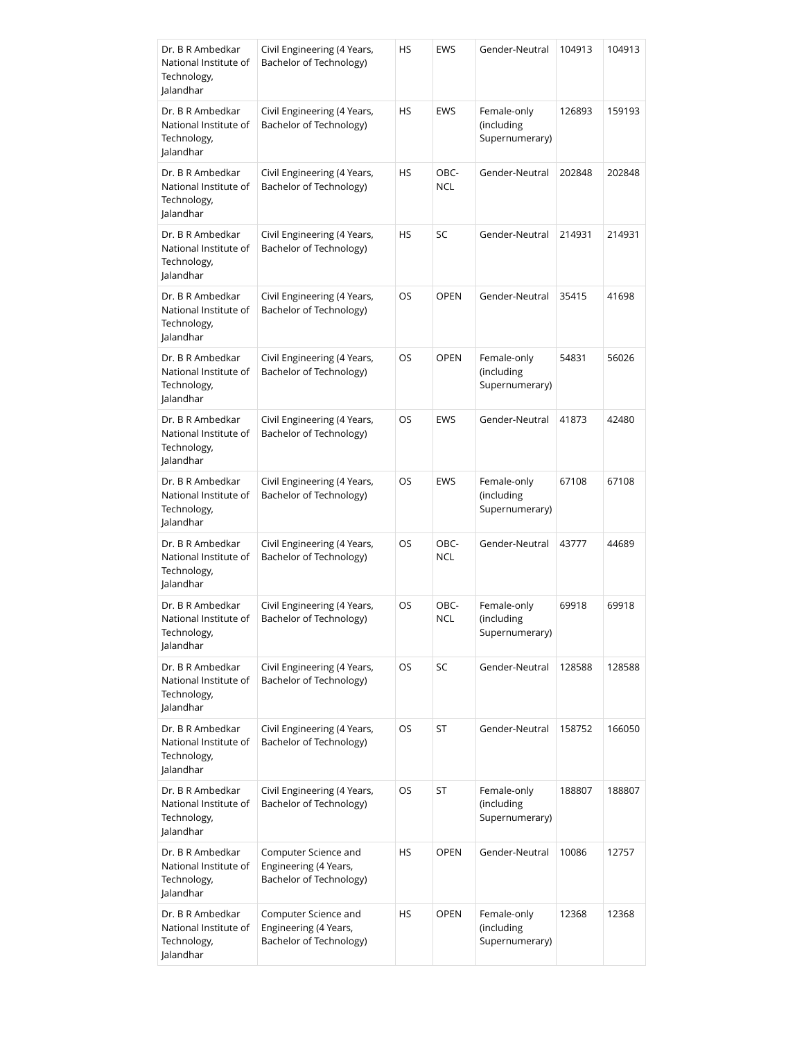| Dr. B R Ambedkar National Institute of Technology, Jalandhar | Civil Engineering (4 Years, Bachelor of Technology) | HS | EWS | Gender-Neutral | 104913 | 104913 |
|---|---|---|---|---|---|---|
| Dr. B R Ambedkar National Institute of Technology, Jalandhar | Civil Engineering (4 Years, Bachelor of Technology) | HS | EWS | Female-only (including Supernumerary) | 126893 | 159193 |
| Dr. B R Ambedkar National Institute of Technology, Jalandhar | Civil Engineering (4 Years, Bachelor of Technology) | HS | OBC-NCL | Gender-Neutral | 202848 | 202848 |
| Dr. B R Ambedkar National Institute of Technology, Jalandhar | Civil Engineering (4 Years, Bachelor of Technology) | HS | SC | Gender-Neutral | 214931 | 214931 |
| Dr. B R Ambedkar National Institute of Technology, Jalandhar | Civil Engineering (4 Years, Bachelor of Technology) | OS | OPEN | Gender-Neutral | 35415 | 41698 |
| Dr. B R Ambedkar National Institute of Technology, Jalandhar | Civil Engineering (4 Years, Bachelor of Technology) | OS | OPEN | Female-only (including Supernumerary) | 54831 | 56026 |
| Dr. B R Ambedkar National Institute of Technology, Jalandhar | Civil Engineering (4 Years, Bachelor of Technology) | OS | EWS | Gender-Neutral | 41873 | 42480 |
| Dr. B R Ambedkar National Institute of Technology, Jalandhar | Civil Engineering (4 Years, Bachelor of Technology) | OS | EWS | Female-only (including Supernumerary) | 67108 | 67108 |
| Dr. B R Ambedkar National Institute of Technology, Jalandhar | Civil Engineering (4 Years, Bachelor of Technology) | OS | OBC-NCL | Gender-Neutral | 43777 | 44689 |
| Dr. B R Ambedkar National Institute of Technology, Jalandhar | Civil Engineering (4 Years, Bachelor of Technology) | OS | OBC-NCL | Female-only (including Supernumerary) | 69918 | 69918 |
| Dr. B R Ambedkar National Institute of Technology, Jalandhar | Civil Engineering (4 Years, Bachelor of Technology) | OS | SC | Gender-Neutral | 128588 | 128588 |
| Dr. B R Ambedkar National Institute of Technology, Jalandhar | Civil Engineering (4 Years, Bachelor of Technology) | OS | ST | Gender-Neutral | 158752 | 166050 |
| Dr. B R Ambedkar National Institute of Technology, Jalandhar | Civil Engineering (4 Years, Bachelor of Technology) | OS | ST | Female-only (including Supernumerary) | 188807 | 188807 |
| Dr. B R Ambedkar National Institute of Technology, Jalandhar | Computer Science and Engineering (4 Years, Bachelor of Technology) | HS | OPEN | Gender-Neutral | 10086 | 12757 |
| Dr. B R Ambedkar National Institute of Technology, Jalandhar | Computer Science and Engineering (4 Years, Bachelor of Technology) | HS | OPEN | Female-only (including Supernumerary) | 12368 | 12368 |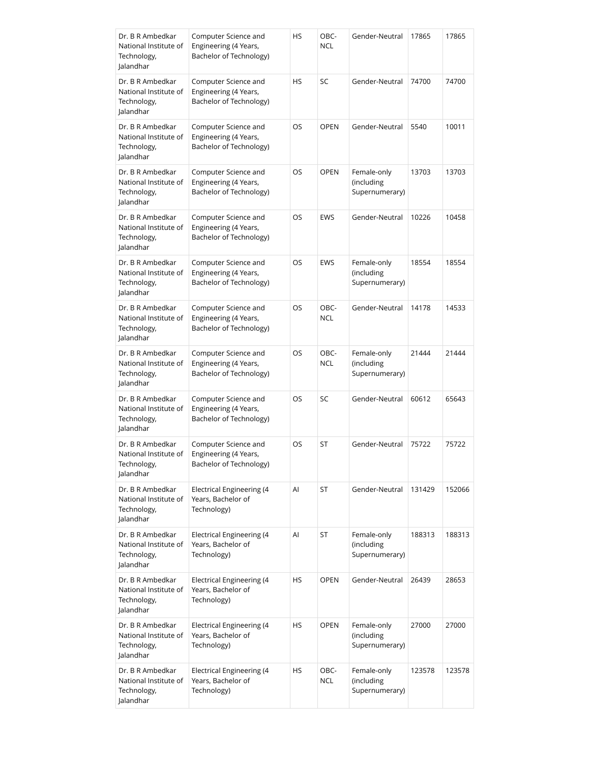| Dr. B R Ambedkar National Institute of Technology, Jalandhar | Computer Science and Engineering (4 Years, Bachelor of Technology) | HS | OBC-NCL | Gender-Neutral | 17865 | 17865 |
|---|---|---|---|---|---|---|
| Dr. B R Ambedkar National Institute of Technology, Jalandhar | Computer Science and Engineering (4 Years, Bachelor of Technology) | HS | SC | Gender-Neutral | 74700 | 74700 |
| Dr. B R Ambedkar National Institute of Technology, Jalandhar | Computer Science and Engineering (4 Years, Bachelor of Technology) | OS | OPEN | Gender-Neutral | 5540 | 10011 |
| Dr. B R Ambedkar National Institute of Technology, Jalandhar | Computer Science and Engineering (4 Years, Bachelor of Technology) | OS | OPEN | Female-only (including Supernumerary) | 13703 | 13703 |
| Dr. B R Ambedkar National Institute of Technology, Jalandhar | Computer Science and Engineering (4 Years, Bachelor of Technology) | OS | EWS | Gender-Neutral | 10226 | 10458 |
| Dr. B R Ambedkar National Institute of Technology, Jalandhar | Computer Science and Engineering (4 Years, Bachelor of Technology) | OS | EWS | Female-only (including Supernumerary) | 18554 | 18554 |
| Dr. B R Ambedkar National Institute of Technology, Jalandhar | Computer Science and Engineering (4 Years, Bachelor of Technology) | OS | OBC-NCL | Gender-Neutral | 14178 | 14533 |
| Dr. B R Ambedkar National Institute of Technology, Jalandhar | Computer Science and Engineering (4 Years, Bachelor of Technology) | OS | OBC-NCL | Female-only (including Supernumerary) | 21444 | 21444 |
| Dr. B R Ambedkar National Institute of Technology, Jalandhar | Computer Science and Engineering (4 Years, Bachelor of Technology) | OS | SC | Gender-Neutral | 60612 | 65643 |
| Dr. B R Ambedkar National Institute of Technology, Jalandhar | Computer Science and Engineering (4 Years, Bachelor of Technology) | OS | ST | Gender-Neutral | 75722 | 75722 |
| Dr. B R Ambedkar National Institute of Technology, Jalandhar | Electrical Engineering (4 Years, Bachelor of Technology) | AI | ST | Gender-Neutral | 131429 | 152066 |
| Dr. B R Ambedkar National Institute of Technology, Jalandhar | Electrical Engineering (4 Years, Bachelor of Technology) | AI | ST | Female-only (including Supernumerary) | 188313 | 188313 |
| Dr. B R Ambedkar National Institute of Technology, Jalandhar | Electrical Engineering (4 Years, Bachelor of Technology) | HS | OPEN | Gender-Neutral | 26439 | 28653 |
| Dr. B R Ambedkar National Institute of Technology, Jalandhar | Electrical Engineering (4 Years, Bachelor of Technology) | HS | OPEN | Female-only (including Supernumerary) | 27000 | 27000 |
| Dr. B R Ambedkar National Institute of Technology, Jalandhar | Electrical Engineering (4 Years, Bachelor of Technology) | HS | OBC-NCL | Female-only (including Supernumerary) | 123578 | 123578 |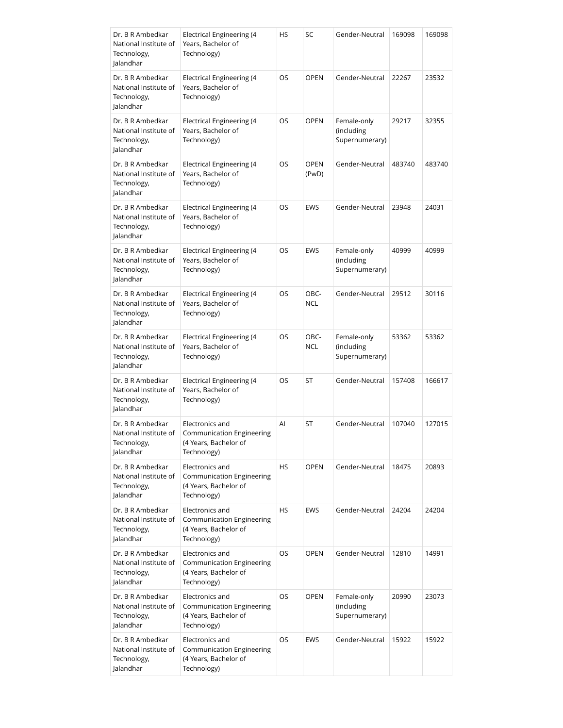| | | | | | | |
|---|---|---|---|---|---|---|
| Dr. B R Ambedkar National Institute of Technology, Jalandhar | Electrical Engineering (4 Years, Bachelor of Technology) | HS | SC | Gender-Neutral | 169098 | 169098 |
| Dr. B R Ambedkar National Institute of Technology, Jalandhar | Electrical Engineering (4 Years, Bachelor of Technology) | OS | OPEN | Gender-Neutral | 22267 | 23532 |
| Dr. B R Ambedkar National Institute of Technology, Jalandhar | Electrical Engineering (4 Years, Bachelor of Technology) | OS | OPEN | Female-only (including Supernumerary) | 29217 | 32355 |
| Dr. B R Ambedkar National Institute of Technology, Jalandhar | Electrical Engineering (4 Years, Bachelor of Technology) | OS | OPEN (PwD) | Gender-Neutral | 483740 | 483740 |
| Dr. B R Ambedkar National Institute of Technology, Jalandhar | Electrical Engineering (4 Years, Bachelor of Technology) | OS | EWS | Gender-Neutral | 23948 | 24031 |
| Dr. B R Ambedkar National Institute of Technology, Jalandhar | Electrical Engineering (4 Years, Bachelor of Technology) | OS | EWS | Female-only (including Supernumerary) | 40999 | 40999 |
| Dr. B R Ambedkar National Institute of Technology, Jalandhar | Electrical Engineering (4 Years, Bachelor of Technology) | OS | OBC-NCL | Gender-Neutral | 29512 | 30116 |
| Dr. B R Ambedkar National Institute of Technology, Jalandhar | Electrical Engineering (4 Years, Bachelor of Technology) | OS | OBC-NCL | Female-only (including Supernumerary) | 53362 | 53362 |
| Dr. B R Ambedkar National Institute of Technology, Jalandhar | Electrical Engineering (4 Years, Bachelor of Technology) | OS | ST | Gender-Neutral | 157408 | 166617 |
| Dr. B R Ambedkar National Institute of Technology, Jalandhar | Electronics and Communication Engineering (4 Years, Bachelor of Technology) | AI | ST | Gender-Neutral | 107040 | 127015 |
| Dr. B R Ambedkar National Institute of Technology, Jalandhar | Electronics and Communication Engineering (4 Years, Bachelor of Technology) | HS | OPEN | Gender-Neutral | 18475 | 20893 |
| Dr. B R Ambedkar National Institute of Technology, Jalandhar | Electronics and Communication Engineering (4 Years, Bachelor of Technology) | HS | EWS | Gender-Neutral | 24204 | 24204 |
| Dr. B R Ambedkar National Institute of Technology, Jalandhar | Electronics and Communication Engineering (4 Years, Bachelor of Technology) | OS | OPEN | Gender-Neutral | 12810 | 14991 |
| Dr. B R Ambedkar National Institute of Technology, Jalandhar | Electronics and Communication Engineering (4 Years, Bachelor of Technology) | OS | OPEN | Female-only (including Supernumerary) | 20990 | 23073 |
| Dr. B R Ambedkar National Institute of Technology, Jalandhar | Electronics and Communication Engineering (4 Years, Bachelor of Technology) | OS | EWS | Gender-Neutral | 15922 | 15922 |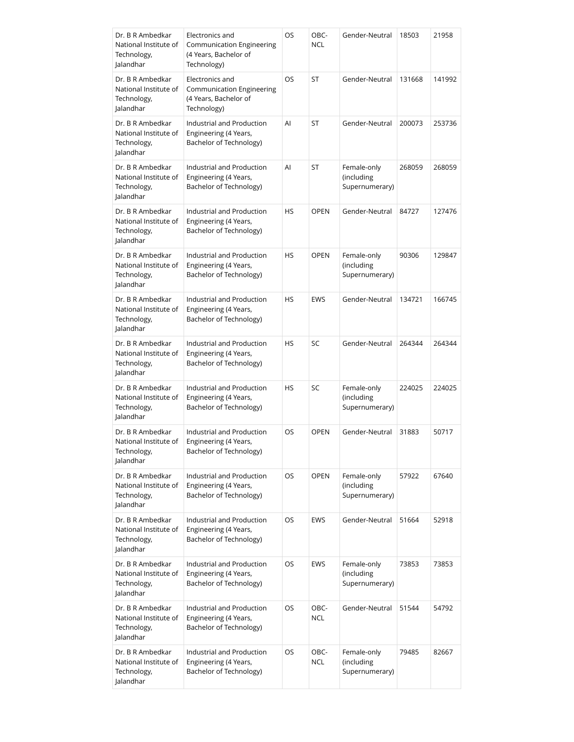| Dr. B R Ambedkar National Institute of Technology, Jalandhar | Electronics and Communication Engineering (4 Years, Bachelor of Technology) | OS | OBC-NCL | Gender-Neutral | 18503 | 21958 |
|---|---|---|---|---|---|---|
| Dr. B R Ambedkar National Institute of Technology, Jalandhar | Electronics and Communication Engineering (4 Years, Bachelor of Technology) | OS | ST | Gender-Neutral | 131668 | 141992 |
| Dr. B R Ambedkar National Institute of Technology, Jalandhar | Industrial and Production Engineering (4 Years, Bachelor of Technology) | AI | ST | Gender-Neutral | 200073 | 253736 |
| Dr. B R Ambedkar National Institute of Technology, Jalandhar | Industrial and Production Engineering (4 Years, Bachelor of Technology) | AI | ST | Female-only (including Supernumerary) | 268059 | 268059 |
| Dr. B R Ambedkar National Institute of Technology, Jalandhar | Industrial and Production Engineering (4 Years, Bachelor of Technology) | HS | OPEN | Gender-Neutral | 84727 | 127476 |
| Dr. B R Ambedkar National Institute of Technology, Jalandhar | Industrial and Production Engineering (4 Years, Bachelor of Technology) | HS | OPEN | Female-only (including Supernumerary) | 90306 | 129847 |
| Dr. B R Ambedkar National Institute of Technology, Jalandhar | Industrial and Production Engineering (4 Years, Bachelor of Technology) | HS | EWS | Gender-Neutral | 134721 | 166745 |
| Dr. B R Ambedkar National Institute of Technology, Jalandhar | Industrial and Production Engineering (4 Years, Bachelor of Technology) | HS | SC | Gender-Neutral | 264344 | 264344 |
| Dr. B R Ambedkar National Institute of Technology, Jalandhar | Industrial and Production Engineering (4 Years, Bachelor of Technology) | HS | SC | Female-only (including Supernumerary) | 224025 | 224025 |
| Dr. B R Ambedkar National Institute of Technology, Jalandhar | Industrial and Production Engineering (4 Years, Bachelor of Technology) | OS | OPEN | Gender-Neutral | 31883 | 50717 |
| Dr. B R Ambedkar National Institute of Technology, Jalandhar | Industrial and Production Engineering (4 Years, Bachelor of Technology) | OS | OPEN | Female-only (including Supernumerary) | 57922 | 67640 |
| Dr. B R Ambedkar National Institute of Technology, Jalandhar | Industrial and Production Engineering (4 Years, Bachelor of Technology) | OS | EWS | Gender-Neutral | 51664 | 52918 |
| Dr. B R Ambedkar National Institute of Technology, Jalandhar | Industrial and Production Engineering (4 Years, Bachelor of Technology) | OS | EWS | Female-only (including Supernumerary) | 73853 | 73853 |
| Dr. B R Ambedkar National Institute of Technology, Jalandhar | Industrial and Production Engineering (4 Years, Bachelor of Technology) | OS | OBC-NCL | Gender-Neutral | 51544 | 54792 |
| Dr. B R Ambedkar National Institute of Technology, Jalandhar | Industrial and Production Engineering (4 Years, Bachelor of Technology) | OS | OBC-NCL | Female-only (including Supernumerary) | 79485 | 82667 |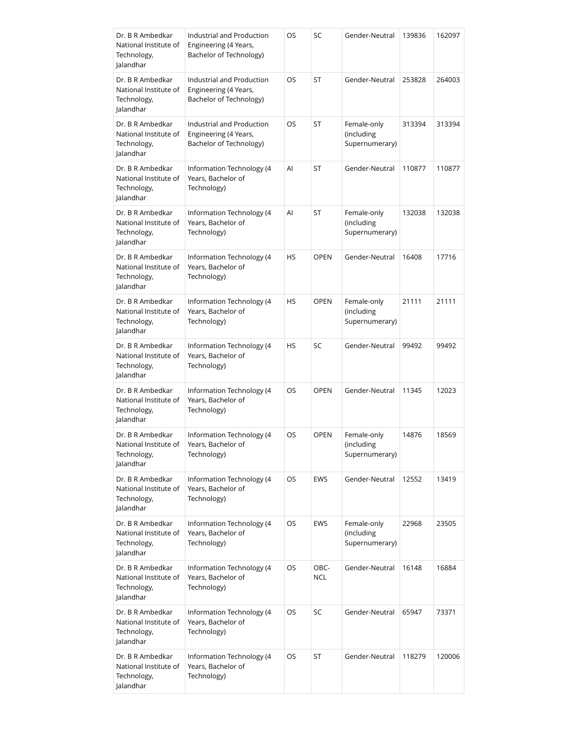| Dr. B R Ambedkar National Institute of Technology, Jalandhar | Industrial and Production Engineering (4 Years, Bachelor of Technology) | OS | SC | Gender-Neutral | 139836 | 162097 |
|---|---|---|---|---|---|---|
| Dr. B R Ambedkar National Institute of Technology, Jalandhar | Industrial and Production Engineering (4 Years, Bachelor of Technology) | OS | ST | Gender-Neutral | 253828 | 264003 |
| Dr. B R Ambedkar National Institute of Technology, Jalandhar | Industrial and Production Engineering (4 Years, Bachelor of Technology) | OS | ST | Female-only (including Supernumerary) | 313394 | 313394 |
| Dr. B R Ambedkar National Institute of Technology, Jalandhar | Information Technology (4 Years, Bachelor of Technology) | AI | ST | Gender-Neutral | 110877 | 110877 |
| Dr. B R Ambedkar National Institute of Technology, Jalandhar | Information Technology (4 Years, Bachelor of Technology) | AI | ST | Female-only (including Supernumerary) | 132038 | 132038 |
| Dr. B R Ambedkar National Institute of Technology, Jalandhar | Information Technology (4 Years, Bachelor of Technology) | HS | OPEN | Gender-Neutral | 16408 | 17716 |
| Dr. B R Ambedkar National Institute of Technology, Jalandhar | Information Technology (4 Years, Bachelor of Technology) | HS | OPEN | Female-only (including Supernumerary) | 21111 | 21111 |
| Dr. B R Ambedkar National Institute of Technology, Jalandhar | Information Technology (4 Years, Bachelor of Technology) | HS | SC | Gender-Neutral | 99492 | 99492 |
| Dr. B R Ambedkar National Institute of Technology, Jalandhar | Information Technology (4 Years, Bachelor of Technology) | OS | OPEN | Gender-Neutral | 11345 | 12023 |
| Dr. B R Ambedkar National Institute of Technology, Jalandhar | Information Technology (4 Years, Bachelor of Technology) | OS | OPEN | Female-only (including Supernumerary) | 14876 | 18569 |
| Dr. B R Ambedkar National Institute of Technology, Jalandhar | Information Technology (4 Years, Bachelor of Technology) | OS | EWS | Gender-Neutral | 12552 | 13419 |
| Dr. B R Ambedkar National Institute of Technology, Jalandhar | Information Technology (4 Years, Bachelor of Technology) | OS | EWS | Female-only (including Supernumerary) | 22968 | 23505 |
| Dr. B R Ambedkar National Institute of Technology, Jalandhar | Information Technology (4 Years, Bachelor of Technology) | OS | OBC-NCL | Gender-Neutral | 16148 | 16884 |
| Dr. B R Ambedkar National Institute of Technology, Jalandhar | Information Technology (4 Years, Bachelor of Technology) | OS | SC | Gender-Neutral | 65947 | 73371 |
| Dr. B R Ambedkar National Institute of Technology, Jalandhar | Information Technology (4 Years, Bachelor of Technology) | OS | ST | Gender-Neutral | 118279 | 120006 |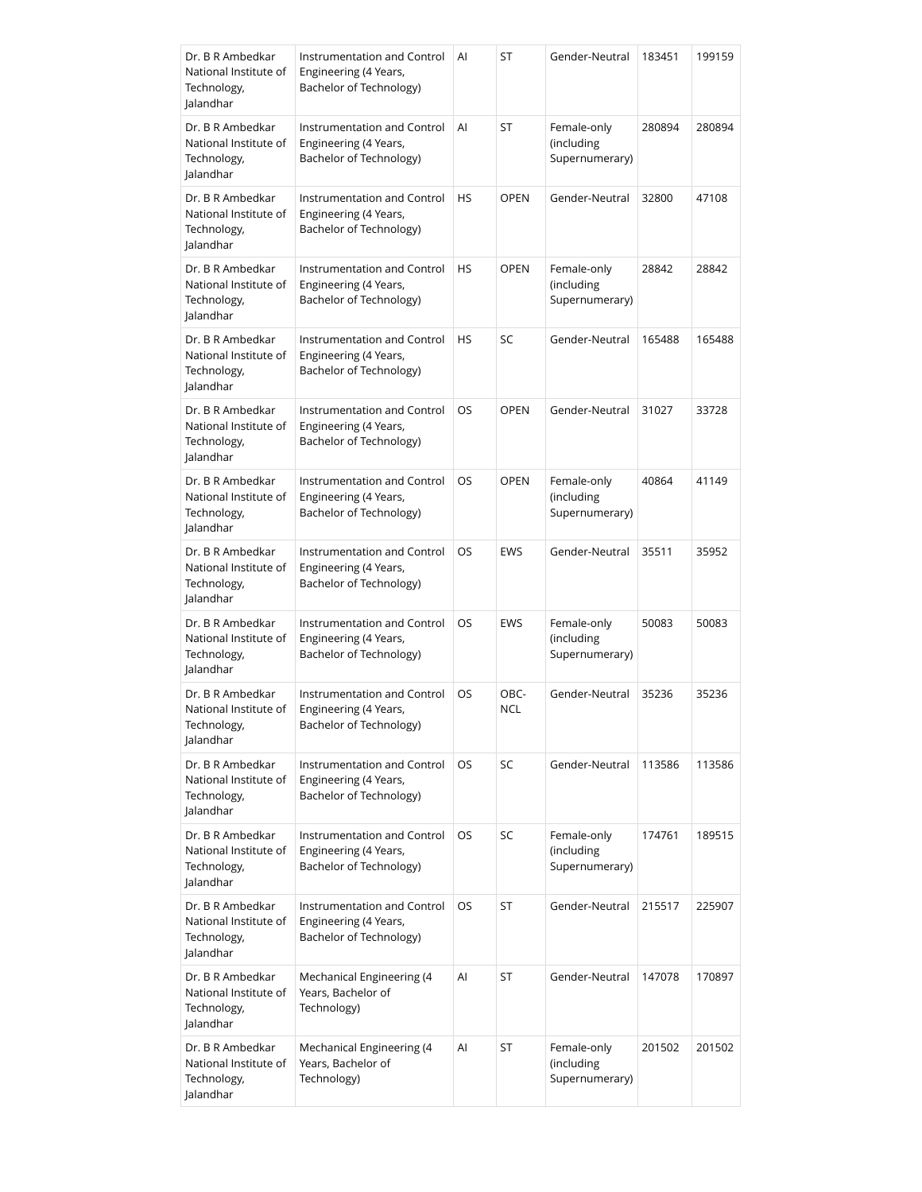| Dr. B R Ambedkar National Institute of Technology, Jalandhar | Instrumentation and Control Engineering (4 Years, Bachelor of Technology) | AI | ST | Gender-Neutral | 183451 | 199159 |
|---|---|---|---|---|---|---|
| Dr. B R Ambedkar National Institute of Technology, Jalandhar | Instrumentation and Control Engineering (4 Years, Bachelor of Technology) | AI | ST | Female-only (including Supernumerary) | 280894 | 280894 |
| Dr. B R Ambedkar National Institute of Technology, Jalandhar | Instrumentation and Control Engineering (4 Years, Bachelor of Technology) | HS | OPEN | Gender-Neutral | 32800 | 47108 |
| Dr. B R Ambedkar National Institute of Technology, Jalandhar | Instrumentation and Control Engineering (4 Years, Bachelor of Technology) | HS | OPEN | Female-only (including Supernumerary) | 28842 | 28842 |
| Dr. B R Ambedkar National Institute of Technology, Jalandhar | Instrumentation and Control Engineering (4 Years, Bachelor of Technology) | HS | SC | Gender-Neutral | 165488 | 165488 |
| Dr. B R Ambedkar National Institute of Technology, Jalandhar | Instrumentation and Control Engineering (4 Years, Bachelor of Technology) | OS | OPEN | Gender-Neutral | 31027 | 33728 |
| Dr. B R Ambedkar National Institute of Technology, Jalandhar | Instrumentation and Control Engineering (4 Years, Bachelor of Technology) | OS | OPEN | Female-only (including Supernumerary) | 40864 | 41149 |
| Dr. B R Ambedkar National Institute of Technology, Jalandhar | Instrumentation and Control Engineering (4 Years, Bachelor of Technology) | OS | EWS | Gender-Neutral | 35511 | 35952 |
| Dr. B R Ambedkar National Institute of Technology, Jalandhar | Instrumentation and Control Engineering (4 Years, Bachelor of Technology) | OS | EWS | Female-only (including Supernumerary) | 50083 | 50083 |
| Dr. B R Ambedkar National Institute of Technology, Jalandhar | Instrumentation and Control Engineering (4 Years, Bachelor of Technology) | OS | OBC-NCL | Gender-Neutral | 35236 | 35236 |
| Dr. B R Ambedkar National Institute of Technology, Jalandhar | Instrumentation and Control Engineering (4 Years, Bachelor of Technology) | OS | SC | Gender-Neutral | 113586 | 113586 |
| Dr. B R Ambedkar National Institute of Technology, Jalandhar | Instrumentation and Control Engineering (4 Years, Bachelor of Technology) | OS | SC | Female-only (including Supernumerary) | 174761 | 189515 |
| Dr. B R Ambedkar National Institute of Technology, Jalandhar | Instrumentation and Control Engineering (4 Years, Bachelor of Technology) | OS | ST | Gender-Neutral | 215517 | 225907 |
| Dr. B R Ambedkar National Institute of Technology, Jalandhar | Mechanical Engineering (4 Years, Bachelor of Technology) | AI | ST | Gender-Neutral | 147078 | 170897 |
| Dr. B R Ambedkar National Institute of Technology, Jalandhar | Mechanical Engineering (4 Years, Bachelor of Technology) | AI | ST | Female-only (including Supernumerary) | 201502 | 201502 |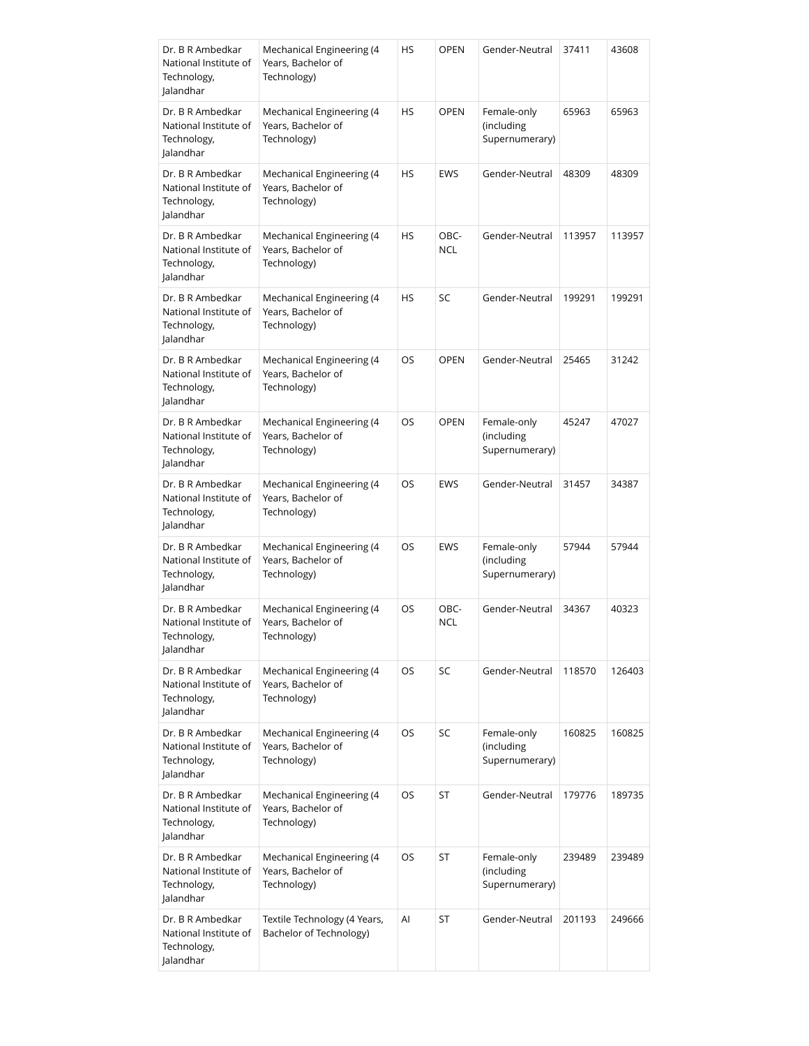| Dr. B R Ambedkar National Institute of Technology, Jalandhar | Mechanical Engineering (4 Years, Bachelor of Technology) | HS | OPEN | Gender-Neutral | 37411 | 43608 |
|---|---|---|---|---|---|---|
| Dr. B R Ambedkar National Institute of Technology, Jalandhar | Mechanical Engineering (4 Years, Bachelor of Technology) | HS | OPEN | Female-only (including Supernumerary) | 65963 | 65963 |
| Dr. B R Ambedkar National Institute of Technology, Jalandhar | Mechanical Engineering (4 Years, Bachelor of Technology) | HS | EWS | Gender-Neutral | 48309 | 48309 |
| Dr. B R Ambedkar National Institute of Technology, Jalandhar | Mechanical Engineering (4 Years, Bachelor of Technology) | HS | OBC-NCL | Gender-Neutral | 113957 | 113957 |
| Dr. B R Ambedkar National Institute of Technology, Jalandhar | Mechanical Engineering (4 Years, Bachelor of Technology) | HS | SC | Gender-Neutral | 199291 | 199291 |
| Dr. B R Ambedkar National Institute of Technology, Jalandhar | Mechanical Engineering (4 Years, Bachelor of Technology) | OS | OPEN | Gender-Neutral | 25465 | 31242 |
| Dr. B R Ambedkar National Institute of Technology, Jalandhar | Mechanical Engineering (4 Years, Bachelor of Technology) | OS | OPEN | Female-only (including Supernumerary) | 45247 | 47027 |
| Dr. B R Ambedkar National Institute of Technology, Jalandhar | Mechanical Engineering (4 Years, Bachelor of Technology) | OS | EWS | Gender-Neutral | 31457 | 34387 |
| Dr. B R Ambedkar National Institute of Technology, Jalandhar | Mechanical Engineering (4 Years, Bachelor of Technology) | OS | EWS | Female-only (including Supernumerary) | 57944 | 57944 |
| Dr. B R Ambedkar National Institute of Technology, Jalandhar | Mechanical Engineering (4 Years, Bachelor of Technology) | OS | OBC-NCL | Gender-Neutral | 34367 | 40323 |
| Dr. B R Ambedkar National Institute of Technology, Jalandhar | Mechanical Engineering (4 Years, Bachelor of Technology) | OS | SC | Gender-Neutral | 118570 | 126403 |
| Dr. B R Ambedkar National Institute of Technology, Jalandhar | Mechanical Engineering (4 Years, Bachelor of Technology) | OS | SC | Female-only (including Supernumerary) | 160825 | 160825 |
| Dr. B R Ambedkar National Institute of Technology, Jalandhar | Mechanical Engineering (4 Years, Bachelor of Technology) | OS | ST | Gender-Neutral | 179776 | 189735 |
| Dr. B R Ambedkar National Institute of Technology, Jalandhar | Mechanical Engineering (4 Years, Bachelor of Technology) | OS | ST | Female-only (including Supernumerary) | 239489 | 239489 |
| Dr. B R Ambedkar National Institute of Technology, Jalandhar | Textile Technology (4 Years, Bachelor of Technology) | AI | ST | Gender-Neutral | 201193 | 249666 |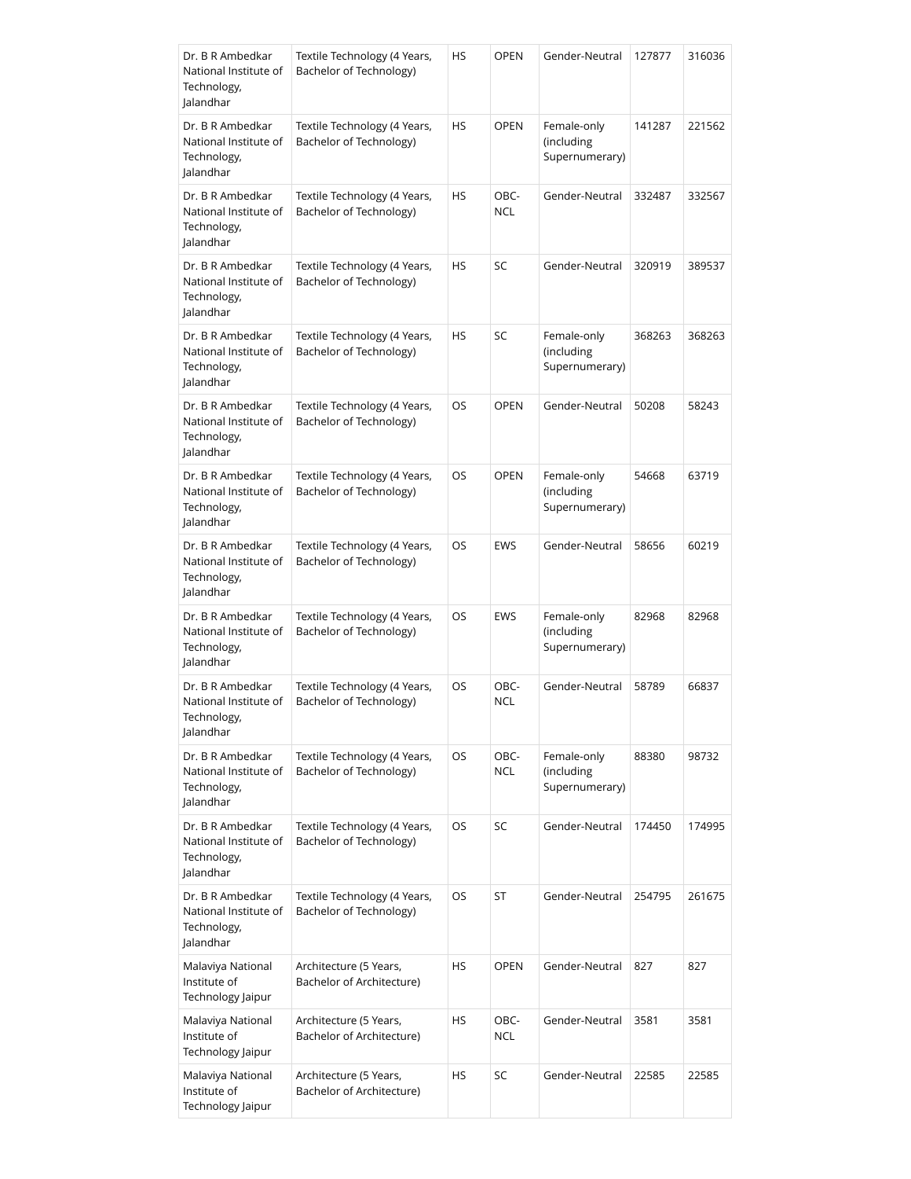| Dr. B R Ambedkar National Institute of Technology, Jalandhar | Textile Technology (4 Years, Bachelor of Technology) | HS | OPEN | Gender-Neutral | 127877 | 316036 |
|---|---|---|---|---|---|---|
| Dr. B R Ambedkar National Institute of Technology, Jalandhar | Textile Technology (4 Years, Bachelor of Technology) | HS | OPEN | Female-only (including Supernumerary) | 141287 | 221562 |
| Dr. B R Ambedkar National Institute of Technology, Jalandhar | Textile Technology (4 Years, Bachelor of Technology) | HS | OBC-NCL | Gender-Neutral | 332487 | 332567 |
| Dr. B R Ambedkar National Institute of Technology, Jalandhar | Textile Technology (4 Years, Bachelor of Technology) | HS | SC | Gender-Neutral | 320919 | 389537 |
| Dr. B R Ambedkar National Institute of Technology, Jalandhar | Textile Technology (4 Years, Bachelor of Technology) | HS | SC | Female-only (including Supernumerary) | 368263 | 368263 |
| Dr. B R Ambedkar National Institute of Technology, Jalandhar | Textile Technology (4 Years, Bachelor of Technology) | OS | OPEN | Gender-Neutral | 50208 | 58243 |
| Dr. B R Ambedkar National Institute of Technology, Jalandhar | Textile Technology (4 Years, Bachelor of Technology) | OS | OPEN | Female-only (including Supernumerary) | 54668 | 63719 |
| Dr. B R Ambedkar National Institute of Technology, Jalandhar | Textile Technology (4 Years, Bachelor of Technology) | OS | EWS | Gender-Neutral | 58656 | 60219 |
| Dr. B R Ambedkar National Institute of Technology, Jalandhar | Textile Technology (4 Years, Bachelor of Technology) | OS | EWS | Female-only (including Supernumerary) | 82968 | 82968 |
| Dr. B R Ambedkar National Institute of Technology, Jalandhar | Textile Technology (4 Years, Bachelor of Technology) | OS | OBC-NCL | Gender-Neutral | 58789 | 66837 |
| Dr. B R Ambedkar National Institute of Technology, Jalandhar | Textile Technology (4 Years, Bachelor of Technology) | OS | OBC-NCL | Female-only (including Supernumerary) | 88380 | 98732 |
| Dr. B R Ambedkar National Institute of Technology, Jalandhar | Textile Technology (4 Years, Bachelor of Technology) | OS | SC | Gender-Neutral | 174450 | 174995 |
| Dr. B R Ambedkar National Institute of Technology, Jalandhar | Textile Technology (4 Years, Bachelor of Technology) | OS | ST | Gender-Neutral | 254795 | 261675 |
| Malaviya National Institute of Technology Jaipur | Architecture (5 Years, Bachelor of Architecture) | HS | OPEN | Gender-Neutral | 827 | 827 |
| Malaviya National Institute of Technology Jaipur | Architecture (5 Years, Bachelor of Architecture) | HS | OBC-NCL | Gender-Neutral | 3581 | 3581 |
| Malaviya National Institute of Technology Jaipur | Architecture (5 Years, Bachelor of Architecture) | HS | SC | Gender-Neutral | 22585 | 22585 |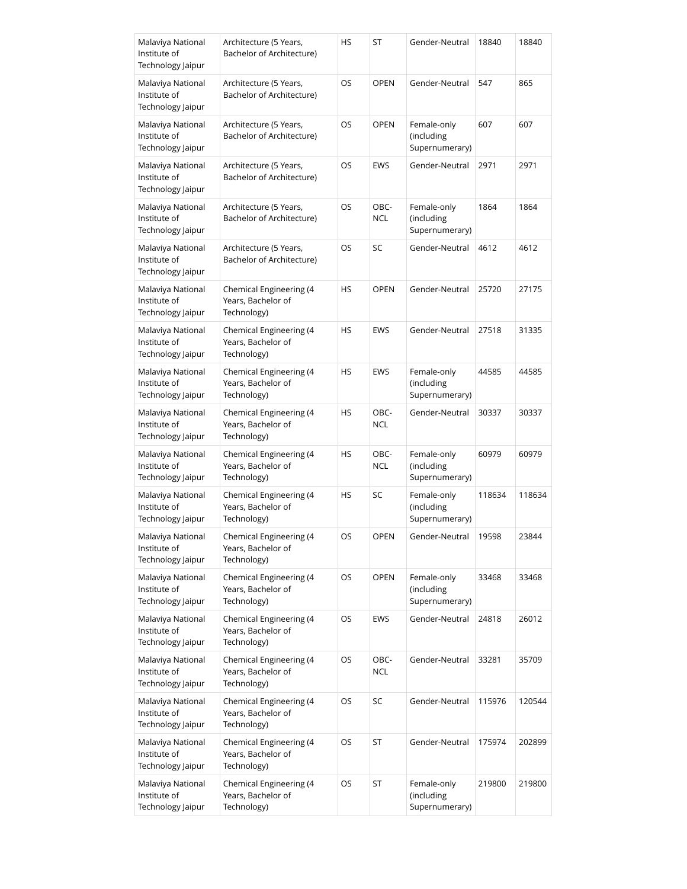| Malaviya National Institute of Technology Jaipur | Architecture (5 Years, Bachelor of Architecture) | HS | ST | Gender-Neutral | 18840 | 18840 |
|---|---|---|---|---|---|---|
| Malaviya National Institute of Technology Jaipur | Architecture (5 Years, Bachelor of Architecture) | OS | OPEN | Gender-Neutral | 547 | 865 |
| Malaviya National Institute of Technology Jaipur | Architecture (5 Years, Bachelor of Architecture) | OS | OPEN | Female-only (including Supernumerary) | 607 | 607 |
| Malaviya National Institute of Technology Jaipur | Architecture (5 Years, Bachelor of Architecture) | OS | EWS | Gender-Neutral | 2971 | 2971 |
| Malaviya National Institute of Technology Jaipur | Architecture (5 Years, Bachelor of Architecture) | OS | OBC-NCL | Female-only (including Supernumerary) | 1864 | 1864 |
| Malaviya National Institute of Technology Jaipur | Architecture (5 Years, Bachelor of Architecture) | OS | SC | Gender-Neutral | 4612 | 4612 |
| Malaviya National Institute of Technology Jaipur | Chemical Engineering (4 Years, Bachelor of Technology) | HS | OPEN | Gender-Neutral | 25720 | 27175 |
| Malaviya National Institute of Technology Jaipur | Chemical Engineering (4 Years, Bachelor of Technology) | HS | EWS | Gender-Neutral | 27518 | 31335 |
| Malaviya National Institute of Technology Jaipur | Chemical Engineering (4 Years, Bachelor of Technology) | HS | EWS | Female-only (including Supernumerary) | 44585 | 44585 |
| Malaviya National Institute of Technology Jaipur | Chemical Engineering (4 Years, Bachelor of Technology) | HS | OBC-NCL | Gender-Neutral | 30337 | 30337 |
| Malaviya National Institute of Technology Jaipur | Chemical Engineering (4 Years, Bachelor of Technology) | HS | OBC-NCL | Female-only (including Supernumerary) | 60979 | 60979 |
| Malaviya National Institute of Technology Jaipur | Chemical Engineering (4 Years, Bachelor of Technology) | HS | SC | Female-only (including Supernumerary) | 118634 | 118634 |
| Malaviya National Institute of Technology Jaipur | Chemical Engineering (4 Years, Bachelor of Technology) | OS | OPEN | Gender-Neutral | 19598 | 23844 |
| Malaviya National Institute of Technology Jaipur | Chemical Engineering (4 Years, Bachelor of Technology) | OS | OPEN | Female-only (including Supernumerary) | 33468 | 33468 |
| Malaviya National Institute of Technology Jaipur | Chemical Engineering (4 Years, Bachelor of Technology) | OS | EWS | Gender-Neutral | 24818 | 26012 |
| Malaviya National Institute of Technology Jaipur | Chemical Engineering (4 Years, Bachelor of Technology) | OS | OBC-NCL | Gender-Neutral | 33281 | 35709 |
| Malaviya National Institute of Technology Jaipur | Chemical Engineering (4 Years, Bachelor of Technology) | OS | SC | Gender-Neutral | 115976 | 120544 |
| Malaviya National Institute of Technology Jaipur | Chemical Engineering (4 Years, Bachelor of Technology) | OS | ST | Gender-Neutral | 175974 | 202899 |
| Malaviya National Institute of Technology Jaipur | Chemical Engineering (4 Years, Bachelor of Technology) | OS | ST | Female-only (including Supernumerary) | 219800 | 219800 |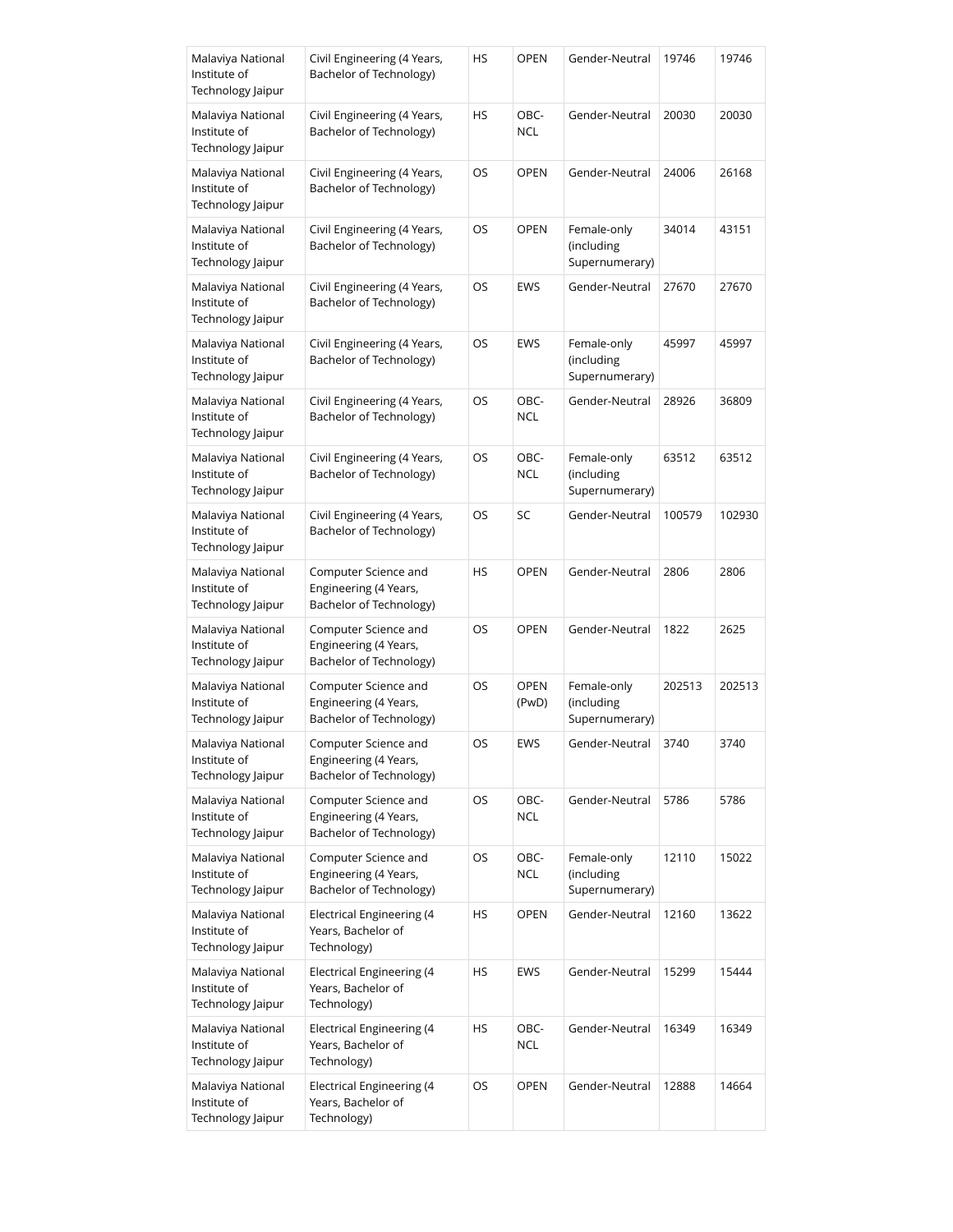| Malaviya National Institute of Technology Jaipur | Civil Engineering (4 Years, Bachelor of Technology) | HS | OPEN | Gender-Neutral | 19746 | 19746 |
|---|---|---|---|---|---|---|
| Malaviya National Institute of Technology Jaipur | Civil Engineering (4 Years, Bachelor of Technology) | HS | OBC-NCL | Gender-Neutral | 20030 | 20030 |
| Malaviya National Institute of Technology Jaipur | Civil Engineering (4 Years, Bachelor of Technology) | OS | OPEN | Gender-Neutral | 24006 | 26168 |
| Malaviya National Institute of Technology Jaipur | Civil Engineering (4 Years, Bachelor of Technology) | OS | OPEN | Female-only (including Supernumerary) | 34014 | 43151 |
| Malaviya National Institute of Technology Jaipur | Civil Engineering (4 Years, Bachelor of Technology) | OS | EWS | Gender-Neutral | 27670 | 27670 |
| Malaviya National Institute of Technology Jaipur | Civil Engineering (4 Years, Bachelor of Technology) | OS | EWS | Female-only (including Supernumerary) | 45997 | 45997 |
| Malaviya National Institute of Technology Jaipur | Civil Engineering (4 Years, Bachelor of Technology) | OS | OBC-NCL | Gender-Neutral | 28926 | 36809 |
| Malaviya National Institute of Technology Jaipur | Civil Engineering (4 Years, Bachelor of Technology) | OS | OBC-NCL | Female-only (including Supernumerary) | 63512 | 63512 |
| Malaviya National Institute of Technology Jaipur | Civil Engineering (4 Years, Bachelor of Technology) | OS | SC | Gender-Neutral | 100579 | 102930 |
| Malaviya National Institute of Technology Jaipur | Computer Science and Engineering (4 Years, Bachelor of Technology) | HS | OPEN | Gender-Neutral | 2806 | 2806 |
| Malaviya National Institute of Technology Jaipur | Computer Science and Engineering (4 Years, Bachelor of Technology) | OS | OPEN | Gender-Neutral | 1822 | 2625 |
| Malaviya National Institute of Technology Jaipur | Computer Science and Engineering (4 Years, Bachelor of Technology) | OS | OPEN (PwD) | Female-only (including Supernumerary) | 202513 | 202513 |
| Malaviya National Institute of Technology Jaipur | Computer Science and Engineering (4 Years, Bachelor of Technology) | OS | EWS | Gender-Neutral | 3740 | 3740 |
| Malaviya National Institute of Technology Jaipur | Computer Science and Engineering (4 Years, Bachelor of Technology) | OS | OBC-NCL | Gender-Neutral | 5786 | 5786 |
| Malaviya National Institute of Technology Jaipur | Computer Science and Engineering (4 Years, Bachelor of Technology) | OS | OBC-NCL | Female-only (including Supernumerary) | 12110 | 15022 |
| Malaviya National Institute of Technology Jaipur | Electrical Engineering (4 Years, Bachelor of Technology) | HS | OPEN | Gender-Neutral | 12160 | 13622 |
| Malaviya National Institute of Technology Jaipur | Electrical Engineering (4 Years, Bachelor of Technology) | HS | EWS | Gender-Neutral | 15299 | 15444 |
| Malaviya National Institute of Technology Jaipur | Electrical Engineering (4 Years, Bachelor of Technology) | HS | OBC-NCL | Gender-Neutral | 16349 | 16349 |
| Malaviya National Institute of Technology Jaipur | Electrical Engineering (4 Years, Bachelor of Technology) | OS | OPEN | Gender-Neutral | 12888 | 14664 |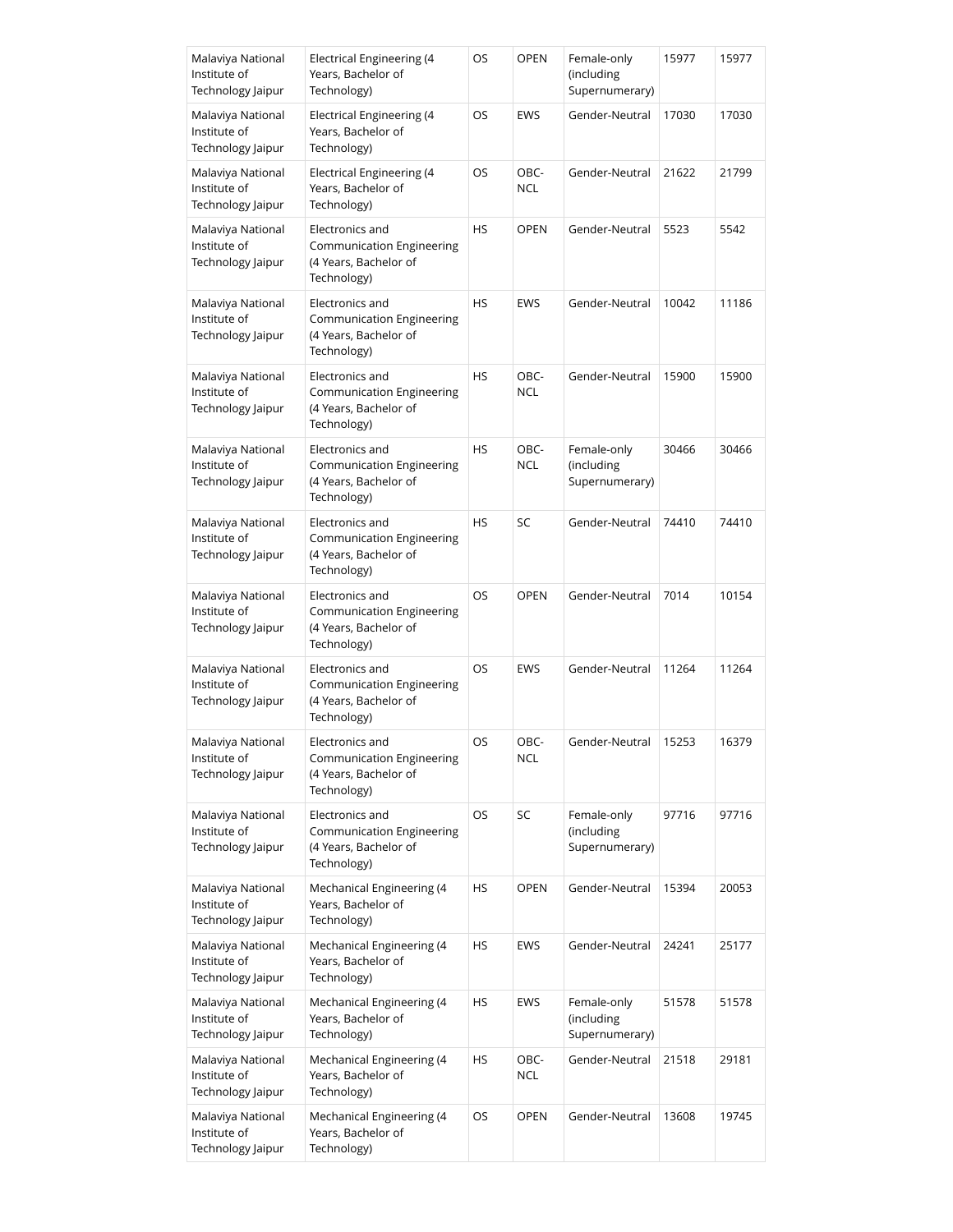| Malaviya National Institute of Technology Jaipur | Electrical Engineering (4 Years, Bachelor of Technology) | OS | OPEN | Female-only (including Supernumerary) | 15977 | 15977 |
|---|---|---|---|---|---|---|
| Malaviya National Institute of Technology Jaipur | Electrical Engineering (4 Years, Bachelor of Technology) | OS | EWS | Gender-Neutral | 17030 | 17030 |
| Malaviya National Institute of Technology Jaipur | Electrical Engineering (4 Years, Bachelor of Technology) | OS | OBC-NCL | Gender-Neutral | 21622 | 21799 |
| Malaviya National Institute of Technology Jaipur | Electronics and Communication Engineering (4 Years, Bachelor of Technology) | HS | OPEN | Gender-Neutral | 5523 | 5542 |
| Malaviya National Institute of Technology Jaipur | Electronics and Communication Engineering (4 Years, Bachelor of Technology) | HS | EWS | Gender-Neutral | 10042 | 11186 |
| Malaviya National Institute of Technology Jaipur | Electronics and Communication Engineering (4 Years, Bachelor of Technology) | HS | OBC-NCL | Gender-Neutral | 15900 | 15900 |
| Malaviya National Institute of Technology Jaipur | Electronics and Communication Engineering (4 Years, Bachelor of Technology) | HS | OBC-NCL | Female-only (including Supernumerary) | 30466 | 30466 |
| Malaviya National Institute of Technology Jaipur | Electronics and Communication Engineering (4 Years, Bachelor of Technology) | HS | SC | Gender-Neutral | 74410 | 74410 |
| Malaviya National Institute of Technology Jaipur | Electronics and Communication Engineering (4 Years, Bachelor of Technology) | OS | OPEN | Gender-Neutral | 7014 | 10154 |
| Malaviya National Institute of Technology Jaipur | Electronics and Communication Engineering (4 Years, Bachelor of Technology) | OS | EWS | Gender-Neutral | 11264 | 11264 |
| Malaviya National Institute of Technology Jaipur | Electronics and Communication Engineering (4 Years, Bachelor of Technology) | OS | OBC-NCL | Gender-Neutral | 15253 | 16379 |
| Malaviya National Institute of Technology Jaipur | Electronics and Communication Engineering (4 Years, Bachelor of Technology) | OS | SC | Female-only (including Supernumerary) | 97716 | 97716 |
| Malaviya National Institute of Technology Jaipur | Mechanical Engineering (4 Years, Bachelor of Technology) | HS | OPEN | Gender-Neutral | 15394 | 20053 |
| Malaviya National Institute of Technology Jaipur | Mechanical Engineering (4 Years, Bachelor of Technology) | HS | EWS | Gender-Neutral | 24241 | 25177 |
| Malaviya National Institute of Technology Jaipur | Mechanical Engineering (4 Years, Bachelor of Technology) | HS | EWS | Female-only (including Supernumerary) | 51578 | 51578 |
| Malaviya National Institute of Technology Jaipur | Mechanical Engineering (4 Years, Bachelor of Technology) | HS | OBC-NCL | Gender-Neutral | 21518 | 29181 |
| Malaviya National Institute of Technology Jaipur | Mechanical Engineering (4 Years, Bachelor of Technology) | OS | OPEN | Gender-Neutral | 13608 | 19745 |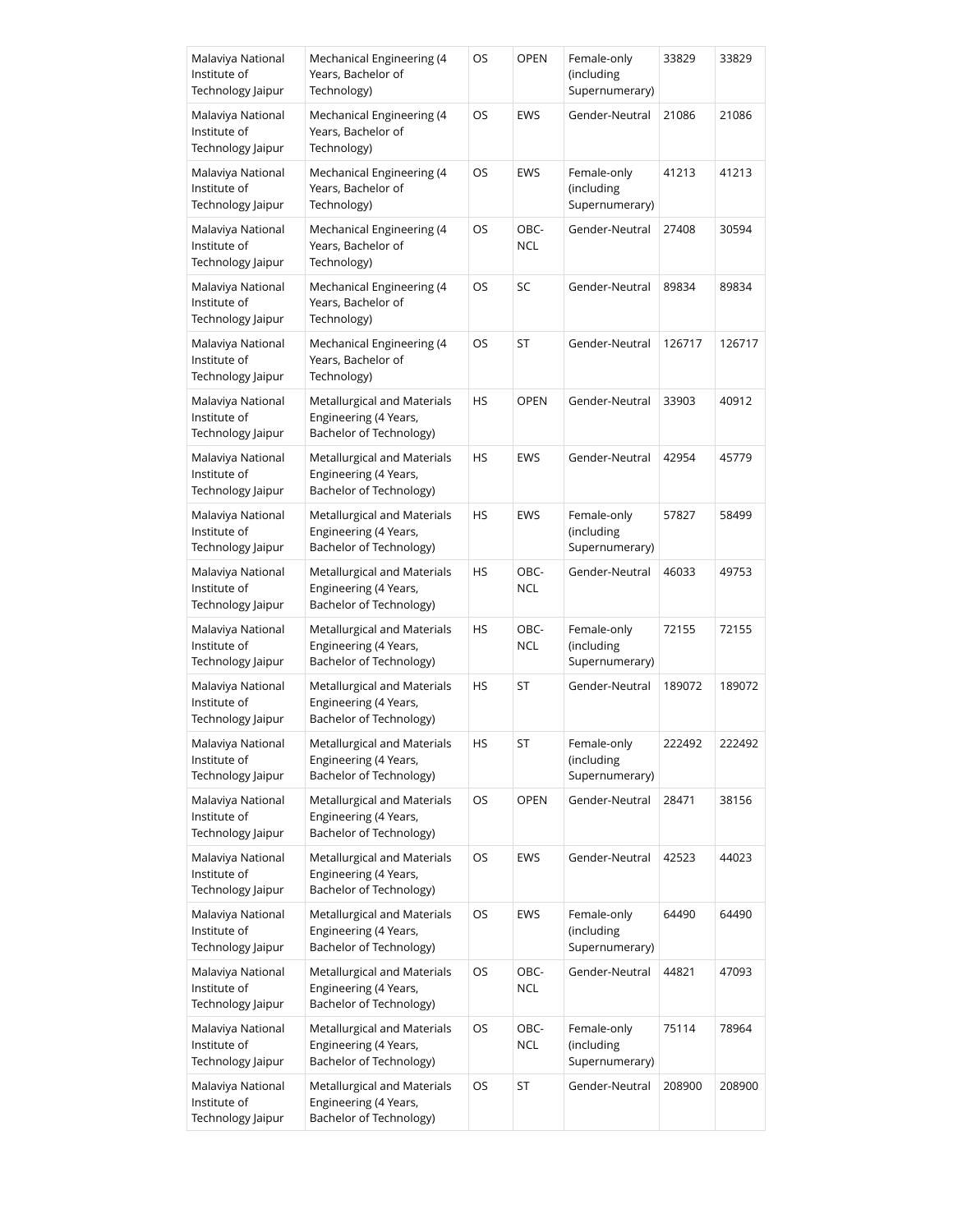| Malaviya National Institute of Technology Jaipur | Mechanical Engineering (4 Years, Bachelor of Technology) | OS | OPEN | Female-only (including Supernumerary) | 33829 | 33829 |
|---|---|---|---|---|---|---|
| Malaviya National Institute of Technology Jaipur | Mechanical Engineering (4 Years, Bachelor of Technology) | OS | EWS | Gender-Neutral | 21086 | 21086 |
| Malaviya National Institute of Technology Jaipur | Mechanical Engineering (4 Years, Bachelor of Technology) | OS | EWS | Female-only (including Supernumerary) | 41213 | 41213 |
| Malaviya National Institute of Technology Jaipur | Mechanical Engineering (4 Years, Bachelor of Technology) | OS | OBC-NCL | Gender-Neutral | 27408 | 30594 |
| Malaviya National Institute of Technology Jaipur | Mechanical Engineering (4 Years, Bachelor of Technology) | OS | SC | Gender-Neutral | 89834 | 89834 |
| Malaviya National Institute of Technology Jaipur | Mechanical Engineering (4 Years, Bachelor of Technology) | OS | ST | Gender-Neutral | 126717 | 126717 |
| Malaviya National Institute of Technology Jaipur | Metallurgical and Materials Engineering (4 Years, Bachelor of Technology) | HS | OPEN | Gender-Neutral | 33903 | 40912 |
| Malaviya National Institute of Technology Jaipur | Metallurgical and Materials Engineering (4 Years, Bachelor of Technology) | HS | EWS | Gender-Neutral | 42954 | 45779 |
| Malaviya National Institute of Technology Jaipur | Metallurgical and Materials Engineering (4 Years, Bachelor of Technology) | HS | EWS | Female-only (including Supernumerary) | 57827 | 58499 |
| Malaviya National Institute of Technology Jaipur | Metallurgical and Materials Engineering (4 Years, Bachelor of Technology) | HS | OBC-NCL | Gender-Neutral | 46033 | 49753 |
| Malaviya National Institute of Technology Jaipur | Metallurgical and Materials Engineering (4 Years, Bachelor of Technology) | HS | OBC-NCL | Female-only (including Supernumerary) | 72155 | 72155 |
| Malaviya National Institute of Technology Jaipur | Metallurgical and Materials Engineering (4 Years, Bachelor of Technology) | HS | ST | Gender-Neutral | 189072 | 189072 |
| Malaviya National Institute of Technology Jaipur | Metallurgical and Materials Engineering (4 Years, Bachelor of Technology) | HS | ST | Female-only (including Supernumerary) | 222492 | 222492 |
| Malaviya National Institute of Technology Jaipur | Metallurgical and Materials Engineering (4 Years, Bachelor of Technology) | OS | OPEN | Gender-Neutral | 28471 | 38156 |
| Malaviya National Institute of Technology Jaipur | Metallurgical and Materials Engineering (4 Years, Bachelor of Technology) | OS | EWS | Gender-Neutral | 42523 | 44023 |
| Malaviya National Institute of Technology Jaipur | Metallurgical and Materials Engineering (4 Years, Bachelor of Technology) | OS | EWS | Female-only (including Supernumerary) | 64490 | 64490 |
| Malaviya National Institute of Technology Jaipur | Metallurgical and Materials Engineering (4 Years, Bachelor of Technology) | OS | OBC-NCL | Gender-Neutral | 44821 | 47093 |
| Malaviya National Institute of Technology Jaipur | Metallurgical and Materials Engineering (4 Years, Bachelor of Technology) | OS | OBC-NCL | Female-only (including Supernumerary) | 75114 | 78964 |
| Malaviya National Institute of Technology Jaipur | Metallurgical and Materials Engineering (4 Years, Bachelor of Technology) | OS | ST | Gender-Neutral | 208900 | 208900 |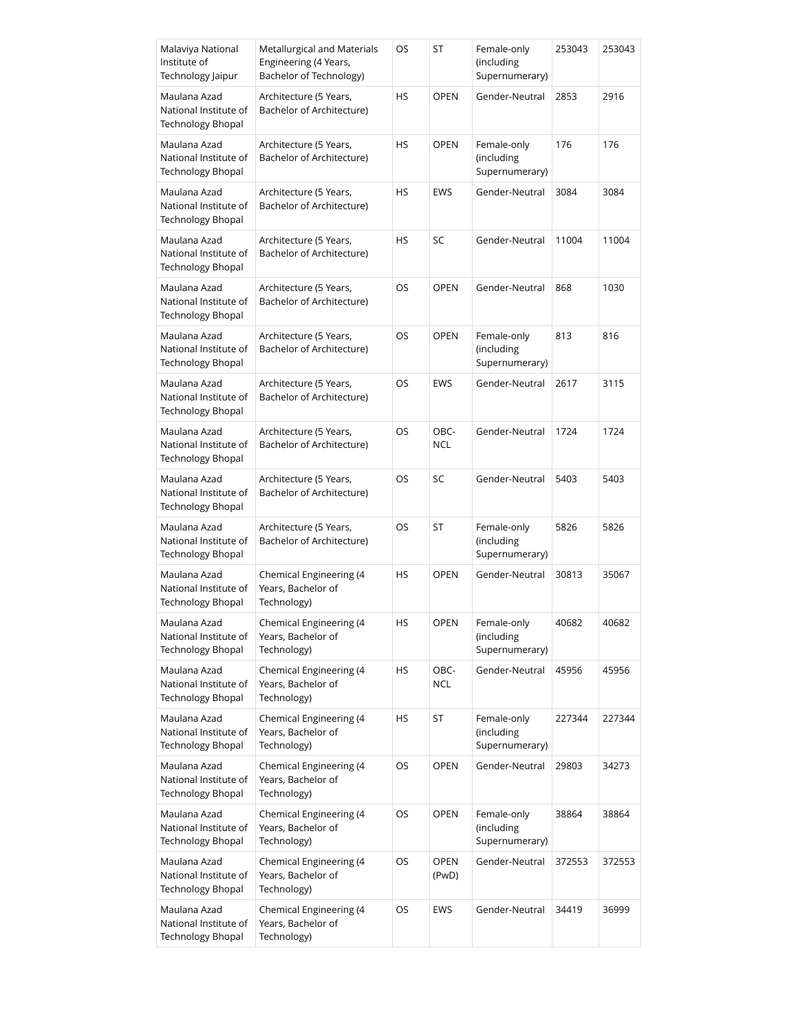| Malaviya National Institute of Technology Jaipur | Metallurgical and Materials Engineering (4 Years, Bachelor of Technology) | OS | ST | Female-only (including Supernumerary) | 253043 | 253043 |
|---|---|---|---|---|---|---|
| Maulana Azad National Institute of Technology Bhopal | Architecture (5 Years, Bachelor of Architecture) | HS | OPEN | Gender-Neutral | 2853 | 2916 |
| Maulana Azad National Institute of Technology Bhopal | Architecture (5 Years, Bachelor of Architecture) | HS | OPEN | Female-only (including Supernumerary) | 176 | 176 |
| Maulana Azad National Institute of Technology Bhopal | Architecture (5 Years, Bachelor of Architecture) | HS | EWS | Gender-Neutral | 3084 | 3084 |
| Maulana Azad National Institute of Technology Bhopal | Architecture (5 Years, Bachelor of Architecture) | HS | SC | Gender-Neutral | 11004 | 11004 |
| Maulana Azad National Institute of Technology Bhopal | Architecture (5 Years, Bachelor of Architecture) | OS | OPEN | Gender-Neutral | 868 | 1030 |
| Maulana Azad National Institute of Technology Bhopal | Architecture (5 Years, Bachelor of Architecture) | OS | OPEN | Female-only (including Supernumerary) | 813 | 816 |
| Maulana Azad National Institute of Technology Bhopal | Architecture (5 Years, Bachelor of Architecture) | OS | EWS | Gender-Neutral | 2617 | 3115 |
| Maulana Azad National Institute of Technology Bhopal | Architecture (5 Years, Bachelor of Architecture) | OS | OBC-NCL | Gender-Neutral | 1724 | 1724 |
| Maulana Azad National Institute of Technology Bhopal | Architecture (5 Years, Bachelor of Architecture) | OS | SC | Gender-Neutral | 5403 | 5403 |
| Maulana Azad National Institute of Technology Bhopal | Architecture (5 Years, Bachelor of Architecture) | OS | ST | Female-only (including Supernumerary) | 5826 | 5826 |
| Maulana Azad National Institute of Technology Bhopal | Chemical Engineering (4 Years, Bachelor of Technology) | HS | OPEN | Gender-Neutral | 30813 | 35067 |
| Maulana Azad National Institute of Technology Bhopal | Chemical Engineering (4 Years, Bachelor of Technology) | HS | OPEN | Female-only (including Supernumerary) | 40682 | 40682 |
| Maulana Azad National Institute of Technology Bhopal | Chemical Engineering (4 Years, Bachelor of Technology) | HS | OBC-NCL | Gender-Neutral | 45956 | 45956 |
| Maulana Azad National Institute of Technology Bhopal | Chemical Engineering (4 Years, Bachelor of Technology) | HS | ST | Female-only (including Supernumerary) | 227344 | 227344 |
| Maulana Azad National Institute of Technology Bhopal | Chemical Engineering (4 Years, Bachelor of Technology) | OS | OPEN | Gender-Neutral | 29803 | 34273 |
| Maulana Azad National Institute of Technology Bhopal | Chemical Engineering (4 Years, Bachelor of Technology) | OS | OPEN | Female-only (including Supernumerary) | 38864 | 38864 |
| Maulana Azad National Institute of Technology Bhopal | Chemical Engineering (4 Years, Bachelor of Technology) | OS | OPEN (PwD) | Gender-Neutral | 372553 | 372553 |
| Maulana Azad National Institute of Technology Bhopal | Chemical Engineering (4 Years, Bachelor of Technology) | OS | EWS | Gender-Neutral | 34419 | 36999 |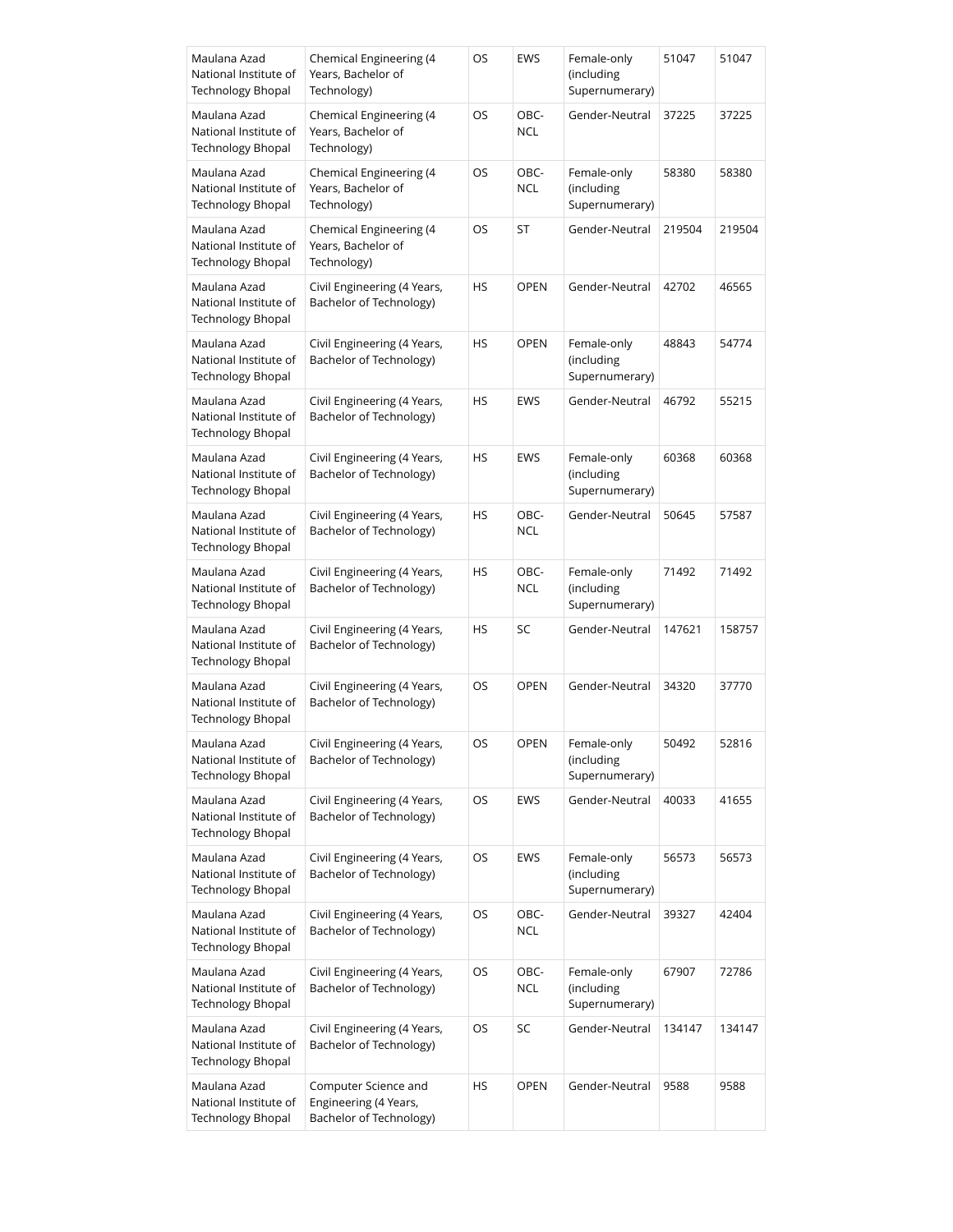| Maulana Azad National Institute of Technology Bhopal | Chemical Engineering (4 Years, Bachelor of Technology) | OS | EWS | Female-only (including Supernumerary) | 51047 | 51047 |
|---|---|---|---|---|---|---|
| Maulana Azad National Institute of Technology Bhopal | Chemical Engineering (4 Years, Bachelor of Technology) | OS | OBC-NCL | Gender-Neutral | 37225 | 37225 |
| Maulana Azad National Institute of Technology Bhopal | Chemical Engineering (4 Years, Bachelor of Technology) | OS | OBC-NCL | Female-only (including Supernumerary) | 58380 | 58380 |
| Maulana Azad National Institute of Technology Bhopal | Chemical Engineering (4 Years, Bachelor of Technology) | OS | ST | Gender-Neutral | 219504 | 219504 |
| Maulana Azad National Institute of Technology Bhopal | Civil Engineering (4 Years, Bachelor of Technology) | HS | OPEN | Gender-Neutral | 42702 | 46565 |
| Maulana Azad National Institute of Technology Bhopal | Civil Engineering (4 Years, Bachelor of Technology) | HS | OPEN | Female-only (including Supernumerary) | 48843 | 54774 |
| Maulana Azad National Institute of Technology Bhopal | Civil Engineering (4 Years, Bachelor of Technology) | HS | EWS | Gender-Neutral | 46792 | 55215 |
| Maulana Azad National Institute of Technology Bhopal | Civil Engineering (4 Years, Bachelor of Technology) | HS | EWS | Female-only (including Supernumerary) | 60368 | 60368 |
| Maulana Azad National Institute of Technology Bhopal | Civil Engineering (4 Years, Bachelor of Technology) | HS | OBC-NCL | Gender-Neutral | 50645 | 57587 |
| Maulana Azad National Institute of Technology Bhopal | Civil Engineering (4 Years, Bachelor of Technology) | HS | OBC-NCL | Female-only (including Supernumerary) | 71492 | 71492 |
| Maulana Azad National Institute of Technology Bhopal | Civil Engineering (4 Years, Bachelor of Technology) | HS | SC | Gender-Neutral | 147621 | 158757 |
| Maulana Azad National Institute of Technology Bhopal | Civil Engineering (4 Years, Bachelor of Technology) | OS | OPEN | Gender-Neutral | 34320 | 37770 |
| Maulana Azad National Institute of Technology Bhopal | Civil Engineering (4 Years, Bachelor of Technology) | OS | OPEN | Female-only (including Supernumerary) | 50492 | 52816 |
| Maulana Azad National Institute of Technology Bhopal | Civil Engineering (4 Years, Bachelor of Technology) | OS | EWS | Gender-Neutral | 40033 | 41655 |
| Maulana Azad National Institute of Technology Bhopal | Civil Engineering (4 Years, Bachelor of Technology) | OS | EWS | Female-only (including Supernumerary) | 56573 | 56573 |
| Maulana Azad National Institute of Technology Bhopal | Civil Engineering (4 Years, Bachelor of Technology) | OS | OBC-NCL | Gender-Neutral | 39327 | 42404 |
| Maulana Azad National Institute of Technology Bhopal | Civil Engineering (4 Years, Bachelor of Technology) | OS | OBC-NCL | Female-only (including Supernumerary) | 67907 | 72786 |
| Maulana Azad National Institute of Technology Bhopal | Civil Engineering (4 Years, Bachelor of Technology) | OS | SC | Gender-Neutral | 134147 | 134147 |
| Maulana Azad National Institute of Technology Bhopal | Computer Science and Engineering (4 Years, Bachelor of Technology) | HS | OPEN | Gender-Neutral | 9588 | 9588 |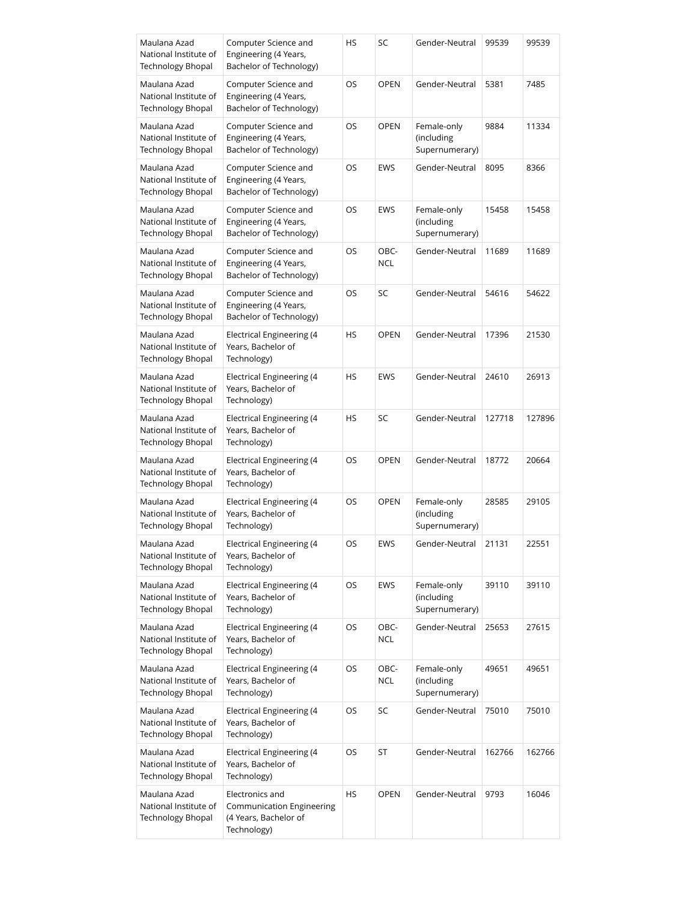| Maulana Azad National Institute of Technology Bhopal | Computer Science and Engineering (4 Years, Bachelor of Technology) | HS | SC | Gender-Neutral | 99539 | 99539 |
|---|---|---|---|---|---|---|
| Maulana Azad National Institute of Technology Bhopal | Computer Science and Engineering (4 Years, Bachelor of Technology) | OS | OPEN | Gender-Neutral | 5381 | 7485 |
| Maulana Azad National Institute of Technology Bhopal | Computer Science and Engineering (4 Years, Bachelor of Technology) | OS | OPEN | Female-only (including Supernumerary) | 9884 | 11334 |
| Maulana Azad National Institute of Technology Bhopal | Computer Science and Engineering (4 Years, Bachelor of Technology) | OS | EWS | Gender-Neutral | 8095 | 8366 |
| Maulana Azad National Institute of Technology Bhopal | Computer Science and Engineering (4 Years, Bachelor of Technology) | OS | EWS | Female-only (including Supernumerary) | 15458 | 15458 |
| Maulana Azad National Institute of Technology Bhopal | Computer Science and Engineering (4 Years, Bachelor of Technology) | OS | OBC-NCL | Gender-Neutral | 11689 | 11689 |
| Maulana Azad National Institute of Technology Bhopal | Computer Science and Engineering (4 Years, Bachelor of Technology) | OS | SC | Gender-Neutral | 54616 | 54622 |
| Maulana Azad National Institute of Technology Bhopal | Electrical Engineering (4 Years, Bachelor of Technology) | HS | OPEN | Gender-Neutral | 17396 | 21530 |
| Maulana Azad National Institute of Technology Bhopal | Electrical Engineering (4 Years, Bachelor of Technology) | HS | EWS | Gender-Neutral | 24610 | 26913 |
| Maulana Azad National Institute of Technology Bhopal | Electrical Engineering (4 Years, Bachelor of Technology) | HS | SC | Gender-Neutral | 127718 | 127896 |
| Maulana Azad National Institute of Technology Bhopal | Electrical Engineering (4 Years, Bachelor of Technology) | OS | OPEN | Gender-Neutral | 18772 | 20664 |
| Maulana Azad National Institute of Technology Bhopal | Electrical Engineering (4 Years, Bachelor of Technology) | OS | OPEN | Female-only (including Supernumerary) | 28585 | 29105 |
| Maulana Azad National Institute of Technology Bhopal | Electrical Engineering (4 Years, Bachelor of Technology) | OS | EWS | Gender-Neutral | 21131 | 22551 |
| Maulana Azad National Institute of Technology Bhopal | Electrical Engineering (4 Years, Bachelor of Technology) | OS | EWS | Female-only (including Supernumerary) | 39110 | 39110 |
| Maulana Azad National Institute of Technology Bhopal | Electrical Engineering (4 Years, Bachelor of Technology) | OS | OBC-NCL | Gender-Neutral | 25653 | 27615 |
| Maulana Azad National Institute of Technology Bhopal | Electrical Engineering (4 Years, Bachelor of Technology) | OS | OBC-NCL | Female-only (including Supernumerary) | 49651 | 49651 |
| Maulana Azad National Institute of Technology Bhopal | Electrical Engineering (4 Years, Bachelor of Technology) | OS | SC | Gender-Neutral | 75010 | 75010 |
| Maulana Azad National Institute of Technology Bhopal | Electrical Engineering (4 Years, Bachelor of Technology) | OS | ST | Gender-Neutral | 162766 | 162766 |
| Maulana Azad National Institute of Technology Bhopal | Electronics and Communication Engineering (4 Years, Bachelor of Technology) | HS | OPEN | Gender-Neutral | 9793 | 16046 |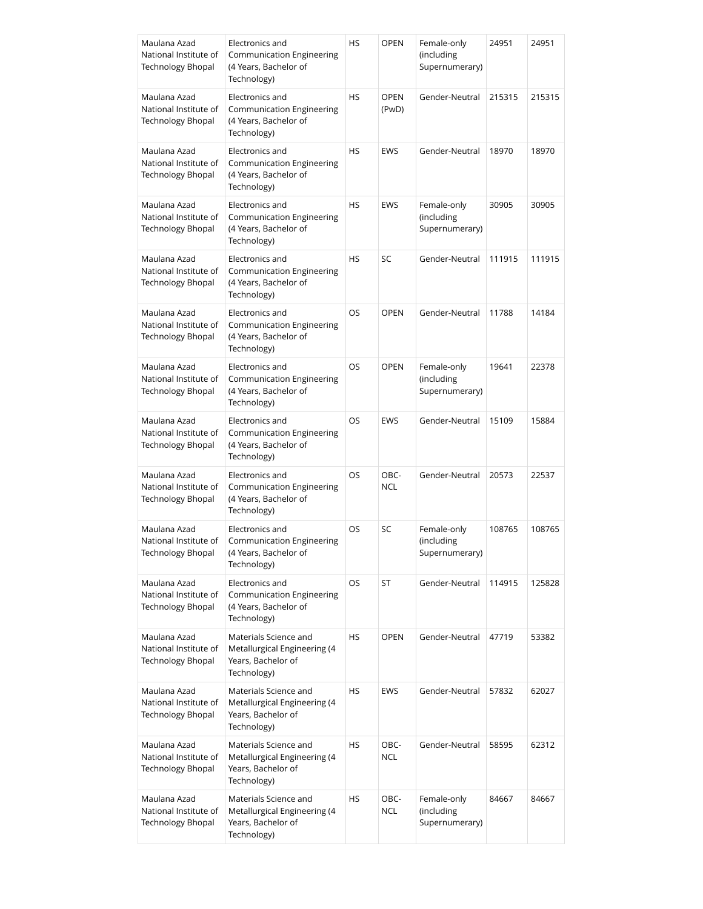| Maulana Azad National Institute of Technology Bhopal | Electronics and Communication Engineering (4 Years, Bachelor of Technology) | HS | OPEN | Female-only (including Supernumerary) | 24951 | 24951 |
|---|---|---|---|---|---|---|
| Maulana Azad National Institute of Technology Bhopal | Electronics and Communication Engineering (4 Years, Bachelor of Technology) | HS | OPEN (PwD) | Gender-Neutral | 215315 | 215315 |
| Maulana Azad National Institute of Technology Bhopal | Electronics and Communication Engineering (4 Years, Bachelor of Technology) | HS | EWS | Gender-Neutral | 18970 | 18970 |
| Maulana Azad National Institute of Technology Bhopal | Electronics and Communication Engineering (4 Years, Bachelor of Technology) | HS | EWS | Female-only (including Supernumerary) | 30905 | 30905 |
| Maulana Azad National Institute of Technology Bhopal | Electronics and Communication Engineering (4 Years, Bachelor of Technology) | HS | SC | Gender-Neutral | 111915 | 111915 |
| Maulana Azad National Institute of Technology Bhopal | Electronics and Communication Engineering (4 Years, Bachelor of Technology) | OS | OPEN | Gender-Neutral | 11788 | 14184 |
| Maulana Azad National Institute of Technology Bhopal | Electronics and Communication Engineering (4 Years, Bachelor of Technology) | OS | OPEN | Female-only (including Supernumerary) | 19641 | 22378 |
| Maulana Azad National Institute of Technology Bhopal | Electronics and Communication Engineering (4 Years, Bachelor of Technology) | OS | EWS | Gender-Neutral | 15109 | 15884 |
| Maulana Azad National Institute of Technology Bhopal | Electronics and Communication Engineering (4 Years, Bachelor of Technology) | OS | OBC-NCL | Gender-Neutral | 20573 | 22537 |
| Maulana Azad National Institute of Technology Bhopal | Electronics and Communication Engineering (4 Years, Bachelor of Technology) | OS | SC | Female-only (including Supernumerary) | 108765 | 108765 |
| Maulana Azad National Institute of Technology Bhopal | Electronics and Communication Engineering (4 Years, Bachelor of Technology) | OS | ST | Gender-Neutral | 114915 | 125828 |
| Maulana Azad National Institute of Technology Bhopal | Materials Science and Metallurgical Engineering (4 Years, Bachelor of Technology) | HS | OPEN | Gender-Neutral | 47719 | 53382 |
| Maulana Azad National Institute of Technology Bhopal | Materials Science and Metallurgical Engineering (4 Years, Bachelor of Technology) | HS | EWS | Gender-Neutral | 57832 | 62027 |
| Maulana Azad National Institute of Technology Bhopal | Materials Science and Metallurgical Engineering (4 Years, Bachelor of Technology) | HS | OBC-NCL | Gender-Neutral | 58595 | 62312 |
| Maulana Azad National Institute of Technology Bhopal | Materials Science and Metallurgical Engineering (4 Years, Bachelor of Technology) | HS | OBC-NCL | Female-only (including Supernumerary) | 84667 | 84667 |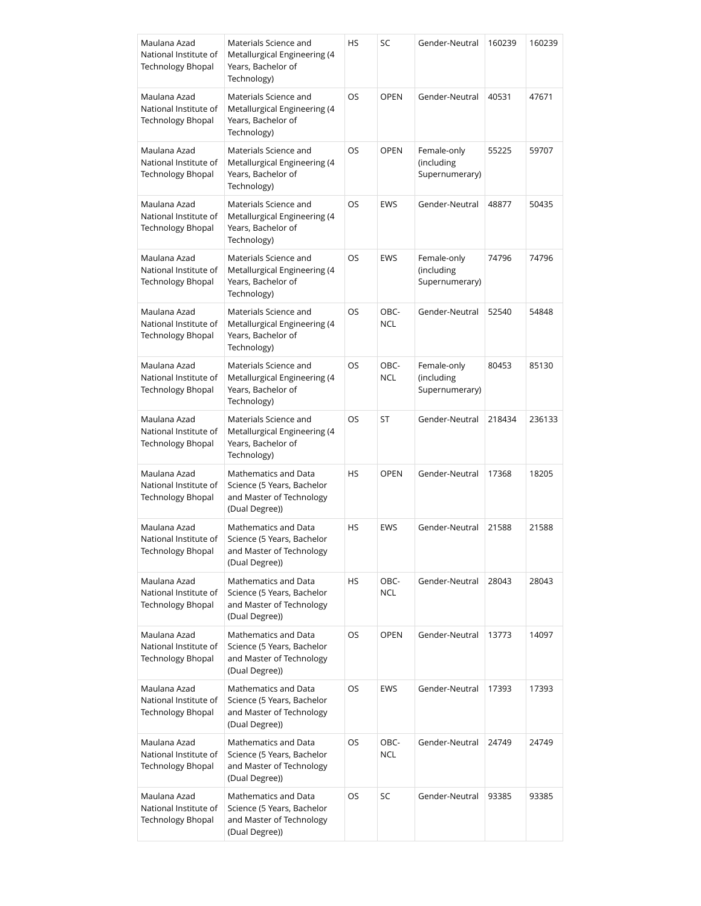| Maulana Azad National Institute of Technology Bhopal | Materials Science and Metallurgical Engineering (4 Years, Bachelor of Technology) | HS | SC | Gender-Neutral | 160239 | 160239 |
|---|---|---|---|---|---|---|
| Maulana Azad National Institute of Technology Bhopal | Materials Science and Metallurgical Engineering (4 Years, Bachelor of Technology) | OS | OPEN | Gender-Neutral | 40531 | 47671 |
| Maulana Azad National Institute of Technology Bhopal | Materials Science and Metallurgical Engineering (4 Years, Bachelor of Technology) | OS | OPEN | Female-only (including Supernumerary) | 55225 | 59707 |
| Maulana Azad National Institute of Technology Bhopal | Materials Science and Metallurgical Engineering (4 Years, Bachelor of Technology) | OS | EWS | Gender-Neutral | 48877 | 50435 |
| Maulana Azad National Institute of Technology Bhopal | Materials Science and Metallurgical Engineering (4 Years, Bachelor of Technology) | OS | EWS | Female-only (including Supernumerary) | 74796 | 74796 |
| Maulana Azad National Institute of Technology Bhopal | Materials Science and Metallurgical Engineering (4 Years, Bachelor of Technology) | OS | OBC-NCL | Gender-Neutral | 52540 | 54848 |
| Maulana Azad National Institute of Technology Bhopal | Materials Science and Metallurgical Engineering (4 Years, Bachelor of Technology) | OS | OBC-NCL | Female-only (including Supernumerary) | 80453 | 85130 |
| Maulana Azad National Institute of Technology Bhopal | Materials Science and Metallurgical Engineering (4 Years, Bachelor of Technology) | OS | ST | Gender-Neutral | 218434 | 236133 |
| Maulana Azad National Institute of Technology Bhopal | Mathematics and Data Science (5 Years, Bachelor and Master of Technology (Dual Degree)) | HS | OPEN | Gender-Neutral | 17368 | 18205 |
| Maulana Azad National Institute of Technology Bhopal | Mathematics and Data Science (5 Years, Bachelor and Master of Technology (Dual Degree)) | HS | EWS | Gender-Neutral | 21588 | 21588 |
| Maulana Azad National Institute of Technology Bhopal | Mathematics and Data Science (5 Years, Bachelor and Master of Technology (Dual Degree)) | HS | OBC-NCL | Gender-Neutral | 28043 | 28043 |
| Maulana Azad National Institute of Technology Bhopal | Mathematics and Data Science (5 Years, Bachelor and Master of Technology (Dual Degree)) | OS | OPEN | Gender-Neutral | 13773 | 14097 |
| Maulana Azad National Institute of Technology Bhopal | Mathematics and Data Science (5 Years, Bachelor and Master of Technology (Dual Degree)) | OS | EWS | Gender-Neutral | 17393 | 17393 |
| Maulana Azad National Institute of Technology Bhopal | Mathematics and Data Science (5 Years, Bachelor and Master of Technology (Dual Degree)) | OS | OBC-NCL | Gender-Neutral | 24749 | 24749 |
| Maulana Azad National Institute of Technology Bhopal | Mathematics and Data Science (5 Years, Bachelor and Master of Technology (Dual Degree)) | OS | SC | Gender-Neutral | 93385 | 93385 |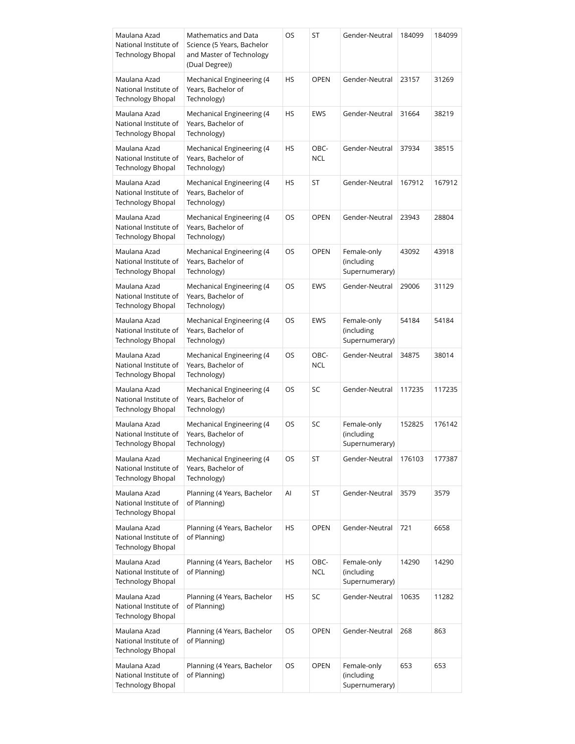| Maulana Azad National Institute of Technology Bhopal | Mathematics and Data Science (5 Years, Bachelor and Master of Technology (Dual Degree)) | OS | ST | Gender-Neutral | 184099 | 184099 |
|---|---|---|---|---|---|---|
| Maulana Azad National Institute of Technology Bhopal | Mechanical Engineering (4 Years, Bachelor of Technology) | HS | OPEN | Gender-Neutral | 23157 | 31269 |
| Maulana Azad National Institute of Technology Bhopal | Mechanical Engineering (4 Years, Bachelor of Technology) | HS | EWS | Gender-Neutral | 31664 | 38219 |
| Maulana Azad National Institute of Technology Bhopal | Mechanical Engineering (4 Years, Bachelor of Technology) | HS | OBC-NCL | Gender-Neutral | 37934 | 38515 |
| Maulana Azad National Institute of Technology Bhopal | Mechanical Engineering (4 Years, Bachelor of Technology) | HS | ST | Gender-Neutral | 167912 | 167912 |
| Maulana Azad National Institute of Technology Bhopal | Mechanical Engineering (4 Years, Bachelor of Technology) | OS | OPEN | Gender-Neutral | 23943 | 28804 |
| Maulana Azad National Institute of Technology Bhopal | Mechanical Engineering (4 Years, Bachelor of Technology) | OS | OPEN | Female-only (including Supernumerary) | 43092 | 43918 |
| Maulana Azad National Institute of Technology Bhopal | Mechanical Engineering (4 Years, Bachelor of Technology) | OS | EWS | Gender-Neutral | 29006 | 31129 |
| Maulana Azad National Institute of Technology Bhopal | Mechanical Engineering (4 Years, Bachelor of Technology) | OS | EWS | Female-only (including Supernumerary) | 54184 | 54184 |
| Maulana Azad National Institute of Technology Bhopal | Mechanical Engineering (4 Years, Bachelor of Technology) | OS | OBC-NCL | Gender-Neutral | 34875 | 38014 |
| Maulana Azad National Institute of Technology Bhopal | Mechanical Engineering (4 Years, Bachelor of Technology) | OS | SC | Gender-Neutral | 117235 | 117235 |
| Maulana Azad National Institute of Technology Bhopal | Mechanical Engineering (4 Years, Bachelor of Technology) | OS | SC | Female-only (including Supernumerary) | 152825 | 176142 |
| Maulana Azad National Institute of Technology Bhopal | Mechanical Engineering (4 Years, Bachelor of Technology) | OS | ST | Gender-Neutral | 176103 | 177387 |
| Maulana Azad National Institute of Technology Bhopal | Planning (4 Years, Bachelor of Planning) | AI | ST | Gender-Neutral | 3579 | 3579 |
| Maulana Azad National Institute of Technology Bhopal | Planning (4 Years, Bachelor of Planning) | HS | OPEN | Gender-Neutral | 721 | 6658 |
| Maulana Azad National Institute of Technology Bhopal | Planning (4 Years, Bachelor of Planning) | HS | OBC-NCL | Female-only (including Supernumerary) | 14290 | 14290 |
| Maulana Azad National Institute of Technology Bhopal | Planning (4 Years, Bachelor of Planning) | HS | SC | Gender-Neutral | 10635 | 11282 |
| Maulana Azad National Institute of Technology Bhopal | Planning (4 Years, Bachelor of Planning) | OS | OPEN | Gender-Neutral | 268 | 863 |
| Maulana Azad National Institute of Technology Bhopal | Planning (4 Years, Bachelor of Planning) | OS | OPEN | Female-only (including Supernumerary) | 653 | 653 |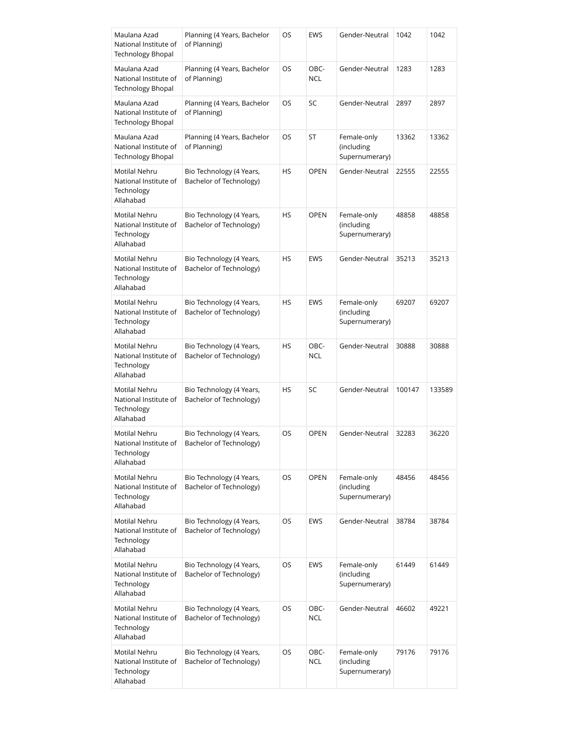| Maulana Azad National Institute of Technology Bhopal | Planning (4 Years, Bachelor of Planning) | OS | EWS | Gender-Neutral | 1042 | 1042 |
|---|---|---|---|---|---|---|
| Maulana Azad National Institute of Technology Bhopal | Planning (4 Years, Bachelor of Planning) | OS | OBC-NCL | Gender-Neutral | 1283 | 1283 |
| Maulana Azad National Institute of Technology Bhopal | Planning (4 Years, Bachelor of Planning) | OS | SC | Gender-Neutral | 2897 | 2897 |
| Maulana Azad National Institute of Technology Bhopal | Planning (4 Years, Bachelor of Planning) | OS | ST | Female-only (including Supernumerary) | 13362 | 13362 |
| Motilal Nehru National Institute of Technology Allahabad | Bio Technology (4 Years, Bachelor of Technology) | HS | OPEN | Gender-Neutral | 22555 | 22555 |
| Motilal Nehru National Institute of Technology Allahabad | Bio Technology (4 Years, Bachelor of Technology) | HS | OPEN | Female-only (including Supernumerary) | 48858 | 48858 |
| Motilal Nehru National Institute of Technology Allahabad | Bio Technology (4 Years, Bachelor of Technology) | HS | EWS | Gender-Neutral | 35213 | 35213 |
| Motilal Nehru National Institute of Technology Allahabad | Bio Technology (4 Years, Bachelor of Technology) | HS | EWS | Female-only (including Supernumerary) | 69207 | 69207 |
| Motilal Nehru National Institute of Technology Allahabad | Bio Technology (4 Years, Bachelor of Technology) | HS | OBC-NCL | Gender-Neutral | 30888 | 30888 |
| Motilal Nehru National Institute of Technology Allahabad | Bio Technology (4 Years, Bachelor of Technology) | HS | SC | Gender-Neutral | 100147 | 133589 |
| Motilal Nehru National Institute of Technology Allahabad | Bio Technology (4 Years, Bachelor of Technology) | OS | OPEN | Gender-Neutral | 32283 | 36220 |
| Motilal Nehru National Institute of Technology Allahabad | Bio Technology (4 Years, Bachelor of Technology) | OS | OPEN | Female-only (including Supernumerary) | 48456 | 48456 |
| Motilal Nehru National Institute of Technology Allahabad | Bio Technology (4 Years, Bachelor of Technology) | OS | EWS | Gender-Neutral | 38784 | 38784 |
| Motilal Nehru National Institute of Technology Allahabad | Bio Technology (4 Years, Bachelor of Technology) | OS | EWS | Female-only (including Supernumerary) | 61449 | 61449 |
| Motilal Nehru National Institute of Technology Allahabad | Bio Technology (4 Years, Bachelor of Technology) | OS | OBC-NCL | Gender-Neutral | 46602 | 49221 |
| Motilal Nehru National Institute of Technology Allahabad | Bio Technology (4 Years, Bachelor of Technology) | OS | OBC-NCL | Female-only (including Supernumerary) | 79176 | 79176 |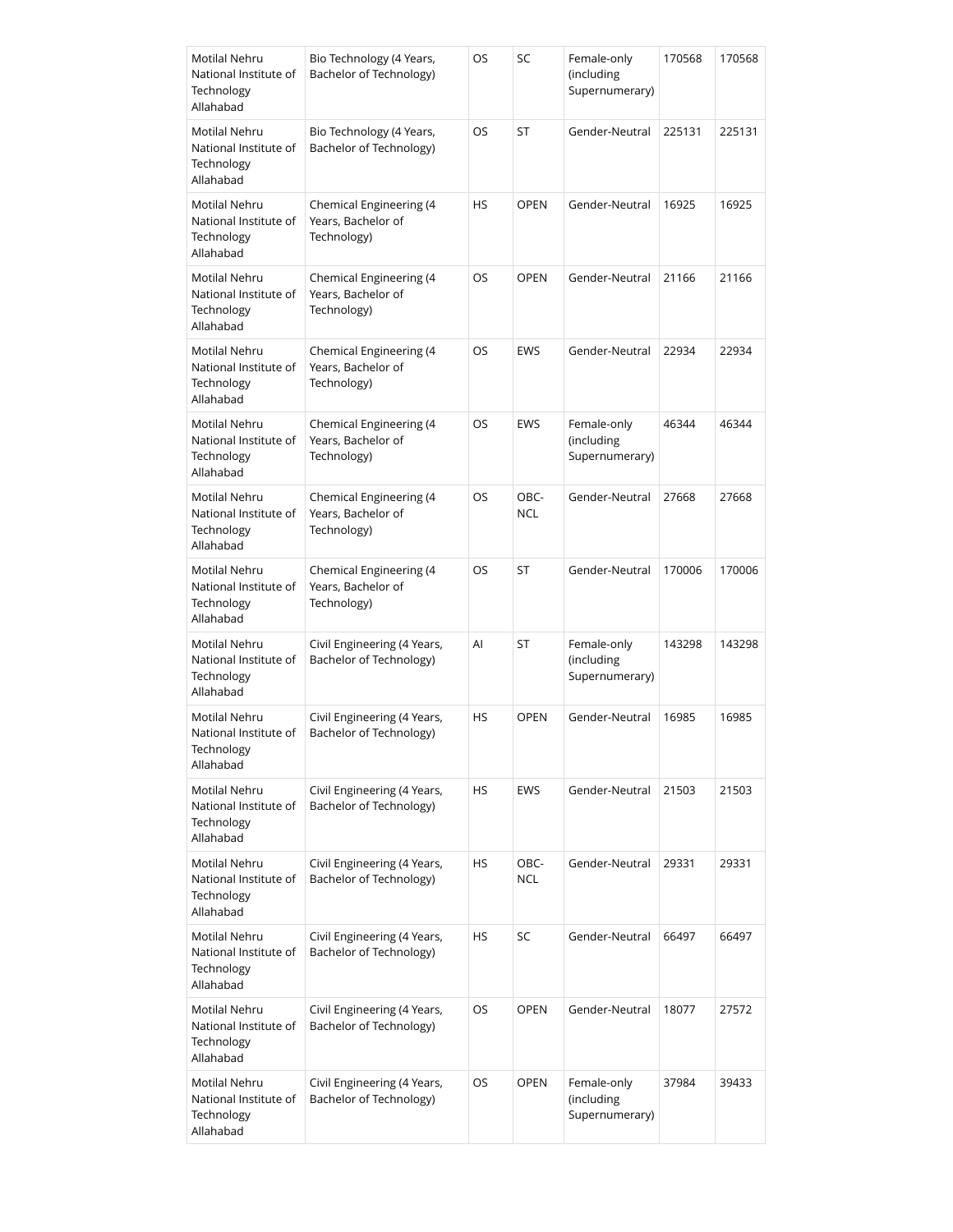| Motilal Nehru National Institute of Technology Allahabad | Bio Technology (4 Years, Bachelor of Technology) | OS | SC | Female-only (including Supernumerary) | 170568 | 170568 |
|---|---|---|---|---|---|---|
| Motilal Nehru National Institute of Technology Allahabad | Bio Technology (4 Years, Bachelor of Technology) | OS | ST | Gender-Neutral | 225131 | 225131 |
| Motilal Nehru National Institute of Technology Allahabad | Chemical Engineering (4 Years, Bachelor of Technology) | HS | OPEN | Gender-Neutral | 16925 | 16925 |
| Motilal Nehru National Institute of Technology Allahabad | Chemical Engineering (4 Years, Bachelor of Technology) | OS | OPEN | Gender-Neutral | 21166 | 21166 |
| Motilal Nehru National Institute of Technology Allahabad | Chemical Engineering (4 Years, Bachelor of Technology) | OS | EWS | Gender-Neutral | 22934 | 22934 |
| Motilal Nehru National Institute of Technology Allahabad | Chemical Engineering (4 Years, Bachelor of Technology) | OS | EWS | Female-only (including Supernumerary) | 46344 | 46344 |
| Motilal Nehru National Institute of Technology Allahabad | Chemical Engineering (4 Years, Bachelor of Technology) | OS | OBC-NCL | Gender-Neutral | 27668 | 27668 |
| Motilal Nehru National Institute of Technology Allahabad | Chemical Engineering (4 Years, Bachelor of Technology) | OS | ST | Gender-Neutral | 170006 | 170006 |
| Motilal Nehru National Institute of Technology Allahabad | Civil Engineering (4 Years, Bachelor of Technology) | AI | ST | Female-only (including Supernumerary) | 143298 | 143298 |
| Motilal Nehru National Institute of Technology Allahabad | Civil Engineering (4 Years, Bachelor of Technology) | HS | OPEN | Gender-Neutral | 16985 | 16985 |
| Motilal Nehru National Institute of Technology Allahabad | Civil Engineering (4 Years, Bachelor of Technology) | HS | EWS | Gender-Neutral | 21503 | 21503 |
| Motilal Nehru National Institute of Technology Allahabad | Civil Engineering (4 Years, Bachelor of Technology) | HS | OBC-NCL | Gender-Neutral | 29331 | 29331 |
| Motilal Nehru National Institute of Technology Allahabad | Civil Engineering (4 Years, Bachelor of Technology) | HS | SC | Gender-Neutral | 66497 | 66497 |
| Motilal Nehru National Institute of Technology Allahabad | Civil Engineering (4 Years, Bachelor of Technology) | OS | OPEN | Gender-Neutral | 18077 | 27572 |
| Motilal Nehru National Institute of Technology Allahabad | Civil Engineering (4 Years, Bachelor of Technology) | OS | OPEN | Female-only (including Supernumerary) | 37984 | 39433 |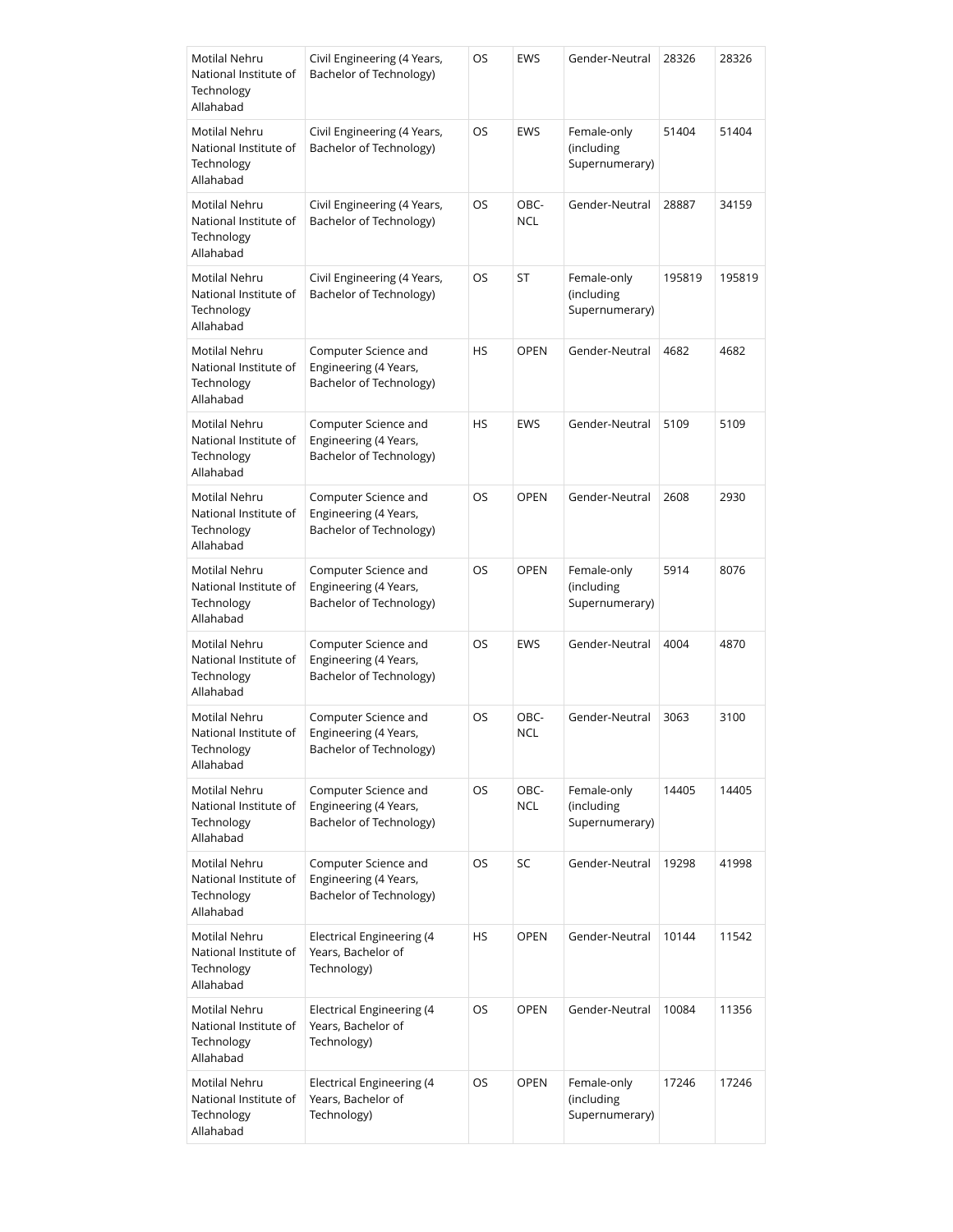| Motilal Nehru National Institute of Technology Allahabad | Civil Engineering (4 Years, Bachelor of Technology) | OS | EWS | Gender-Neutral | 28326 | 28326 |
|---|---|---|---|---|---|---|
| Motilal Nehru National Institute of Technology Allahabad | Civil Engineering (4 Years, Bachelor of Technology) | OS | EWS | Female-only (including Supernumerary) | 51404 | 51404 |
| Motilal Nehru National Institute of Technology Allahabad | Civil Engineering (4 Years, Bachelor of Technology) | OS | OBC-NCL | Gender-Neutral | 28887 | 34159 |
| Motilal Nehru National Institute of Technology Allahabad | Civil Engineering (4 Years, Bachelor of Technology) | OS | ST | Female-only (including Supernumerary) | 195819 | 195819 |
| Motilal Nehru National Institute of Technology Allahabad | Computer Science and Engineering (4 Years, Bachelor of Technology) | HS | OPEN | Gender-Neutral | 4682 | 4682 |
| Motilal Nehru National Institute of Technology Allahabad | Computer Science and Engineering (4 Years, Bachelor of Technology) | HS | EWS | Gender-Neutral | 5109 | 5109 |
| Motilal Nehru National Institute of Technology Allahabad | Computer Science and Engineering (4 Years, Bachelor of Technology) | OS | OPEN | Gender-Neutral | 2608 | 2930 |
| Motilal Nehru National Institute of Technology Allahabad | Computer Science and Engineering (4 Years, Bachelor of Technology) | OS | OPEN | Female-only (including Supernumerary) | 5914 | 8076 |
| Motilal Nehru National Institute of Technology Allahabad | Computer Science and Engineering (4 Years, Bachelor of Technology) | OS | EWS | Gender-Neutral | 4004 | 4870 |
| Motilal Nehru National Institute of Technology Allahabad | Computer Science and Engineering (4 Years, Bachelor of Technology) | OS | OBC-NCL | Gender-Neutral | 3063 | 3100 |
| Motilal Nehru National Institute of Technology Allahabad | Computer Science and Engineering (4 Years, Bachelor of Technology) | OS | OBC-NCL | Female-only (including Supernumerary) | 14405 | 14405 |
| Motilal Nehru National Institute of Technology Allahabad | Computer Science and Engineering (4 Years, Bachelor of Technology) | OS | SC | Gender-Neutral | 19298 | 41998 |
| Motilal Nehru National Institute of Technology Allahabad | Electrical Engineering (4 Years, Bachelor of Technology) | HS | OPEN | Gender-Neutral | 10144 | 11542 |
| Motilal Nehru National Institute of Technology Allahabad | Electrical Engineering (4 Years, Bachelor of Technology) | OS | OPEN | Gender-Neutral | 10084 | 11356 |
| Motilal Nehru National Institute of Technology Allahabad | Electrical Engineering (4 Years, Bachelor of Technology) | OS | OPEN | Female-only (including Supernumerary) | 17246 | 17246 |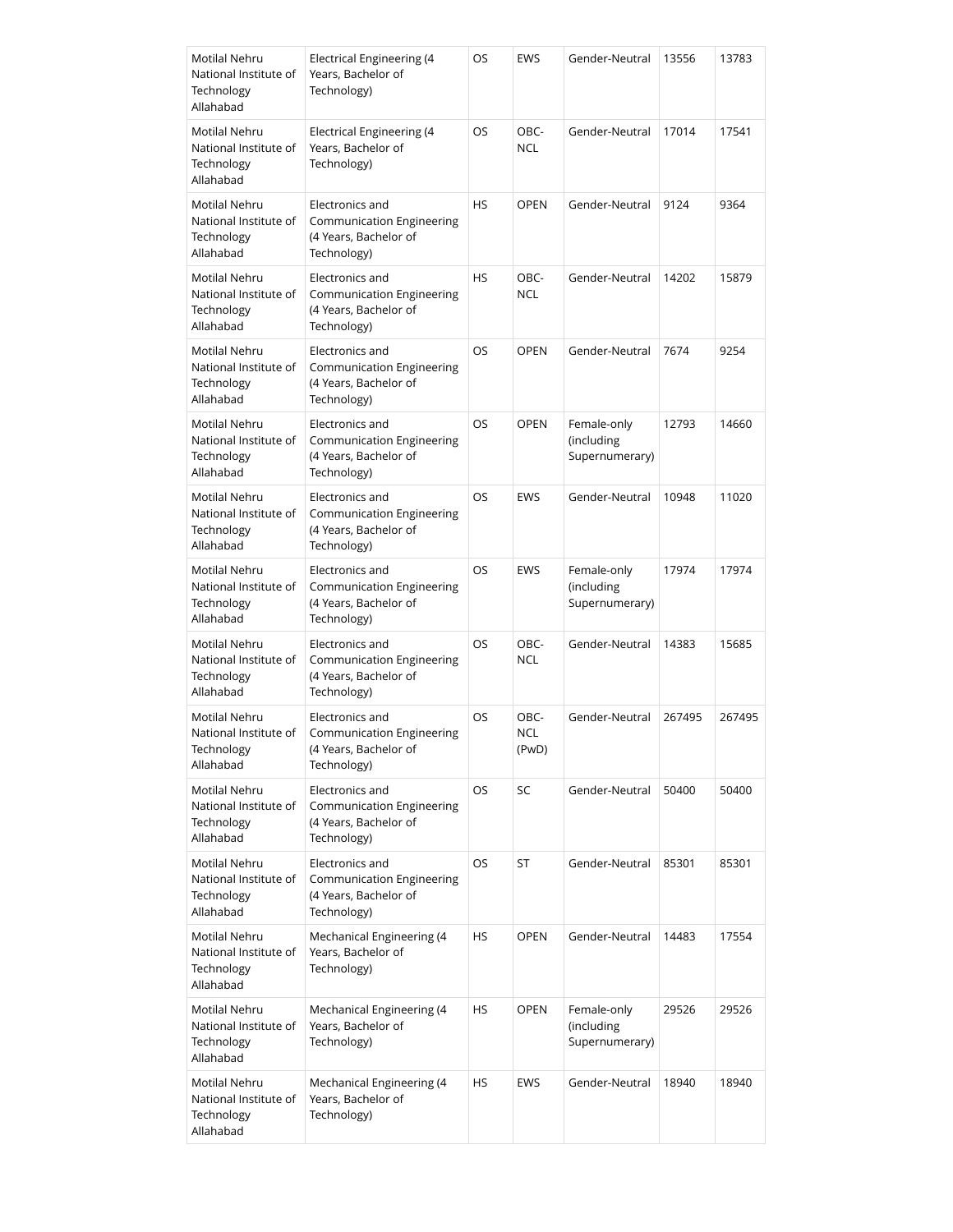| Motilal Nehru National Institute of Technology Allahabad | Electrical Engineering (4 Years, Bachelor of Technology) | OS | EWS | Gender-Neutral | 13556 | 13783 |
|---|---|---|---|---|---|---|
| Motilal Nehru National Institute of Technology Allahabad | Electrical Engineering (4 Years, Bachelor of Technology) | OS | OBC-NCL | Gender-Neutral | 17014 | 17541 |
| Motilal Nehru National Institute of Technology Allahabad | Electronics and Communication Engineering (4 Years, Bachelor of Technology) | HS | OPEN | Gender-Neutral | 9124 | 9364 |
| Motilal Nehru National Institute of Technology Allahabad | Electronics and Communication Engineering (4 Years, Bachelor of Technology) | HS | OBC-NCL | Gender-Neutral | 14202 | 15879 |
| Motilal Nehru National Institute of Technology Allahabad | Electronics and Communication Engineering (4 Years, Bachelor of Technology) | OS | OPEN | Gender-Neutral | 7674 | 9254 |
| Motilal Nehru National Institute of Technology Allahabad | Electronics and Communication Engineering (4 Years, Bachelor of Technology) | OS | OPEN | Female-only (including Supernumerary) | 12793 | 14660 |
| Motilal Nehru National Institute of Technology Allahabad | Electronics and Communication Engineering (4 Years, Bachelor of Technology) | OS | EWS | Gender-Neutral | 10948 | 11020 |
| Motilal Nehru National Institute of Technology Allahabad | Electronics and Communication Engineering (4 Years, Bachelor of Technology) | OS | EWS | Female-only (including Supernumerary) | 17974 | 17974 |
| Motilal Nehru National Institute of Technology Allahabad | Electronics and Communication Engineering (4 Years, Bachelor of Technology) | OS | OBC-NCL | Gender-Neutral | 14383 | 15685 |
| Motilal Nehru National Institute of Technology Allahabad | Electronics and Communication Engineering (4 Years, Bachelor of Technology) | OS | OBC-NCL (PwD) | Gender-Neutral | 267495 | 267495 |
| Motilal Nehru National Institute of Technology Allahabad | Electronics and Communication Engineering (4 Years, Bachelor of Technology) | OS | SC | Gender-Neutral | 50400 | 50400 |
| Motilal Nehru National Institute of Technology Allahabad | Electronics and Communication Engineering (4 Years, Bachelor of Technology) | OS | ST | Gender-Neutral | 85301 | 85301 |
| Motilal Nehru National Institute of Technology Allahabad | Mechanical Engineering (4 Years, Bachelor of Technology) | HS | OPEN | Gender-Neutral | 14483 | 17554 |
| Motilal Nehru National Institute of Technology Allahabad | Mechanical Engineering (4 Years, Bachelor of Technology) | HS | OPEN | Female-only (including Supernumerary) | 29526 | 29526 |
| Motilal Nehru National Institute of Technology Allahabad | Mechanical Engineering (4 Years, Bachelor of Technology) | HS | EWS | Gender-Neutral | 18940 | 18940 |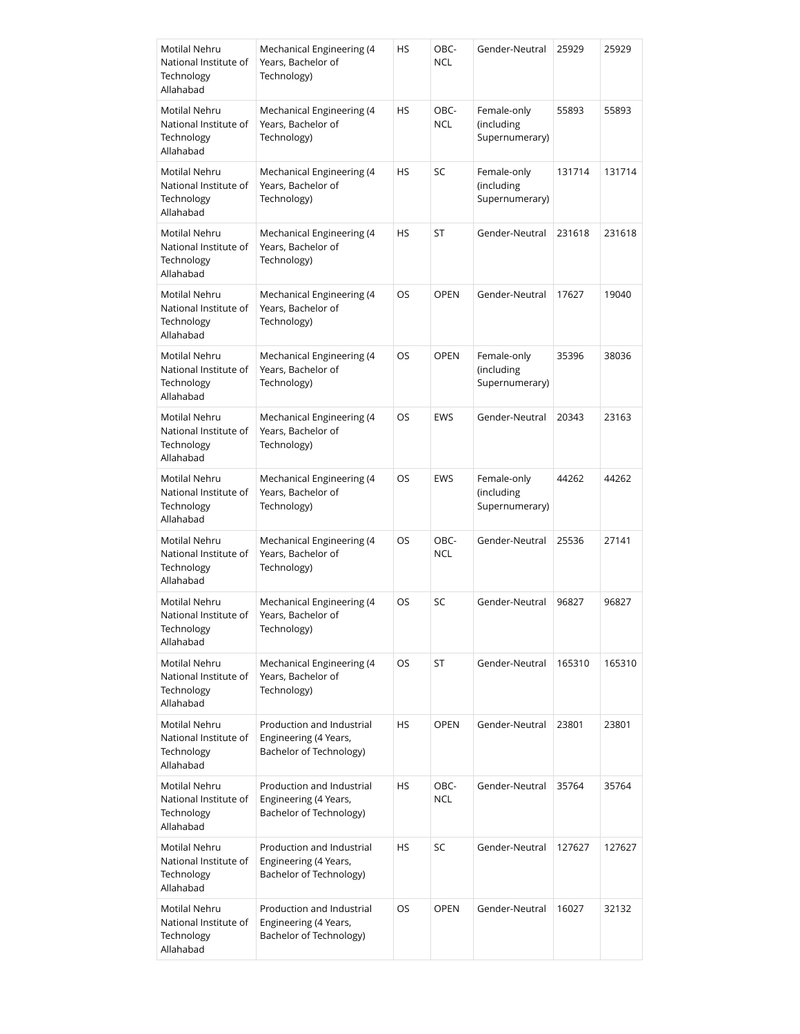| Motilal Nehru National Institute of Technology Allahabad | Mechanical Engineering (4 Years, Bachelor of Technology) | HS | OBC-NCL | Gender-Neutral | 25929 | 25929 |
|---|---|---|---|---|---|---|
| Motilal Nehru National Institute of Technology Allahabad | Mechanical Engineering (4 Years, Bachelor of Technology) | HS | OBC-NCL | Female-only (including Supernumerary) | 55893 | 55893 |
| Motilal Nehru National Institute of Technology Allahabad | Mechanical Engineering (4 Years, Bachelor of Technology) | HS | SC | Female-only (including Supernumerary) | 131714 | 131714 |
| Motilal Nehru National Institute of Technology Allahabad | Mechanical Engineering (4 Years, Bachelor of Technology) | HS | ST | Gender-Neutral | 231618 | 231618 |
| Motilal Nehru National Institute of Technology Allahabad | Mechanical Engineering (4 Years, Bachelor of Technology) | OS | OPEN | Gender-Neutral | 17627 | 19040 |
| Motilal Nehru National Institute of Technology Allahabad | Mechanical Engineering (4 Years, Bachelor of Technology) | OS | OPEN | Female-only (including Supernumerary) | 35396 | 38036 |
| Motilal Nehru National Institute of Technology Allahabad | Mechanical Engineering (4 Years, Bachelor of Technology) | OS | EWS | Gender-Neutral | 20343 | 23163 |
| Motilal Nehru National Institute of Technology Allahabad | Mechanical Engineering (4 Years, Bachelor of Technology) | OS | EWS | Female-only (including Supernumerary) | 44262 | 44262 |
| Motilal Nehru National Institute of Technology Allahabad | Mechanical Engineering (4 Years, Bachelor of Technology) | OS | OBC-NCL | Gender-Neutral | 25536 | 27141 |
| Motilal Nehru National Institute of Technology Allahabad | Mechanical Engineering (4 Years, Bachelor of Technology) | OS | SC | Gender-Neutral | 96827 | 96827 |
| Motilal Nehru National Institute of Technology Allahabad | Mechanical Engineering (4 Years, Bachelor of Technology) | OS | ST | Gender-Neutral | 165310 | 165310 |
| Motilal Nehru National Institute of Technology Allahabad | Production and Industrial Engineering (4 Years, Bachelor of Technology) | HS | OPEN | Gender-Neutral | 23801 | 23801 |
| Motilal Nehru National Institute of Technology Allahabad | Production and Industrial Engineering (4 Years, Bachelor of Technology) | HS | OBC-NCL | Gender-Neutral | 35764 | 35764 |
| Motilal Nehru National Institute of Technology Allahabad | Production and Industrial Engineering (4 Years, Bachelor of Technology) | HS | SC | Gender-Neutral | 127627 | 127627 |
| Motilal Nehru National Institute of Technology Allahabad | Production and Industrial Engineering (4 Years, Bachelor of Technology) | OS | OPEN | Gender-Neutral | 16027 | 32132 |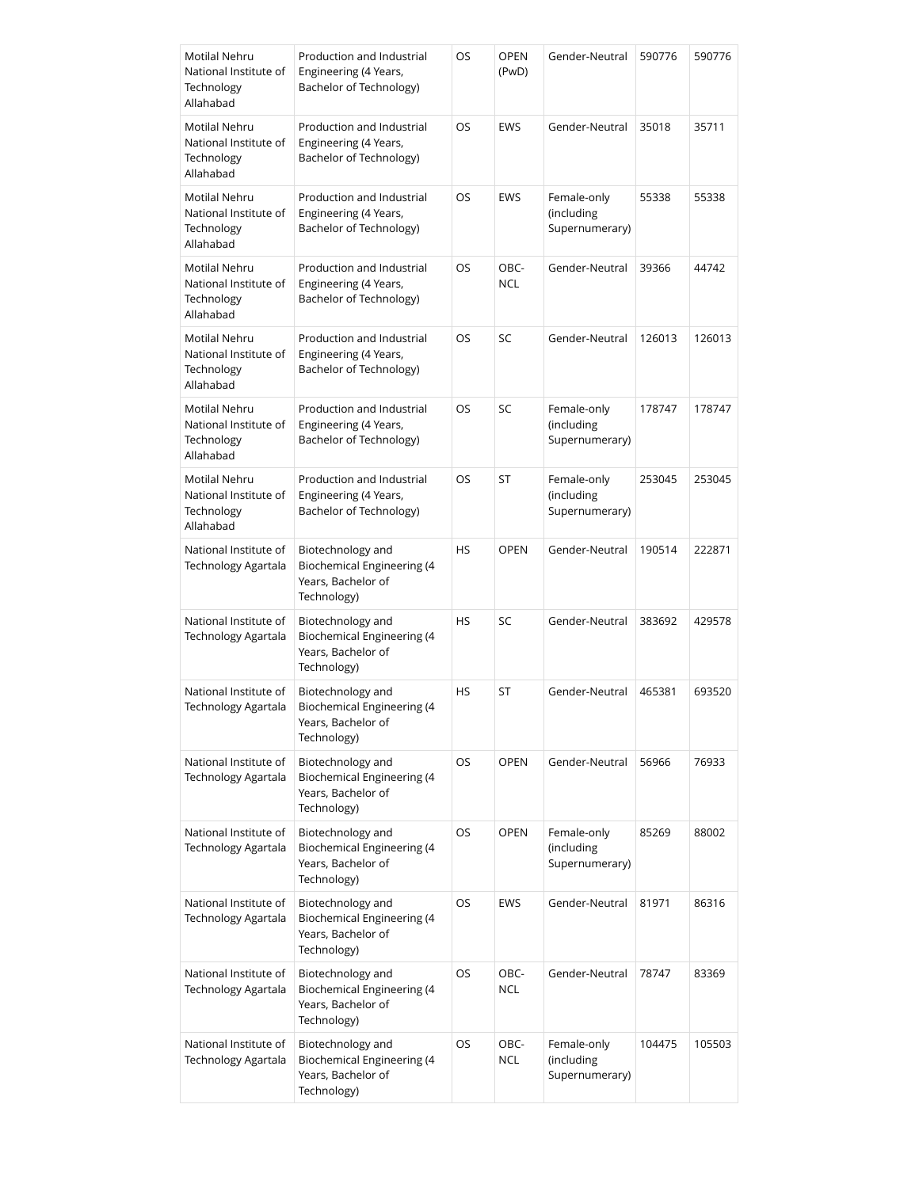| Motilal Nehru National Institute of Technology Allahabad | Production and Industrial Engineering (4 Years, Bachelor of Technology) | OS | OPEN (PwD) | Gender-Neutral | 590776 | 590776 |
|---|---|---|---|---|---|---|
| Motilal Nehru National Institute of Technology Allahabad | Production and Industrial Engineering (4 Years, Bachelor of Technology) | OS | EWS | Gender-Neutral | 35018 | 35711 |
| Motilal Nehru National Institute of Technology Allahabad | Production and Industrial Engineering (4 Years, Bachelor of Technology) | OS | EWS | Female-only (including Supernumerary) | 55338 | 55338 |
| Motilal Nehru National Institute of Technology Allahabad | Production and Industrial Engineering (4 Years, Bachelor of Technology) | OS | OBC-NCL | Gender-Neutral | 39366 | 44742 |
| Motilal Nehru National Institute of Technology Allahabad | Production and Industrial Engineering (4 Years, Bachelor of Technology) | OS | SC | Gender-Neutral | 126013 | 126013 |
| Motilal Nehru National Institute of Technology Allahabad | Production and Industrial Engineering (4 Years, Bachelor of Technology) | OS | SC | Female-only (including Supernumerary) | 178747 | 178747 |
| Motilal Nehru National Institute of Technology Allahabad | Production and Industrial Engineering (4 Years, Bachelor of Technology) | OS | ST | Female-only (including Supernumerary) | 253045 | 253045 |
| National Institute of Technology Agartala | Biotechnology and Biochemical Engineering (4 Years, Bachelor of Technology) | HS | OPEN | Gender-Neutral | 190514 | 222871 |
| National Institute of Technology Agartala | Biotechnology and Biochemical Engineering (4 Years, Bachelor of Technology) | HS | SC | Gender-Neutral | 383692 | 429578 |
| National Institute of Technology Agartala | Biotechnology and Biochemical Engineering (4 Years, Bachelor of Technology) | HS | ST | Gender-Neutral | 465381 | 693520 |
| National Institute of Technology Agartala | Biotechnology and Biochemical Engineering (4 Years, Bachelor of Technology) | OS | OPEN | Gender-Neutral | 56966 | 76933 |
| National Institute of Technology Agartala | Biotechnology and Biochemical Engineering (4 Years, Bachelor of Technology) | OS | OPEN | Female-only (including Supernumerary) | 85269 | 88002 |
| National Institute of Technology Agartala | Biotechnology and Biochemical Engineering (4 Years, Bachelor of Technology) | OS | EWS | Gender-Neutral | 81971 | 86316 |
| National Institute of Technology Agartala | Biotechnology and Biochemical Engineering (4 Years, Bachelor of Technology) | OS | OBC-NCL | Gender-Neutral | 78747 | 83369 |
| National Institute of Technology Agartala | Biotechnology and Biochemical Engineering (4 Years, Bachelor of Technology) | OS | OBC-NCL | Female-only (including Supernumerary) | 104475 | 105503 |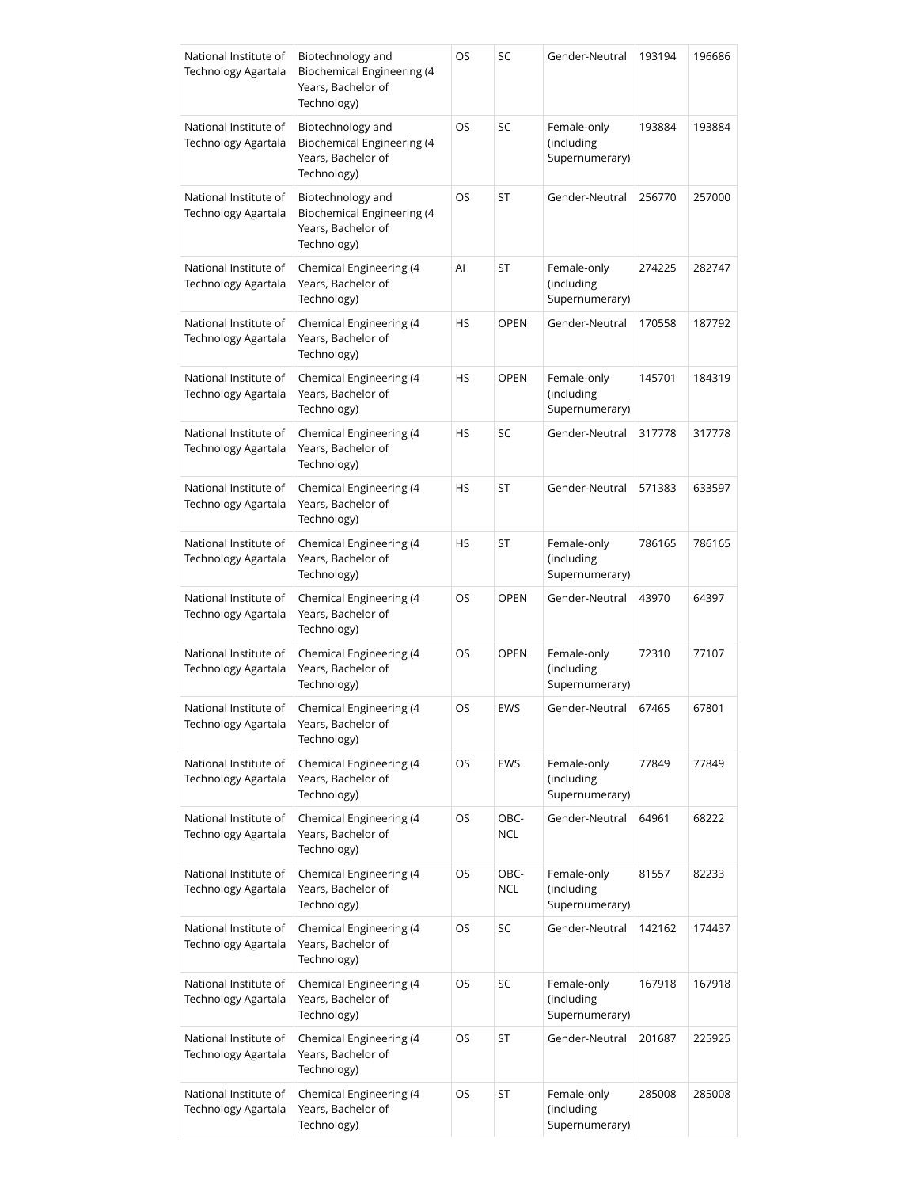| National Institute of Technology Agartala | Biotechnology and Biochemical Engineering (4 Years, Bachelor of Technology) | OS | SC | Gender-Neutral | 193194 | 196686 |
|---|---|---|---|---|---|---|
| National Institute of Technology Agartala | Biotechnology and Biochemical Engineering (4 Years, Bachelor of Technology) | OS | SC | Female-only (including Supernumerary) | 193884 | 193884 |
| National Institute of Technology Agartala | Biotechnology and Biochemical Engineering (4 Years, Bachelor of Technology) | OS | ST | Gender-Neutral | 256770 | 257000 |
| National Institute of Technology Agartala | Chemical Engineering (4 Years, Bachelor of Technology) | AI | ST | Female-only (including Supernumerary) | 274225 | 282747 |
| National Institute of Technology Agartala | Chemical Engineering (4 Years, Bachelor of Technology) | HS | OPEN | Gender-Neutral | 170558 | 187792 |
| National Institute of Technology Agartala | Chemical Engineering (4 Years, Bachelor of Technology) | HS | OPEN | Female-only (including Supernumerary) | 145701 | 184319 |
| National Institute of Technology Agartala | Chemical Engineering (4 Years, Bachelor of Technology) | HS | SC | Gender-Neutral | 317778 | 317778 |
| National Institute of Technology Agartala | Chemical Engineering (4 Years, Bachelor of Technology) | HS | ST | Gender-Neutral | 571383 | 633597 |
| National Institute of Technology Agartala | Chemical Engineering (4 Years, Bachelor of Technology) | HS | ST | Female-only (including Supernumerary) | 786165 | 786165 |
| National Institute of Technology Agartala | Chemical Engineering (4 Years, Bachelor of Technology) | OS | OPEN | Gender-Neutral | 43970 | 64397 |
| National Institute of Technology Agartala | Chemical Engineering (4 Years, Bachelor of Technology) | OS | OPEN | Female-only (including Supernumerary) | 72310 | 77107 |
| National Institute of Technology Agartala | Chemical Engineering (4 Years, Bachelor of Technology) | OS | EWS | Gender-Neutral | 67465 | 67801 |
| National Institute of Technology Agartala | Chemical Engineering (4 Years, Bachelor of Technology) | OS | EWS | Female-only (including Supernumerary) | 77849 | 77849 |
| National Institute of Technology Agartala | Chemical Engineering (4 Years, Bachelor of Technology) | OS | OBC-NCL | Gender-Neutral | 64961 | 68222 |
| National Institute of Technology Agartala | Chemical Engineering (4 Years, Bachelor of Technology) | OS | OBC-NCL | Female-only (including Supernumerary) | 81557 | 82233 |
| National Institute of Technology Agartala | Chemical Engineering (4 Years, Bachelor of Technology) | OS | SC | Gender-Neutral | 142162 | 174437 |
| National Institute of Technology Agartala | Chemical Engineering (4 Years, Bachelor of Technology) | OS | SC | Female-only (including Supernumerary) | 167918 | 167918 |
| National Institute of Technology Agartala | Chemical Engineering (4 Years, Bachelor of Technology) | OS | ST | Gender-Neutral | 201687 | 225925 |
| National Institute of Technology Agartala | Chemical Engineering (4 Years, Bachelor of Technology) | OS | ST | Female-only (including Supernumerary) | 285008 | 285008 |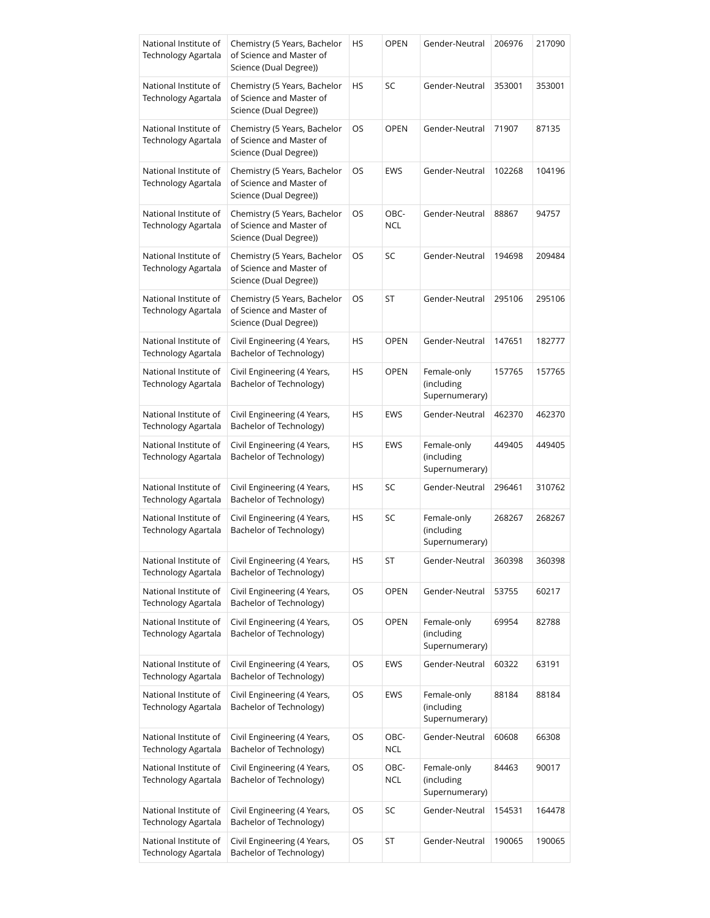| National Institute of Technology Agartala | Chemistry (5 Years, Bachelor of Science and Master of Science (Dual Degree)) | HS | OPEN | Gender-Neutral | 206976 | 217090 |
|---|---|---|---|---|---|---|
| National Institute of Technology Agartala | Chemistry (5 Years, Bachelor of Science and Master of Science (Dual Degree)) | HS | SC | Gender-Neutral | 353001 | 353001 |
| National Institute of Technology Agartala | Chemistry (5 Years, Bachelor of Science and Master of Science (Dual Degree)) | OS | OPEN | Gender-Neutral | 71907 | 87135 |
| National Institute of Technology Agartala | Chemistry (5 Years, Bachelor of Science and Master of Science (Dual Degree)) | OS | EWS | Gender-Neutral | 102268 | 104196 |
| National Institute of Technology Agartala | Chemistry (5 Years, Bachelor of Science and Master of Science (Dual Degree)) | OS | OBC-NCL | Gender-Neutral | 88867 | 94757 |
| National Institute of Technology Agartala | Chemistry (5 Years, Bachelor of Science and Master of Science (Dual Degree)) | OS | SC | Gender-Neutral | 194698 | 209484 |
| National Institute of Technology Agartala | Chemistry (5 Years, Bachelor of Science and Master of Science (Dual Degree)) | OS | ST | Gender-Neutral | 295106 | 295106 |
| National Institute of Technology Agartala | Civil Engineering (4 Years, Bachelor of Technology) | HS | OPEN | Gender-Neutral | 147651 | 182777 |
| National Institute of Technology Agartala | Civil Engineering (4 Years, Bachelor of Technology) | HS | OPEN | Female-only (including Supernumerary) | 157765 | 157765 |
| National Institute of Technology Agartala | Civil Engineering (4 Years, Bachelor of Technology) | HS | EWS | Gender-Neutral | 462370 | 462370 |
| National Institute of Technology Agartala | Civil Engineering (4 Years, Bachelor of Technology) | HS | EWS | Female-only (including Supernumerary) | 449405 | 449405 |
| National Institute of Technology Agartala | Civil Engineering (4 Years, Bachelor of Technology) | HS | SC | Gender-Neutral | 296461 | 310762 |
| National Institute of Technology Agartala | Civil Engineering (4 Years, Bachelor of Technology) | HS | SC | Female-only (including Supernumerary) | 268267 | 268267 |
| National Institute of Technology Agartala | Civil Engineering (4 Years, Bachelor of Technology) | HS | ST | Gender-Neutral | 360398 | 360398 |
| National Institute of Technology Agartala | Civil Engineering (4 Years, Bachelor of Technology) | OS | OPEN | Gender-Neutral | 53755 | 60217 |
| National Institute of Technology Agartala | Civil Engineering (4 Years, Bachelor of Technology) | OS | OPEN | Female-only (including Supernumerary) | 69954 | 82788 |
| National Institute of Technology Agartala | Civil Engineering (4 Years, Bachelor of Technology) | OS | EWS | Gender-Neutral | 60322 | 63191 |
| National Institute of Technology Agartala | Civil Engineering (4 Years, Bachelor of Technology) | OS | EWS | Female-only (including Supernumerary) | 88184 | 88184 |
| National Institute of Technology Agartala | Civil Engineering (4 Years, Bachelor of Technology) | OS | OBC-NCL | Gender-Neutral | 60608 | 66308 |
| National Institute of Technology Agartala | Civil Engineering (4 Years, Bachelor of Technology) | OS | OBC-NCL | Female-only (including Supernumerary) | 84463 | 90017 |
| National Institute of Technology Agartala | Civil Engineering (4 Years, Bachelor of Technology) | OS | SC | Gender-Neutral | 154531 | 164478 |
| National Institute of Technology Agartala | Civil Engineering (4 Years, Bachelor of Technology) | OS | ST | Gender-Neutral | 190065 | 190065 |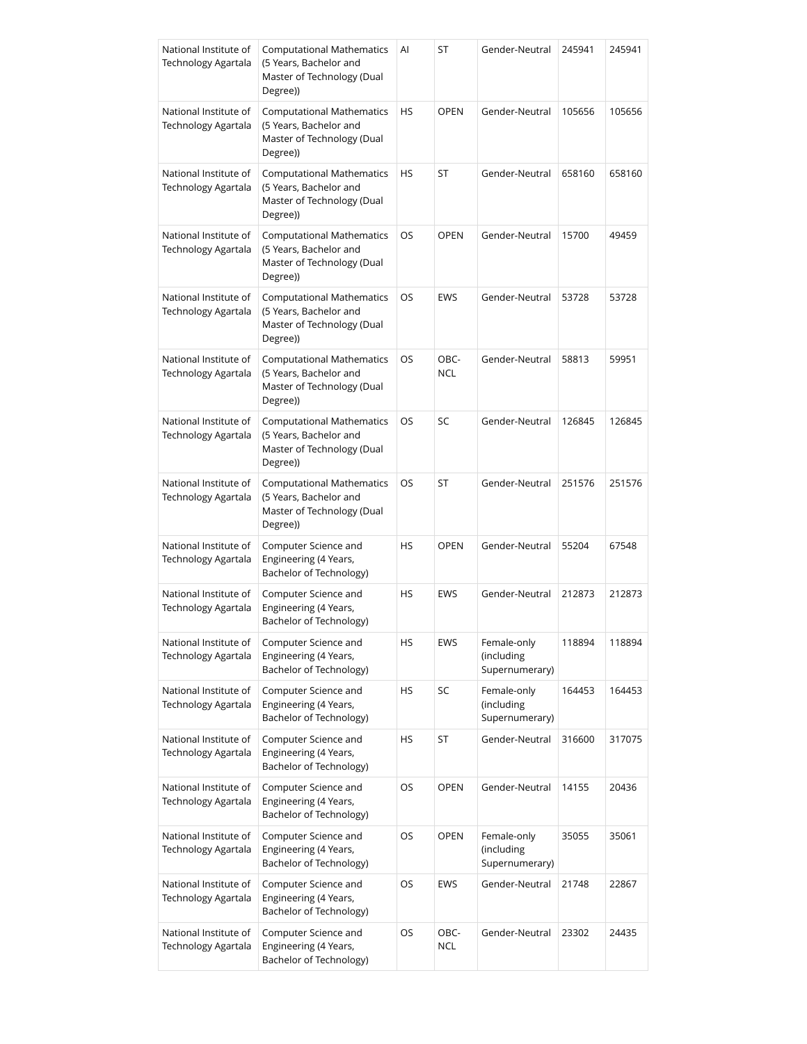| | | | | | | |
|---|---|---|---|---|---|---|
| National Institute of Technology Agartala | Computational Mathematics (5 Years, Bachelor and Master of Technology (Dual Degree)) | AI | ST | Gender-Neutral | 245941 | 245941 |
| National Institute of Technology Agartala | Computational Mathematics (5 Years, Bachelor and Master of Technology (Dual Degree)) | HS | OPEN | Gender-Neutral | 105656 | 105656 |
| National Institute of Technology Agartala | Computational Mathematics (5 Years, Bachelor and Master of Technology (Dual Degree)) | HS | ST | Gender-Neutral | 658160 | 658160 |
| National Institute of Technology Agartala | Computational Mathematics (5 Years, Bachelor and Master of Technology (Dual Degree)) | OS | OPEN | Gender-Neutral | 15700 | 49459 |
| National Institute of Technology Agartala | Computational Mathematics (5 Years, Bachelor and Master of Technology (Dual Degree)) | OS | EWS | Gender-Neutral | 53728 | 53728 |
| National Institute of Technology Agartala | Computational Mathematics (5 Years, Bachelor and Master of Technology (Dual Degree)) | OS | OBC-NCL | Gender-Neutral | 58813 | 59951 |
| National Institute of Technology Agartala | Computational Mathematics (5 Years, Bachelor and Master of Technology (Dual Degree)) | OS | SC | Gender-Neutral | 126845 | 126845 |
| National Institute of Technology Agartala | Computational Mathematics (5 Years, Bachelor and Master of Technology (Dual Degree)) | OS | ST | Gender-Neutral | 251576 | 251576 |
| National Institute of Technology Agartala | Computer Science and Engineering (4 Years, Bachelor of Technology) | HS | OPEN | Gender-Neutral | 55204 | 67548 |
| National Institute of Technology Agartala | Computer Science and Engineering (4 Years, Bachelor of Technology) | HS | EWS | Gender-Neutral | 212873 | 212873 |
| National Institute of Technology Agartala | Computer Science and Engineering (4 Years, Bachelor of Technology) | HS | EWS | Female-only (including Supernumerary) | 118894 | 118894 |
| National Institute of Technology Agartala | Computer Science and Engineering (4 Years, Bachelor of Technology) | HS | SC | Female-only (including Supernumerary) | 164453 | 164453 |
| National Institute of Technology Agartala | Computer Science and Engineering (4 Years, Bachelor of Technology) | HS | ST | Gender-Neutral | 316600 | 317075 |
| National Institute of Technology Agartala | Computer Science and Engineering (4 Years, Bachelor of Technology) | OS | OPEN | Gender-Neutral | 14155 | 20436 |
| National Institute of Technology Agartala | Computer Science and Engineering (4 Years, Bachelor of Technology) | OS | OPEN | Female-only (including Supernumerary) | 35055 | 35061 |
| National Institute of Technology Agartala | Computer Science and Engineering (4 Years, Bachelor of Technology) | OS | EWS | Gender-Neutral | 21748 | 22867 |
| National Institute of Technology Agartala | Computer Science and Engineering (4 Years, Bachelor of Technology) | OS | OBC-NCL | Gender-Neutral | 23302 | 24435 |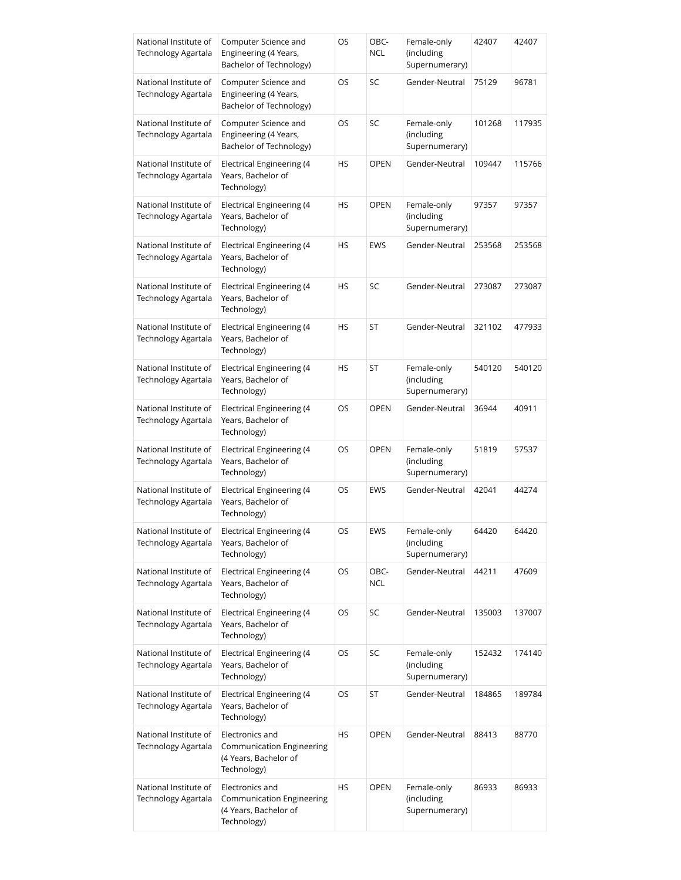| National Institute of Technology Agartala | Computer Science and Engineering (4 Years, Bachelor of Technology) | OS | OBC-NCL | Female-only (including Supernumerary) | 42407 | 42407 |
|---|---|---|---|---|---|---|
| National Institute of Technology Agartala | Computer Science and Engineering (4 Years, Bachelor of Technology) | OS | SC | Gender-Neutral | 75129 | 96781 |
| National Institute of Technology Agartala | Computer Science and Engineering (4 Years, Bachelor of Technology) | OS | SC | Female-only (including Supernumerary) | 101268 | 117935 |
| National Institute of Technology Agartala | Electrical Engineering (4 Years, Bachelor of Technology) | HS | OPEN | Gender-Neutral | 109447 | 115766 |
| National Institute of Technology Agartala | Electrical Engineering (4 Years, Bachelor of Technology) | HS | OPEN | Female-only (including Supernumerary) | 97357 | 97357 |
| National Institute of Technology Agartala | Electrical Engineering (4 Years, Bachelor of Technology) | HS | EWS | Gender-Neutral | 253568 | 253568 |
| National Institute of Technology Agartala | Electrical Engineering (4 Years, Bachelor of Technology) | HS | SC | Gender-Neutral | 273087 | 273087 |
| National Institute of Technology Agartala | Electrical Engineering (4 Years, Bachelor of Technology) | HS | ST | Gender-Neutral | 321102 | 477933 |
| National Institute of Technology Agartala | Electrical Engineering (4 Years, Bachelor of Technology) | HS | ST | Female-only (including Supernumerary) | 540120 | 540120 |
| National Institute of Technology Agartala | Electrical Engineering (4 Years, Bachelor of Technology) | OS | OPEN | Gender-Neutral | 36944 | 40911 |
| National Institute of Technology Agartala | Electrical Engineering (4 Years, Bachelor of Technology) | OS | OPEN | Female-only (including Supernumerary) | 51819 | 57537 |
| National Institute of Technology Agartala | Electrical Engineering (4 Years, Bachelor of Technology) | OS | EWS | Gender-Neutral | 42041 | 44274 |
| National Institute of Technology Agartala | Electrical Engineering (4 Years, Bachelor of Technology) | OS | EWS | Female-only (including Supernumerary) | 64420 | 64420 |
| National Institute of Technology Agartala | Electrical Engineering (4 Years, Bachelor of Technology) | OS | OBC-NCL | Gender-Neutral | 44211 | 47609 |
| National Institute of Technology Agartala | Electrical Engineering (4 Years, Bachelor of Technology) | OS | SC | Gender-Neutral | 135003 | 137007 |
| National Institute of Technology Agartala | Electrical Engineering (4 Years, Bachelor of Technology) | OS | SC | Female-only (including Supernumerary) | 152432 | 174140 |
| National Institute of Technology Agartala | Electrical Engineering (4 Years, Bachelor of Technology) | OS | ST | Gender-Neutral | 184865 | 189784 |
| National Institute of Technology Agartala | Electronics and Communication Engineering (4 Years, Bachelor of Technology) | HS | OPEN | Gender-Neutral | 88413 | 88770 |
| National Institute of Technology Agartala | Electronics and Communication Engineering (4 Years, Bachelor of Technology) | HS | OPEN | Female-only (including Supernumerary) | 86933 | 86933 |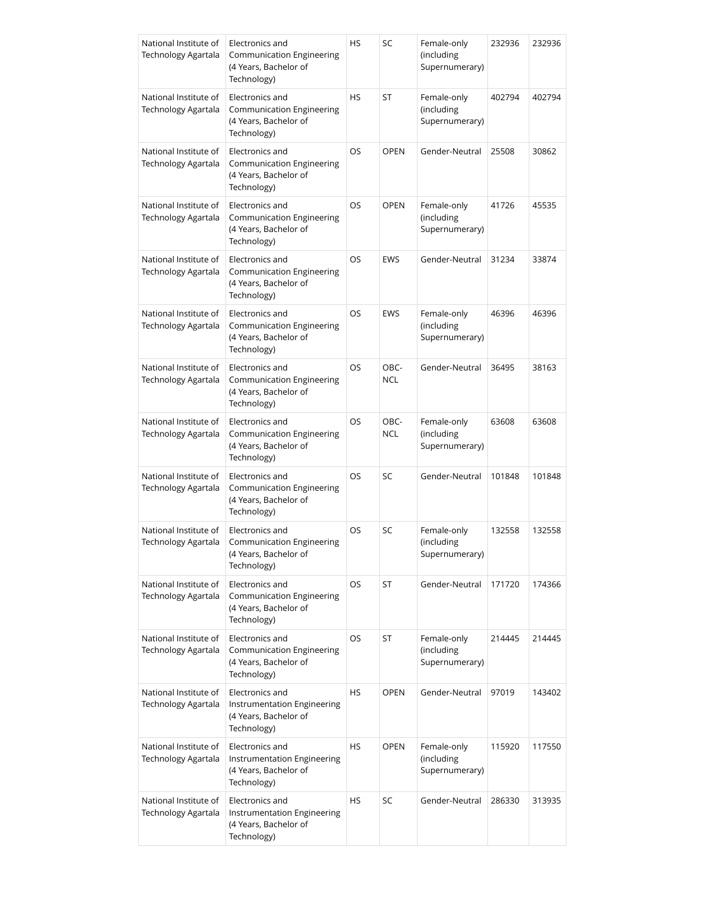| National Institute of Technology Agartala | Electronics and Communication Engineering (4 Years, Bachelor of Technology) | HS | SC | Female-only (including Supernumerary) | 232936 | 232936 |
|---|---|---|---|---|---|---|
| National Institute of Technology Agartala | Electronics and Communication Engineering (4 Years, Bachelor of Technology) | HS | ST | Female-only (including Supernumerary) | 402794 | 402794 |
| National Institute of Technology Agartala | Electronics and Communication Engineering (4 Years, Bachelor of Technology) | OS | OPEN | Gender-Neutral | 25508 | 30862 |
| National Institute of Technology Agartala | Electronics and Communication Engineering (4 Years, Bachelor of Technology) | OS | OPEN | Female-only (including Supernumerary) | 41726 | 45535 |
| National Institute of Technology Agartala | Electronics and Communication Engineering (4 Years, Bachelor of Technology) | OS | EWS | Gender-Neutral | 31234 | 33874 |
| National Institute of Technology Agartala | Electronics and Communication Engineering (4 Years, Bachelor of Technology) | OS | EWS | Female-only (including Supernumerary) | 46396 | 46396 |
| National Institute of Technology Agartala | Electronics and Communication Engineering (4 Years, Bachelor of Technology) | OS | OBC-NCL | Gender-Neutral | 36495 | 38163 |
| National Institute of Technology Agartala | Electronics and Communication Engineering (4 Years, Bachelor of Technology) | OS | OBC-NCL | Female-only (including Supernumerary) | 63608 | 63608 |
| National Institute of Technology Agartala | Electronics and Communication Engineering (4 Years, Bachelor of Technology) | OS | SC | Gender-Neutral | 101848 | 101848 |
| National Institute of Technology Agartala | Electronics and Communication Engineering (4 Years, Bachelor of Technology) | OS | SC | Female-only (including Supernumerary) | 132558 | 132558 |
| National Institute of Technology Agartala | Electronics and Communication Engineering (4 Years, Bachelor of Technology) | OS | ST | Gender-Neutral | 171720 | 174366 |
| National Institute of Technology Agartala | Electronics and Communication Engineering (4 Years, Bachelor of Technology) | OS | ST | Female-only (including Supernumerary) | 214445 | 214445 |
| National Institute of Technology Agartala | Electronics and Instrumentation Engineering (4 Years, Bachelor of Technology) | HS | OPEN | Gender-Neutral | 97019 | 143402 |
| National Institute of Technology Agartala | Electronics and Instrumentation Engineering (4 Years, Bachelor of Technology) | HS | OPEN | Female-only (including Supernumerary) | 115920 | 117550 |
| National Institute of Technology Agartala | Electronics and Instrumentation Engineering (4 Years, Bachelor of Technology) | HS | SC | Gender-Neutral | 286330 | 313935 |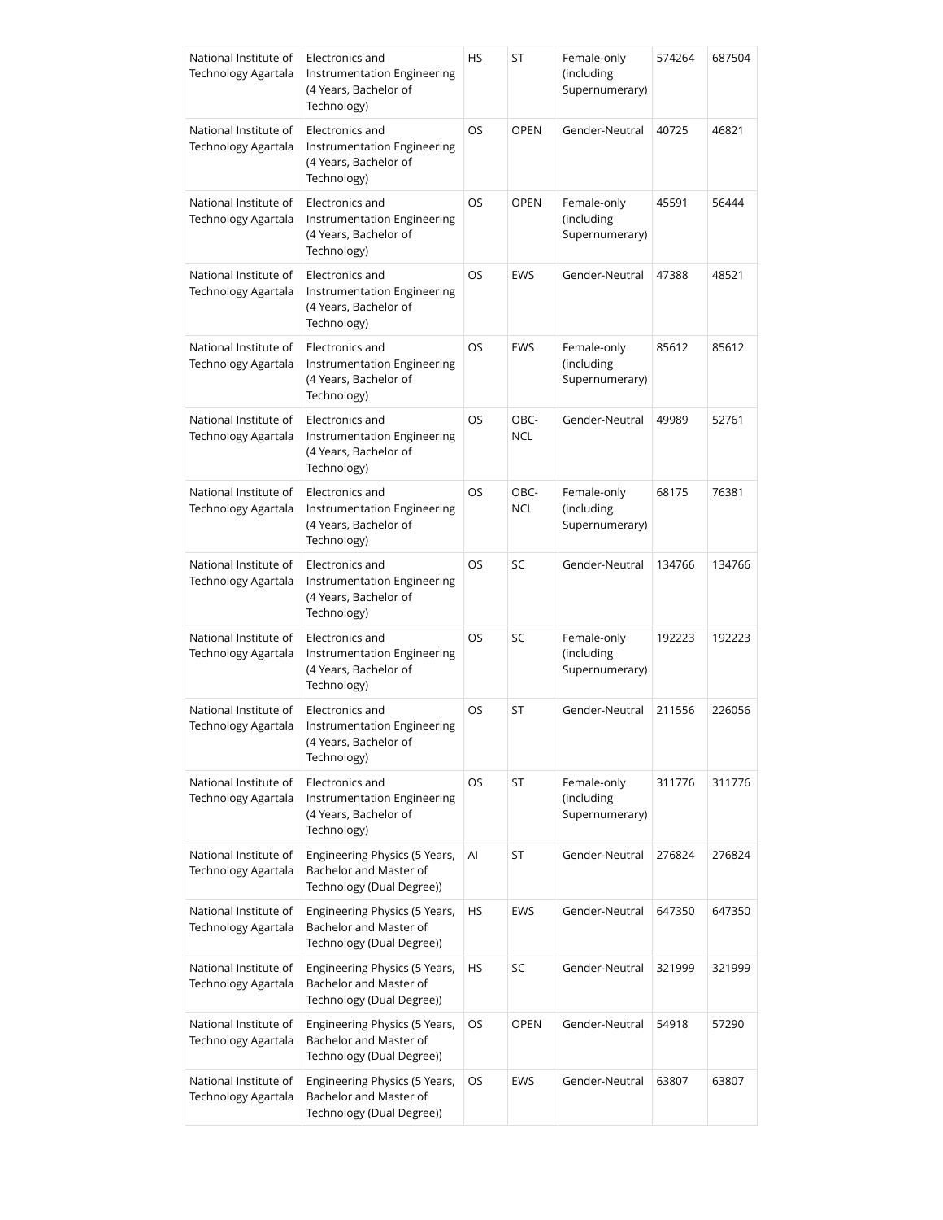| | | | | | | |
|---|---|---|---|---|---|---|
| National Institute of Technology Agartala | Electronics and Instrumentation Engineering (4 Years, Bachelor of Technology) | HS | ST | Female-only (including Supernumerary) | 574264 | 687504 |
| National Institute of Technology Agartala | Electronics and Instrumentation Engineering (4 Years, Bachelor of Technology) | OS | OPEN | Gender-Neutral | 40725 | 46821 |
| National Institute of Technology Agartala | Electronics and Instrumentation Engineering (4 Years, Bachelor of Technology) | OS | OPEN | Female-only (including Supernumerary) | 45591 | 56444 |
| National Institute of Technology Agartala | Electronics and Instrumentation Engineering (4 Years, Bachelor of Technology) | OS | EWS | Gender-Neutral | 47388 | 48521 |
| National Institute of Technology Agartala | Electronics and Instrumentation Engineering (4 Years, Bachelor of Technology) | OS | EWS | Female-only (including Supernumerary) | 85612 | 85612 |
| National Institute of Technology Agartala | Electronics and Instrumentation Engineering (4 Years, Bachelor of Technology) | OS | OBC-NCL | Gender-Neutral | 49989 | 52761 |
| National Institute of Technology Agartala | Electronics and Instrumentation Engineering (4 Years, Bachelor of Technology) | OS | OBC-NCL | Female-only (including Supernumerary) | 68175 | 76381 |
| National Institute of Technology Agartala | Electronics and Instrumentation Engineering (4 Years, Bachelor of Technology) | OS | SC | Gender-Neutral | 134766 | 134766 |
| National Institute of Technology Agartala | Electronics and Instrumentation Engineering (4 Years, Bachelor of Technology) | OS | SC | Female-only (including Supernumerary) | 192223 | 192223 |
| National Institute of Technology Agartala | Electronics and Instrumentation Engineering (4 Years, Bachelor of Technology) | OS | ST | Gender-Neutral | 211556 | 226056 |
| National Institute of Technology Agartala | Electronics and Instrumentation Engineering (4 Years, Bachelor of Technology) | OS | ST | Female-only (including Supernumerary) | 311776 | 311776 |
| National Institute of Technology Agartala | Engineering Physics (5 Years, Bachelor and Master of Technology (Dual Degree)) | AI | ST | Gender-Neutral | 276824 | 276824 |
| National Institute of Technology Agartala | Engineering Physics (5 Years, Bachelor and Master of Technology (Dual Degree)) | HS | EWS | Gender-Neutral | 647350 | 647350 |
| National Institute of Technology Agartala | Engineering Physics (5 Years, Bachelor and Master of Technology (Dual Degree)) | HS | SC | Gender-Neutral | 321999 | 321999 |
| National Institute of Technology Agartala | Engineering Physics (5 Years, Bachelor and Master of Technology (Dual Degree)) | OS | OPEN | Gender-Neutral | 54918 | 57290 |
| National Institute of Technology Agartala | Engineering Physics (5 Years, Bachelor and Master of Technology (Dual Degree)) | OS | EWS | Gender-Neutral | 63807 | 63807 |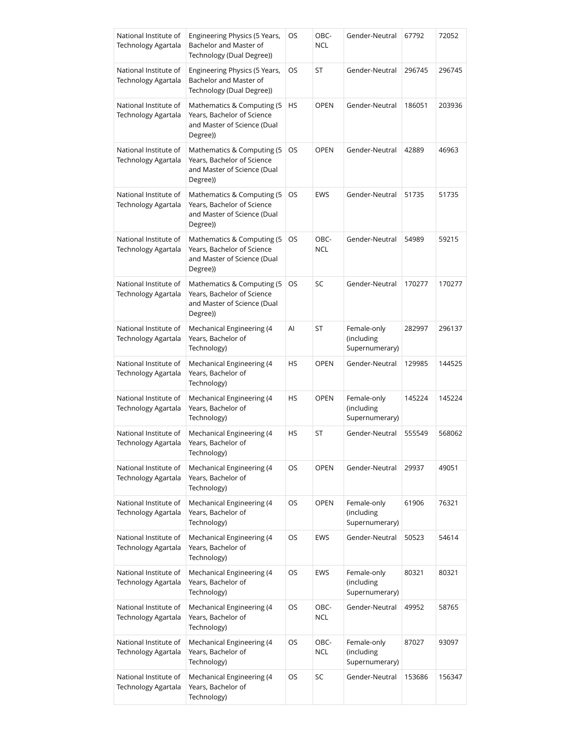| | | | | | | |
|---|---|---|---|---|---|---|
| National Institute of Technology Agartala | Engineering Physics (5 Years, Bachelor and Master of Technology (Dual Degree)) | OS | OBC-NCL | Gender-Neutral | 67792 | 72052 |
| National Institute of Technology Agartala | Engineering Physics (5 Years, Bachelor and Master of Technology (Dual Degree)) | OS | ST | Gender-Neutral | 296745 | 296745 |
| National Institute of Technology Agartala | Mathematics & Computing (5 Years, Bachelor of Science and Master of Science (Dual Degree)) | HS | OPEN | Gender-Neutral | 186051 | 203936 |
| National Institute of Technology Agartala | Mathematics & Computing (5 Years, Bachelor of Science and Master of Science (Dual Degree)) | OS | OPEN | Gender-Neutral | 42889 | 46963 |
| National Institute of Technology Agartala | Mathematics & Computing (5 Years, Bachelor of Science and Master of Science (Dual Degree)) | OS | EWS | Gender-Neutral | 51735 | 51735 |
| National Institute of Technology Agartala | Mathematics & Computing (5 Years, Bachelor of Science and Master of Science (Dual Degree)) | OS | OBC-NCL | Gender-Neutral | 54989 | 59215 |
| National Institute of Technology Agartala | Mathematics & Computing (5 Years, Bachelor of Science and Master of Science (Dual Degree)) | OS | SC | Gender-Neutral | 170277 | 170277 |
| National Institute of Technology Agartala | Mechanical Engineering (4 Years, Bachelor of Technology) | AI | ST | Female-only (including Supernumerary) | 282997 | 296137 |
| National Institute of Technology Agartala | Mechanical Engineering (4 Years, Bachelor of Technology) | HS | OPEN | Gender-Neutral | 129985 | 144525 |
| National Institute of Technology Agartala | Mechanical Engineering (4 Years, Bachelor of Technology) | HS | OPEN | Female-only (including Supernumerary) | 145224 | 145224 |
| National Institute of Technology Agartala | Mechanical Engineering (4 Years, Bachelor of Technology) | HS | ST | Gender-Neutral | 555549 | 568062 |
| National Institute of Technology Agartala | Mechanical Engineering (4 Years, Bachelor of Technology) | OS | OPEN | Gender-Neutral | 29937 | 49051 |
| National Institute of Technology Agartala | Mechanical Engineering (4 Years, Bachelor of Technology) | OS | OPEN | Female-only (including Supernumerary) | 61906 | 76321 |
| National Institute of Technology Agartala | Mechanical Engineering (4 Years, Bachelor of Technology) | OS | EWS | Gender-Neutral | 50523 | 54614 |
| National Institute of Technology Agartala | Mechanical Engineering (4 Years, Bachelor of Technology) | OS | EWS | Female-only (including Supernumerary) | 80321 | 80321 |
| National Institute of Technology Agartala | Mechanical Engineering (4 Years, Bachelor of Technology) | OS | OBC-NCL | Gender-Neutral | 49952 | 58765 |
| National Institute of Technology Agartala | Mechanical Engineering (4 Years, Bachelor of Technology) | OS | OBC-NCL | Female-only (including Supernumerary) | 87027 | 93097 |
| National Institute of Technology Agartala | Mechanical Engineering (4 Years, Bachelor of Technology) | OS | SC | Gender-Neutral | 153686 | 156347 |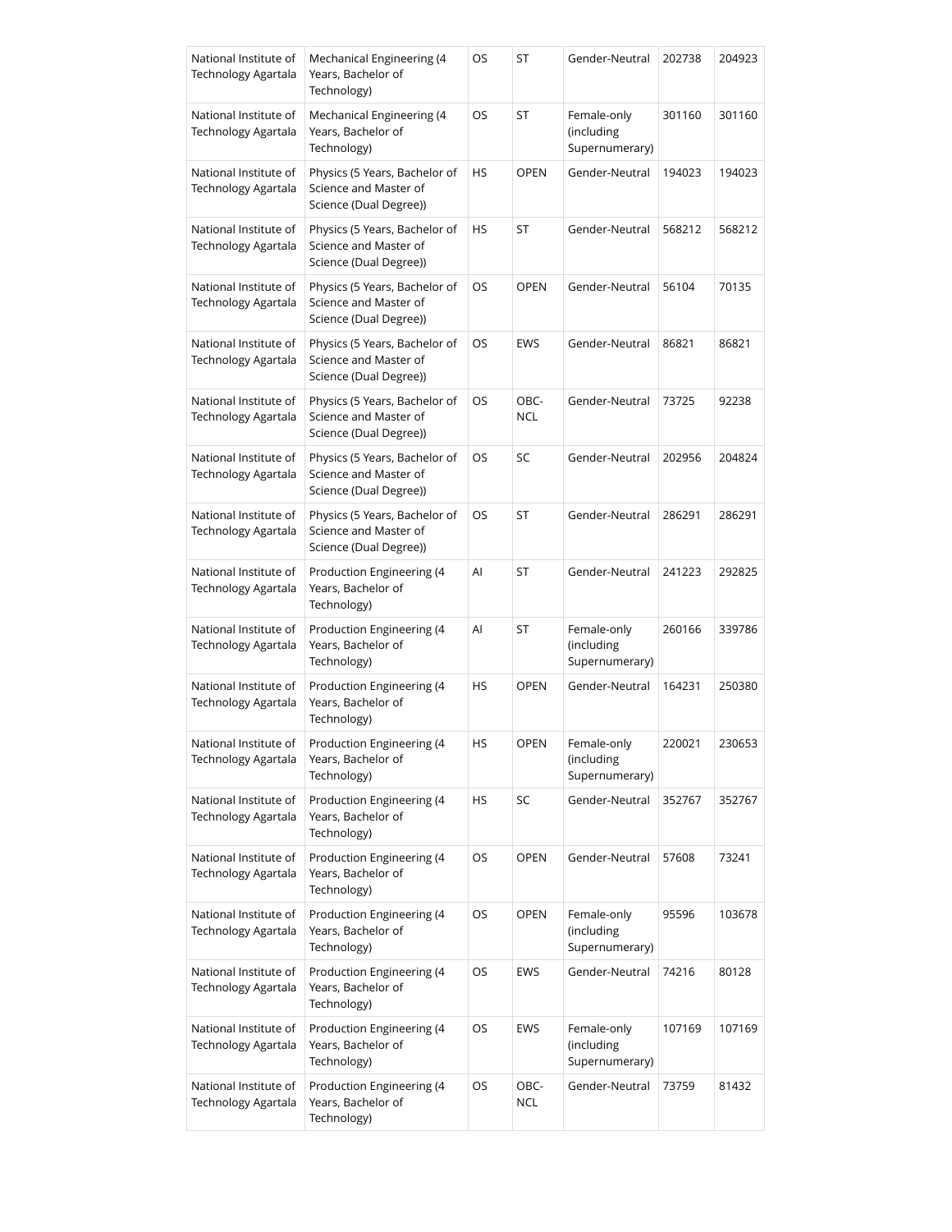| National Institute of Technology Agartala | Mechanical Engineering (4 Years, Bachelor of Technology) | OS | ST | Gender-Neutral | 202738 | 204923 |
|---|---|---|---|---|---|---|
| National Institute of Technology Agartala | Mechanical Engineering (4 Years, Bachelor of Technology) | OS | ST | Female-only (including Supernumerary) | 301160 | 301160 |
| National Institute of Technology Agartala | Physics (5 Years, Bachelor of Science and Master of Science (Dual Degree)) | HS | OPEN | Gender-Neutral | 194023 | 194023 |
| National Institute of Technology Agartala | Physics (5 Years, Bachelor of Science and Master of Science (Dual Degree)) | HS | ST | Gender-Neutral | 568212 | 568212 |
| National Institute of Technology Agartala | Physics (5 Years, Bachelor of Science and Master of Science (Dual Degree)) | OS | OPEN | Gender-Neutral | 56104 | 70135 |
| National Institute of Technology Agartala | Physics (5 Years, Bachelor of Science and Master of Science (Dual Degree)) | OS | EWS | Gender-Neutral | 86821 | 86821 |
| National Institute of Technology Agartala | Physics (5 Years, Bachelor of Science and Master of Science (Dual Degree)) | OS | OBC-NCL | Gender-Neutral | 73725 | 92238 |
| National Institute of Technology Agartala | Physics (5 Years, Bachelor of Science and Master of Science (Dual Degree)) | OS | SC | Gender-Neutral | 202956 | 204824 |
| National Institute of Technology Agartala | Physics (5 Years, Bachelor of Science and Master of Science (Dual Degree)) | OS | ST | Gender-Neutral | 286291 | 286291 |
| National Institute of Technology Agartala | Production Engineering (4 Years, Bachelor of Technology) | AI | ST | Gender-Neutral | 241223 | 292825 |
| National Institute of Technology Agartala | Production Engineering (4 Years, Bachelor of Technology) | AI | ST | Female-only (including Supernumerary) | 260166 | 339786 |
| National Institute of Technology Agartala | Production Engineering (4 Years, Bachelor of Technology) | HS | OPEN | Gender-Neutral | 164231 | 250380 |
| National Institute of Technology Agartala | Production Engineering (4 Years, Bachelor of Technology) | HS | OPEN | Female-only (including Supernumerary) | 220021 | 230653 |
| National Institute of Technology Agartala | Production Engineering (4 Years, Bachelor of Technology) | HS | SC | Gender-Neutral | 352767 | 352767 |
| National Institute of Technology Agartala | Production Engineering (4 Years, Bachelor of Technology) | OS | OPEN | Gender-Neutral | 57608 | 73241 |
| National Institute of Technology Agartala | Production Engineering (4 Years, Bachelor of Technology) | OS | OPEN | Female-only (including Supernumerary) | 95596 | 103678 |
| National Institute of Technology Agartala | Production Engineering (4 Years, Bachelor of Technology) | OS | EWS | Gender-Neutral | 74216 | 80128 |
| National Institute of Technology Agartala | Production Engineering (4 Years, Bachelor of Technology) | OS | EWS | Female-only (including Supernumerary) | 107169 | 107169 |
| National Institute of Technology Agartala | Production Engineering (4 Years, Bachelor of Technology) | OS | OBC-NCL | Gender-Neutral | 73759 | 81432 |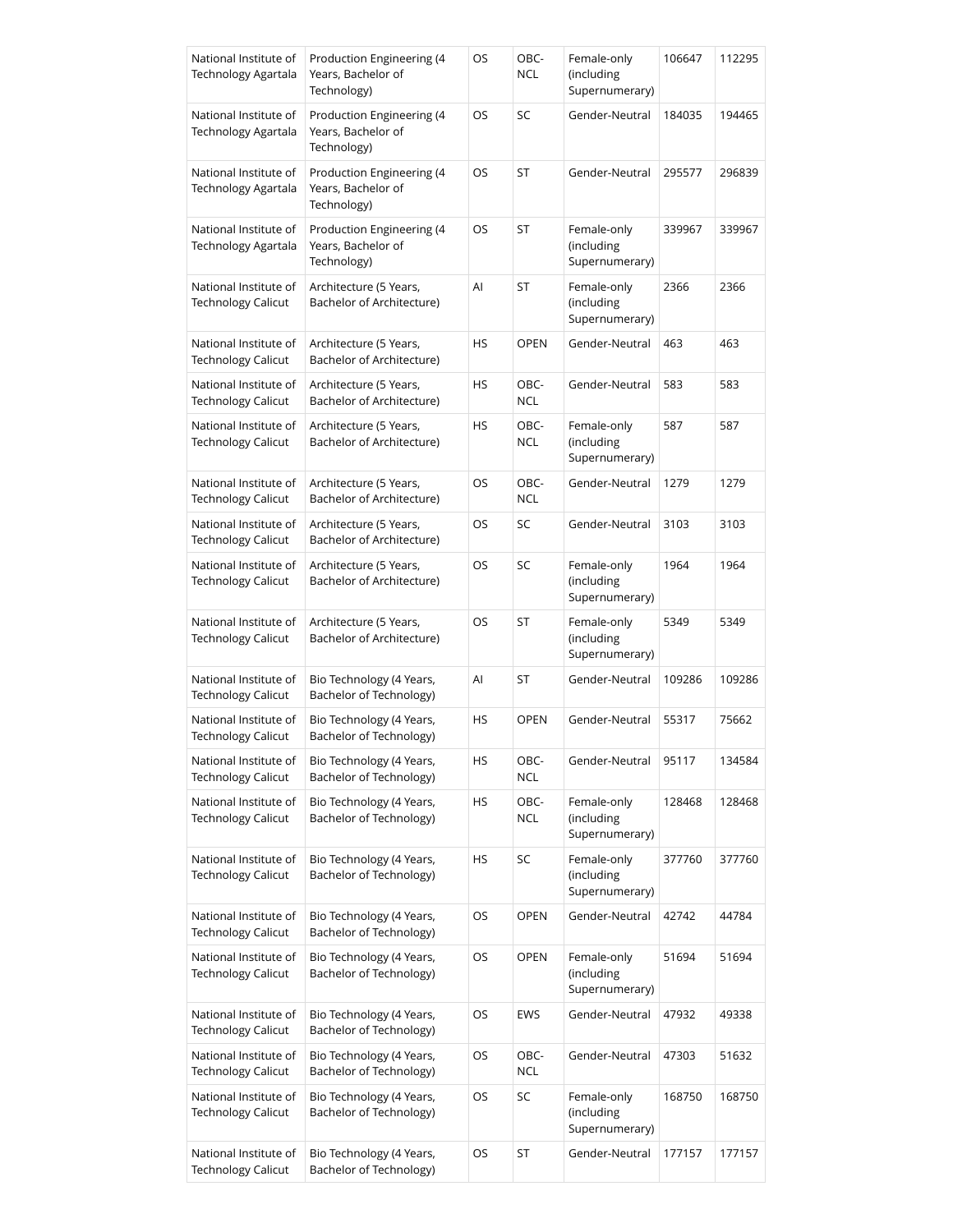| National Institute of Technology Agartala | Production Engineering (4 Years, Bachelor of Technology) | OS | OBC-NCL | Female-only (including Supernumerary) | 106647 | 112295 |
|---|---|---|---|---|---|---|
| National Institute of Technology Agartala | Production Engineering (4 Years, Bachelor of Technology) | OS | SC | Gender-Neutral | 184035 | 194465 |
| National Institute of Technology Agartala | Production Engineering (4 Years, Bachelor of Technology) | OS | ST | Gender-Neutral | 295577 | 296839 |
| National Institute of Technology Agartala | Production Engineering (4 Years, Bachelor of Technology) | OS | ST | Female-only (including Supernumerary) | 339967 | 339967 |
| National Institute of Technology Calicut | Architecture (5 Years, Bachelor of Architecture) | AI | ST | Female-only (including Supernumerary) | 2366 | 2366 |
| National Institute of Technology Calicut | Architecture (5 Years, Bachelor of Architecture) | HS | OPEN | Gender-Neutral | 463 | 463 |
| National Institute of Technology Calicut | Architecture (5 Years, Bachelor of Architecture) | HS | OBC-NCL | Gender-Neutral | 583 | 583 |
| National Institute of Technology Calicut | Architecture (5 Years, Bachelor of Architecture) | HS | OBC-NCL | Female-only (including Supernumerary) | 587 | 587 |
| National Institute of Technology Calicut | Architecture (5 Years, Bachelor of Architecture) | OS | OBC-NCL | Gender-Neutral | 1279 | 1279 |
| National Institute of Technology Calicut | Architecture (5 Years, Bachelor of Architecture) | OS | SC | Gender-Neutral | 3103 | 3103 |
| National Institute of Technology Calicut | Architecture (5 Years, Bachelor of Architecture) | OS | SC | Female-only (including Supernumerary) | 1964 | 1964 |
| National Institute of Technology Calicut | Architecture (5 Years, Bachelor of Architecture) | OS | ST | Female-only (including Supernumerary) | 5349 | 5349 |
| National Institute of Technology Calicut | Bio Technology (4 Years, Bachelor of Technology) | AI | ST | Gender-Neutral | 109286 | 109286 |
| National Institute of Technology Calicut | Bio Technology (4 Years, Bachelor of Technology) | HS | OPEN | Gender-Neutral | 55317 | 75662 |
| National Institute of Technology Calicut | Bio Technology (4 Years, Bachelor of Technology) | HS | OBC-NCL | Gender-Neutral | 95117 | 134584 |
| National Institute of Technology Calicut | Bio Technology (4 Years, Bachelor of Technology) | HS | OBC-NCL | Female-only (including Supernumerary) | 128468 | 128468 |
| National Institute of Technology Calicut | Bio Technology (4 Years, Bachelor of Technology) | HS | SC | Female-only (including Supernumerary) | 377760 | 377760 |
| National Institute of Technology Calicut | Bio Technology (4 Years, Bachelor of Technology) | OS | OPEN | Gender-Neutral | 42742 | 44784 |
| National Institute of Technology Calicut | Bio Technology (4 Years, Bachelor of Technology) | OS | OPEN | Female-only (including Supernumerary) | 51694 | 51694 |
| National Institute of Technology Calicut | Bio Technology (4 Years, Bachelor of Technology) | OS | EWS | Gender-Neutral | 47932 | 49338 |
| National Institute of Technology Calicut | Bio Technology (4 Years, Bachelor of Technology) | OS | OBC-NCL | Gender-Neutral | 47303 | 51632 |
| National Institute of Technology Calicut | Bio Technology (4 Years, Bachelor of Technology) | OS | SC | Female-only (including Supernumerary) | 168750 | 168750 |
| National Institute of Technology Calicut | Bio Technology (4 Years, Bachelor of Technology) | OS | ST | Gender-Neutral | 177157 | 177157 |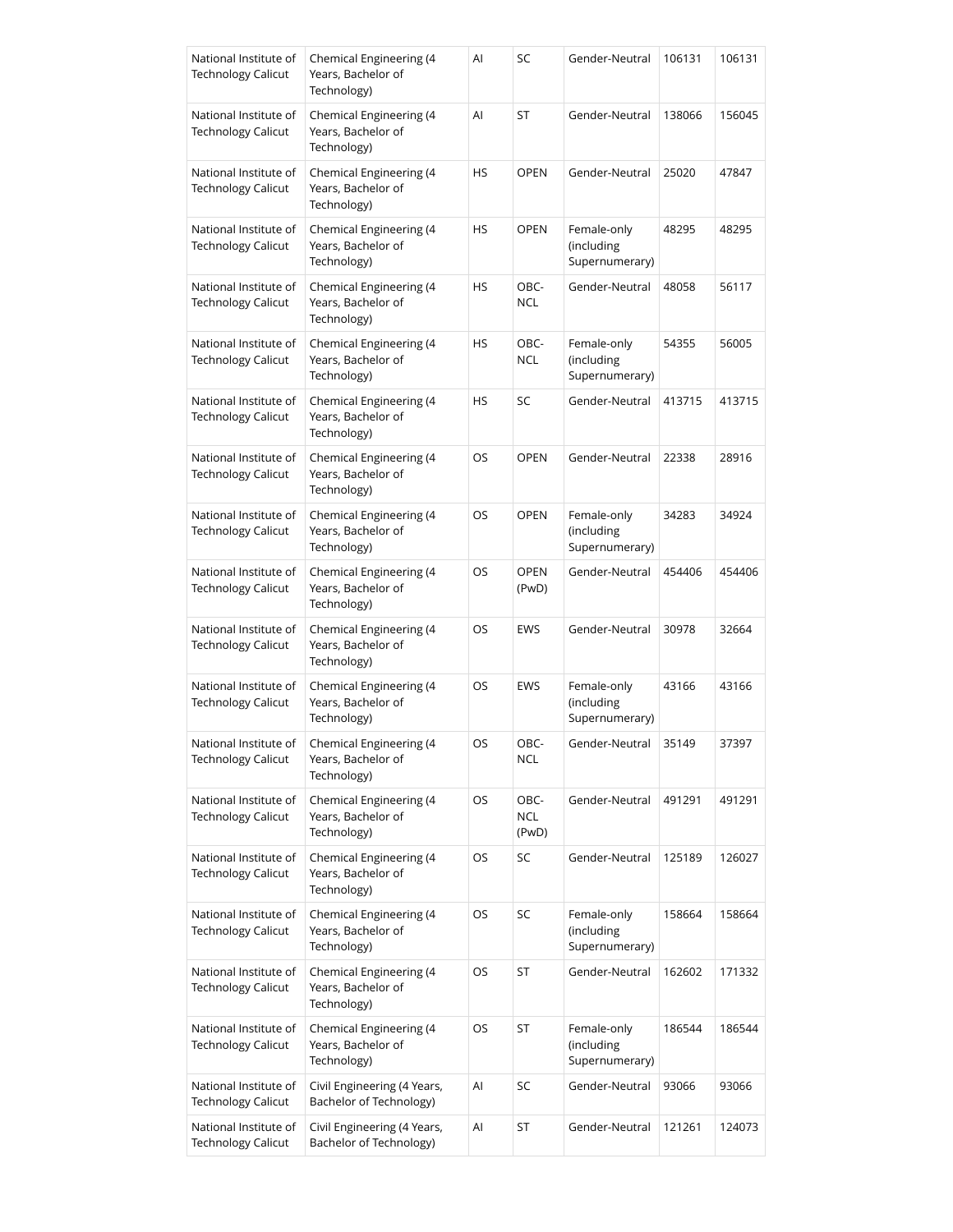| National Institute of Technology Calicut | Chemical Engineering (4 Years, Bachelor of Technology) | AI | SC | Gender-Neutral | 106131 | 106131 |
|---|---|---|---|---|---|---|
| National Institute of Technology Calicut | Chemical Engineering (4 Years, Bachelor of Technology) | AI | ST | Gender-Neutral | 138066 | 156045 |
| National Institute of Technology Calicut | Chemical Engineering (4 Years, Bachelor of Technology) | HS | OPEN | Gender-Neutral | 25020 | 47847 |
| National Institute of Technology Calicut | Chemical Engineering (4 Years, Bachelor of Technology) | HS | OPEN | Female-only (including Supernumerary) | 48295 | 48295 |
| National Institute of Technology Calicut | Chemical Engineering (4 Years, Bachelor of Technology) | HS | OBC-NCL | Gender-Neutral | 48058 | 56117 |
| National Institute of Technology Calicut | Chemical Engineering (4 Years, Bachelor of Technology) | HS | OBC-NCL | Female-only (including Supernumerary) | 54355 | 56005 |
| National Institute of Technology Calicut | Chemical Engineering (4 Years, Bachelor of Technology) | HS | SC | Gender-Neutral | 413715 | 413715 |
| National Institute of Technology Calicut | Chemical Engineering (4 Years, Bachelor of Technology) | OS | OPEN | Gender-Neutral | 22338 | 28916 |
| National Institute of Technology Calicut | Chemical Engineering (4 Years, Bachelor of Technology) | OS | OPEN | Female-only (including Supernumerary) | 34283 | 34924 |
| National Institute of Technology Calicut | Chemical Engineering (4 Years, Bachelor of Technology) | OS | OPEN (PwD) | Gender-Neutral | 454406 | 454406 |
| National Institute of Technology Calicut | Chemical Engineering (4 Years, Bachelor of Technology) | OS | EWS | Gender-Neutral | 30978 | 32664 |
| National Institute of Technology Calicut | Chemical Engineering (4 Years, Bachelor of Technology) | OS | EWS | Female-only (including Supernumerary) | 43166 | 43166 |
| National Institute of Technology Calicut | Chemical Engineering (4 Years, Bachelor of Technology) | OS | OBC-NCL | Gender-Neutral | 35149 | 37397 |
| National Institute of Technology Calicut | Chemical Engineering (4 Years, Bachelor of Technology) | OS | OBC-NCL (PwD) | Gender-Neutral | 491291 | 491291 |
| National Institute of Technology Calicut | Chemical Engineering (4 Years, Bachelor of Technology) | OS | SC | Gender-Neutral | 125189 | 126027 |
| National Institute of Technology Calicut | Chemical Engineering (4 Years, Bachelor of Technology) | OS | SC | Female-only (including Supernumerary) | 158664 | 158664 |
| National Institute of Technology Calicut | Chemical Engineering (4 Years, Bachelor of Technology) | OS | ST | Gender-Neutral | 162602 | 171332 |
| National Institute of Technology Calicut | Chemical Engineering (4 Years, Bachelor of Technology) | OS | ST | Female-only (including Supernumerary) | 186544 | 186544 |
| National Institute of Technology Calicut | Civil Engineering (4 Years, Bachelor of Technology) | AI | SC | Gender-Neutral | 93066 | 93066 |
| National Institute of Technology Calicut | Civil Engineering (4 Years, Bachelor of Technology) | AI | ST | Gender-Neutral | 121261 | 124073 |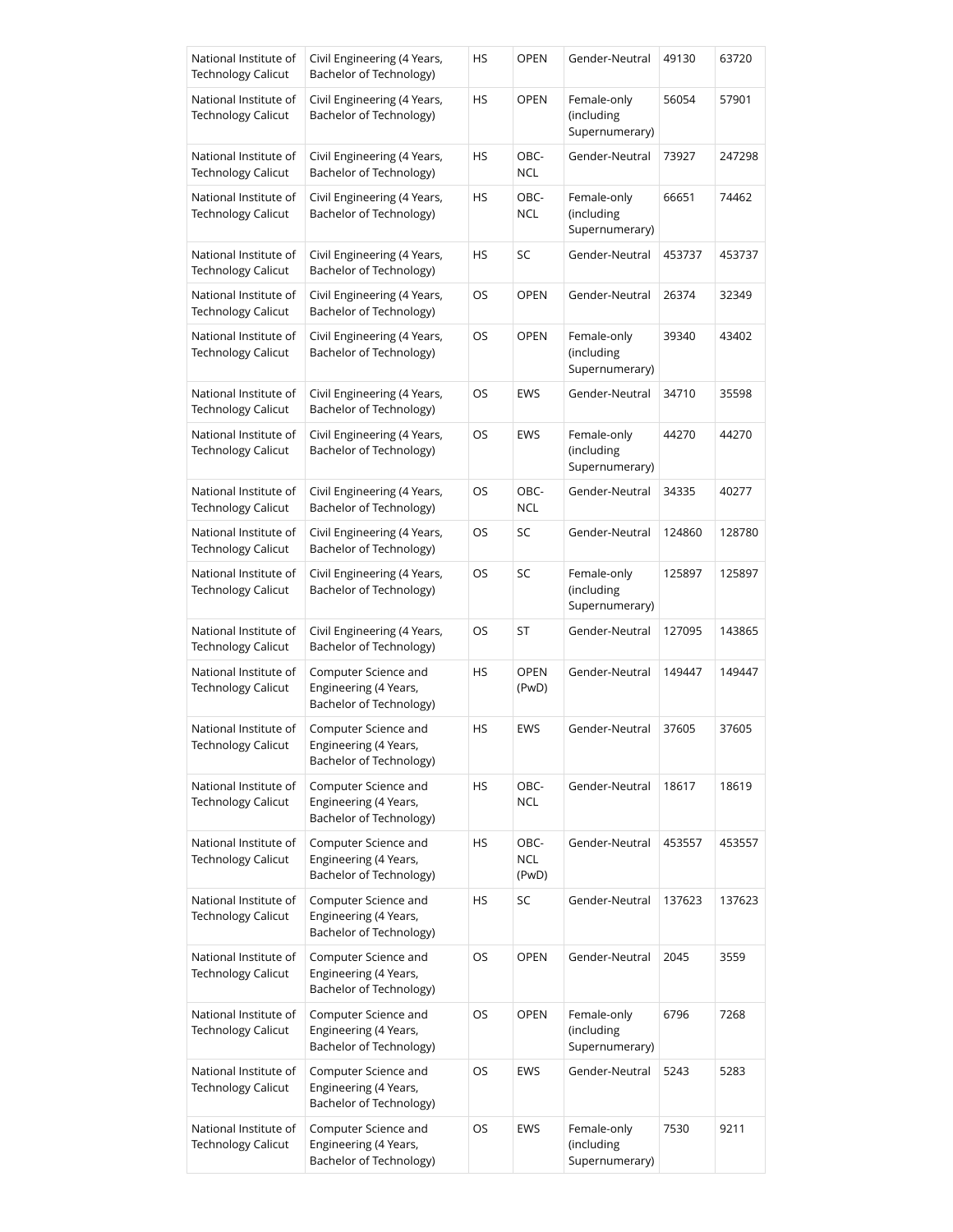| National Institute of Technology Calicut | Civil Engineering (4 Years, Bachelor of Technology) | HS | OPEN | Gender-Neutral | 49130 | 63720 |
|---|---|---|---|---|---|---|
| National Institute of Technology Calicut | Civil Engineering (4 Years, Bachelor of Technology) | HS | OPEN | Female-only (including Supernumerary) | 56054 | 57901 |
| National Institute of Technology Calicut | Civil Engineering (4 Years, Bachelor of Technology) | HS | OBC-NCL | Gender-Neutral | 73927 | 247298 |
| National Institute of Technology Calicut | Civil Engineering (4 Years, Bachelor of Technology) | HS | OBC-NCL | Female-only (including Supernumerary) | 66651 | 74462 |
| National Institute of Technology Calicut | Civil Engineering (4 Years, Bachelor of Technology) | HS | SC | Gender-Neutral | 453737 | 453737 |
| National Institute of Technology Calicut | Civil Engineering (4 Years, Bachelor of Technology) | OS | OPEN | Gender-Neutral | 26374 | 32349 |
| National Institute of Technology Calicut | Civil Engineering (4 Years, Bachelor of Technology) | OS | OPEN | Female-only (including Supernumerary) | 39340 | 43402 |
| National Institute of Technology Calicut | Civil Engineering (4 Years, Bachelor of Technology) | OS | EWS | Gender-Neutral | 34710 | 35598 |
| National Institute of Technology Calicut | Civil Engineering (4 Years, Bachelor of Technology) | OS | EWS | Female-only (including Supernumerary) | 44270 | 44270 |
| National Institute of Technology Calicut | Civil Engineering (4 Years, Bachelor of Technology) | OS | OBC-NCL | Gender-Neutral | 34335 | 40277 |
| National Institute of Technology Calicut | Civil Engineering (4 Years, Bachelor of Technology) | OS | SC | Gender-Neutral | 124860 | 128780 |
| National Institute of Technology Calicut | Civil Engineering (4 Years, Bachelor of Technology) | OS | SC | Female-only (including Supernumerary) | 125897 | 125897 |
| National Institute of Technology Calicut | Civil Engineering (4 Years, Bachelor of Technology) | OS | ST | Gender-Neutral | 127095 | 143865 |
| National Institute of Technology Calicut | Computer Science and Engineering (4 Years, Bachelor of Technology) | HS | OPEN (PwD) | Gender-Neutral | 149447 | 149447 |
| National Institute of Technology Calicut | Computer Science and Engineering (4 Years, Bachelor of Technology) | HS | EWS | Gender-Neutral | 37605 | 37605 |
| National Institute of Technology Calicut | Computer Science and Engineering (4 Years, Bachelor of Technology) | HS | OBC-NCL | Gender-Neutral | 18617 | 18619 |
| National Institute of Technology Calicut | Computer Science and Engineering (4 Years, Bachelor of Technology) | HS | OBC-NCL (PwD) | Gender-Neutral | 453557 | 453557 |
| National Institute of Technology Calicut | Computer Science and Engineering (4 Years, Bachelor of Technology) | HS | SC | Gender-Neutral | 137623 | 137623 |
| National Institute of Technology Calicut | Computer Science and Engineering (4 Years, Bachelor of Technology) | OS | OPEN | Gender-Neutral | 2045 | 3559 |
| National Institute of Technology Calicut | Computer Science and Engineering (4 Years, Bachelor of Technology) | OS | OPEN | Female-only (including Supernumerary) | 6796 | 7268 |
| National Institute of Technology Calicut | Computer Science and Engineering (4 Years, Bachelor of Technology) | OS | EWS | Gender-Neutral | 5243 | 5283 |
| National Institute of Technology Calicut | Computer Science and Engineering (4 Years, Bachelor of Technology) | OS | EWS | Female-only (including Supernumerary) | 7530 | 9211 |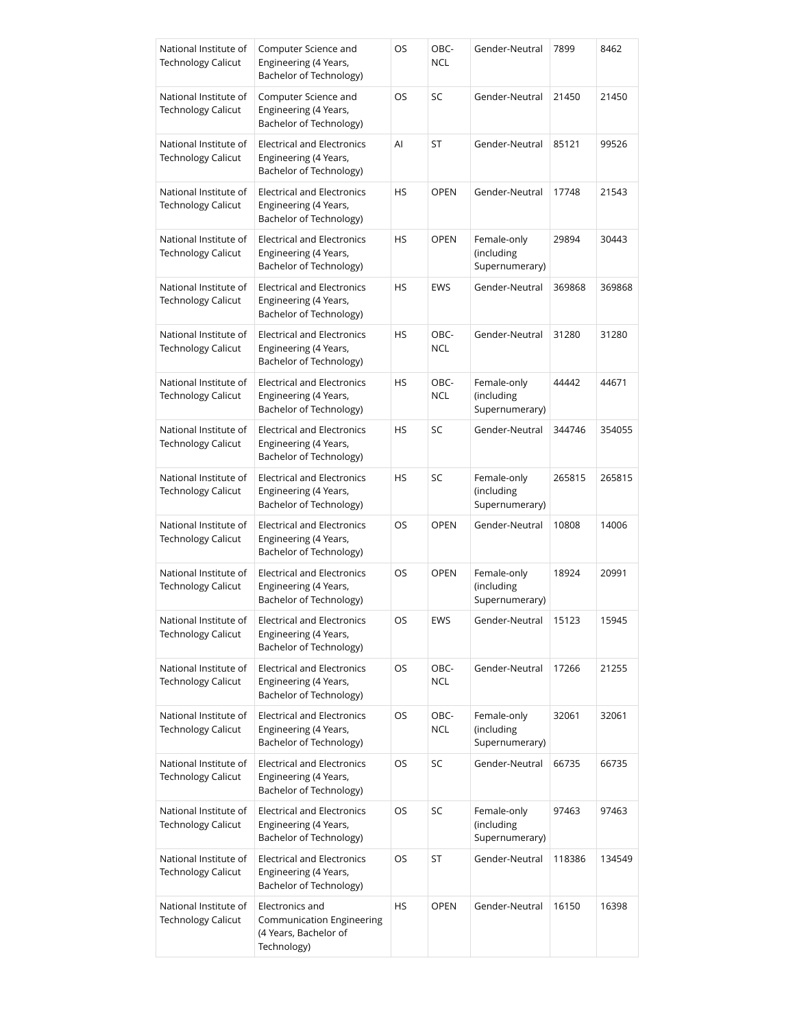| National Institute of Technology Calicut | Computer Science and Engineering (4 Years, Bachelor of Technology) | OS | OBC-NCL | Gender-Neutral | 7899 | 8462 |
|---|---|---|---|---|---|---|
| National Institute of Technology Calicut | Computer Science and Engineering (4 Years, Bachelor of Technology) | OS | SC | Gender-Neutral | 21450 | 21450 |
| National Institute of Technology Calicut | Electrical and Electronics Engineering (4 Years, Bachelor of Technology) | AI | ST | Gender-Neutral | 85121 | 99526 |
| National Institute of Technology Calicut | Electrical and Electronics Engineering (4 Years, Bachelor of Technology) | HS | OPEN | Gender-Neutral | 17748 | 21543 |
| National Institute of Technology Calicut | Electrical and Electronics Engineering (4 Years, Bachelor of Technology) | HS | OPEN | Female-only (including Supernumerary) | 29894 | 30443 |
| National Institute of Technology Calicut | Electrical and Electronics Engineering (4 Years, Bachelor of Technology) | HS | EWS | Gender-Neutral | 369868 | 369868 |
| National Institute of Technology Calicut | Electrical and Electronics Engineering (4 Years, Bachelor of Technology) | HS | OBC-NCL | Gender-Neutral | 31280 | 31280 |
| National Institute of Technology Calicut | Electrical and Electronics Engineering (4 Years, Bachelor of Technology) | HS | OBC-NCL | Female-only (including Supernumerary) | 44442 | 44671 |
| National Institute of Technology Calicut | Electrical and Electronics Engineering (4 Years, Bachelor of Technology) | HS | SC | Gender-Neutral | 344746 | 354055 |
| National Institute of Technology Calicut | Electrical and Electronics Engineering (4 Years, Bachelor of Technology) | HS | SC | Female-only (including Supernumerary) | 265815 | 265815 |
| National Institute of Technology Calicut | Electrical and Electronics Engineering (4 Years, Bachelor of Technology) | OS | OPEN | Gender-Neutral | 10808 | 14006 |
| National Institute of Technology Calicut | Electrical and Electronics Engineering (4 Years, Bachelor of Technology) | OS | OPEN | Female-only (including Supernumerary) | 18924 | 20991 |
| National Institute of Technology Calicut | Electrical and Electronics Engineering (4 Years, Bachelor of Technology) | OS | EWS | Gender-Neutral | 15123 | 15945 |
| National Institute of Technology Calicut | Electrical and Electronics Engineering (4 Years, Bachelor of Technology) | OS | OBC-NCL | Gender-Neutral | 17266 | 21255 |
| National Institute of Technology Calicut | Electrical and Electronics Engineering (4 Years, Bachelor of Technology) | OS | OBC-NCL | Female-only (including Supernumerary) | 32061 | 32061 |
| National Institute of Technology Calicut | Electrical and Electronics Engineering (4 Years, Bachelor of Technology) | OS | SC | Gender-Neutral | 66735 | 66735 |
| National Institute of Technology Calicut | Electrical and Electronics Engineering (4 Years, Bachelor of Technology) | OS | SC | Female-only (including Supernumerary) | 97463 | 97463 |
| National Institute of Technology Calicut | Electrical and Electronics Engineering (4 Years, Bachelor of Technology) | OS | ST | Gender-Neutral | 118386 | 134549 |
| National Institute of Technology Calicut | Electronics and Communication Engineering (4 Years, Bachelor of Technology) | HS | OPEN | Gender-Neutral | 16150 | 16398 |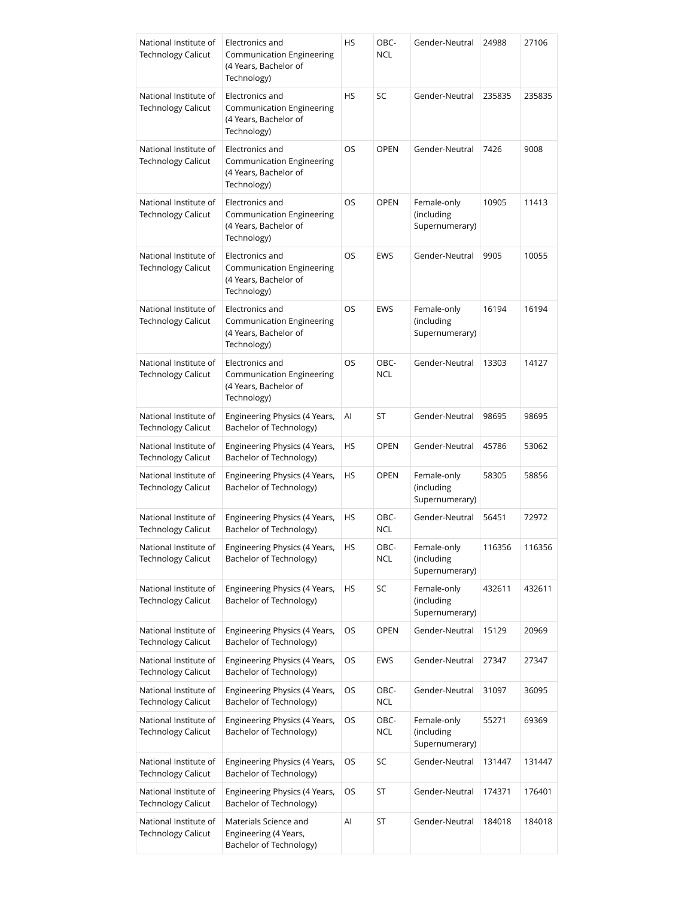| National Institute of Technology Calicut | Electronics and Communication Engineering (4 Years, Bachelor of Technology) | HS | OBC-NCL | Gender-Neutral | 24988 | 27106 |
|---|---|---|---|---|---|---|
| National Institute of Technology Calicut | Electronics and Communication Engineering (4 Years, Bachelor of Technology) | HS | SC | Gender-Neutral | 235835 | 235835 |
| National Institute of Technology Calicut | Electronics and Communication Engineering (4 Years, Bachelor of Technology) | OS | OPEN | Gender-Neutral | 7426 | 9008 |
| National Institute of Technology Calicut | Electronics and Communication Engineering (4 Years, Bachelor of Technology) | OS | OPEN | Female-only (including Supernumerary) | 10905 | 11413 |
| National Institute of Technology Calicut | Electronics and Communication Engineering (4 Years, Bachelor of Technology) | OS | EWS | Gender-Neutral | 9905 | 10055 |
| National Institute of Technology Calicut | Electronics and Communication Engineering (4 Years, Bachelor of Technology) | OS | EWS | Female-only (including Supernumerary) | 16194 | 16194 |
| National Institute of Technology Calicut | Electronics and Communication Engineering (4 Years, Bachelor of Technology) | OS | OBC-NCL | Gender-Neutral | 13303 | 14127 |
| National Institute of Technology Calicut | Engineering Physics (4 Years, Bachelor of Technology) | AI | ST | Gender-Neutral | 98695 | 98695 |
| National Institute of Technology Calicut | Engineering Physics (4 Years, Bachelor of Technology) | HS | OPEN | Gender-Neutral | 45786 | 53062 |
| National Institute of Technology Calicut | Engineering Physics (4 Years, Bachelor of Technology) | HS | OPEN | Female-only (including Supernumerary) | 58305 | 58856 |
| National Institute of Technology Calicut | Engineering Physics (4 Years, Bachelor of Technology) | HS | OBC-NCL | Gender-Neutral | 56451 | 72972 |
| National Institute of Technology Calicut | Engineering Physics (4 Years, Bachelor of Technology) | HS | OBC-NCL | Female-only (including Supernumerary) | 116356 | 116356 |
| National Institute of Technology Calicut | Engineering Physics (4 Years, Bachelor of Technology) | HS | SC | Female-only (including Supernumerary) | 432611 | 432611 |
| National Institute of Technology Calicut | Engineering Physics (4 Years, Bachelor of Technology) | OS | OPEN | Gender-Neutral | 15129 | 20969 |
| National Institute of Technology Calicut | Engineering Physics (4 Years, Bachelor of Technology) | OS | EWS | Gender-Neutral | 27347 | 27347 |
| National Institute of Technology Calicut | Engineering Physics (4 Years, Bachelor of Technology) | OS | OBC-NCL | Gender-Neutral | 31097 | 36095 |
| National Institute of Technology Calicut | Engineering Physics (4 Years, Bachelor of Technology) | OS | OBC-NCL | Female-only (including Supernumerary) | 55271 | 69369 |
| National Institute of Technology Calicut | Engineering Physics (4 Years, Bachelor of Technology) | OS | SC | Gender-Neutral | 131447 | 131447 |
| National Institute of Technology Calicut | Engineering Physics (4 Years, Bachelor of Technology) | OS | ST | Gender-Neutral | 174371 | 176401 |
| National Institute of Technology Calicut | Materials Science and Engineering (4 Years, Bachelor of Technology) | AI | ST | Gender-Neutral | 184018 | 184018 |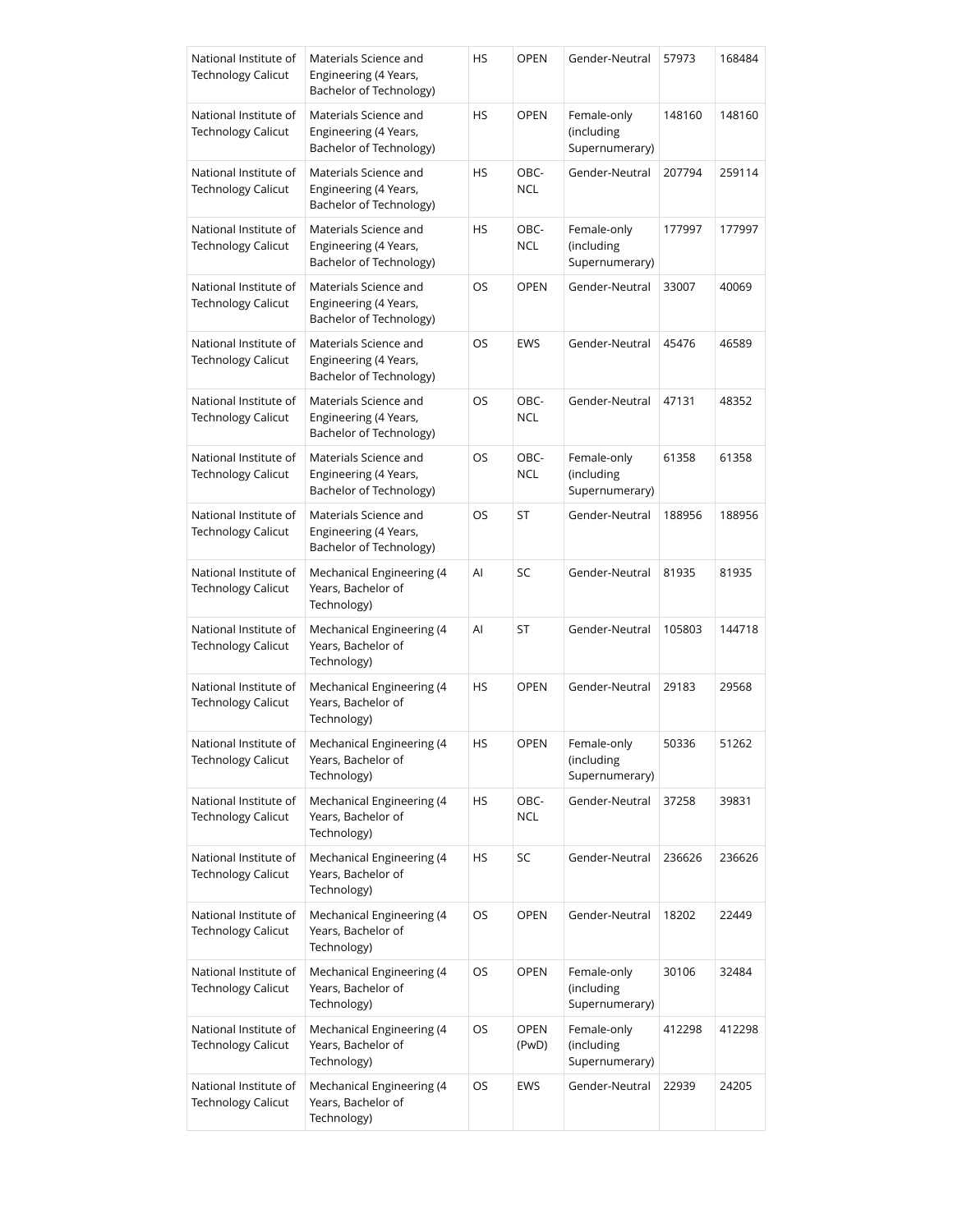| National Institute of Technology Calicut | Materials Science and Engineering (4 Years, Bachelor of Technology) | HS | OPEN | Gender-Neutral | 57973 | 168484 |
|---|---|---|---|---|---|---|
| National Institute of Technology Calicut | Materials Science and Engineering (4 Years, Bachelor of Technology) | HS | OPEN | Female-only (including Supernumerary) | 148160 | 148160 |
| National Institute of Technology Calicut | Materials Science and Engineering (4 Years, Bachelor of Technology) | HS | OBC-NCL | Gender-Neutral | 207794 | 259114 |
| National Institute of Technology Calicut | Materials Science and Engineering (4 Years, Bachelor of Technology) | HS | OBC-NCL | Female-only (including Supernumerary) | 177997 | 177997 |
| National Institute of Technology Calicut | Materials Science and Engineering (4 Years, Bachelor of Technology) | OS | OPEN | Gender-Neutral | 33007 | 40069 |
| National Institute of Technology Calicut | Materials Science and Engineering (4 Years, Bachelor of Technology) | OS | EWS | Gender-Neutral | 45476 | 46589 |
| National Institute of Technology Calicut | Materials Science and Engineering (4 Years, Bachelor of Technology) | OS | OBC-NCL | Gender-Neutral | 47131 | 48352 |
| National Institute of Technology Calicut | Materials Science and Engineering (4 Years, Bachelor of Technology) | OS | OBC-NCL | Female-only (including Supernumerary) | 61358 | 61358 |
| National Institute of Technology Calicut | Materials Science and Engineering (4 Years, Bachelor of Technology) | OS | ST | Gender-Neutral | 188956 | 188956 |
| National Institute of Technology Calicut | Mechanical Engineering (4 Years, Bachelor of Technology) | AI | SC | Gender-Neutral | 81935 | 81935 |
| National Institute of Technology Calicut | Mechanical Engineering (4 Years, Bachelor of Technology) | AI | ST | Gender-Neutral | 105803 | 144718 |
| National Institute of Technology Calicut | Mechanical Engineering (4 Years, Bachelor of Technology) | HS | OPEN | Gender-Neutral | 29183 | 29568 |
| National Institute of Technology Calicut | Mechanical Engineering (4 Years, Bachelor of Technology) | HS | OPEN | Female-only (including Supernumerary) | 50336 | 51262 |
| National Institute of Technology Calicut | Mechanical Engineering (4 Years, Bachelor of Technology) | HS | OBC-NCL | Gender-Neutral | 37258 | 39831 |
| National Institute of Technology Calicut | Mechanical Engineering (4 Years, Bachelor of Technology) | HS | SC | Gender-Neutral | 236626 | 236626 |
| National Institute of Technology Calicut | Mechanical Engineering (4 Years, Bachelor of Technology) | OS | OPEN | Gender-Neutral | 18202 | 22449 |
| National Institute of Technology Calicut | Mechanical Engineering (4 Years, Bachelor of Technology) | OS | OPEN | Female-only (including Supernumerary) | 30106 | 32484 |
| National Institute of Technology Calicut | Mechanical Engineering (4 Years, Bachelor of Technology) | OS | OPEN (PwD) | Female-only (including Supernumerary) | 412298 | 412298 |
| National Institute of Technology Calicut | Mechanical Engineering (4 Years, Bachelor of Technology) | OS | EWS | Gender-Neutral | 22939 | 24205 |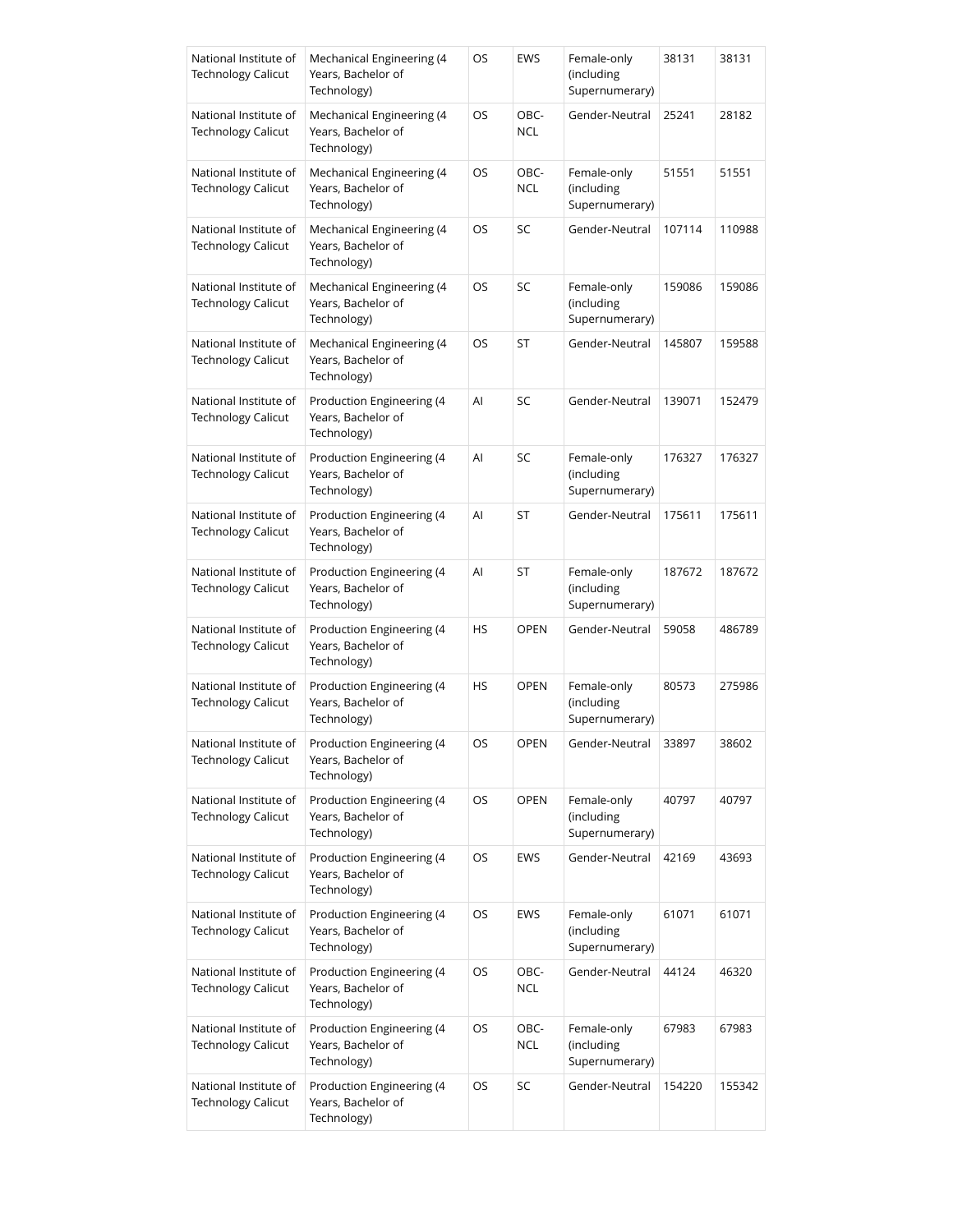| National Institute of Technology Calicut | Mechanical Engineering (4 Years, Bachelor of Technology) | OS | EWS | Female-only (including Supernumerary) | 38131 | 38131 |
|---|---|---|---|---|---|---|
| National Institute of Technology Calicut | Mechanical Engineering (4 Years, Bachelor of Technology) | OS | OBC-NCL | Gender-Neutral | 25241 | 28182 |
| National Institute of Technology Calicut | Mechanical Engineering (4 Years, Bachelor of Technology) | OS | OBC-NCL | Female-only (including Supernumerary) | 51551 | 51551 |
| National Institute of Technology Calicut | Mechanical Engineering (4 Years, Bachelor of Technology) | OS | SC | Gender-Neutral | 107114 | 110988 |
| National Institute of Technology Calicut | Mechanical Engineering (4 Years, Bachelor of Technology) | OS | SC | Female-only (including Supernumerary) | 159086 | 159086 |
| National Institute of Technology Calicut | Mechanical Engineering (4 Years, Bachelor of Technology) | OS | ST | Gender-Neutral | 145807 | 159588 |
| National Institute of Technology Calicut | Production Engineering (4 Years, Bachelor of Technology) | AI | SC | Gender-Neutral | 139071 | 152479 |
| National Institute of Technology Calicut | Production Engineering (4 Years, Bachelor of Technology) | AI | SC | Female-only (including Supernumerary) | 176327 | 176327 |
| National Institute of Technology Calicut | Production Engineering (4 Years, Bachelor of Technology) | AI | ST | Gender-Neutral | 175611 | 175611 |
| National Institute of Technology Calicut | Production Engineering (4 Years, Bachelor of Technology) | AI | ST | Female-only (including Supernumerary) | 187672 | 187672 |
| National Institute of Technology Calicut | Production Engineering (4 Years, Bachelor of Technology) | HS | OPEN | Gender-Neutral | 59058 | 486789 |
| National Institute of Technology Calicut | Production Engineering (4 Years, Bachelor of Technology) | HS | OPEN | Female-only (including Supernumerary) | 80573 | 275986 |
| National Institute of Technology Calicut | Production Engineering (4 Years, Bachelor of Technology) | OS | OPEN | Gender-Neutral | 33897 | 38602 |
| National Institute of Technology Calicut | Production Engineering (4 Years, Bachelor of Technology) | OS | OPEN | Female-only (including Supernumerary) | 40797 | 40797 |
| National Institute of Technology Calicut | Production Engineering (4 Years, Bachelor of Technology) | OS | EWS | Gender-Neutral | 42169 | 43693 |
| National Institute of Technology Calicut | Production Engineering (4 Years, Bachelor of Technology) | OS | EWS | Female-only (including Supernumerary) | 61071 | 61071 |
| National Institute of Technology Calicut | Production Engineering (4 Years, Bachelor of Technology) | OS | OBC-NCL | Gender-Neutral | 44124 | 46320 |
| National Institute of Technology Calicut | Production Engineering (4 Years, Bachelor of Technology) | OS | OBC-NCL | Female-only (including Supernumerary) | 67983 | 67983 |
| National Institute of Technology Calicut | Production Engineering (4 Years, Bachelor of Technology) | OS | SC | Gender-Neutral | 154220 | 155342 |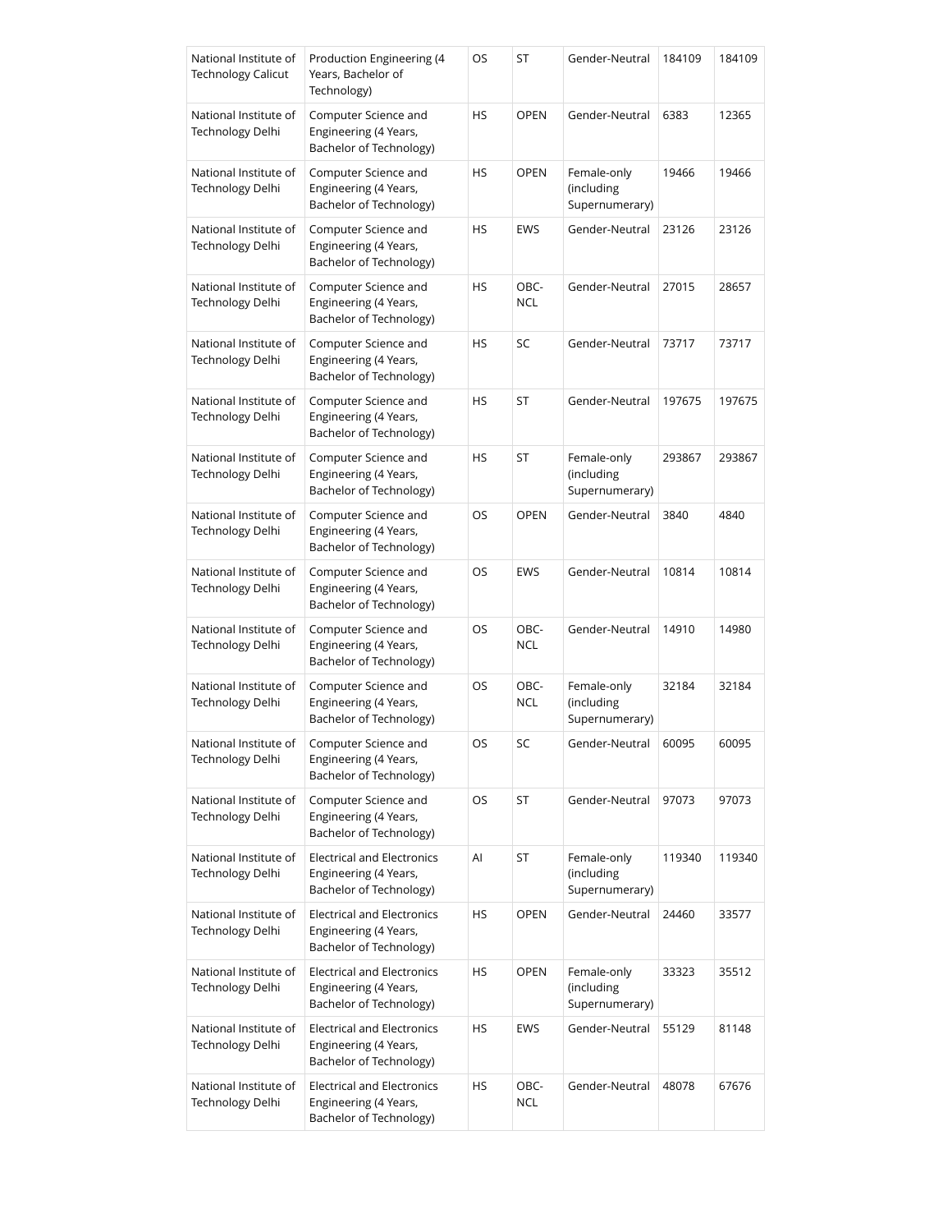| National Institute of Technology Calicut | Production Engineering (4 Years, Bachelor of Technology) | OS | ST | Gender-Neutral | 184109 | 184109 |
|---|---|---|---|---|---|---|
| National Institute of Technology Delhi | Computer Science and Engineering (4 Years, Bachelor of Technology) | HS | OPEN | Gender-Neutral | 6383 | 12365 |
| National Institute of Technology Delhi | Computer Science and Engineering (4 Years, Bachelor of Technology) | HS | OPEN | Female-only (including Supernumerary) | 19466 | 19466 |
| National Institute of Technology Delhi | Computer Science and Engineering (4 Years, Bachelor of Technology) | HS | EWS | Gender-Neutral | 23126 | 23126 |
| National Institute of Technology Delhi | Computer Science and Engineering (4 Years, Bachelor of Technology) | HS | OBC-NCL | Gender-Neutral | 27015 | 28657 |
| National Institute of Technology Delhi | Computer Science and Engineering (4 Years, Bachelor of Technology) | HS | SC | Gender-Neutral | 73717 | 73717 |
| National Institute of Technology Delhi | Computer Science and Engineering (4 Years, Bachelor of Technology) | HS | ST | Gender-Neutral | 197675 | 197675 |
| National Institute of Technology Delhi | Computer Science and Engineering (4 Years, Bachelor of Technology) | HS | ST | Female-only (including Supernumerary) | 293867 | 293867 |
| National Institute of Technology Delhi | Computer Science and Engineering (4 Years, Bachelor of Technology) | OS | OPEN | Gender-Neutral | 3840 | 4840 |
| National Institute of Technology Delhi | Computer Science and Engineering (4 Years, Bachelor of Technology) | OS | EWS | Gender-Neutral | 10814 | 10814 |
| National Institute of Technology Delhi | Computer Science and Engineering (4 Years, Bachelor of Technology) | OS | OBC-NCL | Gender-Neutral | 14910 | 14980 |
| National Institute of Technology Delhi | Computer Science and Engineering (4 Years, Bachelor of Technology) | OS | OBC-NCL | Female-only (including Supernumerary) | 32184 | 32184 |
| National Institute of Technology Delhi | Computer Science and Engineering (4 Years, Bachelor of Technology) | OS | SC | Gender-Neutral | 60095 | 60095 |
| National Institute of Technology Delhi | Computer Science and Engineering (4 Years, Bachelor of Technology) | OS | ST | Gender-Neutral | 97073 | 97073 |
| National Institute of Technology Delhi | Electrical and Electronics Engineering (4 Years, Bachelor of Technology) | AI | ST | Female-only (including Supernumerary) | 119340 | 119340 |
| National Institute of Technology Delhi | Electrical and Electronics Engineering (4 Years, Bachelor of Technology) | HS | OPEN | Gender-Neutral | 24460 | 33577 |
| National Institute of Technology Delhi | Electrical and Electronics Engineering (4 Years, Bachelor of Technology) | HS | OPEN | Female-only (including Supernumerary) | 33323 | 35512 |
| National Institute of Technology Delhi | Electrical and Electronics Engineering (4 Years, Bachelor of Technology) | HS | EWS | Gender-Neutral | 55129 | 81148 |
| National Institute of Technology Delhi | Electrical and Electronics Engineering (4 Years, Bachelor of Technology) | HS | OBC-NCL | Gender-Neutral | 48078 | 67676 |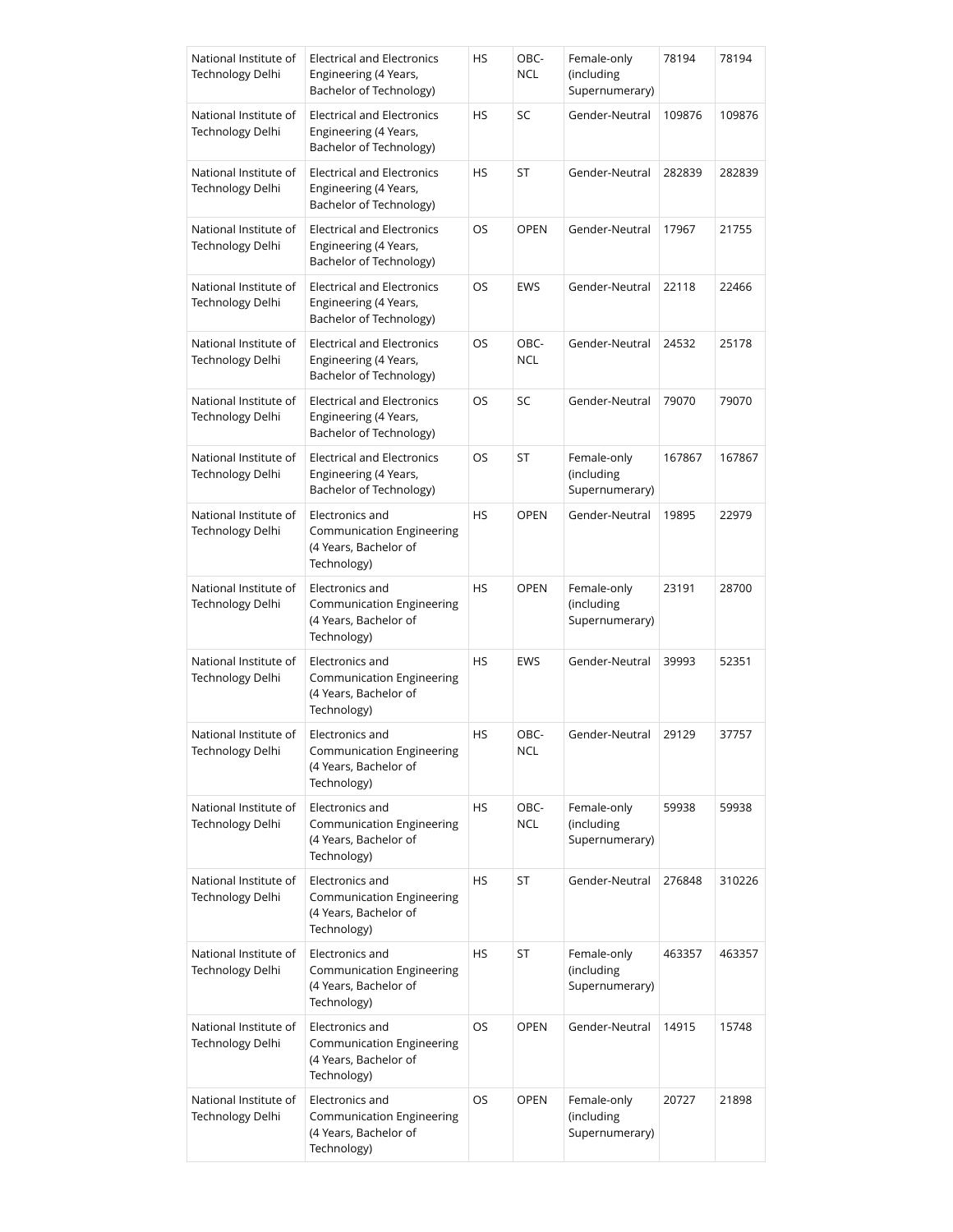| National Institute of Technology Delhi | Electrical and Electronics Engineering (4 Years, Bachelor of Technology) | HS | OBC-NCL | Female-only (including Supernumerary) | 78194 | 78194 |
|---|---|---|---|---|---|---|
| National Institute of Technology Delhi | Electrical and Electronics Engineering (4 Years, Bachelor of Technology) | HS | SC | Gender-Neutral | 109876 | 109876 |
| National Institute of Technology Delhi | Electrical and Electronics Engineering (4 Years, Bachelor of Technology) | HS | ST | Gender-Neutral | 282839 | 282839 |
| National Institute of Technology Delhi | Electrical and Electronics Engineering (4 Years, Bachelor of Technology) | OS | OPEN | Gender-Neutral | 17967 | 21755 |
| National Institute of Technology Delhi | Electrical and Electronics Engineering (4 Years, Bachelor of Technology) | OS | EWS | Gender-Neutral | 22118 | 22466 |
| National Institute of Technology Delhi | Electrical and Electronics Engineering (4 Years, Bachelor of Technology) | OS | OBC-NCL | Gender-Neutral | 24532 | 25178 |
| National Institute of Technology Delhi | Electrical and Electronics Engineering (4 Years, Bachelor of Technology) | OS | SC | Gender-Neutral | 79070 | 79070 |
| National Institute of Technology Delhi | Electrical and Electronics Engineering (4 Years, Bachelor of Technology) | OS | ST | Female-only (including Supernumerary) | 167867 | 167867 |
| National Institute of Technology Delhi | Electronics and Communication Engineering (4 Years, Bachelor of Technology) | HS | OPEN | Gender-Neutral | 19895 | 22979 |
| National Institute of Technology Delhi | Electronics and Communication Engineering (4 Years, Bachelor of Technology) | HS | OPEN | Female-only (including Supernumerary) | 23191 | 28700 |
| National Institute of Technology Delhi | Electronics and Communication Engineering (4 Years, Bachelor of Technology) | HS | EWS | Gender-Neutral | 39993 | 52351 |
| National Institute of Technology Delhi | Electronics and Communication Engineering (4 Years, Bachelor of Technology) | HS | OBC-NCL | Gender-Neutral | 29129 | 37757 |
| National Institute of Technology Delhi | Electronics and Communication Engineering (4 Years, Bachelor of Technology) | HS | OBC-NCL | Female-only (including Supernumerary) | 59938 | 59938 |
| National Institute of Technology Delhi | Electronics and Communication Engineering (4 Years, Bachelor of Technology) | HS | ST | Gender-Neutral | 276848 | 310226 |
| National Institute of Technology Delhi | Electronics and Communication Engineering (4 Years, Bachelor of Technology) | HS | ST | Female-only (including Supernumerary) | 463357 | 463357 |
| National Institute of Technology Delhi | Electronics and Communication Engineering (4 Years, Bachelor of Technology) | OS | OPEN | Gender-Neutral | 14915 | 15748 |
| National Institute of Technology Delhi | Electronics and Communication Engineering (4 Years, Bachelor of Technology) | OS | OPEN | Female-only (including Supernumerary) | 20727 | 21898 |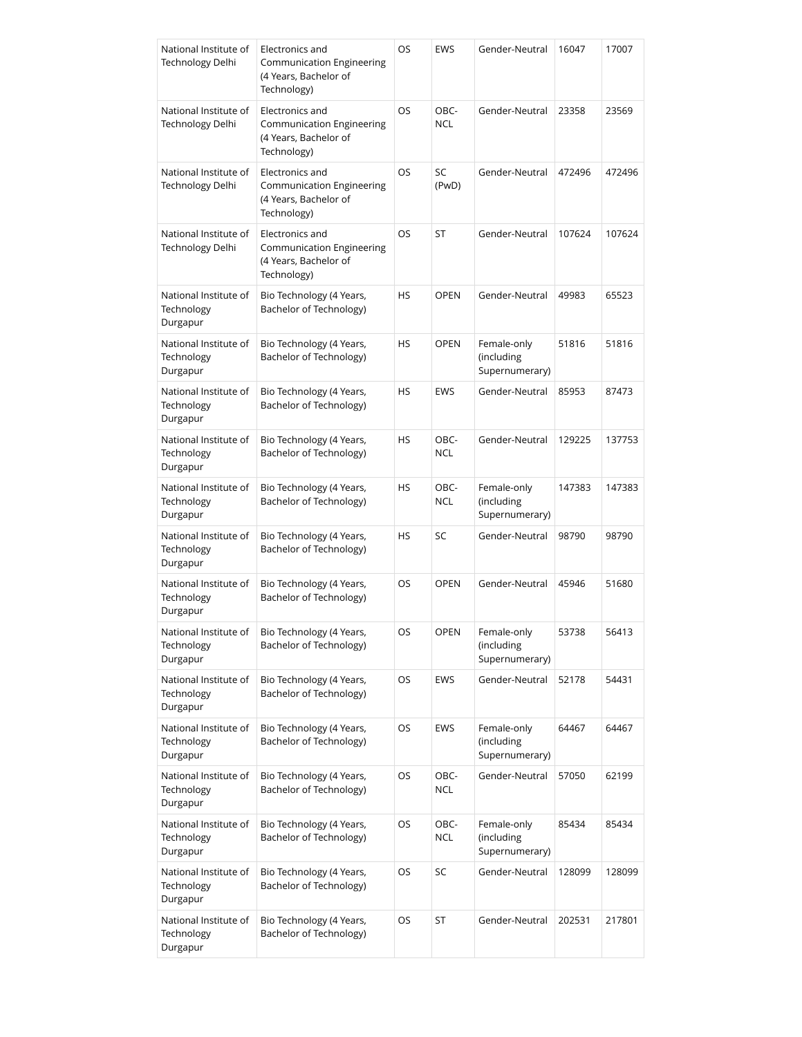| National Institute of Technology Delhi | Electronics and Communication Engineering (4 Years, Bachelor of Technology) | OS | EWS | Gender-Neutral | 16047 | 17007 |
|---|---|---|---|---|---|---|
| National Institute of Technology Delhi | Electronics and Communication Engineering (4 Years, Bachelor of Technology) | OS | OBC-NCL | Gender-Neutral | 23358 | 23569 |
| National Institute of Technology Delhi | Electronics and Communication Engineering (4 Years, Bachelor of Technology) | OS | SC (PwD) | Gender-Neutral | 472496 | 472496 |
| National Institute of Technology Delhi | Electronics and Communication Engineering (4 Years, Bachelor of Technology) | OS | ST | Gender-Neutral | 107624 | 107624 |
| National Institute of Technology Durgapur | Bio Technology (4 Years, Bachelor of Technology) | HS | OPEN | Gender-Neutral | 49983 | 65523 |
| National Institute of Technology Durgapur | Bio Technology (4 Years, Bachelor of Technology) | HS | OPEN | Female-only (including Supernumerary) | 51816 | 51816 |
| National Institute of Technology Durgapur | Bio Technology (4 Years, Bachelor of Technology) | HS | EWS | Gender-Neutral | 85953 | 87473 |
| National Institute of Technology Durgapur | Bio Technology (4 Years, Bachelor of Technology) | HS | OBC-NCL | Gender-Neutral | 129225 | 137753 |
| National Institute of Technology Durgapur | Bio Technology (4 Years, Bachelor of Technology) | HS | OBC-NCL | Female-only (including Supernumerary) | 147383 | 147383 |
| National Institute of Technology Durgapur | Bio Technology (4 Years, Bachelor of Technology) | HS | SC | Gender-Neutral | 98790 | 98790 |
| National Institute of Technology Durgapur | Bio Technology (4 Years, Bachelor of Technology) | OS | OPEN | Gender-Neutral | 45946 | 51680 |
| National Institute of Technology Durgapur | Bio Technology (4 Years, Bachelor of Technology) | OS | OPEN | Female-only (including Supernumerary) | 53738 | 56413 |
| National Institute of Technology Durgapur | Bio Technology (4 Years, Bachelor of Technology) | OS | EWS | Gender-Neutral | 52178 | 54431 |
| National Institute of Technology Durgapur | Bio Technology (4 Years, Bachelor of Technology) | OS | EWS | Female-only (including Supernumerary) | 64467 | 64467 |
| National Institute of Technology Durgapur | Bio Technology (4 Years, Bachelor of Technology) | OS | OBC-NCL | Gender-Neutral | 57050 | 62199 |
| National Institute of Technology Durgapur | Bio Technology (4 Years, Bachelor of Technology) | OS | OBC-NCL | Female-only (including Supernumerary) | 85434 | 85434 |
| National Institute of Technology Durgapur | Bio Technology (4 Years, Bachelor of Technology) | OS | SC | Gender-Neutral | 128099 | 128099 |
| National Institute of Technology Durgapur | Bio Technology (4 Years, Bachelor of Technology) | OS | ST | Gender-Neutral | 202531 | 217801 |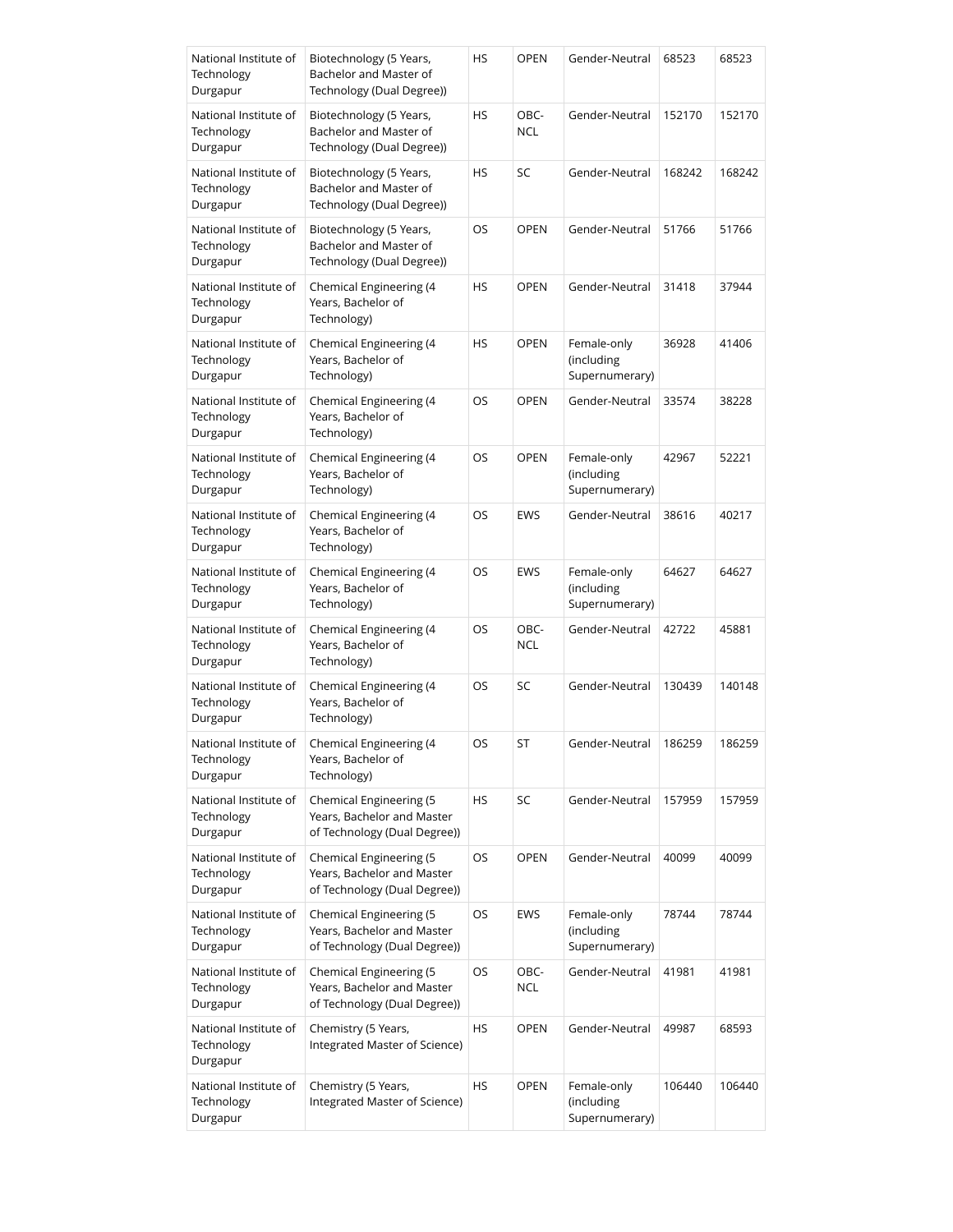| National Institute of Technology Durgapur | Biotechnology (5 Years, Bachelor and Master of Technology (Dual Degree)) | HS | OPEN | Gender-Neutral | 68523 | 68523 |
|---|---|---|---|---|---|---|
| National Institute of Technology Durgapur | Biotechnology (5 Years, Bachelor and Master of Technology (Dual Degree)) | HS | OBC-NCL | Gender-Neutral | 152170 | 152170 |
| National Institute of Technology Durgapur | Biotechnology (5 Years, Bachelor and Master of Technology (Dual Degree)) | HS | SC | Gender-Neutral | 168242 | 168242 |
| National Institute of Technology Durgapur | Biotechnology (5 Years, Bachelor and Master of Technology (Dual Degree)) | OS | OPEN | Gender-Neutral | 51766 | 51766 |
| National Institute of Technology Durgapur | Chemical Engineering (4 Years, Bachelor of Technology) | HS | OPEN | Gender-Neutral | 31418 | 37944 |
| National Institute of Technology Durgapur | Chemical Engineering (4 Years, Bachelor of Technology) | HS | OPEN | Female-only (including Supernumerary) | 36928 | 41406 |
| National Institute of Technology Durgapur | Chemical Engineering (4 Years, Bachelor of Technology) | OS | OPEN | Gender-Neutral | 33574 | 38228 |
| National Institute of Technology Durgapur | Chemical Engineering (4 Years, Bachelor of Technology) | OS | OPEN | Female-only (including Supernumerary) | 42967 | 52221 |
| National Institute of Technology Durgapur | Chemical Engineering (4 Years, Bachelor of Technology) | OS | EWS | Gender-Neutral | 38616 | 40217 |
| National Institute of Technology Durgapur | Chemical Engineering (4 Years, Bachelor of Technology) | OS | EWS | Female-only (including Supernumerary) | 64627 | 64627 |
| National Institute of Technology Durgapur | Chemical Engineering (4 Years, Bachelor of Technology) | OS | OBC-NCL | Gender-Neutral | 42722 | 45881 |
| National Institute of Technology Durgapur | Chemical Engineering (4 Years, Bachelor of Technology) | OS | SC | Gender-Neutral | 130439 | 140148 |
| National Institute of Technology Durgapur | Chemical Engineering (4 Years, Bachelor of Technology) | OS | ST | Gender-Neutral | 186259 | 186259 |
| National Institute of Technology Durgapur | Chemical Engineering (5 Years, Bachelor and Master of Technology (Dual Degree)) | HS | SC | Gender-Neutral | 157959 | 157959 |
| National Institute of Technology Durgapur | Chemical Engineering (5 Years, Bachelor and Master of Technology (Dual Degree)) | OS | OPEN | Gender-Neutral | 40099 | 40099 |
| National Institute of Technology Durgapur | Chemical Engineering (5 Years, Bachelor and Master of Technology (Dual Degree)) | OS | EWS | Female-only (including Supernumerary) | 78744 | 78744 |
| National Institute of Technology Durgapur | Chemical Engineering (5 Years, Bachelor and Master of Technology (Dual Degree)) | OS | OBC-NCL | Gender-Neutral | 41981 | 41981 |
| National Institute of Technology Durgapur | Chemistry (5 Years, Integrated Master of Science) | HS | OPEN | Gender-Neutral | 49987 | 68593 |
| National Institute of Technology Durgapur | Chemistry (5 Years, Integrated Master of Science) | HS | OPEN | Female-only (including Supernumerary) | 106440 | 106440 |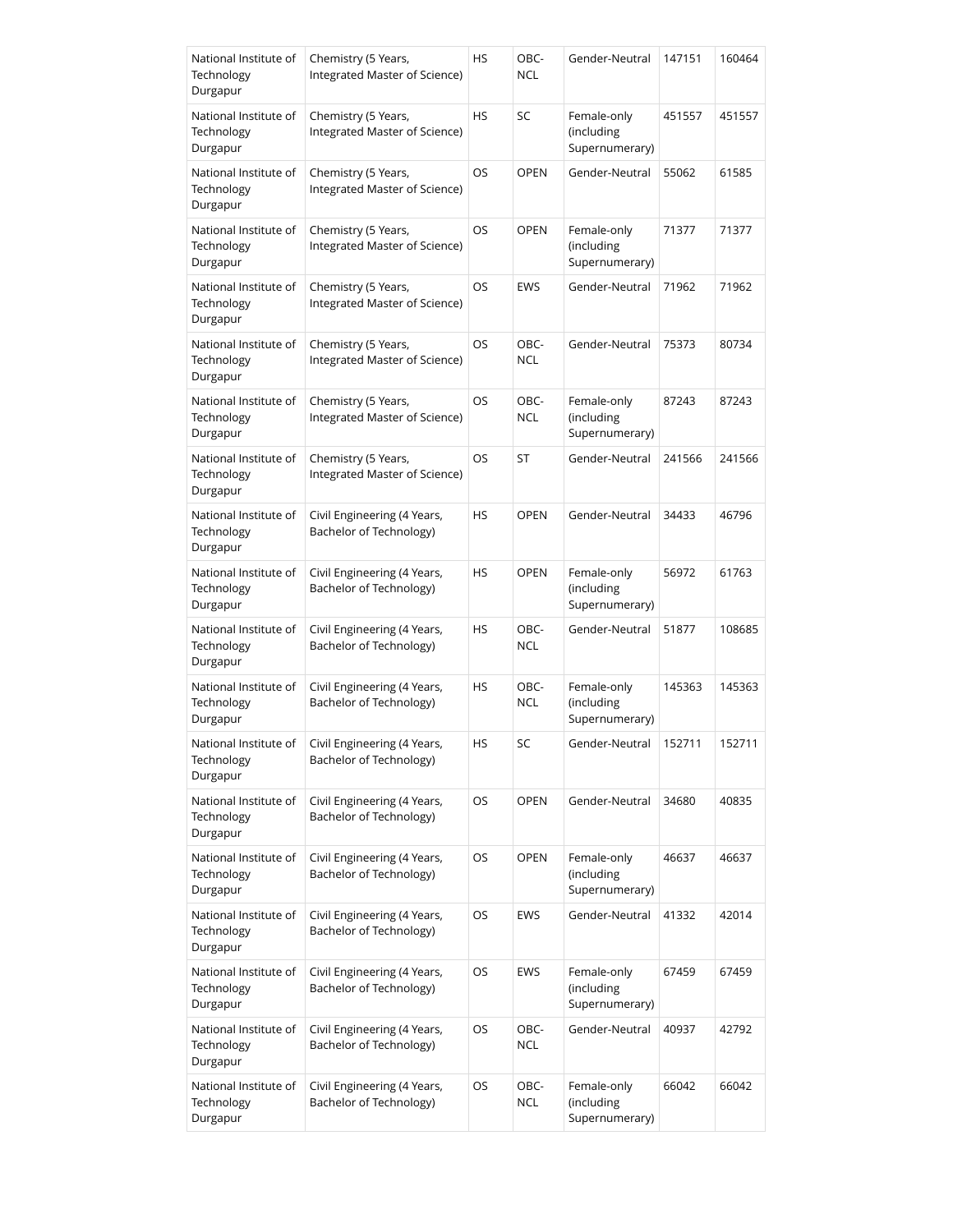| National Institute of Technology Durgapur | Chemistry (5 Years, Integrated Master of Science) | HS | OBC-NCL | Gender-Neutral | 147151 | 160464 |
|---|---|---|---|---|---|---|
| National Institute of Technology Durgapur | Chemistry (5 Years, Integrated Master of Science) | HS | SC | Female-only (including Supernumerary) | 451557 | 451557 |
| National Institute of Technology Durgapur | Chemistry (5 Years, Integrated Master of Science) | OS | OPEN | Gender-Neutral | 55062 | 61585 |
| National Institute of Technology Durgapur | Chemistry (5 Years, Integrated Master of Science) | OS | OPEN | Female-only (including Supernumerary) | 71377 | 71377 |
| National Institute of Technology Durgapur | Chemistry (5 Years, Integrated Master of Science) | OS | EWS | Gender-Neutral | 71962 | 71962 |
| National Institute of Technology Durgapur | Chemistry (5 Years, Integrated Master of Science) | OS | OBC-NCL | Gender-Neutral | 75373 | 80734 |
| National Institute of Technology Durgapur | Chemistry (5 Years, Integrated Master of Science) | OS | OBC-NCL | Female-only (including Supernumerary) | 87243 | 87243 |
| National Institute of Technology Durgapur | Chemistry (5 Years, Integrated Master of Science) | OS | ST | Gender-Neutral | 241566 | 241566 |
| National Institute of Technology Durgapur | Civil Engineering (4 Years, Bachelor of Technology) | HS | OPEN | Gender-Neutral | 34433 | 46796 |
| National Institute of Technology Durgapur | Civil Engineering (4 Years, Bachelor of Technology) | HS | OPEN | Female-only (including Supernumerary) | 56972 | 61763 |
| National Institute of Technology Durgapur | Civil Engineering (4 Years, Bachelor of Technology) | HS | OBC-NCL | Gender-Neutral | 51877 | 108685 |
| National Institute of Technology Durgapur | Civil Engineering (4 Years, Bachelor of Technology) | HS | OBC-NCL | Female-only (including Supernumerary) | 145363 | 145363 |
| National Institute of Technology Durgapur | Civil Engineering (4 Years, Bachelor of Technology) | HS | SC | Gender-Neutral | 152711 | 152711 |
| National Institute of Technology Durgapur | Civil Engineering (4 Years, Bachelor of Technology) | OS | OPEN | Gender-Neutral | 34680 | 40835 |
| National Institute of Technology Durgapur | Civil Engineering (4 Years, Bachelor of Technology) | OS | OPEN | Female-only (including Supernumerary) | 46637 | 46637 |
| National Institute of Technology Durgapur | Civil Engineering (4 Years, Bachelor of Technology) | OS | EWS | Gender-Neutral | 41332 | 42014 |
| National Institute of Technology Durgapur | Civil Engineering (4 Years, Bachelor of Technology) | OS | EWS | Female-only (including Supernumerary) | 67459 | 67459 |
| National Institute of Technology Durgapur | Civil Engineering (4 Years, Bachelor of Technology) | OS | OBC-NCL | Gender-Neutral | 40937 | 42792 |
| National Institute of Technology Durgapur | Civil Engineering (4 Years, Bachelor of Technology) | OS | OBC-NCL | Female-only (including Supernumerary) | 66042 | 66042 |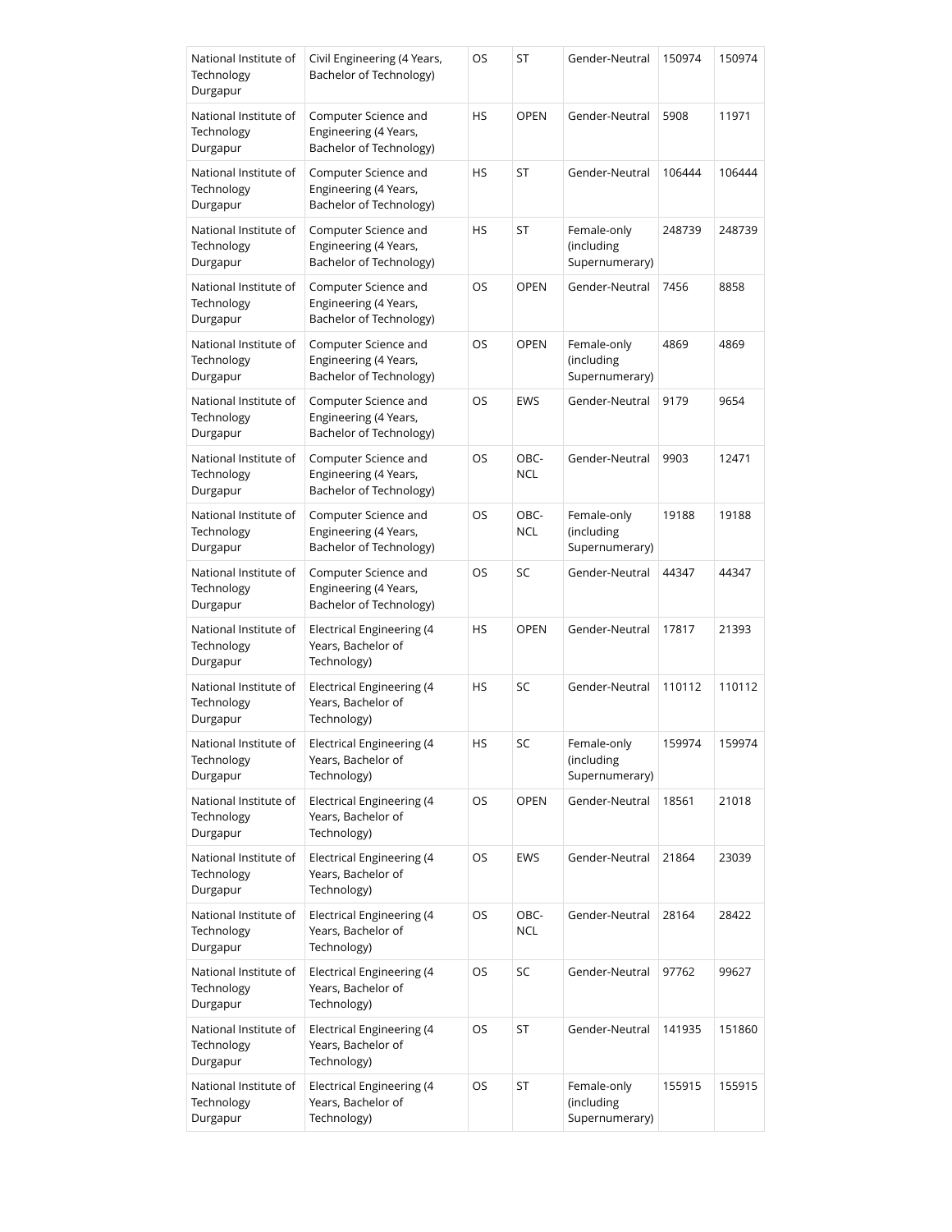| National Institute of Technology Durgapur | Civil Engineering (4 Years, Bachelor of Technology) | OS | ST | Gender-Neutral | 150974 | 150974 |
|---|---|---|---|---|---|---|
| National Institute of Technology Durgapur | Computer Science and Engineering (4 Years, Bachelor of Technology) | HS | OPEN | Gender-Neutral | 5908 | 11971 |
| National Institute of Technology Durgapur | Computer Science and Engineering (4 Years, Bachelor of Technology) | HS | ST | Gender-Neutral | 106444 | 106444 |
| National Institute of Technology Durgapur | Computer Science and Engineering (4 Years, Bachelor of Technology) | HS | ST | Female-only (including Supernumerary) | 248739 | 248739 |
| National Institute of Technology Durgapur | Computer Science and Engineering (4 Years, Bachelor of Technology) | OS | OPEN | Gender-Neutral | 7456 | 8858 |
| National Institute of Technology Durgapur | Computer Science and Engineering (4 Years, Bachelor of Technology) | OS | OPEN | Female-only (including Supernumerary) | 4869 | 4869 |
| National Institute of Technology Durgapur | Computer Science and Engineering (4 Years, Bachelor of Technology) | OS | EWS | Gender-Neutral | 9179 | 9654 |
| National Institute of Technology Durgapur | Computer Science and Engineering (4 Years, Bachelor of Technology) | OS | OBC-NCL | Gender-Neutral | 9903 | 12471 |
| National Institute of Technology Durgapur | Computer Science and Engineering (4 Years, Bachelor of Technology) | OS | OBC-NCL | Female-only (including Supernumerary) | 19188 | 19188 |
| National Institute of Technology Durgapur | Computer Science and Engineering (4 Years, Bachelor of Technology) | OS | SC | Gender-Neutral | 44347 | 44347 |
| National Institute of Technology Durgapur | Electrical Engineering (4 Years, Bachelor of Technology) | HS | OPEN | Gender-Neutral | 17817 | 21393 |
| National Institute of Technology Durgapur | Electrical Engineering (4 Years, Bachelor of Technology) | HS | SC | Gender-Neutral | 110112 | 110112 |
| National Institute of Technology Durgapur | Electrical Engineering (4 Years, Bachelor of Technology) | HS | SC | Female-only (including Supernumerary) | 159974 | 159974 |
| National Institute of Technology Durgapur | Electrical Engineering (4 Years, Bachelor of Technology) | OS | OPEN | Gender-Neutral | 18561 | 21018 |
| National Institute of Technology Durgapur | Electrical Engineering (4 Years, Bachelor of Technology) | OS | EWS | Gender-Neutral | 21864 | 23039 |
| National Institute of Technology Durgapur | Electrical Engineering (4 Years, Bachelor of Technology) | OS | OBC-NCL | Gender-Neutral | 28164 | 28422 |
| National Institute of Technology Durgapur | Electrical Engineering (4 Years, Bachelor of Technology) | OS | SC | Gender-Neutral | 97762 | 99627 |
| National Institute of Technology Durgapur | Electrical Engineering (4 Years, Bachelor of Technology) | OS | ST | Gender-Neutral | 141935 | 151860 |
| National Institute of Technology Durgapur | Electrical Engineering (4 Years, Bachelor of Technology) | OS | ST | Female-only (including Supernumerary) | 155915 | 155915 |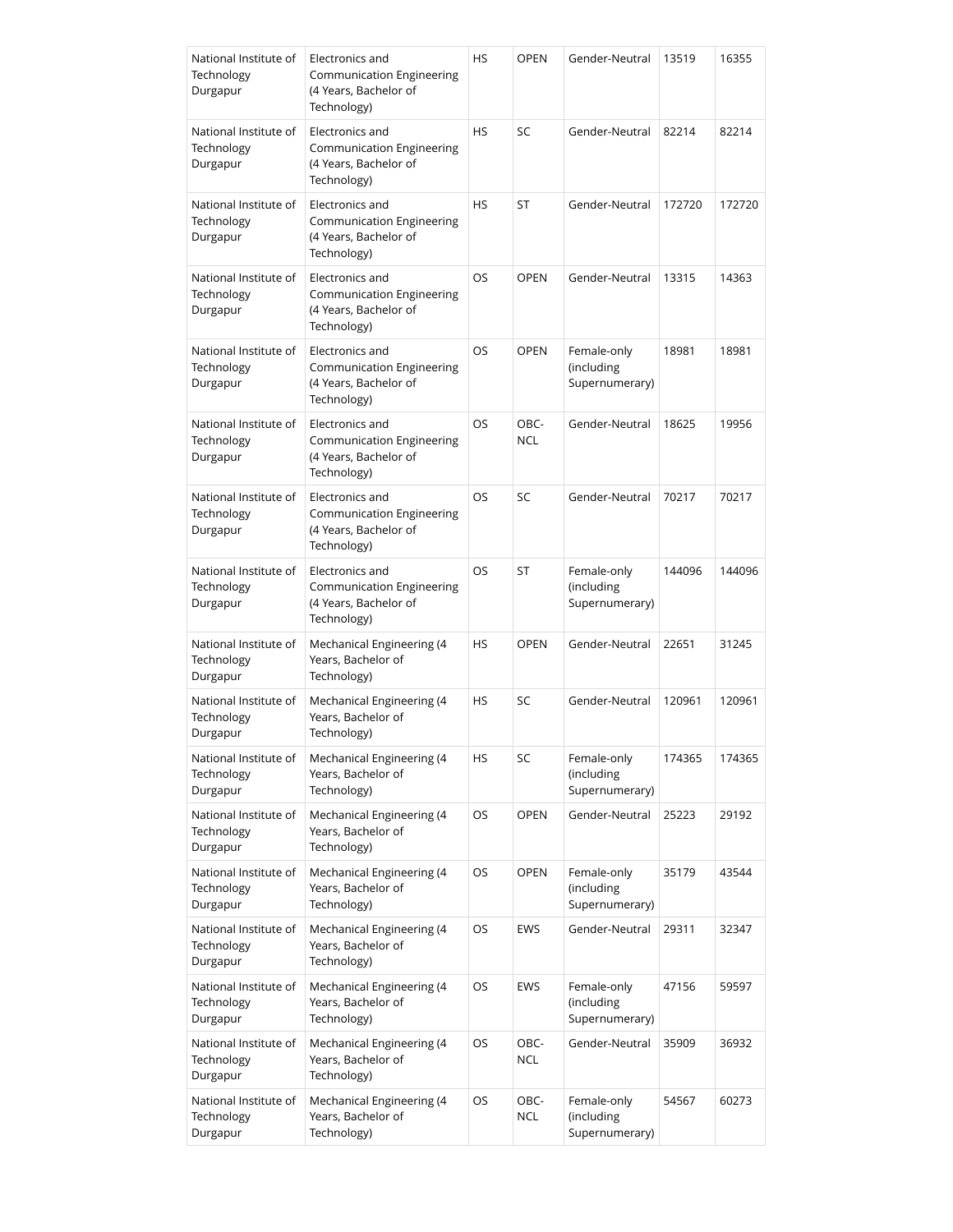| National Institute of Technology Durgapur | Electronics and Communication Engineering (4 Years, Bachelor of Technology) | HS | OPEN | Gender-Neutral | 13519 | 16355 |
|---|---|---|---|---|---|---|
| National Institute of Technology Durgapur | Electronics and Communication Engineering (4 Years, Bachelor of Technology) | HS | SC | Gender-Neutral | 82214 | 82214 |
| National Institute of Technology Durgapur | Electronics and Communication Engineering (4 Years, Bachelor of Technology) | HS | ST | Gender-Neutral | 172720 | 172720 |
| National Institute of Technology Durgapur | Electronics and Communication Engineering (4 Years, Bachelor of Technology) | OS | OPEN | Gender-Neutral | 13315 | 14363 |
| National Institute of Technology Durgapur | Electronics and Communication Engineering (4 Years, Bachelor of Technology) | OS | OPEN | Female-only (including Supernumerary) | 18981 | 18981 |
| National Institute of Technology Durgapur | Electronics and Communication Engineering (4 Years, Bachelor of Technology) | OS | OBC-NCL | Gender-Neutral | 18625 | 19956 |
| National Institute of Technology Durgapur | Electronics and Communication Engineering (4 Years, Bachelor of Technology) | OS | SC | Gender-Neutral | 70217 | 70217 |
| National Institute of Technology Durgapur | Electronics and Communication Engineering (4 Years, Bachelor of Technology) | OS | ST | Female-only (including Supernumerary) | 144096 | 144096 |
| National Institute of Technology Durgapur | Mechanical Engineering (4 Years, Bachelor of Technology) | HS | OPEN | Gender-Neutral | 22651 | 31245 |
| National Institute of Technology Durgapur | Mechanical Engineering (4 Years, Bachelor of Technology) | HS | SC | Gender-Neutral | 120961 | 120961 |
| National Institute of Technology Durgapur | Mechanical Engineering (4 Years, Bachelor of Technology) | HS | SC | Female-only (including Supernumerary) | 174365 | 174365 |
| National Institute of Technology Durgapur | Mechanical Engineering (4 Years, Bachelor of Technology) | OS | OPEN | Gender-Neutral | 25223 | 29192 |
| National Institute of Technology Durgapur | Mechanical Engineering (4 Years, Bachelor of Technology) | OS | OPEN | Female-only (including Supernumerary) | 35179 | 43544 |
| National Institute of Technology Durgapur | Mechanical Engineering (4 Years, Bachelor of Technology) | OS | EWS | Gender-Neutral | 29311 | 32347 |
| National Institute of Technology Durgapur | Mechanical Engineering (4 Years, Bachelor of Technology) | OS | EWS | Female-only (including Supernumerary) | 47156 | 59597 |
| National Institute of Technology Durgapur | Mechanical Engineering (4 Years, Bachelor of Technology) | OS | OBC-NCL | Gender-Neutral | 35909 | 36932 |
| National Institute of Technology Durgapur | Mechanical Engineering (4 Years, Bachelor of Technology) | OS | OBC-NCL | Female-only (including Supernumerary) | 54567 | 60273 |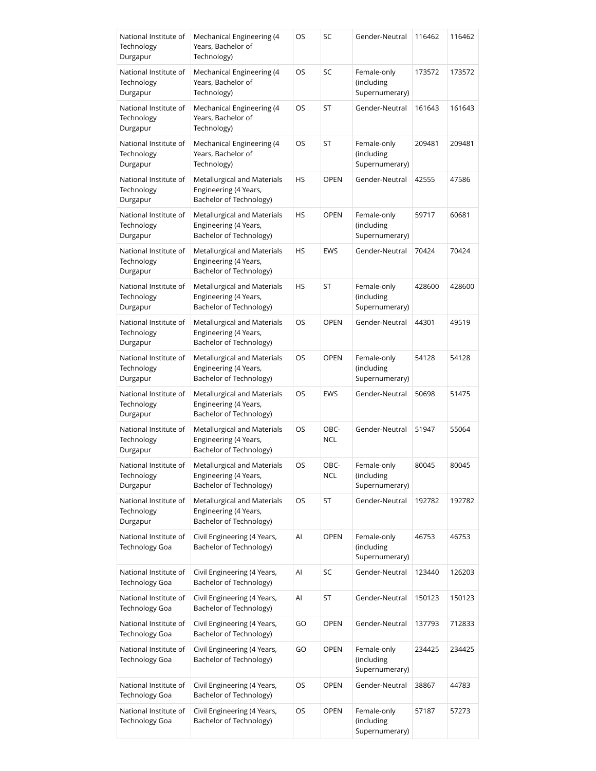| National Institute of Technology Durgapur | Mechanical Engineering (4 Years, Bachelor of Technology) | OS | SC | Gender-Neutral | 116462 | 116462 |
|---|---|---|---|---|---|---|
| National Institute of Technology Durgapur | Mechanical Engineering (4 Years, Bachelor of Technology) | OS | SC | Female-only (including Supernumerary) | 173572 | 173572 |
| National Institute of Technology Durgapur | Mechanical Engineering (4 Years, Bachelor of Technology) | OS | ST | Gender-Neutral | 161643 | 161643 |
| National Institute of Technology Durgapur | Mechanical Engineering (4 Years, Bachelor of Technology) | OS | ST | Female-only (including Supernumerary) | 209481 | 209481 |
| National Institute of Technology Durgapur | Metallurgical and Materials Engineering (4 Years, Bachelor of Technology) | HS | OPEN | Gender-Neutral | 42555 | 47586 |
| National Institute of Technology Durgapur | Metallurgical and Materials Engineering (4 Years, Bachelor of Technology) | HS | OPEN | Female-only (including Supernumerary) | 59717 | 60681 |
| National Institute of Technology Durgapur | Metallurgical and Materials Engineering (4 Years, Bachelor of Technology) | HS | EWS | Gender-Neutral | 70424 | 70424 |
| National Institute of Technology Durgapur | Metallurgical and Materials Engineering (4 Years, Bachelor of Technology) | HS | ST | Female-only (including Supernumerary) | 428600 | 428600 |
| National Institute of Technology Durgapur | Metallurgical and Materials Engineering (4 Years, Bachelor of Technology) | OS | OPEN | Gender-Neutral | 44301 | 49519 |
| National Institute of Technology Durgapur | Metallurgical and Materials Engineering (4 Years, Bachelor of Technology) | OS | OPEN | Female-only (including Supernumerary) | 54128 | 54128 |
| National Institute of Technology Durgapur | Metallurgical and Materials Engineering (4 Years, Bachelor of Technology) | OS | EWS | Gender-Neutral | 50698 | 51475 |
| National Institute of Technology Durgapur | Metallurgical and Materials Engineering (4 Years, Bachelor of Technology) | OS | OBC-NCL | Gender-Neutral | 51947 | 55064 |
| National Institute of Technology Durgapur | Metallurgical and Materials Engineering (4 Years, Bachelor of Technology) | OS | OBC-NCL | Female-only (including Supernumerary) | 80045 | 80045 |
| National Institute of Technology Durgapur | Metallurgical and Materials Engineering (4 Years, Bachelor of Technology) | OS | ST | Gender-Neutral | 192782 | 192782 |
| National Institute of Technology Goa | Civil Engineering (4 Years, Bachelor of Technology) | AI | OPEN | Female-only (including Supernumerary) | 46753 | 46753 |
| National Institute of Technology Goa | Civil Engineering (4 Years, Bachelor of Technology) | AI | SC | Gender-Neutral | 123440 | 126203 |
| National Institute of Technology Goa | Civil Engineering (4 Years, Bachelor of Technology) | AI | ST | Gender-Neutral | 150123 | 150123 |
| National Institute of Technology Goa | Civil Engineering (4 Years, Bachelor of Technology) | GO | OPEN | Gender-Neutral | 137793 | 712833 |
| National Institute of Technology Goa | Civil Engineering (4 Years, Bachelor of Technology) | GO | OPEN | Female-only (including Supernumerary) | 234425 | 234425 |
| National Institute of Technology Goa | Civil Engineering (4 Years, Bachelor of Technology) | OS | OPEN | Gender-Neutral | 38867 | 44783 |
| National Institute of Technology Goa | Civil Engineering (4 Years, Bachelor of Technology) | OS | OPEN | Female-only (including Supernumerary) | 57187 | 57273 |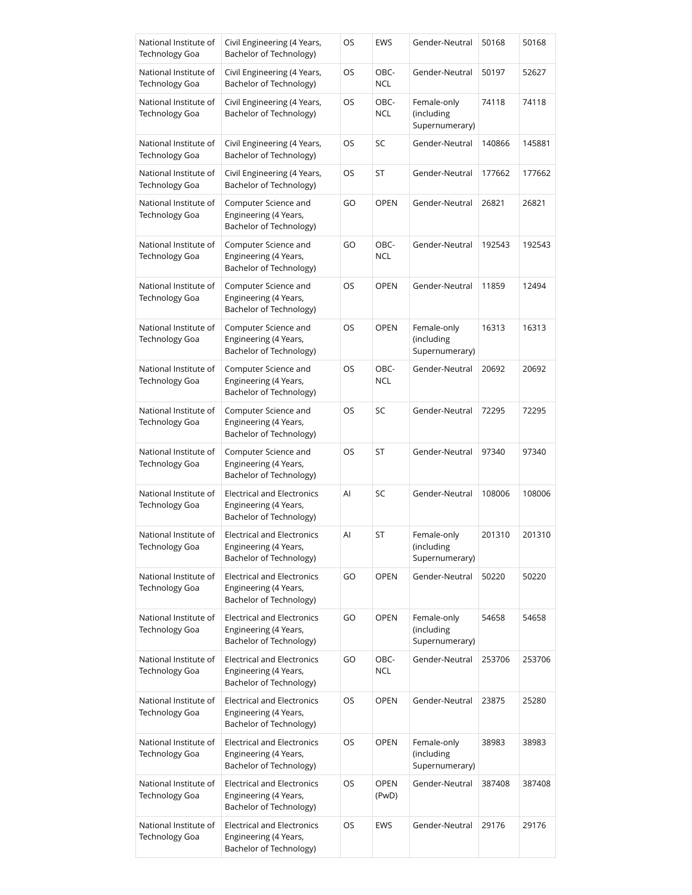| National Institute of Technology Goa | Civil Engineering (4 Years, Bachelor of Technology) | OS | EWS | Gender-Neutral | 50168 | 50168 |
|---|---|---|---|---|---|---|
| National Institute of Technology Goa | Civil Engineering (4 Years, Bachelor of Technology) | OS | OBC-NCL | Gender-Neutral | 50197 | 52627 |
| National Institute of Technology Goa | Civil Engineering (4 Years, Bachelor of Technology) | OS | OBC-NCL | Female-only (including Supernumerary) | 74118 | 74118 |
| National Institute of Technology Goa | Civil Engineering (4 Years, Bachelor of Technology) | OS | SC | Gender-Neutral | 140866 | 145881 |
| National Institute of Technology Goa | Civil Engineering (4 Years, Bachelor of Technology) | OS | ST | Gender-Neutral | 177662 | 177662 |
| National Institute of Technology Goa | Computer Science and Engineering (4 Years, Bachelor of Technology) | GO | OPEN | Gender-Neutral | 26821 | 26821 |
| National Institute of Technology Goa | Computer Science and Engineering (4 Years, Bachelor of Technology) | GO | OBC-NCL | Gender-Neutral | 192543 | 192543 |
| National Institute of Technology Goa | Computer Science and Engineering (4 Years, Bachelor of Technology) | OS | OPEN | Gender-Neutral | 11859 | 12494 |
| National Institute of Technology Goa | Computer Science and Engineering (4 Years, Bachelor of Technology) | OS | OPEN | Female-only (including Supernumerary) | 16313 | 16313 |
| National Institute of Technology Goa | Computer Science and Engineering (4 Years, Bachelor of Technology) | OS | OBC-NCL | Gender-Neutral | 20692 | 20692 |
| National Institute of Technology Goa | Computer Science and Engineering (4 Years, Bachelor of Technology) | OS | SC | Gender-Neutral | 72295 | 72295 |
| National Institute of Technology Goa | Computer Science and Engineering (4 Years, Bachelor of Technology) | OS | ST | Gender-Neutral | 97340 | 97340 |
| National Institute of Technology Goa | Electrical and Electronics Engineering (4 Years, Bachelor of Technology) | AI | SC | Gender-Neutral | 108006 | 108006 |
| National Institute of Technology Goa | Electrical and Electronics Engineering (4 Years, Bachelor of Technology) | AI | ST | Female-only (including Supernumerary) | 201310 | 201310 |
| National Institute of Technology Goa | Electrical and Electronics Engineering (4 Years, Bachelor of Technology) | GO | OPEN | Gender-Neutral | 50220 | 50220 |
| National Institute of Technology Goa | Electrical and Electronics Engineering (4 Years, Bachelor of Technology) | GO | OPEN | Female-only (including Supernumerary) | 54658 | 54658 |
| National Institute of Technology Goa | Electrical and Electronics Engineering (4 Years, Bachelor of Technology) | GO | OBC-NCL | Gender-Neutral | 253706 | 253706 |
| National Institute of Technology Goa | Electrical and Electronics Engineering (4 Years, Bachelor of Technology) | OS | OPEN | Gender-Neutral | 23875 | 25280 |
| National Institute of Technology Goa | Electrical and Electronics Engineering (4 Years, Bachelor of Technology) | OS | OPEN | Female-only (including Supernumerary) | 38983 | 38983 |
| National Institute of Technology Goa | Electrical and Electronics Engineering (4 Years, Bachelor of Technology) | OS | OPEN (PwD) | Gender-Neutral | 387408 | 387408 |
| National Institute of Technology Goa | Electrical and Electronics Engineering (4 Years, Bachelor of Technology) | OS | EWS | Gender-Neutral | 29176 | 29176 |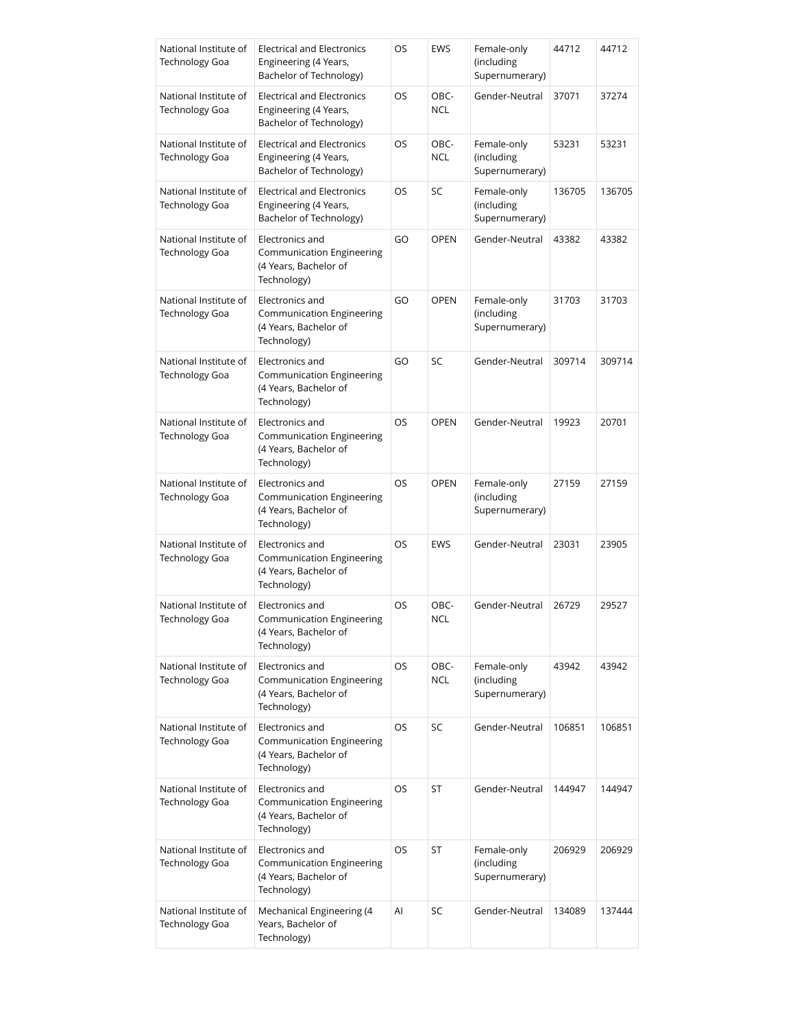| National Institute of Technology Goa | Electrical and Electronics Engineering (4 Years, Bachelor of Technology) | OS | EWS | Female-only (including Supernumerary) | 44712 | 44712 |
|---|---|---|---|---|---|---|
| National Institute of Technology Goa | Electrical and Electronics Engineering (4 Years, Bachelor of Technology) | OS | OBC-NCL | Gender-Neutral | 37071 | 37274 |
| National Institute of Technology Goa | Electrical and Electronics Engineering (4 Years, Bachelor of Technology) | OS | OBC-NCL | Female-only (including Supernumerary) | 53231 | 53231 |
| National Institute of Technology Goa | Electrical and Electronics Engineering (4 Years, Bachelor of Technology) | OS | SC | Female-only (including Supernumerary) | 136705 | 136705 |
| National Institute of Technology Goa | Electronics and Communication Engineering (4 Years, Bachelor of Technology) | GO | OPEN | Gender-Neutral | 43382 | 43382 |
| National Institute of Technology Goa | Electronics and Communication Engineering (4 Years, Bachelor of Technology) | GO | OPEN | Female-only (including Supernumerary) | 31703 | 31703 |
| National Institute of Technology Goa | Electronics and Communication Engineering (4 Years, Bachelor of Technology) | GO | SC | Gender-Neutral | 309714 | 309714 |
| National Institute of Technology Goa | Electronics and Communication Engineering (4 Years, Bachelor of Technology) | OS | OPEN | Gender-Neutral | 19923 | 20701 |
| National Institute of Technology Goa | Electronics and Communication Engineering (4 Years, Bachelor of Technology) | OS | OPEN | Female-only (including Supernumerary) | 27159 | 27159 |
| National Institute of Technology Goa | Electronics and Communication Engineering (4 Years, Bachelor of Technology) | OS | EWS | Gender-Neutral | 23031 | 23905 |
| National Institute of Technology Goa | Electronics and Communication Engineering (4 Years, Bachelor of Technology) | OS | OBC-NCL | Gender-Neutral | 26729 | 29527 |
| National Institute of Technology Goa | Electronics and Communication Engineering (4 Years, Bachelor of Technology) | OS | OBC-NCL | Female-only (including Supernumerary) | 43942 | 43942 |
| National Institute of Technology Goa | Electronics and Communication Engineering (4 Years, Bachelor of Technology) | OS | SC | Gender-Neutral | 106851 | 106851 |
| National Institute of Technology Goa | Electronics and Communication Engineering (4 Years, Bachelor of Technology) | OS | ST | Gender-Neutral | 144947 | 144947 |
| National Institute of Technology Goa | Electronics and Communication Engineering (4 Years, Bachelor of Technology) | OS | ST | Female-only (including Supernumerary) | 206929 | 206929 |
| National Institute of Technology Goa | Mechanical Engineering (4 Years, Bachelor of Technology) | AI | SC | Gender-Neutral | 134089 | 137444 |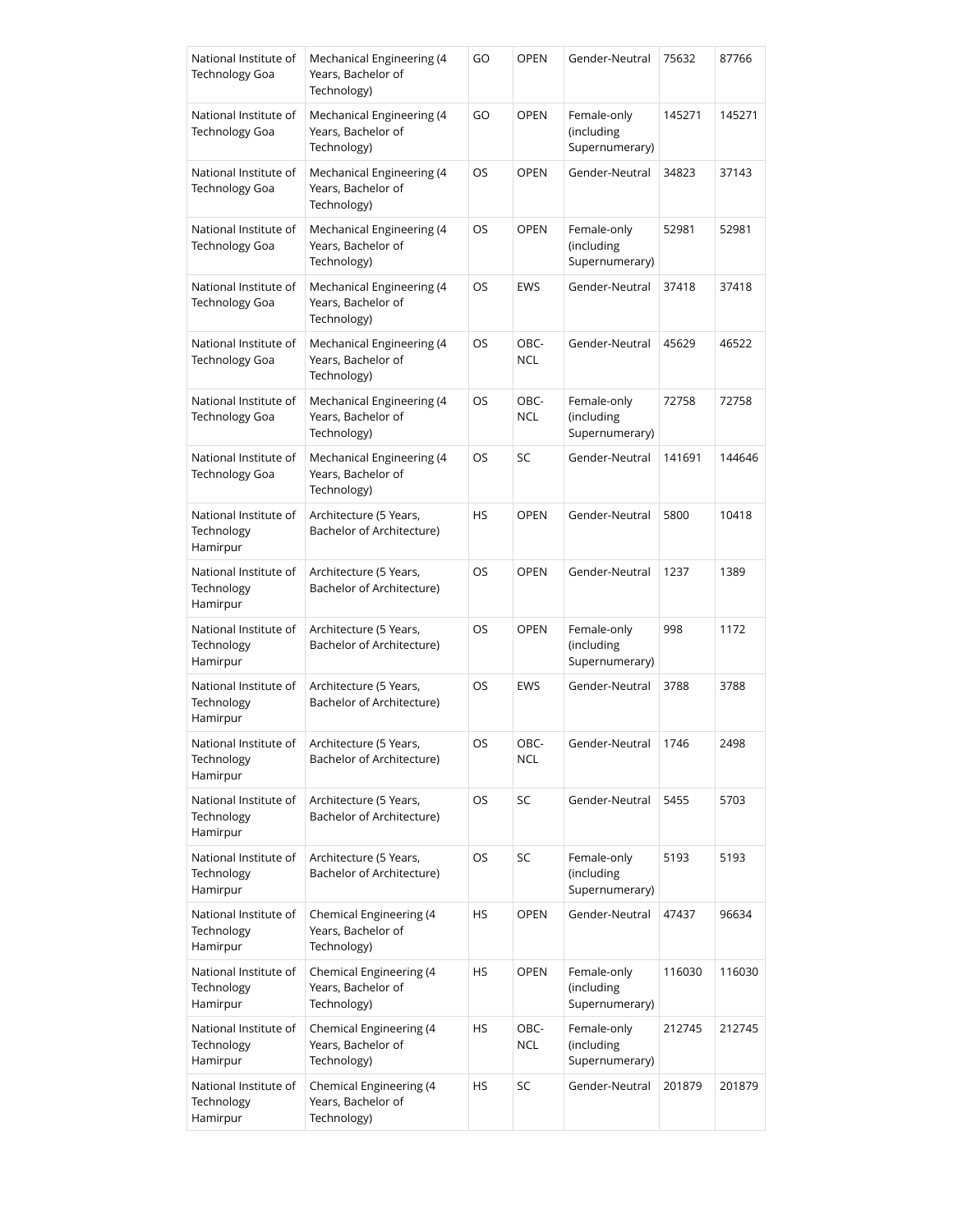| National Institute of Technology Goa | Mechanical Engineering (4 Years, Bachelor of Technology) | GO | OPEN | Gender-Neutral | 75632 | 87766 |
|---|---|---|---|---|---|---|
| National Institute of Technology Goa | Mechanical Engineering (4 Years, Bachelor of Technology) | GO | OPEN | Female-only (including Supernumerary) | 145271 | 145271 |
| National Institute of Technology Goa | Mechanical Engineering (4 Years, Bachelor of Technology) | OS | OPEN | Gender-Neutral | 34823 | 37143 |
| National Institute of Technology Goa | Mechanical Engineering (4 Years, Bachelor of Technology) | OS | OPEN | Female-only (including Supernumerary) | 52981 | 52981 |
| National Institute of Technology Goa | Mechanical Engineering (4 Years, Bachelor of Technology) | OS | EWS | Gender-Neutral | 37418 | 37418 |
| National Institute of Technology Goa | Mechanical Engineering (4 Years, Bachelor of Technology) | OS | OBC-NCL | Gender-Neutral | 45629 | 46522 |
| National Institute of Technology Goa | Mechanical Engineering (4 Years, Bachelor of Technology) | OS | OBC-NCL | Female-only (including Supernumerary) | 72758 | 72758 |
| National Institute of Technology Goa | Mechanical Engineering (4 Years, Bachelor of Technology) | OS | SC | Gender-Neutral | 141691 | 144646 |
| National Institute of Technology Hamirpur | Architecture (5 Years, Bachelor of Architecture) | HS | OPEN | Gender-Neutral | 5800 | 10418 |
| National Institute of Technology Hamirpur | Architecture (5 Years, Bachelor of Architecture) | OS | OPEN | Gender-Neutral | 1237 | 1389 |
| National Institute of Technology Hamirpur | Architecture (5 Years, Bachelor of Architecture) | OS | OPEN | Female-only (including Supernumerary) | 998 | 1172 |
| National Institute of Technology Hamirpur | Architecture (5 Years, Bachelor of Architecture) | OS | EWS | Gender-Neutral | 3788 | 3788 |
| National Institute of Technology Hamirpur | Architecture (5 Years, Bachelor of Architecture) | OS | OBC-NCL | Gender-Neutral | 1746 | 2498 |
| National Institute of Technology Hamirpur | Architecture (5 Years, Bachelor of Architecture) | OS | SC | Gender-Neutral | 5455 | 5703 |
| National Institute of Technology Hamirpur | Architecture (5 Years, Bachelor of Architecture) | OS | SC | Female-only (including Supernumerary) | 5193 | 5193 |
| National Institute of Technology Hamirpur | Chemical Engineering (4 Years, Bachelor of Technology) | HS | OPEN | Gender-Neutral | 47437 | 96634 |
| National Institute of Technology Hamirpur | Chemical Engineering (4 Years, Bachelor of Technology) | HS | OPEN | Female-only (including Supernumerary) | 116030 | 116030 |
| National Institute of Technology Hamirpur | Chemical Engineering (4 Years, Bachelor of Technology) | HS | OBC-NCL | Female-only (including Supernumerary) | 212745 | 212745 |
| National Institute of Technology Hamirpur | Chemical Engineering (4 Years, Bachelor of Technology) | HS | SC | Gender-Neutral | 201879 | 201879 |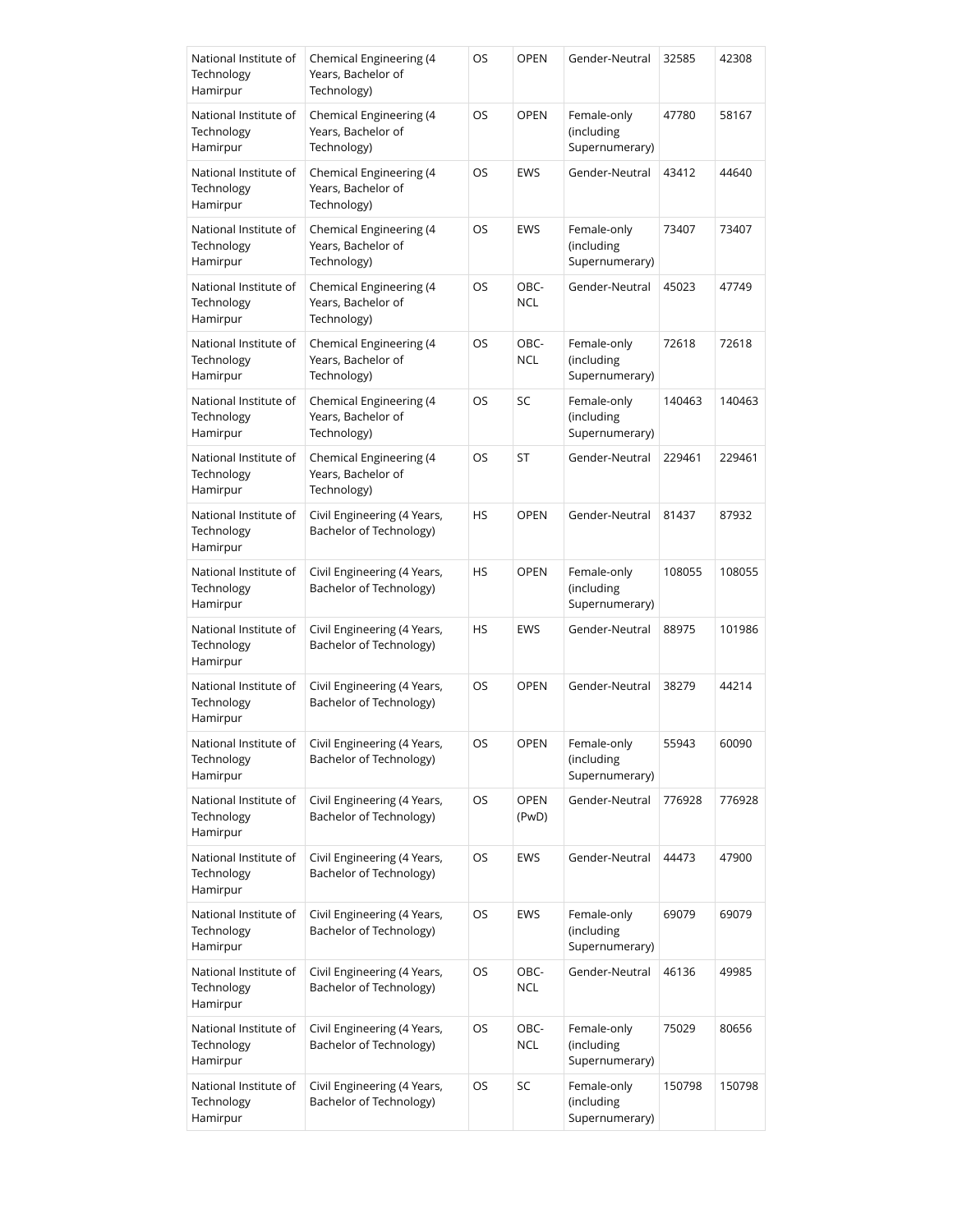| National Institute of Technology Hamirpur | Chemical Engineering (4 Years, Bachelor of Technology) | OS | OPEN | Gender-Neutral | 32585 | 42308 |
|---|---|---|---|---|---|---|
| National Institute of Technology Hamirpur | Chemical Engineering (4 Years, Bachelor of Technology) | OS | OPEN | Female-only (including Supernumerary) | 47780 | 58167 |
| National Institute of Technology Hamirpur | Chemical Engineering (4 Years, Bachelor of Technology) | OS | EWS | Gender-Neutral | 43412 | 44640 |
| National Institute of Technology Hamirpur | Chemical Engineering (4 Years, Bachelor of Technology) | OS | EWS | Female-only (including Supernumerary) | 73407 | 73407 |
| National Institute of Technology Hamirpur | Chemical Engineering (4 Years, Bachelor of Technology) | OS | OBC-NCL | Gender-Neutral | 45023 | 47749 |
| National Institute of Technology Hamirpur | Chemical Engineering (4 Years, Bachelor of Technology) | OS | OBC-NCL | Female-only (including Supernumerary) | 72618 | 72618 |
| National Institute of Technology Hamirpur | Chemical Engineering (4 Years, Bachelor of Technology) | OS | SC | Female-only (including Supernumerary) | 140463 | 140463 |
| National Institute of Technology Hamirpur | Chemical Engineering (4 Years, Bachelor of Technology) | OS | ST | Gender-Neutral | 229461 | 229461 |
| National Institute of Technology Hamirpur | Civil Engineering (4 Years, Bachelor of Technology) | HS | OPEN | Gender-Neutral | 81437 | 87932 |
| National Institute of Technology Hamirpur | Civil Engineering (4 Years, Bachelor of Technology) | HS | OPEN | Female-only (including Supernumerary) | 108055 | 108055 |
| National Institute of Technology Hamirpur | Civil Engineering (4 Years, Bachelor of Technology) | HS | EWS | Gender-Neutral | 88975 | 101986 |
| National Institute of Technology Hamirpur | Civil Engineering (4 Years, Bachelor of Technology) | OS | OPEN | Gender-Neutral | 38279 | 44214 |
| National Institute of Technology Hamirpur | Civil Engineering (4 Years, Bachelor of Technology) | OS | OPEN | Female-only (including Supernumerary) | 55943 | 60090 |
| National Institute of Technology Hamirpur | Civil Engineering (4 Years, Bachelor of Technology) | OS | OPEN (PwD) | Gender-Neutral | 776928 | 776928 |
| National Institute of Technology Hamirpur | Civil Engineering (4 Years, Bachelor of Technology) | OS | EWS | Gender-Neutral | 44473 | 47900 |
| National Institute of Technology Hamirpur | Civil Engineering (4 Years, Bachelor of Technology) | OS | EWS | Female-only (including Supernumerary) | 69079 | 69079 |
| National Institute of Technology Hamirpur | Civil Engineering (4 Years, Bachelor of Technology) | OS | OBC-NCL | Gender-Neutral | 46136 | 49985 |
| National Institute of Technology Hamirpur | Civil Engineering (4 Years, Bachelor of Technology) | OS | OBC-NCL | Female-only (including Supernumerary) | 75029 | 80656 |
| National Institute of Technology Hamirpur | Civil Engineering (4 Years, Bachelor of Technology) | OS | SC | Female-only (including Supernumerary) | 150798 | 150798 |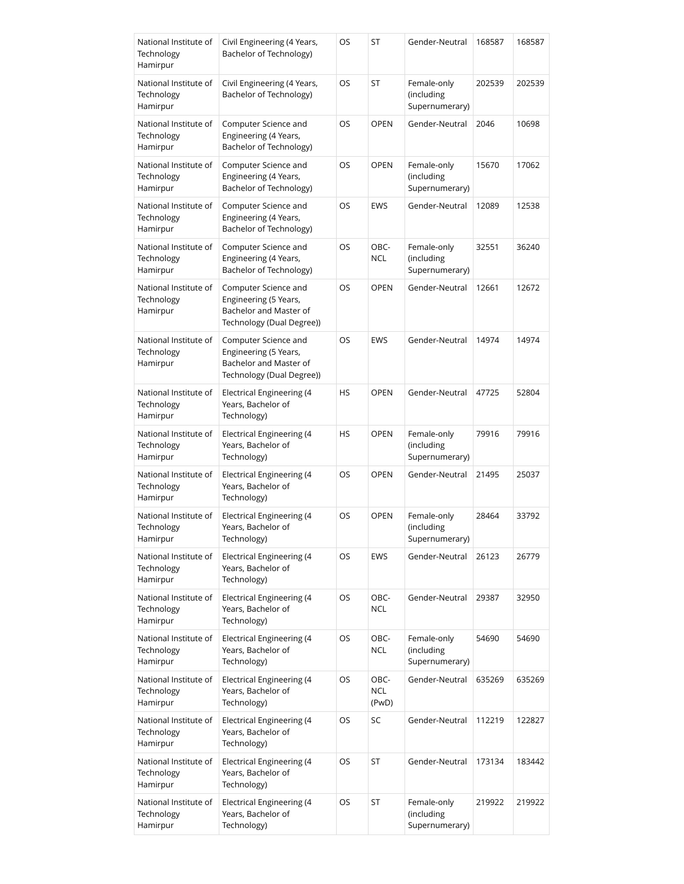| National Institute of Technology Hamirpur | Civil Engineering (4 Years, Bachelor of Technology) | OS | ST | Gender-Neutral | 168587 | 168587 |
|---|---|---|---|---|---|---|
| National Institute of Technology Hamirpur | Civil Engineering (4 Years, Bachelor of Technology) | OS | ST | Female-only (including Supernumerary) | 202539 | 202539 |
| National Institute of Technology Hamirpur | Computer Science and Engineering (4 Years, Bachelor of Technology) | OS | OPEN | Gender-Neutral | 2046 | 10698 |
| National Institute of Technology Hamirpur | Computer Science and Engineering (4 Years, Bachelor of Technology) | OS | OPEN | Female-only (including Supernumerary) | 15670 | 17062 |
| National Institute of Technology Hamirpur | Computer Science and Engineering (4 Years, Bachelor of Technology) | OS | EWS | Gender-Neutral | 12089 | 12538 |
| National Institute of Technology Hamirpur | Computer Science and Engineering (4 Years, Bachelor of Technology) | OS | OBC-NCL | Female-only (including Supernumerary) | 32551 | 36240 |
| National Institute of Technology Hamirpur | Computer Science and Engineering (5 Years, Bachelor and Master of Technology (Dual Degree)) | OS | OPEN | Gender-Neutral | 12661 | 12672 |
| National Institute of Technology Hamirpur | Computer Science and Engineering (5 Years, Bachelor and Master of Technology (Dual Degree)) | OS | EWS | Gender-Neutral | 14974 | 14974 |
| National Institute of Technology Hamirpur | Electrical Engineering (4 Years, Bachelor of Technology) | HS | OPEN | Gender-Neutral | 47725 | 52804 |
| National Institute of Technology Hamirpur | Electrical Engineering (4 Years, Bachelor of Technology) | HS | OPEN | Female-only (including Supernumerary) | 79916 | 79916 |
| National Institute of Technology Hamirpur | Electrical Engineering (4 Years, Bachelor of Technology) | OS | OPEN | Gender-Neutral | 21495 | 25037 |
| National Institute of Technology Hamirpur | Electrical Engineering (4 Years, Bachelor of Technology) | OS | OPEN | Female-only (including Supernumerary) | 28464 | 33792 |
| National Institute of Technology Hamirpur | Electrical Engineering (4 Years, Bachelor of Technology) | OS | EWS | Gender-Neutral | 26123 | 26779 |
| National Institute of Technology Hamirpur | Electrical Engineering (4 Years, Bachelor of Technology) | OS | OBC-NCL | Gender-Neutral | 29387 | 32950 |
| National Institute of Technology Hamirpur | Electrical Engineering (4 Years, Bachelor of Technology) | OS | OBC-NCL | Female-only (including Supernumerary) | 54690 | 54690 |
| National Institute of Technology Hamirpur | Electrical Engineering (4 Years, Bachelor of Technology) | OS | OBC-NCL (PwD) | Gender-Neutral | 635269 | 635269 |
| National Institute of Technology Hamirpur | Electrical Engineering (4 Years, Bachelor of Technology) | OS | SC | Gender-Neutral | 112219 | 122827 |
| National Institute of Technology Hamirpur | Electrical Engineering (4 Years, Bachelor of Technology) | OS | ST | Gender-Neutral | 173134 | 183442 |
| National Institute of Technology Hamirpur | Electrical Engineering (4 Years, Bachelor of Technology) | OS | ST | Female-only (including Supernumerary) | 219922 | 219922 |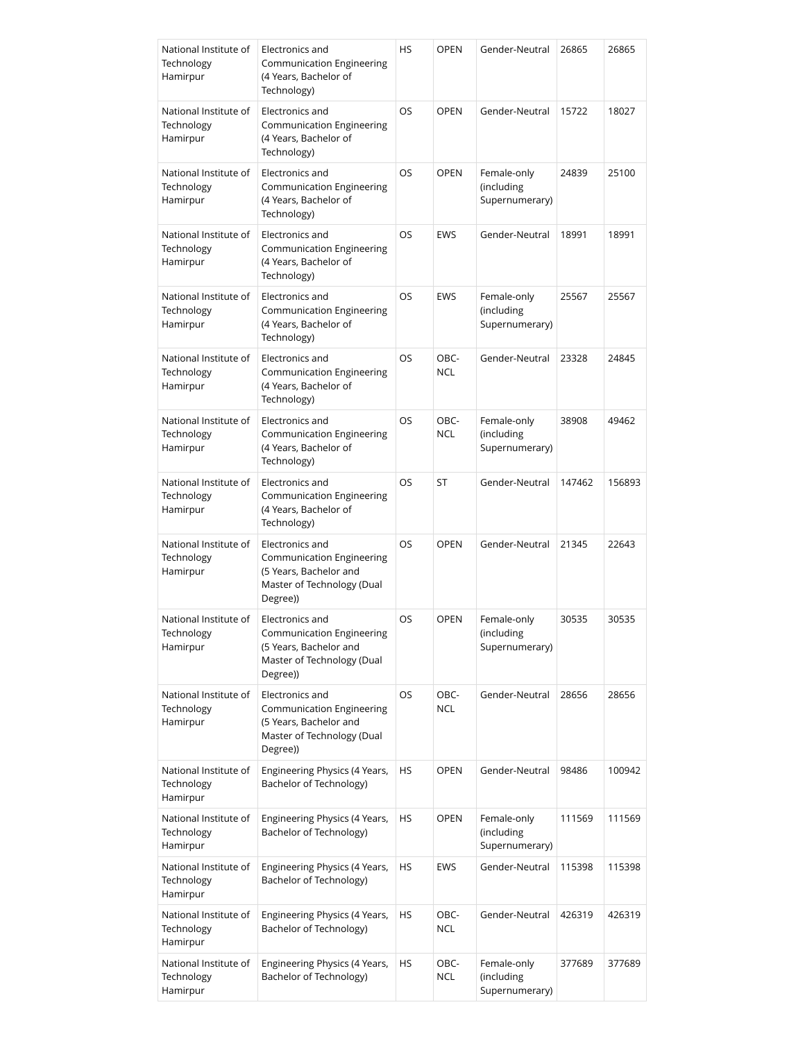| National Institute of Technology Hamirpur | Electronics and Communication Engineering (4 Years, Bachelor of Technology) | HS | OPEN | Gender-Neutral | 26865 | 26865 |
|---|---|---|---|---|---|---|
| National Institute of Technology Hamirpur | Electronics and Communication Engineering (4 Years, Bachelor of Technology) | OS | OPEN | Gender-Neutral | 15722 | 18027 |
| National Institute of Technology Hamirpur | Electronics and Communication Engineering (4 Years, Bachelor of Technology) | OS | OPEN | Female-only (including Supernumerary) | 24839 | 25100 |
| National Institute of Technology Hamirpur | Electronics and Communication Engineering (4 Years, Bachelor of Technology) | OS | EWS | Gender-Neutral | 18991 | 18991 |
| National Institute of Technology Hamirpur | Electronics and Communication Engineering (4 Years, Bachelor of Technology) | OS | EWS | Female-only (including Supernumerary) | 25567 | 25567 |
| National Institute of Technology Hamirpur | Electronics and Communication Engineering (4 Years, Bachelor of Technology) | OS | OBC-NCL | Gender-Neutral | 23328 | 24845 |
| National Institute of Technology Hamirpur | Electronics and Communication Engineering (4 Years, Bachelor of Technology) | OS | OBC-NCL | Female-only (including Supernumerary) | 38908 | 49462 |
| National Institute of Technology Hamirpur | Electronics and Communication Engineering (4 Years, Bachelor of Technology) | OS | ST | Gender-Neutral | 147462 | 156893 |
| National Institute of Technology Hamirpur | Electronics and Communication Engineering (5 Years, Bachelor and Master of Technology (Dual Degree)) | OS | OPEN | Gender-Neutral | 21345 | 22643 |
| National Institute of Technology Hamirpur | Electronics and Communication Engineering (5 Years, Bachelor and Master of Technology (Dual Degree)) | OS | OPEN | Female-only (including Supernumerary) | 30535 | 30535 |
| National Institute of Technology Hamirpur | Electronics and Communication Engineering (5 Years, Bachelor and Master of Technology (Dual Degree)) | OS | OBC-NCL | Gender-Neutral | 28656 | 28656 |
| National Institute of Technology Hamirpur | Engineering Physics (4 Years, Bachelor of Technology) | HS | OPEN | Gender-Neutral | 98486 | 100942 |
| National Institute of Technology Hamirpur | Engineering Physics (4 Years, Bachelor of Technology) | HS | OPEN | Female-only (including Supernumerary) | 111569 | 111569 |
| National Institute of Technology Hamirpur | Engineering Physics (4 Years, Bachelor of Technology) | HS | EWS | Gender-Neutral | 115398 | 115398 |
| National Institute of Technology Hamirpur | Engineering Physics (4 Years, Bachelor of Technology) | HS | OBC-NCL | Gender-Neutral | 426319 | 426319 |
| National Institute of Technology Hamirpur | Engineering Physics (4 Years, Bachelor of Technology) | HS | OBC-NCL | Female-only (including Supernumerary) | 377689 | 377689 |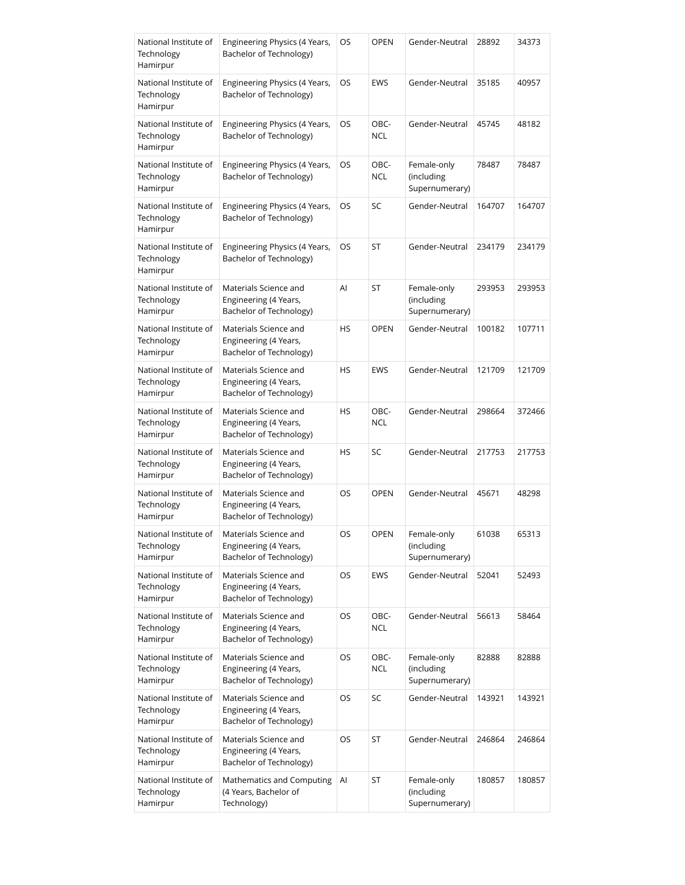| National Institute of Technology Hamirpur | Engineering Physics (4 Years, Bachelor of Technology) | OS | OPEN | Gender-Neutral | 28892 | 34373 |
|---|---|---|---|---|---|---|
| National Institute of Technology Hamirpur | Engineering Physics (4 Years, Bachelor of Technology) | OS | EWS | Gender-Neutral | 35185 | 40957 |
| National Institute of Technology Hamirpur | Engineering Physics (4 Years, Bachelor of Technology) | OS | OBC-NCL | Gender-Neutral | 45745 | 48182 |
| National Institute of Technology Hamirpur | Engineering Physics (4 Years, Bachelor of Technology) | OS | OBC-NCL | Female-only (including Supernumerary) | 78487 | 78487 |
| National Institute of Technology Hamirpur | Engineering Physics (4 Years, Bachelor of Technology) | OS | SC | Gender-Neutral | 164707 | 164707 |
| National Institute of Technology Hamirpur | Engineering Physics (4 Years, Bachelor of Technology) | OS | ST | Gender-Neutral | 234179 | 234179 |
| National Institute of Technology Hamirpur | Materials Science and Engineering (4 Years, Bachelor of Technology) | AI | ST | Female-only (including Supernumerary) | 293953 | 293953 |
| National Institute of Technology Hamirpur | Materials Science and Engineering (4 Years, Bachelor of Technology) | HS | OPEN | Gender-Neutral | 100182 | 107711 |
| National Institute of Technology Hamirpur | Materials Science and Engineering (4 Years, Bachelor of Technology) | HS | EWS | Gender-Neutral | 121709 | 121709 |
| National Institute of Technology Hamirpur | Materials Science and Engineering (4 Years, Bachelor of Technology) | HS | OBC-NCL | Gender-Neutral | 298664 | 372466 |
| National Institute of Technology Hamirpur | Materials Science and Engineering (4 Years, Bachelor of Technology) | HS | SC | Gender-Neutral | 217753 | 217753 |
| National Institute of Technology Hamirpur | Materials Science and Engineering (4 Years, Bachelor of Technology) | OS | OPEN | Gender-Neutral | 45671 | 48298 |
| National Institute of Technology Hamirpur | Materials Science and Engineering (4 Years, Bachelor of Technology) | OS | OPEN | Female-only (including Supernumerary) | 61038 | 65313 |
| National Institute of Technology Hamirpur | Materials Science and Engineering (4 Years, Bachelor of Technology) | OS | EWS | Gender-Neutral | 52041 | 52493 |
| National Institute of Technology Hamirpur | Materials Science and Engineering (4 Years, Bachelor of Technology) | OS | OBC-NCL | Gender-Neutral | 56613 | 58464 |
| National Institute of Technology Hamirpur | Materials Science and Engineering (4 Years, Bachelor of Technology) | OS | OBC-NCL | Female-only (including Supernumerary) | 82888 | 82888 |
| National Institute of Technology Hamirpur | Materials Science and Engineering (4 Years, Bachelor of Technology) | OS | SC | Gender-Neutral | 143921 | 143921 |
| National Institute of Technology Hamirpur | Materials Science and Engineering (4 Years, Bachelor of Technology) | OS | ST | Gender-Neutral | 246864 | 246864 |
| National Institute of Technology Hamirpur | Mathematics and Computing (4 Years, Bachelor of Technology) | AI | ST | Female-only (including Supernumerary) | 180857 | 180857 |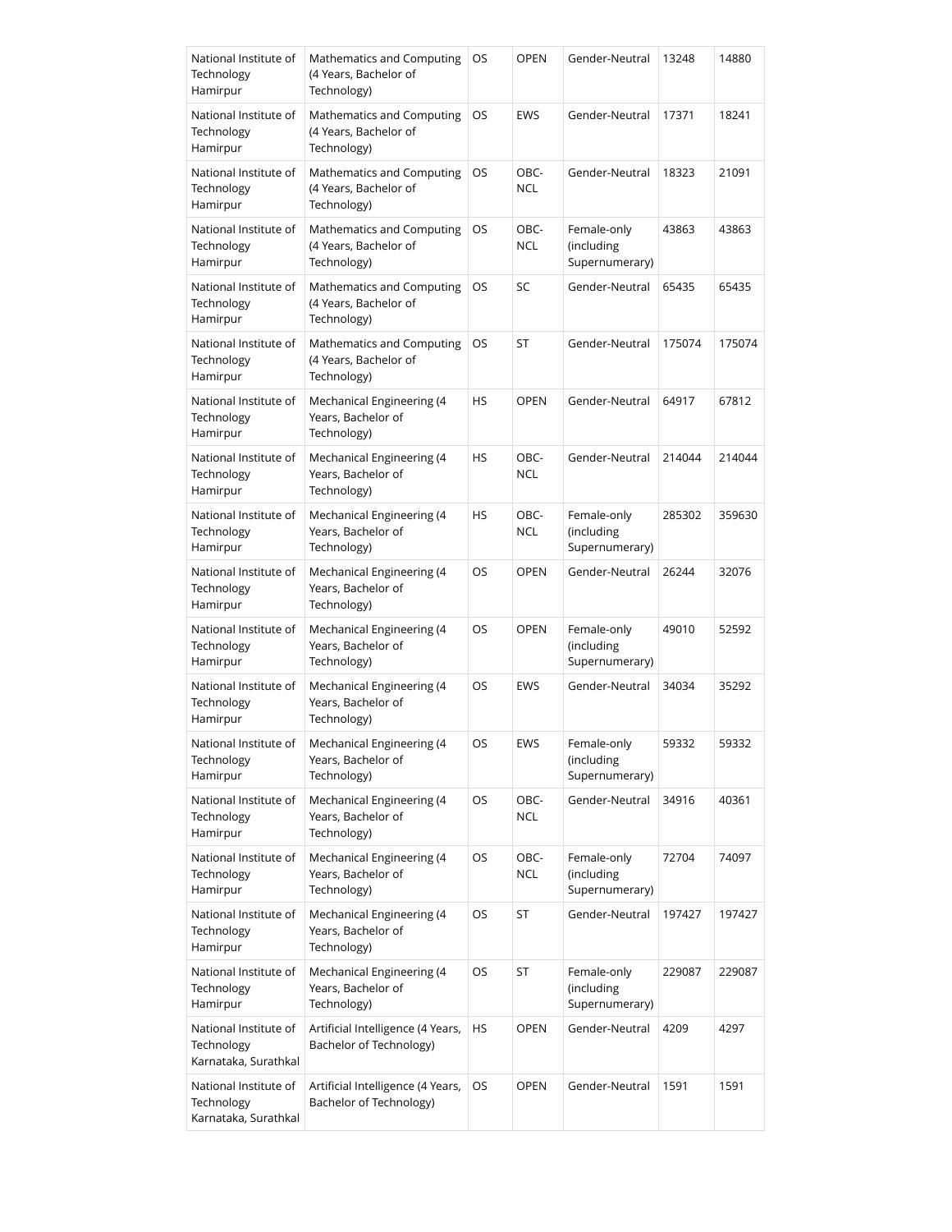| National Institute of Technology Hamirpur | Mathematics and Computing (4 Years, Bachelor of Technology) | OS | OPEN | Gender-Neutral | 13248 | 14880 |
|---|---|---|---|---|---|---|
| National Institute of Technology Hamirpur | Mathematics and Computing (4 Years, Bachelor of Technology) | OS | EWS | Gender-Neutral | 17371 | 18241 |
| National Institute of Technology Hamirpur | Mathematics and Computing (4 Years, Bachelor of Technology) | OS | OBC-NCL | Gender-Neutral | 18323 | 21091 |
| National Institute of Technology Hamirpur | Mathematics and Computing (4 Years, Bachelor of Technology) | OS | OBC-NCL | Female-only (including Supernumerary) | 43863 | 43863 |
| National Institute of Technology Hamirpur | Mathematics and Computing (4 Years, Bachelor of Technology) | OS | SC | Gender-Neutral | 65435 | 65435 |
| National Institute of Technology Hamirpur | Mathematics and Computing (4 Years, Bachelor of Technology) | OS | ST | Gender-Neutral | 175074 | 175074 |
| National Institute of Technology Hamirpur | Mechanical Engineering (4 Years, Bachelor of Technology) | HS | OPEN | Gender-Neutral | 64917 | 67812 |
| National Institute of Technology Hamirpur | Mechanical Engineering (4 Years, Bachelor of Technology) | HS | OBC-NCL | Gender-Neutral | 214044 | 214044 |
| National Institute of Technology Hamirpur | Mechanical Engineering (4 Years, Bachelor of Technology) | HS | OBC-NCL | Female-only (including Supernumerary) | 285302 | 359630 |
| National Institute of Technology Hamirpur | Mechanical Engineering (4 Years, Bachelor of Technology) | OS | OPEN | Gender-Neutral | 26244 | 32076 |
| National Institute of Technology Hamirpur | Mechanical Engineering (4 Years, Bachelor of Technology) | OS | OPEN | Female-only (including Supernumerary) | 49010 | 52592 |
| National Institute of Technology Hamirpur | Mechanical Engineering (4 Years, Bachelor of Technology) | OS | EWS | Gender-Neutral | 34034 | 35292 |
| National Institute of Technology Hamirpur | Mechanical Engineering (4 Years, Bachelor of Technology) | OS | EWS | Female-only (including Supernumerary) | 59332 | 59332 |
| National Institute of Technology Hamirpur | Mechanical Engineering (4 Years, Bachelor of Technology) | OS | OBC-NCL | Gender-Neutral | 34916 | 40361 |
| National Institute of Technology Hamirpur | Mechanical Engineering (4 Years, Bachelor of Technology) | OS | OBC-NCL | Female-only (including Supernumerary) | 72704 | 74097 |
| National Institute of Technology Hamirpur | Mechanical Engineering (4 Years, Bachelor of Technology) | OS | ST | Gender-Neutral | 197427 | 197427 |
| National Institute of Technology Hamirpur | Mechanical Engineering (4 Years, Bachelor of Technology) | OS | ST | Female-only (including Supernumerary) | 229087 | 229087 |
| National Institute of Technology Karnataka, Surathkal | Artificial Intelligence (4 Years, Bachelor of Technology) | HS | OPEN | Gender-Neutral | 4209 | 4297 |
| National Institute of Technology Karnataka, Surathkal | Artificial Intelligence (4 Years, Bachelor of Technology) | OS | OPEN | Gender-Neutral | 1591 | 1591 |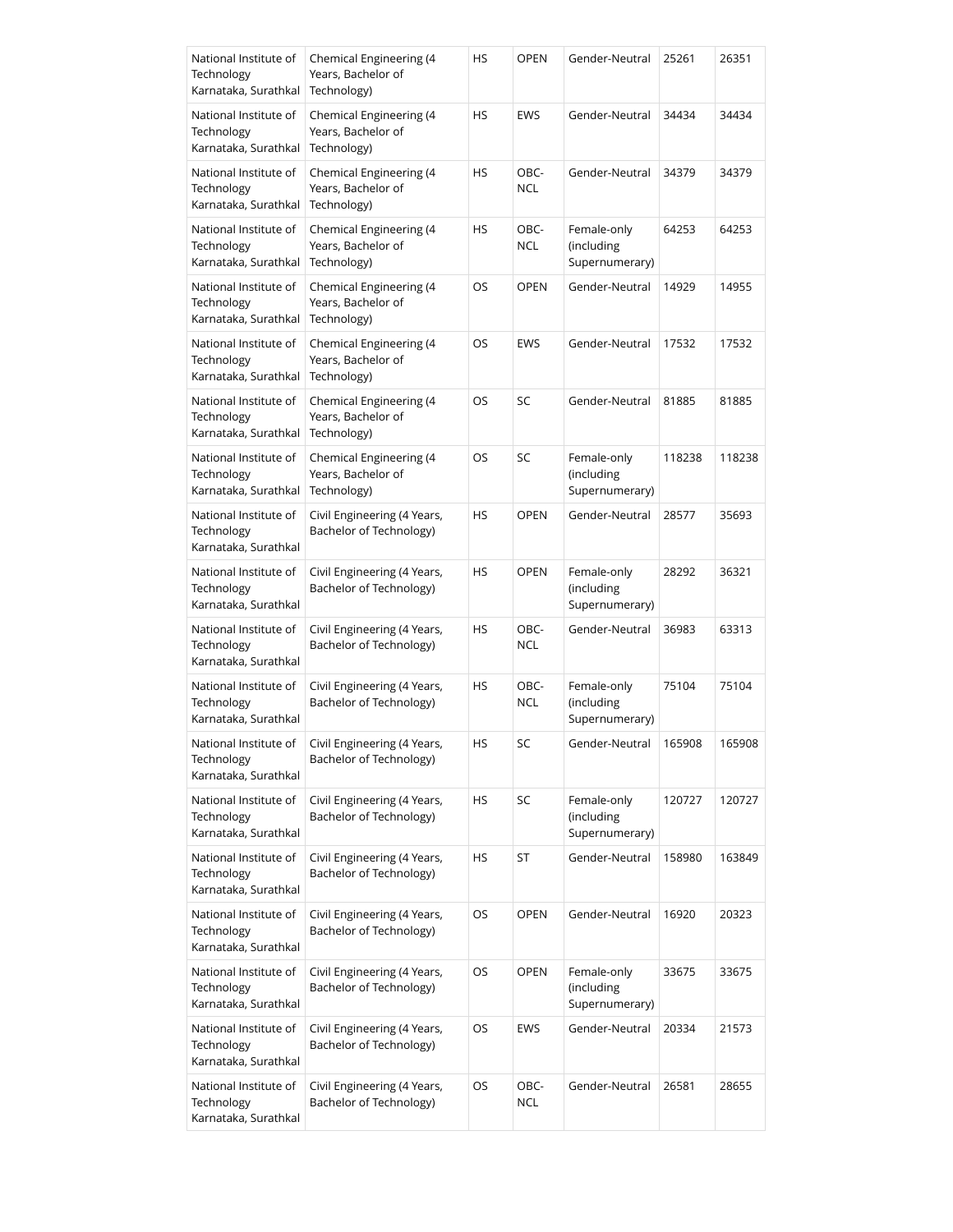| National Institute of Technology Karnataka, Surathkal | Chemical Engineering (4 Years, Bachelor of Technology) | HS | OPEN | Gender-Neutral | 25261 | 26351 |
|---|---|---|---|---|---|---|
| National Institute of Technology Karnataka, Surathkal | Chemical Engineering (4 Years, Bachelor of Technology) | HS | EWS | Gender-Neutral | 34434 | 34434 |
| National Institute of Technology Karnataka, Surathkal | Chemical Engineering (4 Years, Bachelor of Technology) | HS | OBC-NCL | Gender-Neutral | 34379 | 34379 |
| National Institute of Technology Karnataka, Surathkal | Chemical Engineering (4 Years, Bachelor of Technology) | HS | OBC-NCL | Female-only (including Supernumerary) | 64253 | 64253 |
| National Institute of Technology Karnataka, Surathkal | Chemical Engineering (4 Years, Bachelor of Technology) | OS | OPEN | Gender-Neutral | 14929 | 14955 |
| National Institute of Technology Karnataka, Surathkal | Chemical Engineering (4 Years, Bachelor of Technology) | OS | EWS | Gender-Neutral | 17532 | 17532 |
| National Institute of Technology Karnataka, Surathkal | Chemical Engineering (4 Years, Bachelor of Technology) | OS | SC | Gender-Neutral | 81885 | 81885 |
| National Institute of Technology Karnataka, Surathkal | Chemical Engineering (4 Years, Bachelor of Technology) | OS | SC | Female-only (including Supernumerary) | 118238 | 118238 |
| National Institute of Technology Karnataka, Surathkal | Civil Engineering (4 Years, Bachelor of Technology) | HS | OPEN | Gender-Neutral | 28577 | 35693 |
| National Institute of Technology Karnataka, Surathkal | Civil Engineering (4 Years, Bachelor of Technology) | HS | OPEN | Female-only (including Supernumerary) | 28292 | 36321 |
| National Institute of Technology Karnataka, Surathkal | Civil Engineering (4 Years, Bachelor of Technology) | HS | OBC-NCL | Gender-Neutral | 36983 | 63313 |
| National Institute of Technology Karnataka, Surathkal | Civil Engineering (4 Years, Bachelor of Technology) | HS | OBC-NCL | Female-only (including Supernumerary) | 75104 | 75104 |
| National Institute of Technology Karnataka, Surathkal | Civil Engineering (4 Years, Bachelor of Technology) | HS | SC | Gender-Neutral | 165908 | 165908 |
| National Institute of Technology Karnataka, Surathkal | Civil Engineering (4 Years, Bachelor of Technology) | HS | SC | Female-only (including Supernumerary) | 120727 | 120727 |
| National Institute of Technology Karnataka, Surathkal | Civil Engineering (4 Years, Bachelor of Technology) | HS | ST | Gender-Neutral | 158980 | 163849 |
| National Institute of Technology Karnataka, Surathkal | Civil Engineering (4 Years, Bachelor of Technology) | OS | OPEN | Gender-Neutral | 16920 | 20323 |
| National Institute of Technology Karnataka, Surathkal | Civil Engineering (4 Years, Bachelor of Technology) | OS | OPEN | Female-only (including Supernumerary) | 33675 | 33675 |
| National Institute of Technology Karnataka, Surathkal | Civil Engineering (4 Years, Bachelor of Technology) | OS | EWS | Gender-Neutral | 20334 | 21573 |
| National Institute of Technology Karnataka, Surathkal | Civil Engineering (4 Years, Bachelor of Technology) | OS | OBC-NCL | Gender-Neutral | 26581 | 28655 |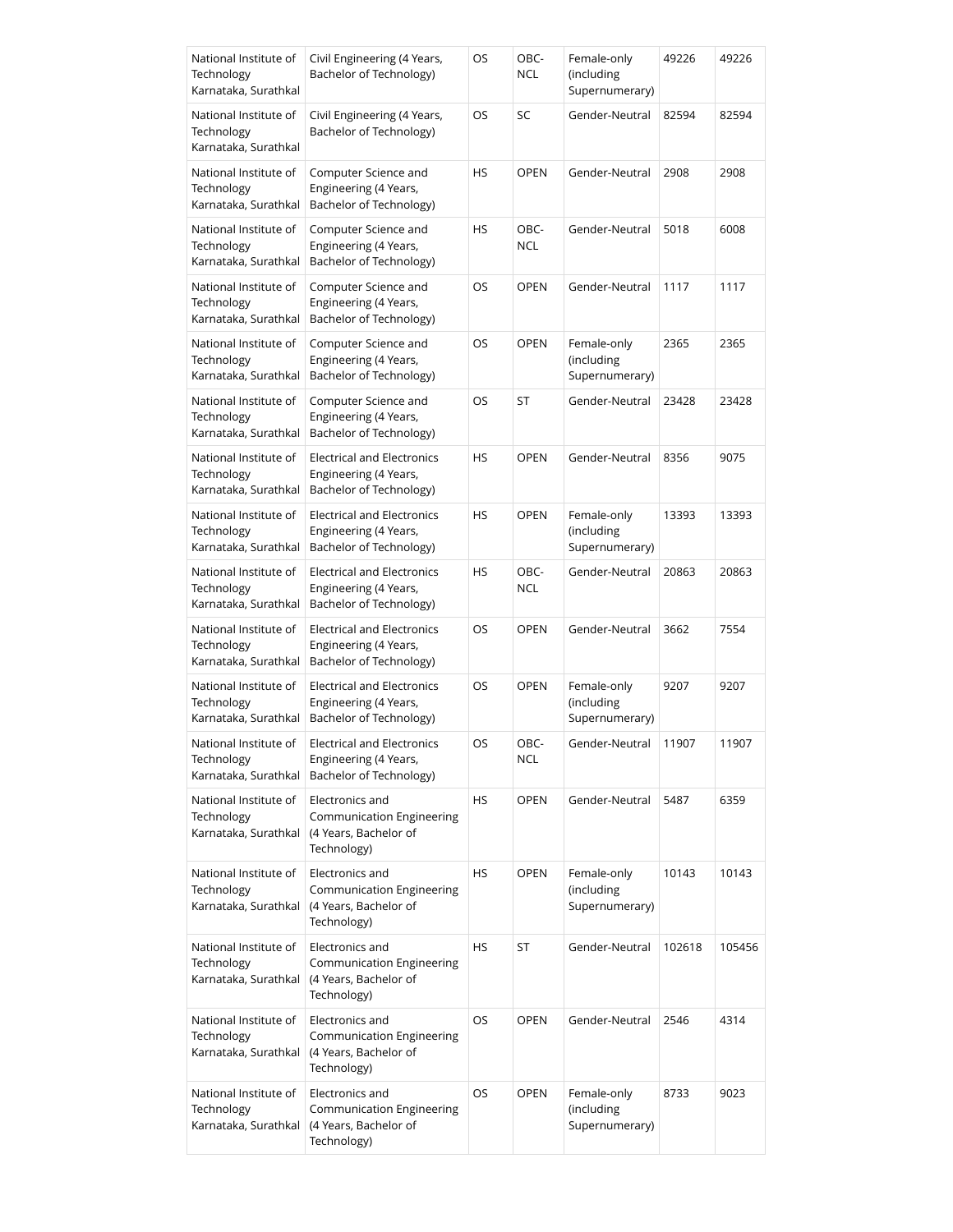| National Institute of Technology Karnataka, Surathkal | Civil Engineering (4 Years, Bachelor of Technology) | OS | OBC-NCL | Female-only (including Supernumerary) | 49226 | 49226 |
|---|---|---|---|---|---|---|
| National Institute of Technology Karnataka, Surathkal | Civil Engineering (4 Years, Bachelor of Technology) | OS | SC | Gender-Neutral | 82594 | 82594 |
| National Institute of Technology Karnataka, Surathkal | Computer Science and Engineering (4 Years, Bachelor of Technology) | HS | OPEN | Gender-Neutral | 2908 | 2908 |
| National Institute of Technology Karnataka, Surathkal | Computer Science and Engineering (4 Years, Bachelor of Technology) | HS | OBC-NCL | Gender-Neutral | 5018 | 6008 |
| National Institute of Technology Karnataka, Surathkal | Computer Science and Engineering (4 Years, Bachelor of Technology) | OS | OPEN | Gender-Neutral | 1117 | 1117 |
| National Institute of Technology Karnataka, Surathkal | Computer Science and Engineering (4 Years, Bachelor of Technology) | OS | OPEN | Female-only (including Supernumerary) | 2365 | 2365 |
| National Institute of Technology Karnataka, Surathkal | Computer Science and Engineering (4 Years, Bachelor of Technology) | OS | ST | Gender-Neutral | 23428 | 23428 |
| National Institute of Technology Karnataka, Surathkal | Electrical and Electronics Engineering (4 Years, Bachelor of Technology) | HS | OPEN | Gender-Neutral | 8356 | 9075 |
| National Institute of Technology Karnataka, Surathkal | Electrical and Electronics Engineering (4 Years, Bachelor of Technology) | HS | OPEN | Female-only (including Supernumerary) | 13393 | 13393 |
| National Institute of Technology Karnataka, Surathkal | Electrical and Electronics Engineering (4 Years, Bachelor of Technology) | HS | OBC-NCL | Gender-Neutral | 20863 | 20863 |
| National Institute of Technology Karnataka, Surathkal | Electrical and Electronics Engineering (4 Years, Bachelor of Technology) | OS | OPEN | Gender-Neutral | 3662 | 7554 |
| National Institute of Technology Karnataka, Surathkal | Electrical and Electronics Engineering (4 Years, Bachelor of Technology) | OS | OPEN | Female-only (including Supernumerary) | 9207 | 9207 |
| National Institute of Technology Karnataka, Surathkal | Electrical and Electronics Engineering (4 Years, Bachelor of Technology) | OS | OBC-NCL | Gender-Neutral | 11907 | 11907 |
| National Institute of Technology Karnataka, Surathkal | Electronics and Communication Engineering (4 Years, Bachelor of Technology) | HS | OPEN | Gender-Neutral | 5487 | 6359 |
| National Institute of Technology Karnataka, Surathkal | Electronics and Communication Engineering (4 Years, Bachelor of Technology) | HS | OPEN | Female-only (including Supernumerary) | 10143 | 10143 |
| National Institute of Technology Karnataka, Surathkal | Electronics and Communication Engineering (4 Years, Bachelor of Technology) | HS | ST | Gender-Neutral | 102618 | 105456 |
| National Institute of Technology Karnataka, Surathkal | Electronics and Communication Engineering (4 Years, Bachelor of Technology) | OS | OPEN | Gender-Neutral | 2546 | 4314 |
| National Institute of Technology Karnataka, Surathkal | Electronics and Communication Engineering (4 Years, Bachelor of Technology) | OS | OPEN | Female-only (including Supernumerary) | 8733 | 9023 |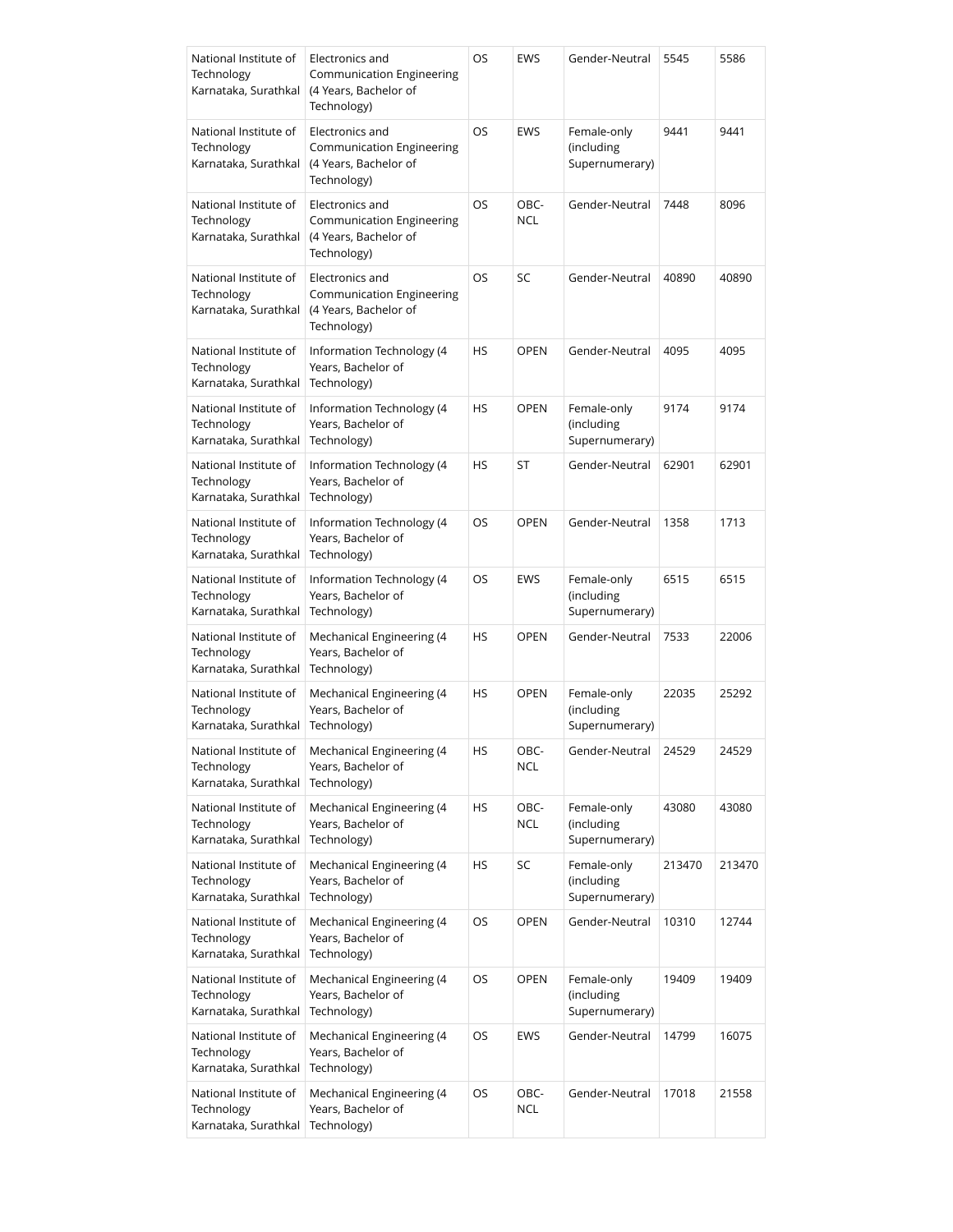| National Institute of Technology Karnataka, Surathkal | Electronics and Communication Engineering (4 Years, Bachelor of Technology) | OS | EWS | Gender-Neutral | 5545 | 5586 |
|---|---|---|---|---|---|---|
| National Institute of Technology Karnataka, Surathkal | Electronics and Communication Engineering (4 Years, Bachelor of Technology) | OS | EWS | Female-only (including Supernumerary) | 9441 | 9441 |
| National Institute of Technology Karnataka, Surathkal | Electronics and Communication Engineering (4 Years, Bachelor of Technology) | OS | OBC-NCL | Gender-Neutral | 7448 | 8096 |
| National Institute of Technology Karnataka, Surathkal | Electronics and Communication Engineering (4 Years, Bachelor of Technology) | OS | SC | Gender-Neutral | 40890 | 40890 |
| National Institute of Technology Karnataka, Surathkal | Information Technology (4 Years, Bachelor of Technology) | HS | OPEN | Gender-Neutral | 4095 | 4095 |
| National Institute of Technology Karnataka, Surathkal | Information Technology (4 Years, Bachelor of Technology) | HS | OPEN | Female-only (including Supernumerary) | 9174 | 9174 |
| National Institute of Technology Karnataka, Surathkal | Information Technology (4 Years, Bachelor of Technology) | HS | ST | Gender-Neutral | 62901 | 62901 |
| National Institute of Technology Karnataka, Surathkal | Information Technology (4 Years, Bachelor of Technology) | OS | OPEN | Gender-Neutral | 1358 | 1713 |
| National Institute of Technology Karnataka, Surathkal | Information Technology (4 Years, Bachelor of Technology) | OS | EWS | Female-only (including Supernumerary) | 6515 | 6515 |
| National Institute of Technology Karnataka, Surathkal | Mechanical Engineering (4 Years, Bachelor of Technology) | HS | OPEN | Gender-Neutral | 7533 | 22006 |
| National Institute of Technology Karnataka, Surathkal | Mechanical Engineering (4 Years, Bachelor of Technology) | HS | OPEN | Female-only (including Supernumerary) | 22035 | 25292 |
| National Institute of Technology Karnataka, Surathkal | Mechanical Engineering (4 Years, Bachelor of Technology) | HS | OBC-NCL | Gender-Neutral | 24529 | 24529 |
| National Institute of Technology Karnataka, Surathkal | Mechanical Engineering (4 Years, Bachelor of Technology) | HS | OBC-NCL | Female-only (including Supernumerary) | 43080 | 43080 |
| National Institute of Technology Karnataka, Surathkal | Mechanical Engineering (4 Years, Bachelor of Technology) | HS | SC | Female-only (including Supernumerary) | 213470 | 213470 |
| National Institute of Technology Karnataka, Surathkal | Mechanical Engineering (4 Years, Bachelor of Technology) | OS | OPEN | Gender-Neutral | 10310 | 12744 |
| National Institute of Technology Karnataka, Surathkal | Mechanical Engineering (4 Years, Bachelor of Technology) | OS | OPEN | Female-only (including Supernumerary) | 19409 | 19409 |
| National Institute of Technology Karnataka, Surathkal | Mechanical Engineering (4 Years, Bachelor of Technology) | OS | EWS | Gender-Neutral | 14799 | 16075 |
| National Institute of Technology Karnataka, Surathkal | Mechanical Engineering (4 Years, Bachelor of Technology) | OS | OBC-NCL | Gender-Neutral | 17018 | 21558 |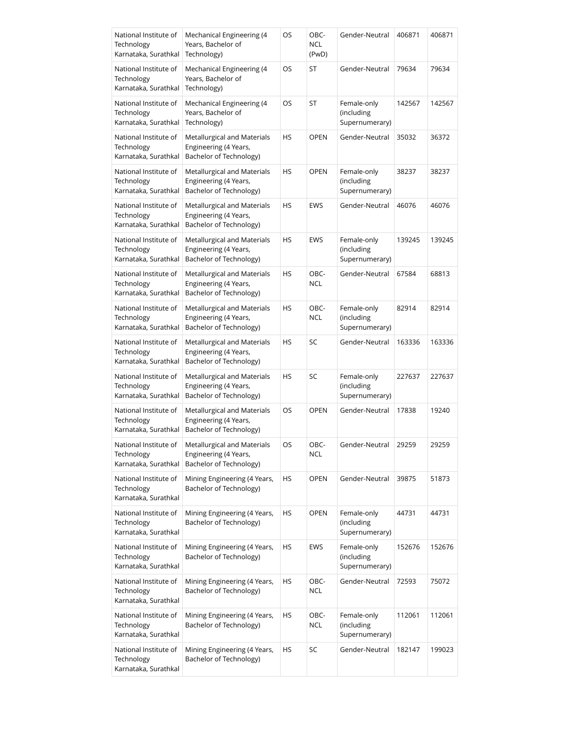| National Institute of Technology Karnataka, Surathkal | Mechanical Engineering (4 Years, Bachelor of Technology) | OS | OBC-NCL (PwD) | Gender-Neutral | 406871 | 406871 |
|---|---|---|---|---|---|---|
| National Institute of Technology Karnataka, Surathkal | Mechanical Engineering (4 Years, Bachelor of Technology) | OS | ST | Gender-Neutral | 79634 | 79634 |
| National Institute of Technology Karnataka, Surathkal | Mechanical Engineering (4 Years, Bachelor of Technology) | OS | ST | Female-only (including Supernumerary) | 142567 | 142567 |
| National Institute of Technology Karnataka, Surathkal | Metallurgical and Materials Engineering (4 Years, Bachelor of Technology) | HS | OPEN | Gender-Neutral | 35032 | 36372 |
| National Institute of Technology Karnataka, Surathkal | Metallurgical and Materials Engineering (4 Years, Bachelor of Technology) | HS | OPEN | Female-only (including Supernumerary) | 38237 | 38237 |
| National Institute of Technology Karnataka, Surathkal | Metallurgical and Materials Engineering (4 Years, Bachelor of Technology) | HS | EWS | Gender-Neutral | 46076 | 46076 |
| National Institute of Technology Karnataka, Surathkal | Metallurgical and Materials Engineering (4 Years, Bachelor of Technology) | HS | EWS | Female-only (including Supernumerary) | 139245 | 139245 |
| National Institute of Technology Karnataka, Surathkal | Metallurgical and Materials Engineering (4 Years, Bachelor of Technology) | HS | OBC-NCL | Gender-Neutral | 67584 | 68813 |
| National Institute of Technology Karnataka, Surathkal | Metallurgical and Materials Engineering (4 Years, Bachelor of Technology) | HS | OBC-NCL | Female-only (including Supernumerary) | 82914 | 82914 |
| National Institute of Technology Karnataka, Surathkal | Metallurgical and Materials Engineering (4 Years, Bachelor of Technology) | HS | SC | Gender-Neutral | 163336 | 163336 |
| National Institute of Technology Karnataka, Surathkal | Metallurgical and Materials Engineering (4 Years, Bachelor of Technology) | HS | SC | Female-only (including Supernumerary) | 227637 | 227637 |
| National Institute of Technology Karnataka, Surathkal | Metallurgical and Materials Engineering (4 Years, Bachelor of Technology) | OS | OPEN | Gender-Neutral | 17838 | 19240 |
| National Institute of Technology Karnataka, Surathkal | Metallurgical and Materials Engineering (4 Years, Bachelor of Technology) | OS | OBC-NCL | Gender-Neutral | 29259 | 29259 |
| National Institute of Technology Karnataka, Surathkal | Mining Engineering (4 Years, Bachelor of Technology) | HS | OPEN | Gender-Neutral | 39875 | 51873 |
| National Institute of Technology Karnataka, Surathkal | Mining Engineering (4 Years, Bachelor of Technology) | HS | OPEN | Female-only (including Supernumerary) | 44731 | 44731 |
| National Institute of Technology Karnataka, Surathkal | Mining Engineering (4 Years, Bachelor of Technology) | HS | EWS | Female-only (including Supernumerary) | 152676 | 152676 |
| National Institute of Technology Karnataka, Surathkal | Mining Engineering (4 Years, Bachelor of Technology) | HS | OBC-NCL | Gender-Neutral | 72593 | 75072 |
| National Institute of Technology Karnataka, Surathkal | Mining Engineering (4 Years, Bachelor of Technology) | HS | OBC-NCL | Female-only (including Supernumerary) | 112061 | 112061 |
| National Institute of Technology Karnataka, Surathkal | Mining Engineering (4 Years, Bachelor of Technology) | HS | SC | Gender-Neutral | 182147 | 199023 |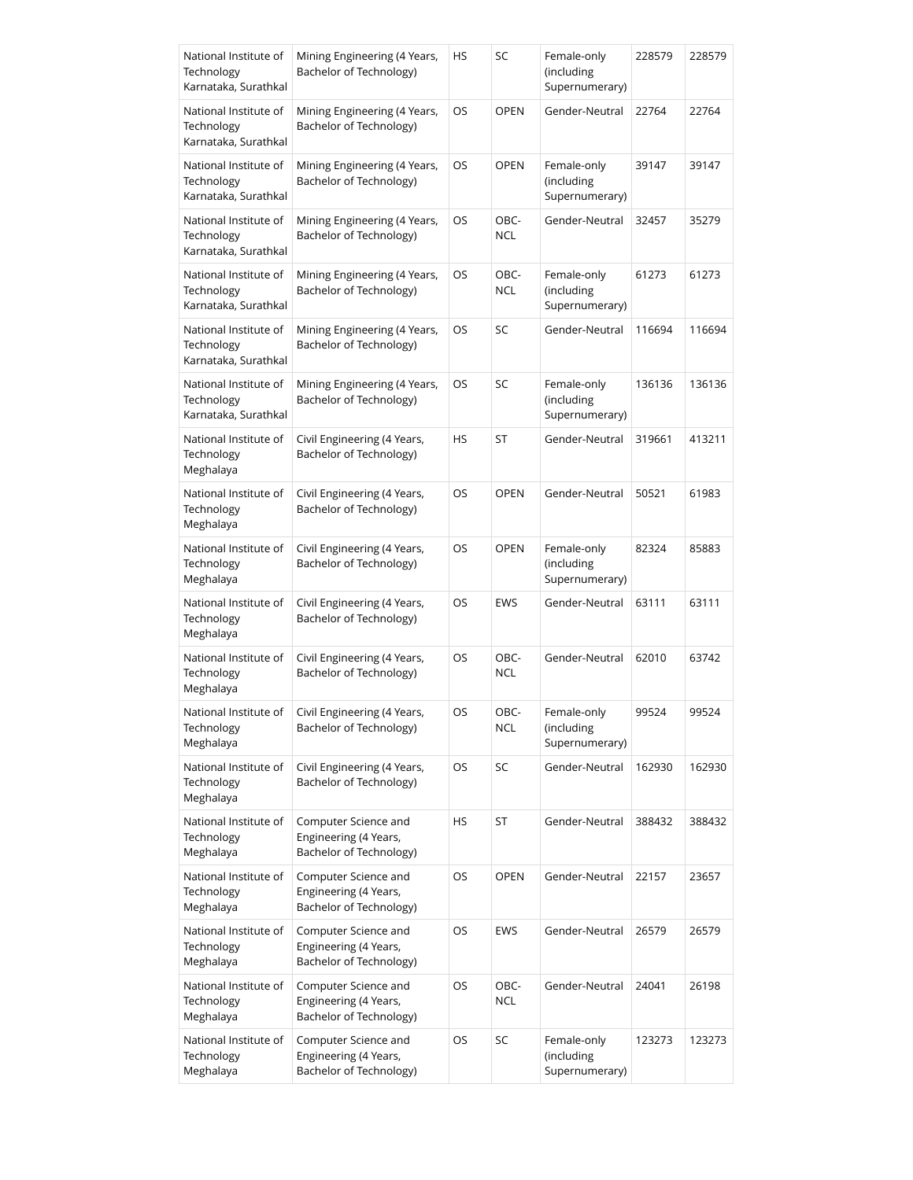| National Institute of Technology Karnataka, Surathkal | Mining Engineering (4 Years, Bachelor of Technology) | HS | SC | Female-only (including Supernumerary) | 228579 | 228579 |
|---|---|---|---|---|---|---|
| National Institute of Technology Karnataka, Surathkal | Mining Engineering (4 Years, Bachelor of Technology) | OS | OPEN | Gender-Neutral | 22764 | 22764 |
| National Institute of Technology Karnataka, Surathkal | Mining Engineering (4 Years, Bachelor of Technology) | OS | OPEN | Female-only (including Supernumerary) | 39147 | 39147 |
| National Institute of Technology Karnataka, Surathkal | Mining Engineering (4 Years, Bachelor of Technology) | OS | OBC-NCL | Gender-Neutral | 32457 | 35279 |
| National Institute of Technology Karnataka, Surathkal | Mining Engineering (4 Years, Bachelor of Technology) | OS | OBC-NCL | Female-only (including Supernumerary) | 61273 | 61273 |
| National Institute of Technology Karnataka, Surathkal | Mining Engineering (4 Years, Bachelor of Technology) | OS | SC | Gender-Neutral | 116694 | 116694 |
| National Institute of Technology Karnataka, Surathkal | Mining Engineering (4 Years, Bachelor of Technology) | OS | SC | Female-only (including Supernumerary) | 136136 | 136136 |
| National Institute of Technology Meghalaya | Civil Engineering (4 Years, Bachelor of Technology) | HS | ST | Gender-Neutral | 319661 | 413211 |
| National Institute of Technology Meghalaya | Civil Engineering (4 Years, Bachelor of Technology) | OS | OPEN | Gender-Neutral | 50521 | 61983 |
| National Institute of Technology Meghalaya | Civil Engineering (4 Years, Bachelor of Technology) | OS | OPEN | Female-only (including Supernumerary) | 82324 | 85883 |
| National Institute of Technology Meghalaya | Civil Engineering (4 Years, Bachelor of Technology) | OS | EWS | Gender-Neutral | 63111 | 63111 |
| National Institute of Technology Meghalaya | Civil Engineering (4 Years, Bachelor of Technology) | OS | OBC-NCL | Gender-Neutral | 62010 | 63742 |
| National Institute of Technology Meghalaya | Civil Engineering (4 Years, Bachelor of Technology) | OS | OBC-NCL | Female-only (including Supernumerary) | 99524 | 99524 |
| National Institute of Technology Meghalaya | Civil Engineering (4 Years, Bachelor of Technology) | OS | SC | Gender-Neutral | 162930 | 162930 |
| National Institute of Technology Meghalaya | Computer Science and Engineering (4 Years, Bachelor of Technology) | HS | ST | Gender-Neutral | 388432 | 388432 |
| National Institute of Technology Meghalaya | Computer Science and Engineering (4 Years, Bachelor of Technology) | OS | OPEN | Gender-Neutral | 22157 | 23657 |
| National Institute of Technology Meghalaya | Computer Science and Engineering (4 Years, Bachelor of Technology) | OS | EWS | Gender-Neutral | 26579 | 26579 |
| National Institute of Technology Meghalaya | Computer Science and Engineering (4 Years, Bachelor of Technology) | OS | OBC-NCL | Gender-Neutral | 24041 | 26198 |
| National Institute of Technology Meghalaya | Computer Science and Engineering (4 Years, Bachelor of Technology) | OS | SC | Female-only (including Supernumerary) | 123273 | 123273 |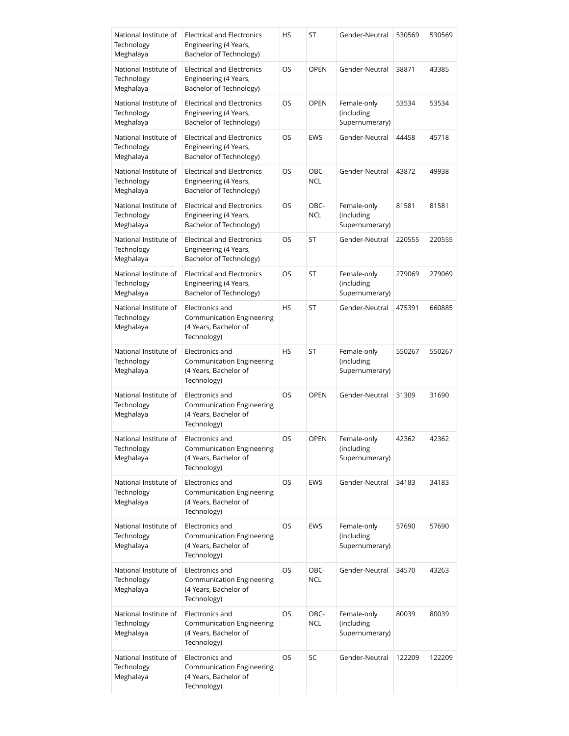| National Institute of Technology Meghalaya | Electrical and Electronics Engineering (4 Years, Bachelor of Technology) | HS | ST | Gender-Neutral | 530569 | 530569 |
|---|---|---|---|---|---|---|
| National Institute of Technology Meghalaya | Electrical and Electronics Engineering (4 Years, Bachelor of Technology) | OS | OPEN | Gender-Neutral | 38871 | 43385 |
| National Institute of Technology Meghalaya | Electrical and Electronics Engineering (4 Years, Bachelor of Technology) | OS | OPEN | Female-only (including Supernumerary) | 53534 | 53534 |
| National Institute of Technology Meghalaya | Electrical and Electronics Engineering (4 Years, Bachelor of Technology) | OS | EWS | Gender-Neutral | 44458 | 45718 |
| National Institute of Technology Meghalaya | Electrical and Electronics Engineering (4 Years, Bachelor of Technology) | OS | OBC-NCL | Gender-Neutral | 43872 | 49938 |
| National Institute of Technology Meghalaya | Electrical and Electronics Engineering (4 Years, Bachelor of Technology) | OS | OBC-NCL | Female-only (including Supernumerary) | 81581 | 81581 |
| National Institute of Technology Meghalaya | Electrical and Electronics Engineering (4 Years, Bachelor of Technology) | OS | ST | Gender-Neutral | 220555 | 220555 |
| National Institute of Technology Meghalaya | Electrical and Electronics Engineering (4 Years, Bachelor of Technology) | OS | ST | Female-only (including Supernumerary) | 279069 | 279069 |
| National Institute of Technology Meghalaya | Electronics and Communication Engineering (4 Years, Bachelor of Technology) | HS | ST | Gender-Neutral | 475391 | 660885 |
| National Institute of Technology Meghalaya | Electronics and Communication Engineering (4 Years, Bachelor of Technology) | HS | ST | Female-only (including Supernumerary) | 550267 | 550267 |
| National Institute of Technology Meghalaya | Electronics and Communication Engineering (4 Years, Bachelor of Technology) | OS | OPEN | Gender-Neutral | 31309 | 31690 |
| National Institute of Technology Meghalaya | Electronics and Communication Engineering (4 Years, Bachelor of Technology) | OS | OPEN | Female-only (including Supernumerary) | 42362 | 42362 |
| National Institute of Technology Meghalaya | Electronics and Communication Engineering (4 Years, Bachelor of Technology) | OS | EWS | Gender-Neutral | 34183 | 34183 |
| National Institute of Technology Meghalaya | Electronics and Communication Engineering (4 Years, Bachelor of Technology) | OS | EWS | Female-only (including Supernumerary) | 57690 | 57690 |
| National Institute of Technology Meghalaya | Electronics and Communication Engineering (4 Years, Bachelor of Technology) | OS | OBC-NCL | Gender-Neutral | 34570 | 43263 |
| National Institute of Technology Meghalaya | Electronics and Communication Engineering (4 Years, Bachelor of Technology) | OS | OBC-NCL | Female-only (including Supernumerary) | 80039 | 80039 |
| National Institute of Technology Meghalaya | Electronics and Communication Engineering (4 Years, Bachelor of Technology) | OS | SC | Gender-Neutral | 122209 | 122209 |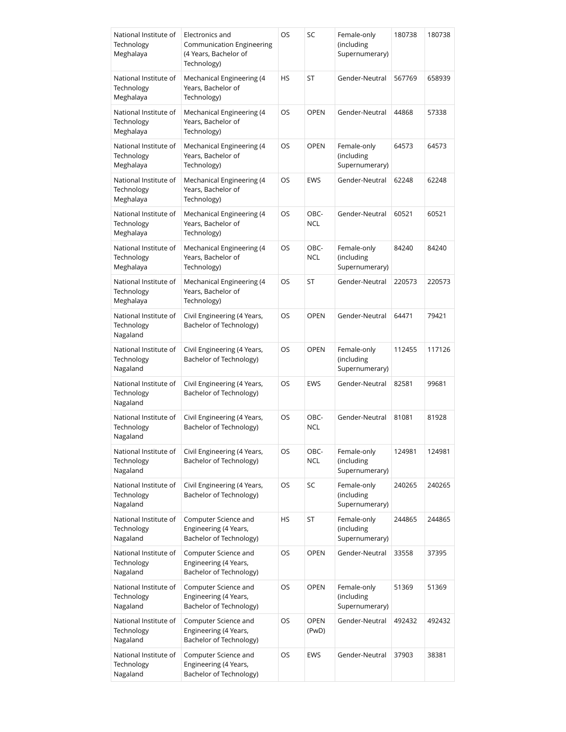| National Institute of Technology Meghalaya | Electronics and Communication Engineering (4 Years, Bachelor of Technology) | OS | SC | Female-only (including Supernumerary) | 180738 | 180738 |
|---|---|---|---|---|---|---|
| National Institute of Technology Meghalaya | Mechanical Engineering (4 Years, Bachelor of Technology) | HS | ST | Gender-Neutral | 567769 | 658939 |
| National Institute of Technology Meghalaya | Mechanical Engineering (4 Years, Bachelor of Technology) | OS | OPEN | Gender-Neutral | 44868 | 57338 |
| National Institute of Technology Meghalaya | Mechanical Engineering (4 Years, Bachelor of Technology) | OS | OPEN | Female-only (including Supernumerary) | 64573 | 64573 |
| National Institute of Technology Meghalaya | Mechanical Engineering (4 Years, Bachelor of Technology) | OS | EWS | Gender-Neutral | 62248 | 62248 |
| National Institute of Technology Meghalaya | Mechanical Engineering (4 Years, Bachelor of Technology) | OS | OBC-NCL | Gender-Neutral | 60521 | 60521 |
| National Institute of Technology Meghalaya | Mechanical Engineering (4 Years, Bachelor of Technology) | OS | OBC-NCL | Female-only (including Supernumerary) | 84240 | 84240 |
| National Institute of Technology Meghalaya | Mechanical Engineering (4 Years, Bachelor of Technology) | OS | ST | Gender-Neutral | 220573 | 220573 |
| National Institute of Technology Nagaland | Civil Engineering (4 Years, Bachelor of Technology) | OS | OPEN | Gender-Neutral | 64471 | 79421 |
| National Institute of Technology Nagaland | Civil Engineering (4 Years, Bachelor of Technology) | OS | OPEN | Female-only (including Supernumerary) | 112455 | 117126 |
| National Institute of Technology Nagaland | Civil Engineering (4 Years, Bachelor of Technology) | OS | EWS | Gender-Neutral | 82581 | 99681 |
| National Institute of Technology Nagaland | Civil Engineering (4 Years, Bachelor of Technology) | OS | OBC-NCL | Gender-Neutral | 81081 | 81928 |
| National Institute of Technology Nagaland | Civil Engineering (4 Years, Bachelor of Technology) | OS | OBC-NCL | Female-only (including Supernumerary) | 124981 | 124981 |
| National Institute of Technology Nagaland | Civil Engineering (4 Years, Bachelor of Technology) | OS | SC | Female-only (including Supernumerary) | 240265 | 240265 |
| National Institute of Technology Nagaland | Computer Science and Engineering (4 Years, Bachelor of Technology) | HS | ST | Female-only (including Supernumerary) | 244865 | 244865 |
| National Institute of Technology Nagaland | Computer Science and Engineering (4 Years, Bachelor of Technology) | OS | OPEN | Gender-Neutral | 33558 | 37395 |
| National Institute of Technology Nagaland | Computer Science and Engineering (4 Years, Bachelor of Technology) | OS | OPEN | Female-only (including Supernumerary) | 51369 | 51369 |
| National Institute of Technology Nagaland | Computer Science and Engineering (4 Years, Bachelor of Technology) | OS | OPEN (PwD) | Gender-Neutral | 492432 | 492432 |
| National Institute of Technology Nagaland | Computer Science and Engineering (4 Years, Bachelor of Technology) | OS | EWS | Gender-Neutral | 37903 | 38381 |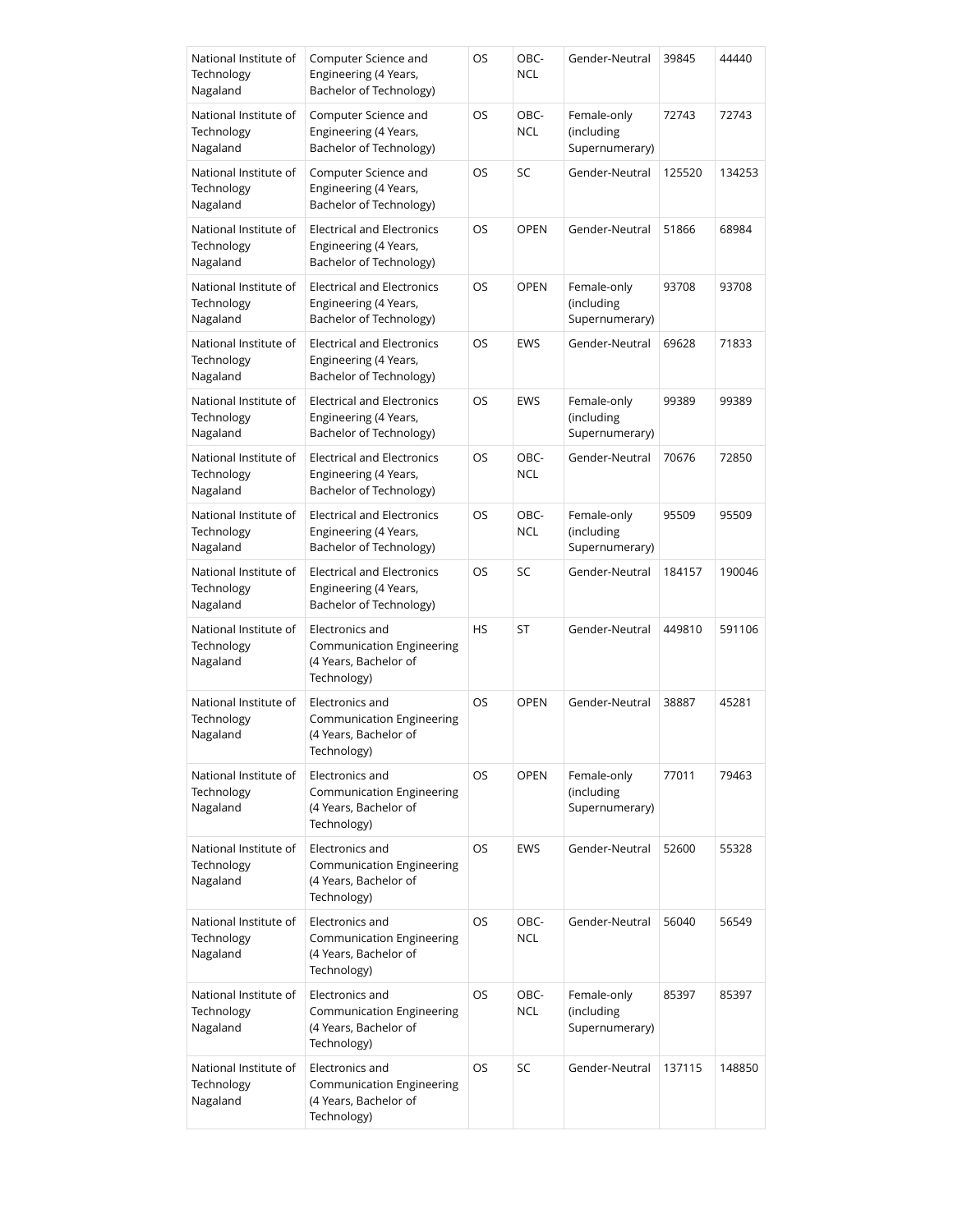| National Institute of Technology Nagaland | Computer Science and Engineering (4 Years, Bachelor of Technology) | OS | OBC-NCL | Gender-Neutral | 39845 | 44440 |
|---|---|---|---|---|---|---|
| National Institute of Technology Nagaland | Computer Science and Engineering (4 Years, Bachelor of Technology) | OS | OBC-NCL | Female-only (including Supernumerary) | 72743 | 72743 |
| National Institute of Technology Nagaland | Computer Science and Engineering (4 Years, Bachelor of Technology) | OS | SC | Gender-Neutral | 125520 | 134253 |
| National Institute of Technology Nagaland | Electrical and Electronics Engineering (4 Years, Bachelor of Technology) | OS | OPEN | Gender-Neutral | 51866 | 68984 |
| National Institute of Technology Nagaland | Electrical and Electronics Engineering (4 Years, Bachelor of Technology) | OS | OPEN | Female-only (including Supernumerary) | 93708 | 93708 |
| National Institute of Technology Nagaland | Electrical and Electronics Engineering (4 Years, Bachelor of Technology) | OS | EWS | Gender-Neutral | 69628 | 71833 |
| National Institute of Technology Nagaland | Electrical and Electronics Engineering (4 Years, Bachelor of Technology) | OS | EWS | Female-only (including Supernumerary) | 99389 | 99389 |
| National Institute of Technology Nagaland | Electrical and Electronics Engineering (4 Years, Bachelor of Technology) | OS | OBC-NCL | Gender-Neutral | 70676 | 72850 |
| National Institute of Technology Nagaland | Electrical and Electronics Engineering (4 Years, Bachelor of Technology) | OS | OBC-NCL | Female-only (including Supernumerary) | 95509 | 95509 |
| National Institute of Technology Nagaland | Electrical and Electronics Engineering (4 Years, Bachelor of Technology) | OS | SC | Gender-Neutral | 184157 | 190046 |
| National Institute of Technology Nagaland | Electronics and Communication Engineering (4 Years, Bachelor of Technology) | HS | ST | Gender-Neutral | 449810 | 591106 |
| National Institute of Technology Nagaland | Electronics and Communication Engineering (4 Years, Bachelor of Technology) | OS | OPEN | Gender-Neutral | 38887 | 45281 |
| National Institute of Technology Nagaland | Electronics and Communication Engineering (4 Years, Bachelor of Technology) | OS | OPEN | Female-only (including Supernumerary) | 77011 | 79463 |
| National Institute of Technology Nagaland | Electronics and Communication Engineering (4 Years, Bachelor of Technology) | OS | EWS | Gender-Neutral | 52600 | 55328 |
| National Institute of Technology Nagaland | Electronics and Communication Engineering (4 Years, Bachelor of Technology) | OS | OBC-NCL | Gender-Neutral | 56040 | 56549 |
| National Institute of Technology Nagaland | Electronics and Communication Engineering (4 Years, Bachelor of Technology) | OS | OBC-NCL | Female-only (including Supernumerary) | 85397 | 85397 |
| National Institute of Technology Nagaland | Electronics and Communication Engineering (4 Years, Bachelor of Technology) | OS | SC | Gender-Neutral | 137115 | 148850 |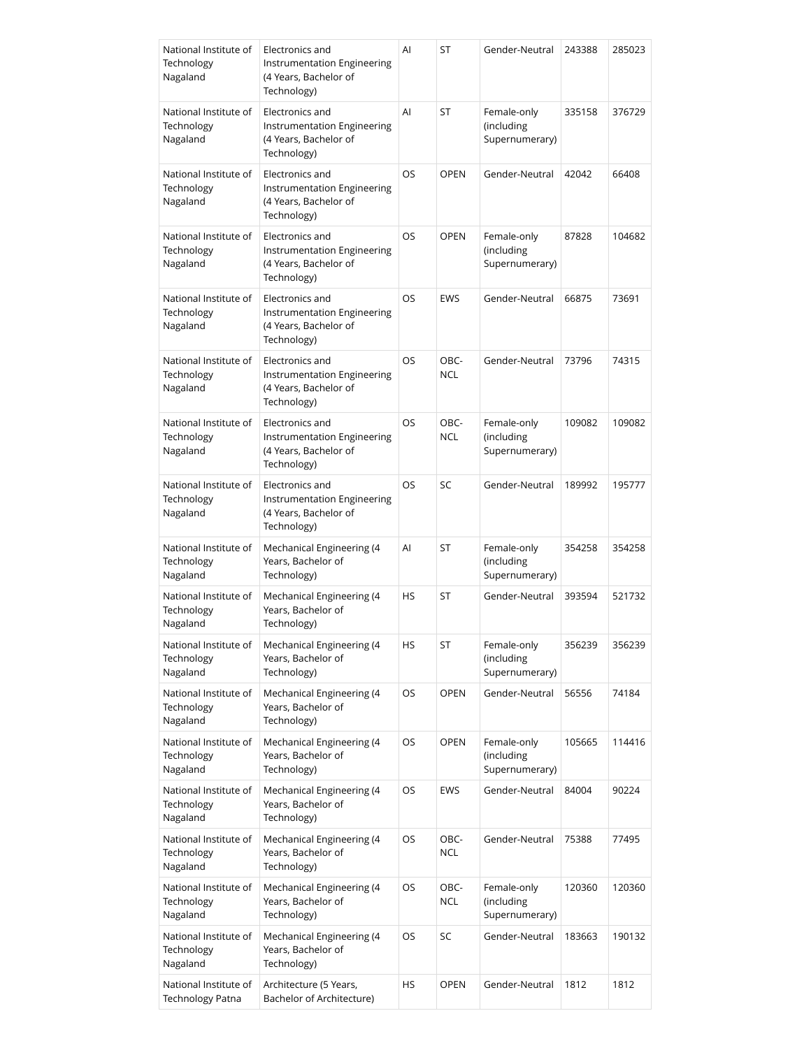| National Institute of Technology Nagaland | Electronics and Instrumentation Engineering (4 Years, Bachelor of Technology) | AI | ST | Gender-Neutral | 243388 | 285023 |
|---|---|---|---|---|---|---|
| National Institute of Technology Nagaland | Electronics and Instrumentation Engineering (4 Years, Bachelor of Technology) | AI | ST | Female-only (including Supernumerary) | 335158 | 376729 |
| National Institute of Technology Nagaland | Electronics and Instrumentation Engineering (4 Years, Bachelor of Technology) | OS | OPEN | Gender-Neutral | 42042 | 66408 |
| National Institute of Technology Nagaland | Electronics and Instrumentation Engineering (4 Years, Bachelor of Technology) | OS | OPEN | Female-only (including Supernumerary) | 87828 | 104682 |
| National Institute of Technology Nagaland | Electronics and Instrumentation Engineering (4 Years, Bachelor of Technology) | OS | EWS | Gender-Neutral | 66875 | 73691 |
| National Institute of Technology Nagaland | Electronics and Instrumentation Engineering (4 Years, Bachelor of Technology) | OS | OBC-NCL | Gender-Neutral | 73796 | 74315 |
| National Institute of Technology Nagaland | Electronics and Instrumentation Engineering (4 Years, Bachelor of Technology) | OS | OBC-NCL | Female-only (including Supernumerary) | 109082 | 109082 |
| National Institute of Technology Nagaland | Electronics and Instrumentation Engineering (4 Years, Bachelor of Technology) | OS | SC | Gender-Neutral | 189992 | 195777 |
| National Institute of Technology Nagaland | Mechanical Engineering (4 Years, Bachelor of Technology) | AI | ST | Female-only (including Supernumerary) | 354258 | 354258 |
| National Institute of Technology Nagaland | Mechanical Engineering (4 Years, Bachelor of Technology) | HS | ST | Gender-Neutral | 393594 | 521732 |
| National Institute of Technology Nagaland | Mechanical Engineering (4 Years, Bachelor of Technology) | HS | ST | Female-only (including Supernumerary) | 356239 | 356239 |
| National Institute of Technology Nagaland | Mechanical Engineering (4 Years, Bachelor of Technology) | OS | OPEN | Gender-Neutral | 56556 | 74184 |
| National Institute of Technology Nagaland | Mechanical Engineering (4 Years, Bachelor of Technology) | OS | OPEN | Female-only (including Supernumerary) | 105665 | 114416 |
| National Institute of Technology Nagaland | Mechanical Engineering (4 Years, Bachelor of Technology) | OS | EWS | Gender-Neutral | 84004 | 90224 |
| National Institute of Technology Nagaland | Mechanical Engineering (4 Years, Bachelor of Technology) | OS | OBC-NCL | Gender-Neutral | 75388 | 77495 |
| National Institute of Technology Nagaland | Mechanical Engineering (4 Years, Bachelor of Technology) | OS | OBC-NCL | Female-only (including Supernumerary) | 120360 | 120360 |
| National Institute of Technology Nagaland | Mechanical Engineering (4 Years, Bachelor of Technology) | OS | SC | Gender-Neutral | 183663 | 190132 |
| National Institute of Technology Patna | Architecture (5 Years, Bachelor of Architecture) | HS | OPEN | Gender-Neutral | 1812 | 1812 |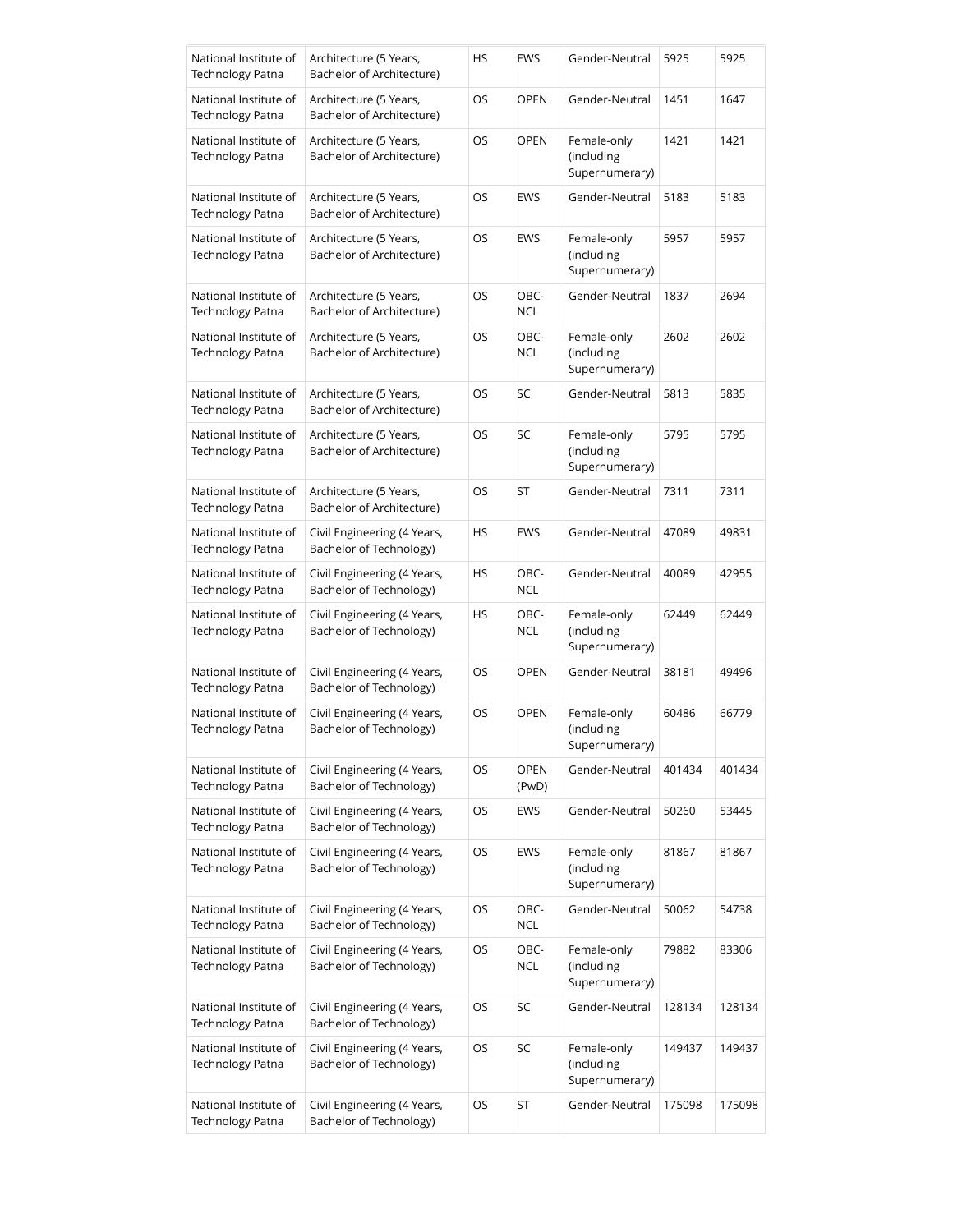| National Institute of Technology Patna | Architecture (5 Years, Bachelor of Architecture) | HS | EWS | Gender-Neutral | 5925 | 5925 |
|---|---|---|---|---|---|---|
| National Institute of Technology Patna | Architecture (5 Years, Bachelor of Architecture) | OS | OPEN | Gender-Neutral | 1451 | 1647 |
| National Institute of Technology Patna | Architecture (5 Years, Bachelor of Architecture) | OS | OPEN | Female-only (including Supernumerary) | 1421 | 1421 |
| National Institute of Technology Patna | Architecture (5 Years, Bachelor of Architecture) | OS | EWS | Gender-Neutral | 5183 | 5183 |
| National Institute of Technology Patna | Architecture (5 Years, Bachelor of Architecture) | OS | EWS | Female-only (including Supernumerary) | 5957 | 5957 |
| National Institute of Technology Patna | Architecture (5 Years, Bachelor of Architecture) | OS | OBC-NCL | Gender-Neutral | 1837 | 2694 |
| National Institute of Technology Patna | Architecture (5 Years, Bachelor of Architecture) | OS | OBC-NCL | Female-only (including Supernumerary) | 2602 | 2602 |
| National Institute of Technology Patna | Architecture (5 Years, Bachelor of Architecture) | OS | SC | Gender-Neutral | 5813 | 5835 |
| National Institute of Technology Patna | Architecture (5 Years, Bachelor of Architecture) | OS | SC | Female-only (including Supernumerary) | 5795 | 5795 |
| National Institute of Technology Patna | Architecture (5 Years, Bachelor of Architecture) | OS | ST | Gender-Neutral | 7311 | 7311 |
| National Institute of Technology Patna | Civil Engineering (4 Years, Bachelor of Technology) | HS | EWS | Gender-Neutral | 47089 | 49831 |
| National Institute of Technology Patna | Civil Engineering (4 Years, Bachelor of Technology) | HS | OBC-NCL | Gender-Neutral | 40089 | 42955 |
| National Institute of Technology Patna | Civil Engineering (4 Years, Bachelor of Technology) | HS | OBC-NCL | Female-only (including Supernumerary) | 62449 | 62449 |
| National Institute of Technology Patna | Civil Engineering (4 Years, Bachelor of Technology) | OS | OPEN | Gender-Neutral | 38181 | 49496 |
| National Institute of Technology Patna | Civil Engineering (4 Years, Bachelor of Technology) | OS | OPEN | Female-only (including Supernumerary) | 60486 | 66779 |
| National Institute of Technology Patna | Civil Engineering (4 Years, Bachelor of Technology) | OS | OPEN (PwD) | Gender-Neutral | 401434 | 401434 |
| National Institute of Technology Patna | Civil Engineering (4 Years, Bachelor of Technology) | OS | EWS | Gender-Neutral | 50260 | 53445 |
| National Institute of Technology Patna | Civil Engineering (4 Years, Bachelor of Technology) | OS | EWS | Female-only (including Supernumerary) | 81867 | 81867 |
| National Institute of Technology Patna | Civil Engineering (4 Years, Bachelor of Technology) | OS | OBC-NCL | Gender-Neutral | 50062 | 54738 |
| National Institute of Technology Patna | Civil Engineering (4 Years, Bachelor of Technology) | OS | OBC-NCL | Female-only (including Supernumerary) | 79882 | 83306 |
| National Institute of Technology Patna | Civil Engineering (4 Years, Bachelor of Technology) | OS | SC | Gender-Neutral | 128134 | 128134 |
| National Institute of Technology Patna | Civil Engineering (4 Years, Bachelor of Technology) | OS | SC | Female-only (including Supernumerary) | 149437 | 149437 |
| National Institute of Technology Patna | Civil Engineering (4 Years, Bachelor of Technology) | OS | ST | Gender-Neutral | 175098 | 175098 |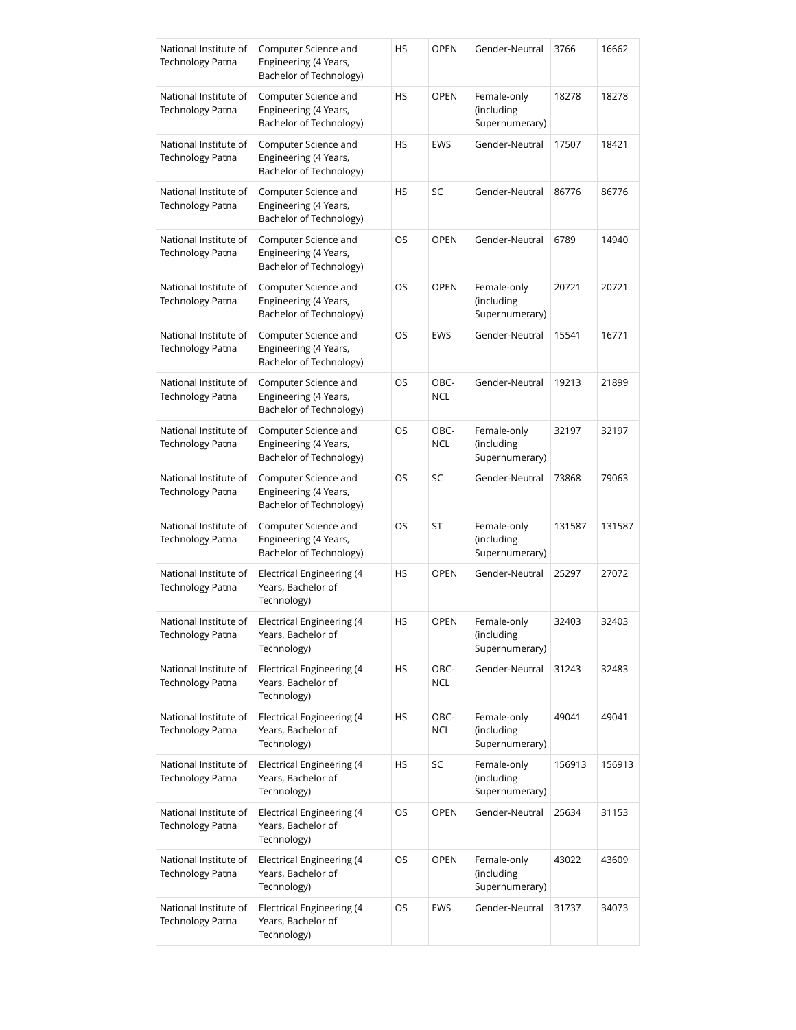| National Institute of Technology Patna | Computer Science and Engineering (4 Years, Bachelor of Technology) | HS | OPEN | Gender-Neutral | 3766 | 16662 |
|---|---|---|---|---|---|---|
| National Institute of Technology Patna | Computer Science and Engineering (4 Years, Bachelor of Technology) | HS | OPEN | Female-only (including Supernumerary) | 18278 | 18278 |
| National Institute of Technology Patna | Computer Science and Engineering (4 Years, Bachelor of Technology) | HS | EWS | Gender-Neutral | 17507 | 18421 |
| National Institute of Technology Patna | Computer Science and Engineering (4 Years, Bachelor of Technology) | HS | SC | Gender-Neutral | 86776 | 86776 |
| National Institute of Technology Patna | Computer Science and Engineering (4 Years, Bachelor of Technology) | OS | OPEN | Gender-Neutral | 6789 | 14940 |
| National Institute of Technology Patna | Computer Science and Engineering (4 Years, Bachelor of Technology) | OS | OPEN | Female-only (including Supernumerary) | 20721 | 20721 |
| National Institute of Technology Patna | Computer Science and Engineering (4 Years, Bachelor of Technology) | OS | EWS | Gender-Neutral | 15541 | 16771 |
| National Institute of Technology Patna | Computer Science and Engineering (4 Years, Bachelor of Technology) | OS | OBC-NCL | Gender-Neutral | 19213 | 21899 |
| National Institute of Technology Patna | Computer Science and Engineering (4 Years, Bachelor of Technology) | OS | OBC-NCL | Female-only (including Supernumerary) | 32197 | 32197 |
| National Institute of Technology Patna | Computer Science and Engineering (4 Years, Bachelor of Technology) | OS | SC | Gender-Neutral | 73868 | 79063 |
| National Institute of Technology Patna | Computer Science and Engineering (4 Years, Bachelor of Technology) | OS | ST | Female-only (including Supernumerary) | 131587 | 131587 |
| National Institute of Technology Patna | Electrical Engineering (4 Years, Bachelor of Technology) | HS | OPEN | Gender-Neutral | 25297 | 27072 |
| National Institute of Technology Patna | Electrical Engineering (4 Years, Bachelor of Technology) | HS | OPEN | Female-only (including Supernumerary) | 32403 | 32403 |
| National Institute of Technology Patna | Electrical Engineering (4 Years, Bachelor of Technology) | HS | OBC-NCL | Gender-Neutral | 31243 | 32483 |
| National Institute of Technology Patna | Electrical Engineering (4 Years, Bachelor of Technology) | HS | OBC-NCL | Female-only (including Supernumerary) | 49041 | 49041 |
| National Institute of Technology Patna | Electrical Engineering (4 Years, Bachelor of Technology) | HS | SC | Female-only (including Supernumerary) | 156913 | 156913 |
| National Institute of Technology Patna | Electrical Engineering (4 Years, Bachelor of Technology) | OS | OPEN | Gender-Neutral | 25634 | 31153 |
| National Institute of Technology Patna | Electrical Engineering (4 Years, Bachelor of Technology) | OS | OPEN | Female-only (including Supernumerary) | 43022 | 43609 |
| National Institute of Technology Patna | Electrical Engineering (4 Years, Bachelor of Technology) | OS | EWS | Gender-Neutral | 31737 | 34073 |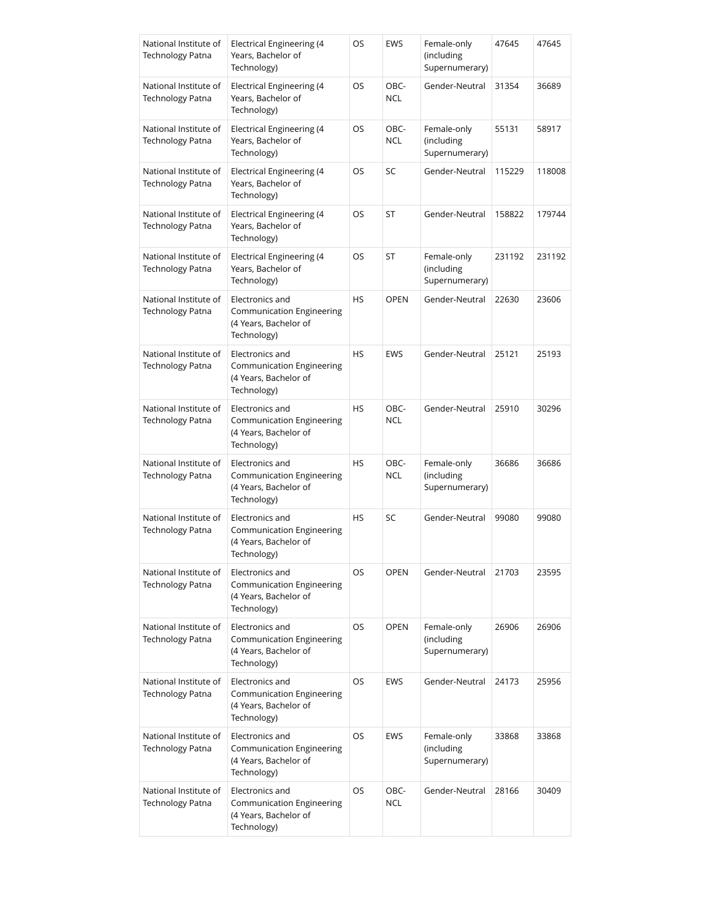| National Institute of Technology Patna | Electrical Engineering (4 Years, Bachelor of Technology) | OS | EWS | Female-only (including Supernumerary) | 47645 | 47645 |
|---|---|---|---|---|---|---|
| National Institute of Technology Patna | Electrical Engineering (4 Years, Bachelor of Technology) | OS | OBC-NCL | Gender-Neutral | 31354 | 36689 |
| National Institute of Technology Patna | Electrical Engineering (4 Years, Bachelor of Technology) | OS | OBC-NCL | Female-only (including Supernumerary) | 55131 | 58917 |
| National Institute of Technology Patna | Electrical Engineering (4 Years, Bachelor of Technology) | OS | SC | Gender-Neutral | 115229 | 118008 |
| National Institute of Technology Patna | Electrical Engineering (4 Years, Bachelor of Technology) | OS | ST | Gender-Neutral | 158822 | 179744 |
| National Institute of Technology Patna | Electrical Engineering (4 Years, Bachelor of Technology) | OS | ST | Female-only (including Supernumerary) | 231192 | 231192 |
| National Institute of Technology Patna | Electronics and Communication Engineering (4 Years, Bachelor of Technology) | HS | OPEN | Gender-Neutral | 22630 | 23606 |
| National Institute of Technology Patna | Electronics and Communication Engineering (4 Years, Bachelor of Technology) | HS | EWS | Gender-Neutral | 25121 | 25193 |
| National Institute of Technology Patna | Electronics and Communication Engineering (4 Years, Bachelor of Technology) | HS | OBC-NCL | Gender-Neutral | 25910 | 30296 |
| National Institute of Technology Patna | Electronics and Communication Engineering (4 Years, Bachelor of Technology) | HS | OBC-NCL | Female-only (including Supernumerary) | 36686 | 36686 |
| National Institute of Technology Patna | Electronics and Communication Engineering (4 Years, Bachelor of Technology) | HS | SC | Gender-Neutral | 99080 | 99080 |
| National Institute of Technology Patna | Electronics and Communication Engineering (4 Years, Bachelor of Technology) | OS | OPEN | Gender-Neutral | 21703 | 23595 |
| National Institute of Technology Patna | Electronics and Communication Engineering (4 Years, Bachelor of Technology) | OS | OPEN | Female-only (including Supernumerary) | 26906 | 26906 |
| National Institute of Technology Patna | Electronics and Communication Engineering (4 Years, Bachelor of Technology) | OS | EWS | Gender-Neutral | 24173 | 25956 |
| National Institute of Technology Patna | Electronics and Communication Engineering (4 Years, Bachelor of Technology) | OS | EWS | Female-only (including Supernumerary) | 33868 | 33868 |
| National Institute of Technology Patna | Electronics and Communication Engineering (4 Years, Bachelor of Technology) | OS | OBC-NCL | Gender-Neutral | 28166 | 30409 |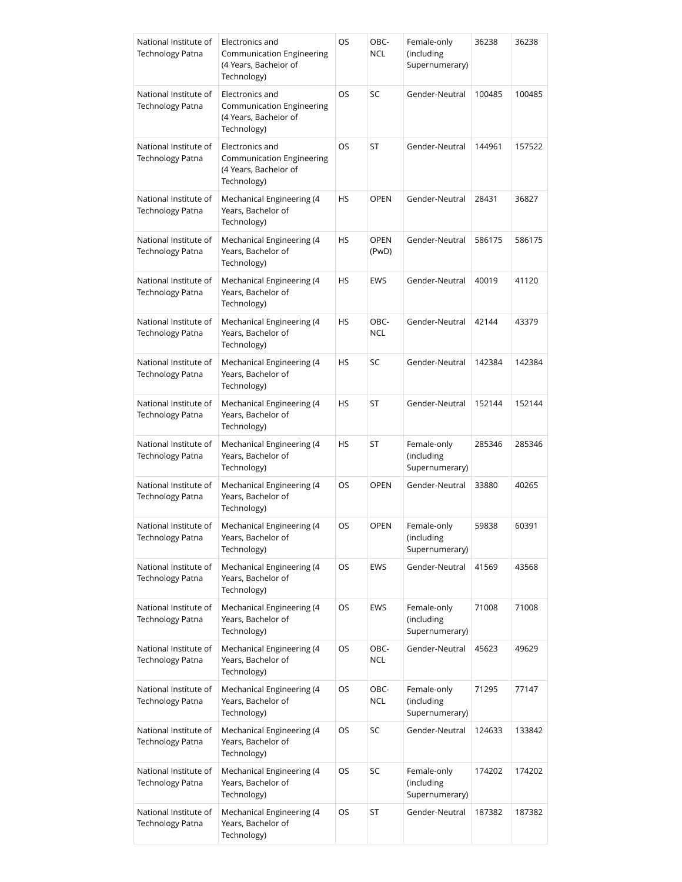| National Institute of Technology Patna | Electronics and Communication Engineering (4 Years, Bachelor of Technology) | OS | OBC-NCL | Female-only (including Supernumerary) | 36238 | 36238 |
|---|---|---|---|---|---|---|
| National Institute of Technology Patna | Electronics and Communication Engineering (4 Years, Bachelor of Technology) | OS | SC | Gender-Neutral | 100485 | 100485 |
| National Institute of Technology Patna | Electronics and Communication Engineering (4 Years, Bachelor of Technology) | OS | ST | Gender-Neutral | 144961 | 157522 |
| National Institute of Technology Patna | Mechanical Engineering (4 Years, Bachelor of Technology) | HS | OPEN | Gender-Neutral | 28431 | 36827 |
| National Institute of Technology Patna | Mechanical Engineering (4 Years, Bachelor of Technology) | HS | OPEN (PwD) | Gender-Neutral | 586175 | 586175 |
| National Institute of Technology Patna | Mechanical Engineering (4 Years, Bachelor of Technology) | HS | EWS | Gender-Neutral | 40019 | 41120 |
| National Institute of Technology Patna | Mechanical Engineering (4 Years, Bachelor of Technology) | HS | OBC-NCL | Gender-Neutral | 42144 | 43379 |
| National Institute of Technology Patna | Mechanical Engineering (4 Years, Bachelor of Technology) | HS | SC | Gender-Neutral | 142384 | 142384 |
| National Institute of Technology Patna | Mechanical Engineering (4 Years, Bachelor of Technology) | HS | ST | Gender-Neutral | 152144 | 152144 |
| National Institute of Technology Patna | Mechanical Engineering (4 Years, Bachelor of Technology) | HS | ST | Female-only (including Supernumerary) | 285346 | 285346 |
| National Institute of Technology Patna | Mechanical Engineering (4 Years, Bachelor of Technology) | OS | OPEN | Gender-Neutral | 33880 | 40265 |
| National Institute of Technology Patna | Mechanical Engineering (4 Years, Bachelor of Technology) | OS | OPEN | Female-only (including Supernumerary) | 59838 | 60391 |
| National Institute of Technology Patna | Mechanical Engineering (4 Years, Bachelor of Technology) | OS | EWS | Gender-Neutral | 41569 | 43568 |
| National Institute of Technology Patna | Mechanical Engineering (4 Years, Bachelor of Technology) | OS | EWS | Female-only (including Supernumerary) | 71008 | 71008 |
| National Institute of Technology Patna | Mechanical Engineering (4 Years, Bachelor of Technology) | OS | OBC-NCL | Gender-Neutral | 45623 | 49629 |
| National Institute of Technology Patna | Mechanical Engineering (4 Years, Bachelor of Technology) | OS | OBC-NCL | Female-only (including Supernumerary) | 71295 | 77147 |
| National Institute of Technology Patna | Mechanical Engineering (4 Years, Bachelor of Technology) | OS | SC | Gender-Neutral | 124633 | 133842 |
| National Institute of Technology Patna | Mechanical Engineering (4 Years, Bachelor of Technology) | OS | SC | Female-only (including Supernumerary) | 174202 | 174202 |
| National Institute of Technology Patna | Mechanical Engineering (4 Years, Bachelor of Technology) | OS | ST | Gender-Neutral | 187382 | 187382 |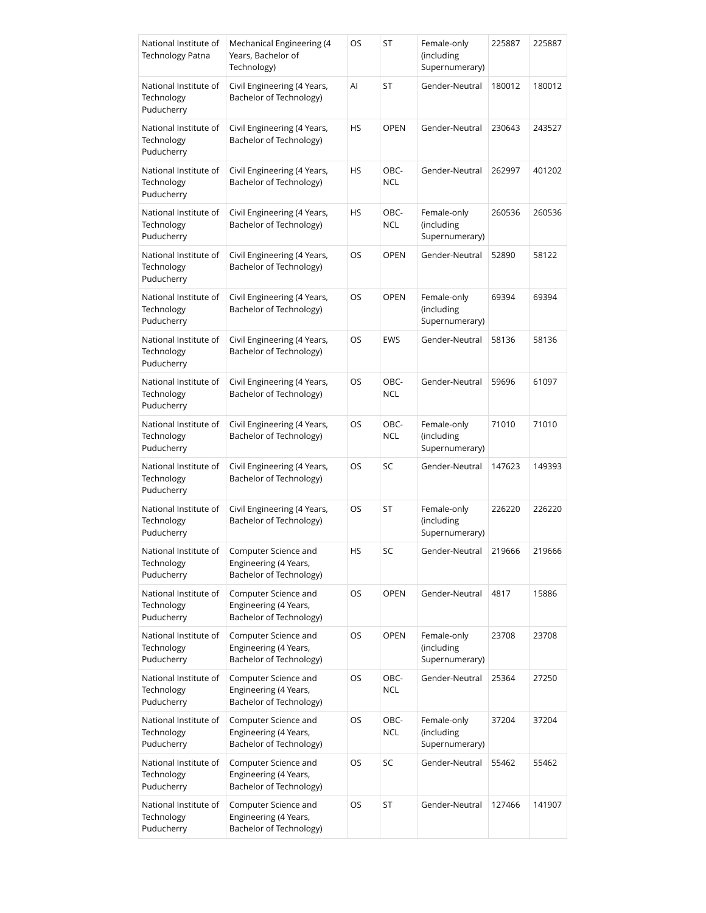| National Institute of Technology Patna | Mechanical Engineering (4 Years, Bachelor of Technology) | OS | ST | Female-only (including Supernumerary) | 225887 | 225887 |
|---|---|---|---|---|---|---|
| National Institute of Technology Puducherry | Civil Engineering (4 Years, Bachelor of Technology) | AI | ST | Gender-Neutral | 180012 | 180012 |
| National Institute of Technology Puducherry | Civil Engineering (4 Years, Bachelor of Technology) | HS | OPEN | Gender-Neutral | 230643 | 243527 |
| National Institute of Technology Puducherry | Civil Engineering (4 Years, Bachelor of Technology) | HS | OBC-NCL | Gender-Neutral | 262997 | 401202 |
| National Institute of Technology Puducherry | Civil Engineering (4 Years, Bachelor of Technology) | HS | OBC-NCL | Female-only (including Supernumerary) | 260536 | 260536 |
| National Institute of Technology Puducherry | Civil Engineering (4 Years, Bachelor of Technology) | OS | OPEN | Gender-Neutral | 52890 | 58122 |
| National Institute of Technology Puducherry | Civil Engineering (4 Years, Bachelor of Technology) | OS | OPEN | Female-only (including Supernumerary) | 69394 | 69394 |
| National Institute of Technology Puducherry | Civil Engineering (4 Years, Bachelor of Technology) | OS | EWS | Gender-Neutral | 58136 | 58136 |
| National Institute of Technology Puducherry | Civil Engineering (4 Years, Bachelor of Technology) | OS | OBC-NCL | Gender-Neutral | 59696 | 61097 |
| National Institute of Technology Puducherry | Civil Engineering (4 Years, Bachelor of Technology) | OS | OBC-NCL | Female-only (including Supernumerary) | 71010 | 71010 |
| National Institute of Technology Puducherry | Civil Engineering (4 Years, Bachelor of Technology) | OS | SC | Gender-Neutral | 147623 | 149393 |
| National Institute of Technology Puducherry | Civil Engineering (4 Years, Bachelor of Technology) | OS | ST | Female-only (including Supernumerary) | 226220 | 226220 |
| National Institute of Technology Puducherry | Computer Science and Engineering (4 Years, Bachelor of Technology) | HS | SC | Gender-Neutral | 219666 | 219666 |
| National Institute of Technology Puducherry | Computer Science and Engineering (4 Years, Bachelor of Technology) | OS | OPEN | Gender-Neutral | 4817 | 15886 |
| National Institute of Technology Puducherry | Computer Science and Engineering (4 Years, Bachelor of Technology) | OS | OPEN | Female-only (including Supernumerary) | 23708 | 23708 |
| National Institute of Technology Puducherry | Computer Science and Engineering (4 Years, Bachelor of Technology) | OS | OBC-NCL | Gender-Neutral | 25364 | 27250 |
| National Institute of Technology Puducherry | Computer Science and Engineering (4 Years, Bachelor of Technology) | OS | OBC-NCL | Female-only (including Supernumerary) | 37204 | 37204 |
| National Institute of Technology Puducherry | Computer Science and Engineering (4 Years, Bachelor of Technology) | OS | SC | Gender-Neutral | 55462 | 55462 |
| National Institute of Technology Puducherry | Computer Science and Engineering (4 Years, Bachelor of Technology) | OS | ST | Gender-Neutral | 127466 | 141907 |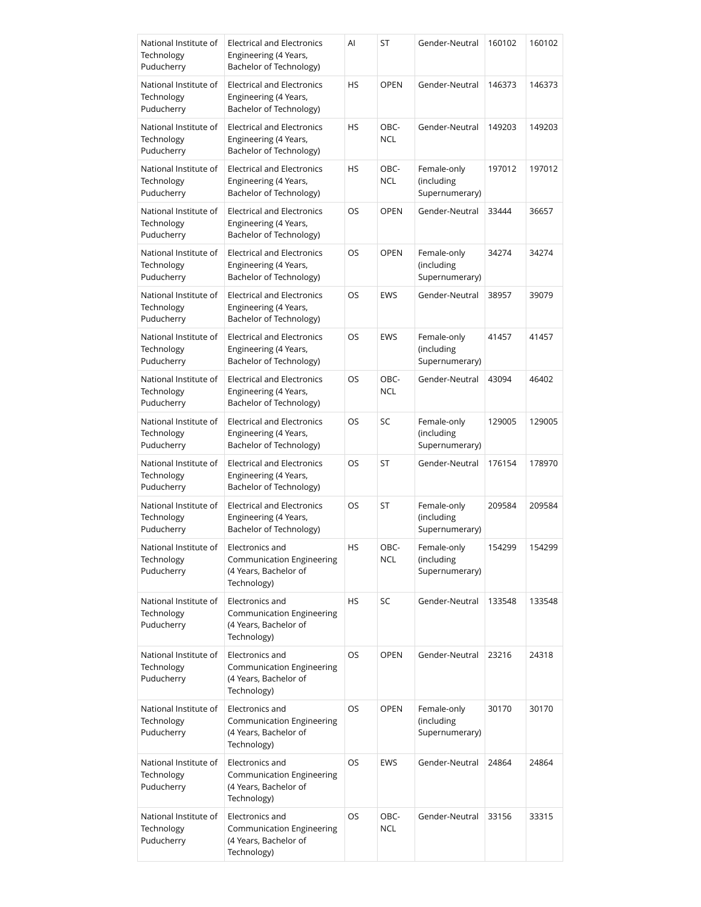| National Institute of Technology Puducherry | Electrical and Electronics Engineering (4 Years, Bachelor of Technology) | AI | ST | Gender-Neutral | 160102 | 160102 |
|---|---|---|---|---|---|---|
| National Institute of Technology Puducherry | Electrical and Electronics Engineering (4 Years, Bachelor of Technology) | HS | OPEN | Gender-Neutral | 146373 | 146373 |
| National Institute of Technology Puducherry | Electrical and Electronics Engineering (4 Years, Bachelor of Technology) | HS | OBC-NCL | Gender-Neutral | 149203 | 149203 |
| National Institute of Technology Puducherry | Electrical and Electronics Engineering (4 Years, Bachelor of Technology) | HS | OBC-NCL | Female-only (including Supernumerary) | 197012 | 197012 |
| National Institute of Technology Puducherry | Electrical and Electronics Engineering (4 Years, Bachelor of Technology) | OS | OPEN | Gender-Neutral | 33444 | 36657 |
| National Institute of Technology Puducherry | Electrical and Electronics Engineering (4 Years, Bachelor of Technology) | OS | OPEN | Female-only (including Supernumerary) | 34274 | 34274 |
| National Institute of Technology Puducherry | Electrical and Electronics Engineering (4 Years, Bachelor of Technology) | OS | EWS | Gender-Neutral | 38957 | 39079 |
| National Institute of Technology Puducherry | Electrical and Electronics Engineering (4 Years, Bachelor of Technology) | OS | EWS | Female-only (including Supernumerary) | 41457 | 41457 |
| National Institute of Technology Puducherry | Electrical and Electronics Engineering (4 Years, Bachelor of Technology) | OS | OBC-NCL | Gender-Neutral | 43094 | 46402 |
| National Institute of Technology Puducherry | Electrical and Electronics Engineering (4 Years, Bachelor of Technology) | OS | SC | Female-only (including Supernumerary) | 129005 | 129005 |
| National Institute of Technology Puducherry | Electrical and Electronics Engineering (4 Years, Bachelor of Technology) | OS | ST | Gender-Neutral | 176154 | 178970 |
| National Institute of Technology Puducherry | Electrical and Electronics Engineering (4 Years, Bachelor of Technology) | OS | ST | Female-only (including Supernumerary) | 209584 | 209584 |
| National Institute of Technology Puducherry | Electronics and Communication Engineering (4 Years, Bachelor of Technology) | HS | OBC-NCL | Female-only (including Supernumerary) | 154299 | 154299 |
| National Institute of Technology Puducherry | Electronics and Communication Engineering (4 Years, Bachelor of Technology) | HS | SC | Gender-Neutral | 133548 | 133548 |
| National Institute of Technology Puducherry | Electronics and Communication Engineering (4 Years, Bachelor of Technology) | OS | OPEN | Gender-Neutral | 23216 | 24318 |
| National Institute of Technology Puducherry | Electronics and Communication Engineering (4 Years, Bachelor of Technology) | OS | OPEN | Female-only (including Supernumerary) | 30170 | 30170 |
| National Institute of Technology Puducherry | Electronics and Communication Engineering (4 Years, Bachelor of Technology) | OS | EWS | Gender-Neutral | 24864 | 24864 |
| National Institute of Technology Puducherry | Electronics and Communication Engineering (4 Years, Bachelor of Technology) | OS | OBC-NCL | Gender-Neutral | 33156 | 33315 |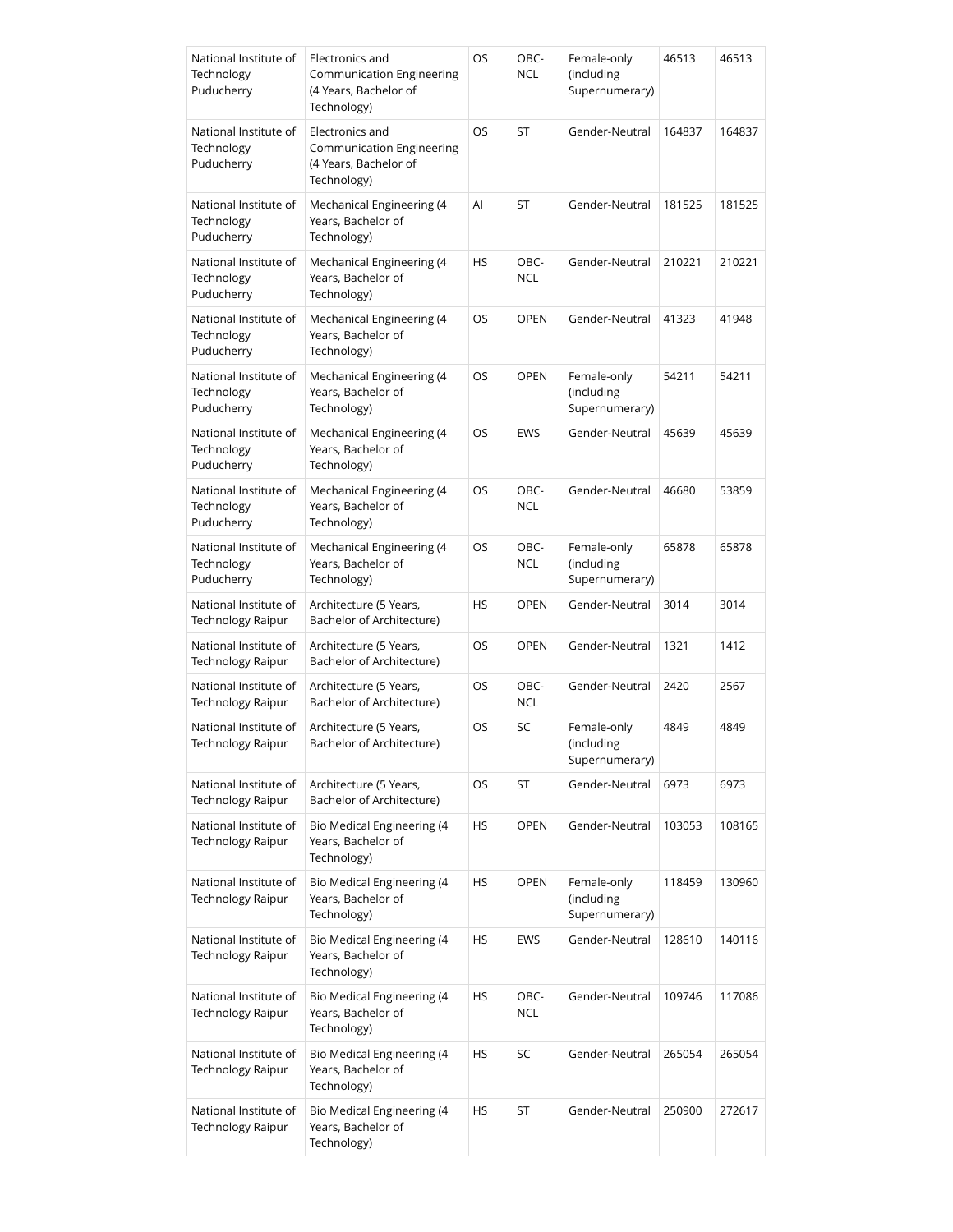| National Institute of Technology Puducherry | Electronics and Communication Engineering (4 Years, Bachelor of Technology) | OS | OBC-NCL | Female-only (including Supernumerary) | 46513 | 46513 |
|---|---|---|---|---|---|---|
| National Institute of Technology Puducherry | Electronics and Communication Engineering (4 Years, Bachelor of Technology) | OS | ST | Gender-Neutral | 164837 | 164837 |
| National Institute of Technology Puducherry | Mechanical Engineering (4 Years, Bachelor of Technology) | AI | ST | Gender-Neutral | 181525 | 181525 |
| National Institute of Technology Puducherry | Mechanical Engineering (4 Years, Bachelor of Technology) | HS | OBC-NCL | Gender-Neutral | 210221 | 210221 |
| National Institute of Technology Puducherry | Mechanical Engineering (4 Years, Bachelor of Technology) | OS | OPEN | Gender-Neutral | 41323 | 41948 |
| National Institute of Technology Puducherry | Mechanical Engineering (4 Years, Bachelor of Technology) | OS | OPEN | Female-only (including Supernumerary) | 54211 | 54211 |
| National Institute of Technology Puducherry | Mechanical Engineering (4 Years, Bachelor of Technology) | OS | EWS | Gender-Neutral | 45639 | 45639 |
| National Institute of Technology Puducherry | Mechanical Engineering (4 Years, Bachelor of Technology) | OS | OBC-NCL | Gender-Neutral | 46680 | 53859 |
| National Institute of Technology Puducherry | Mechanical Engineering (4 Years, Bachelor of Technology) | OS | OBC-NCL | Female-only (including Supernumerary) | 65878 | 65878 |
| National Institute of Technology Raipur | Architecture (5 Years, Bachelor of Architecture) | HS | OPEN | Gender-Neutral | 3014 | 3014 |
| National Institute of Technology Raipur | Architecture (5 Years, Bachelor of Architecture) | OS | OPEN | Gender-Neutral | 1321 | 1412 |
| National Institute of Technology Raipur | Architecture (5 Years, Bachelor of Architecture) | OS | OBC-NCL | Gender-Neutral | 2420 | 2567 |
| National Institute of Technology Raipur | Architecture (5 Years, Bachelor of Architecture) | OS | SC | Female-only (including Supernumerary) | 4849 | 4849 |
| National Institute of Technology Raipur | Architecture (5 Years, Bachelor of Architecture) | OS | ST | Gender-Neutral | 6973 | 6973 |
| National Institute of Technology Raipur | Bio Medical Engineering (4 Years, Bachelor of Technology) | HS | OPEN | Gender-Neutral | 103053 | 108165 |
| National Institute of Technology Raipur | Bio Medical Engineering (4 Years, Bachelor of Technology) | HS | OPEN | Female-only (including Supernumerary) | 118459 | 130960 |
| National Institute of Technology Raipur | Bio Medical Engineering (4 Years, Bachelor of Technology) | HS | EWS | Gender-Neutral | 128610 | 140116 |
| National Institute of Technology Raipur | Bio Medical Engineering (4 Years, Bachelor of Technology) | HS | OBC-NCL | Gender-Neutral | 109746 | 117086 |
| National Institute of Technology Raipur | Bio Medical Engineering (4 Years, Bachelor of Technology) | HS | SC | Gender-Neutral | 265054 | 265054 |
| National Institute of Technology Raipur | Bio Medical Engineering (4 Years, Bachelor of Technology) | HS | ST | Gender-Neutral | 250900 | 272617 |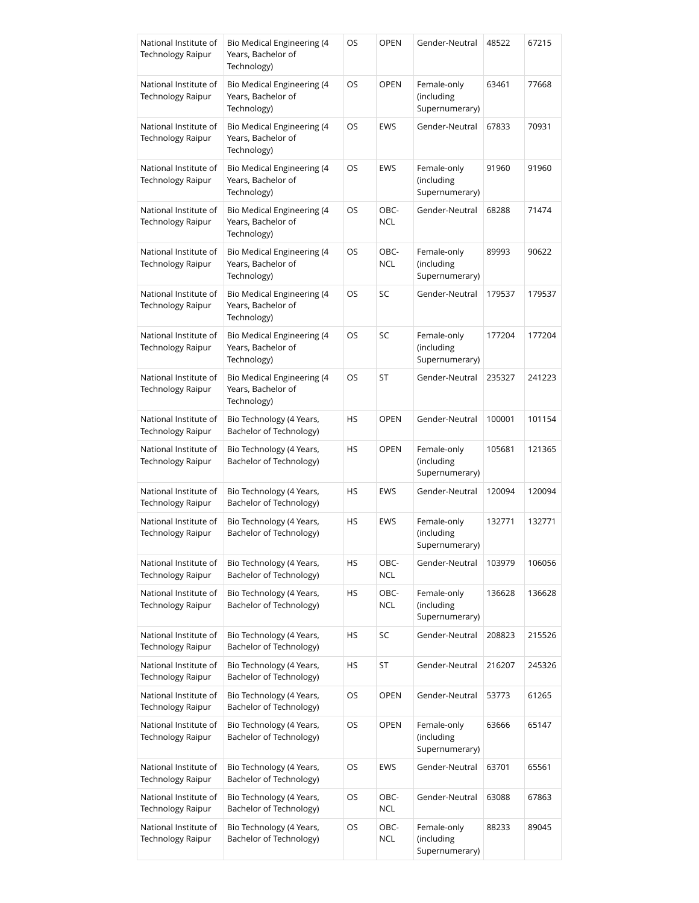| National Institute of Technology Raipur | Bio Medical Engineering (4 Years, Bachelor of Technology) | OS | OPEN | Gender-Neutral | 48522 | 67215 |
|---|---|---|---|---|---|---|
| National Institute of Technology Raipur | Bio Medical Engineering (4 Years, Bachelor of Technology) | OS | OPEN | Female-only (including Supernumerary) | 63461 | 77668 |
| National Institute of Technology Raipur | Bio Medical Engineering (4 Years, Bachelor of Technology) | OS | EWS | Gender-Neutral | 67833 | 70931 |
| National Institute of Technology Raipur | Bio Medical Engineering (4 Years, Bachelor of Technology) | OS | EWS | Female-only (including Supernumerary) | 91960 | 91960 |
| National Institute of Technology Raipur | Bio Medical Engineering (4 Years, Bachelor of Technology) | OS | OBC-NCL | Gender-Neutral | 68288 | 71474 |
| National Institute of Technology Raipur | Bio Medical Engineering (4 Years, Bachelor of Technology) | OS | OBC-NCL | Female-only (including Supernumerary) | 89993 | 90622 |
| National Institute of Technology Raipur | Bio Medical Engineering (4 Years, Bachelor of Technology) | OS | SC | Gender-Neutral | 179537 | 179537 |
| National Institute of Technology Raipur | Bio Medical Engineering (4 Years, Bachelor of Technology) | OS | SC | Female-only (including Supernumerary) | 177204 | 177204 |
| National Institute of Technology Raipur | Bio Medical Engineering (4 Years, Bachelor of Technology) | OS | ST | Gender-Neutral | 235327 | 241223 |
| National Institute of Technology Raipur | Bio Technology (4 Years, Bachelor of Technology) | HS | OPEN | Gender-Neutral | 100001 | 101154 |
| National Institute of Technology Raipur | Bio Technology (4 Years, Bachelor of Technology) | HS | OPEN | Female-only (including Supernumerary) | 105681 | 121365 |
| National Institute of Technology Raipur | Bio Technology (4 Years, Bachelor of Technology) | HS | EWS | Gender-Neutral | 120094 | 120094 |
| National Institute of Technology Raipur | Bio Technology (4 Years, Bachelor of Technology) | HS | EWS | Female-only (including Supernumerary) | 132771 | 132771 |
| National Institute of Technology Raipur | Bio Technology (4 Years, Bachelor of Technology) | HS | OBC-NCL | Gender-Neutral | 103979 | 106056 |
| National Institute of Technology Raipur | Bio Technology (4 Years, Bachelor of Technology) | HS | OBC-NCL | Female-only (including Supernumerary) | 136628 | 136628 |
| National Institute of Technology Raipur | Bio Technology (4 Years, Bachelor of Technology) | HS | SC | Gender-Neutral | 208823 | 215526 |
| National Institute of Technology Raipur | Bio Technology (4 Years, Bachelor of Technology) | HS | ST | Gender-Neutral | 216207 | 245326 |
| National Institute of Technology Raipur | Bio Technology (4 Years, Bachelor of Technology) | OS | OPEN | Gender-Neutral | 53773 | 61265 |
| National Institute of Technology Raipur | Bio Technology (4 Years, Bachelor of Technology) | OS | OPEN | Female-only (including Supernumerary) | 63666 | 65147 |
| National Institute of Technology Raipur | Bio Technology (4 Years, Bachelor of Technology) | OS | EWS | Gender-Neutral | 63701 | 65561 |
| National Institute of Technology Raipur | Bio Technology (4 Years, Bachelor of Technology) | OS | OBC-NCL | Gender-Neutral | 63088 | 67863 |
| National Institute of Technology Raipur | Bio Technology (4 Years, Bachelor of Technology) | OS | OBC-NCL | Female-only (including Supernumerary) | 88233 | 89045 |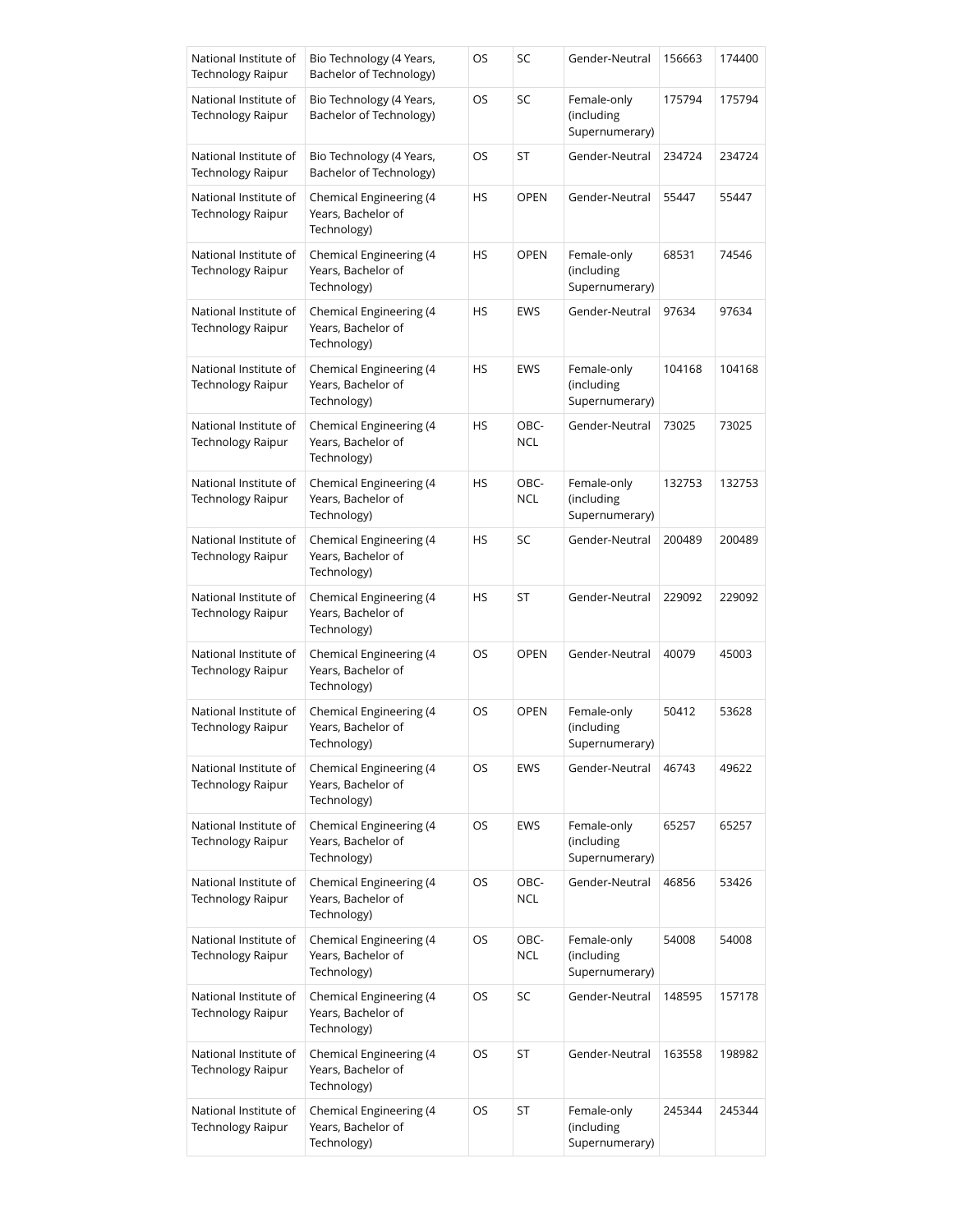| National Institute of Technology Raipur | Bio Technology (4 Years, Bachelor of Technology) | OS | SC | Gender-Neutral | 156663 | 174400 |
|---|---|---|---|---|---|---|
| National Institute of Technology Raipur | Bio Technology (4 Years, Bachelor of Technology) | OS | SC | Female-only (including Supernumerary) | 175794 | 175794 |
| National Institute of Technology Raipur | Bio Technology (4 Years, Bachelor of Technology) | OS | ST | Gender-Neutral | 234724 | 234724 |
| National Institute of Technology Raipur | Chemical Engineering (4 Years, Bachelor of Technology) | HS | OPEN | Gender-Neutral | 55447 | 55447 |
| National Institute of Technology Raipur | Chemical Engineering (4 Years, Bachelor of Technology) | HS | OPEN | Female-only (including Supernumerary) | 68531 | 74546 |
| National Institute of Technology Raipur | Chemical Engineering (4 Years, Bachelor of Technology) | HS | EWS | Gender-Neutral | 97634 | 97634 |
| National Institute of Technology Raipur | Chemical Engineering (4 Years, Bachelor of Technology) | HS | EWS | Female-only (including Supernumerary) | 104168 | 104168 |
| National Institute of Technology Raipur | Chemical Engineering (4 Years, Bachelor of Technology) | HS | OBC-NCL | Gender-Neutral | 73025 | 73025 |
| National Institute of Technology Raipur | Chemical Engineering (4 Years, Bachelor of Technology) | HS | OBC-NCL | Female-only (including Supernumerary) | 132753 | 132753 |
| National Institute of Technology Raipur | Chemical Engineering (4 Years, Bachelor of Technology) | HS | SC | Gender-Neutral | 200489 | 200489 |
| National Institute of Technology Raipur | Chemical Engineering (4 Years, Bachelor of Technology) | HS | ST | Gender-Neutral | 229092 | 229092 |
| National Institute of Technology Raipur | Chemical Engineering (4 Years, Bachelor of Technology) | OS | OPEN | Gender-Neutral | 40079 | 45003 |
| National Institute of Technology Raipur | Chemical Engineering (4 Years, Bachelor of Technology) | OS | OPEN | Female-only (including Supernumerary) | 50412 | 53628 |
| National Institute of Technology Raipur | Chemical Engineering (4 Years, Bachelor of Technology) | OS | EWS | Gender-Neutral | 46743 | 49622 |
| National Institute of Technology Raipur | Chemical Engineering (4 Years, Bachelor of Technology) | OS | EWS | Female-only (including Supernumerary) | 65257 | 65257 |
| National Institute of Technology Raipur | Chemical Engineering (4 Years, Bachelor of Technology) | OS | OBC-NCL | Gender-Neutral | 46856 | 53426 |
| National Institute of Technology Raipur | Chemical Engineering (4 Years, Bachelor of Technology) | OS | OBC-NCL | Female-only (including Supernumerary) | 54008 | 54008 |
| National Institute of Technology Raipur | Chemical Engineering (4 Years, Bachelor of Technology) | OS | SC | Gender-Neutral | 148595 | 157178 |
| National Institute of Technology Raipur | Chemical Engineering (4 Years, Bachelor of Technology) | OS | ST | Gender-Neutral | 163558 | 198982 |
| National Institute of Technology Raipur | Chemical Engineering (4 Years, Bachelor of Technology) | OS | ST | Female-only (including Supernumerary) | 245344 | 245344 |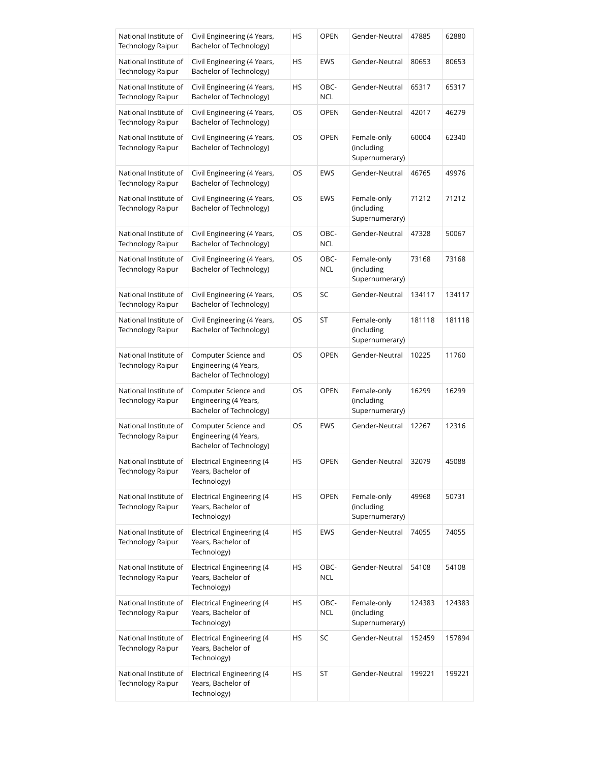| National Institute of Technology Raipur | Civil Engineering (4 Years, Bachelor of Technology) | HS | OPEN | Gender-Neutral | 47885 | 62880 |
|---|---|---|---|---|---|---|
| National Institute of Technology Raipur | Civil Engineering (4 Years, Bachelor of Technology) | HS | EWS | Gender-Neutral | 80653 | 80653 |
| National Institute of Technology Raipur | Civil Engineering (4 Years, Bachelor of Technology) | HS | OBC-NCL | Gender-Neutral | 65317 | 65317 |
| National Institute of Technology Raipur | Civil Engineering (4 Years, Bachelor of Technology) | OS | OPEN | Gender-Neutral | 42017 | 46279 |
| National Institute of Technology Raipur | Civil Engineering (4 Years, Bachelor of Technology) | OS | OPEN | Female-only (including Supernumerary) | 60004 | 62340 |
| National Institute of Technology Raipur | Civil Engineering (4 Years, Bachelor of Technology) | OS | EWS | Gender-Neutral | 46765 | 49976 |
| National Institute of Technology Raipur | Civil Engineering (4 Years, Bachelor of Technology) | OS | EWS | Female-only (including Supernumerary) | 71212 | 71212 |
| National Institute of Technology Raipur | Civil Engineering (4 Years, Bachelor of Technology) | OS | OBC-NCL | Gender-Neutral | 47328 | 50067 |
| National Institute of Technology Raipur | Civil Engineering (4 Years, Bachelor of Technology) | OS | OBC-NCL | Female-only (including Supernumerary) | 73168 | 73168 |
| National Institute of Technology Raipur | Civil Engineering (4 Years, Bachelor of Technology) | OS | SC | Gender-Neutral | 134117 | 134117 |
| National Institute of Technology Raipur | Civil Engineering (4 Years, Bachelor of Technology) | OS | ST | Female-only (including Supernumerary) | 181118 | 181118 |
| National Institute of Technology Raipur | Computer Science and Engineering (4 Years, Bachelor of Technology) | OS | OPEN | Gender-Neutral | 10225 | 11760 |
| National Institute of Technology Raipur | Computer Science and Engineering (4 Years, Bachelor of Technology) | OS | OPEN | Female-only (including Supernumerary) | 16299 | 16299 |
| National Institute of Technology Raipur | Computer Science and Engineering (4 Years, Bachelor of Technology) | OS | EWS | Gender-Neutral | 12267 | 12316 |
| National Institute of Technology Raipur | Electrical Engineering (4 Years, Bachelor of Technology) | HS | OPEN | Gender-Neutral | 32079 | 45088 |
| National Institute of Technology Raipur | Electrical Engineering (4 Years, Bachelor of Technology) | HS | OPEN | Female-only (including Supernumerary) | 49968 | 50731 |
| National Institute of Technology Raipur | Electrical Engineering (4 Years, Bachelor of Technology) | HS | EWS | Gender-Neutral | 74055 | 74055 |
| National Institute of Technology Raipur | Electrical Engineering (4 Years, Bachelor of Technology) | HS | OBC-NCL | Gender-Neutral | 54108 | 54108 |
| National Institute of Technology Raipur | Electrical Engineering (4 Years, Bachelor of Technology) | HS | OBC-NCL | Female-only (including Supernumerary) | 124383 | 124383 |
| National Institute of Technology Raipur | Electrical Engineering (4 Years, Bachelor of Technology) | HS | SC | Gender-Neutral | 152459 | 157894 |
| National Institute of Technology Raipur | Electrical Engineering (4 Years, Bachelor of Technology) | HS | ST | Gender-Neutral | 199221 | 199221 |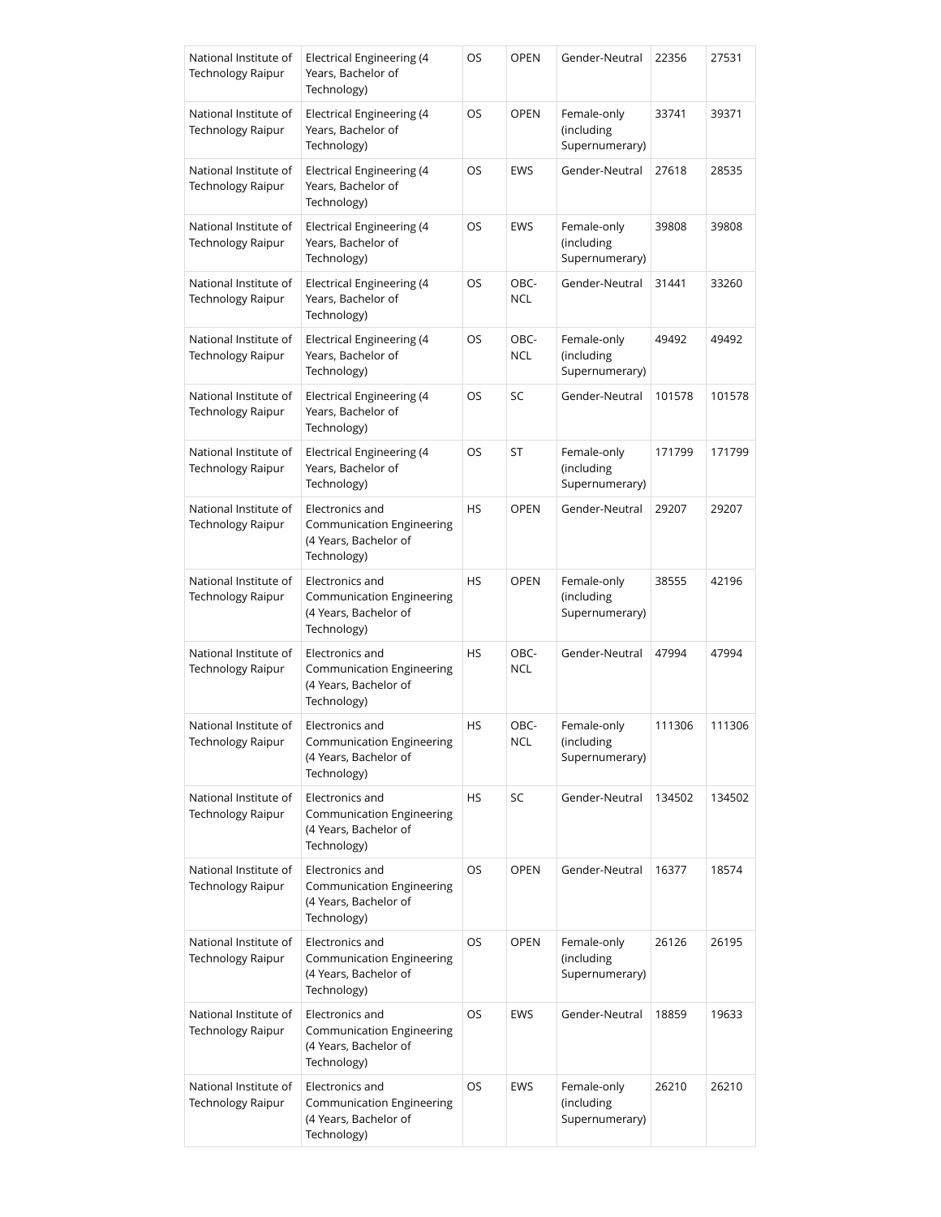| | | | | | | |
|---|---|---|---|---|---|---|
| National Institute of Technology Raipur | Electrical Engineering (4 Years, Bachelor of Technology) | OS | OPEN | Gender-Neutral | 22356 | 27531 |
| National Institute of Technology Raipur | Electrical Engineering (4 Years, Bachelor of Technology) | OS | OPEN | Female-only (including Supernumerary) | 33741 | 39371 |
| National Institute of Technology Raipur | Electrical Engineering (4 Years, Bachelor of Technology) | OS | EWS | Gender-Neutral | 27618 | 28535 |
| National Institute of Technology Raipur | Electrical Engineering (4 Years, Bachelor of Technology) | OS | EWS | Female-only (including Supernumerary) | 39808 | 39808 |
| National Institute of Technology Raipur | Electrical Engineering (4 Years, Bachelor of Technology) | OS | OBC-NCL | Gender-Neutral | 31441 | 33260 |
| National Institute of Technology Raipur | Electrical Engineering (4 Years, Bachelor of Technology) | OS | OBC-NCL | Female-only (including Supernumerary) | 49492 | 49492 |
| National Institute of Technology Raipur | Electrical Engineering (4 Years, Bachelor of Technology) | OS | SC | Gender-Neutral | 101578 | 101578 |
| National Institute of Technology Raipur | Electrical Engineering (4 Years, Bachelor of Technology) | OS | ST | Female-only (including Supernumerary) | 171799 | 171799 |
| National Institute of Technology Raipur | Electronics and Communication Engineering (4 Years, Bachelor of Technology) | HS | OPEN | Gender-Neutral | 29207 | 29207 |
| National Institute of Technology Raipur | Electronics and Communication Engineering (4 Years, Bachelor of Technology) | HS | OPEN | Female-only (including Supernumerary) | 38555 | 42196 |
| National Institute of Technology Raipur | Electronics and Communication Engineering (4 Years, Bachelor of Technology) | HS | OBC-NCL | Gender-Neutral | 47994 | 47994 |
| National Institute of Technology Raipur | Electronics and Communication Engineering (4 Years, Bachelor of Technology) | HS | OBC-NCL | Female-only (including Supernumerary) | 111306 | 111306 |
| National Institute of Technology Raipur | Electronics and Communication Engineering (4 Years, Bachelor of Technology) | HS | SC | Gender-Neutral | 134502 | 134502 |
| National Institute of Technology Raipur | Electronics and Communication Engineering (4 Years, Bachelor of Technology) | OS | OPEN | Gender-Neutral | 16377 | 18574 |
| National Institute of Technology Raipur | Electronics and Communication Engineering (4 Years, Bachelor of Technology) | OS | OPEN | Female-only (including Supernumerary) | 26126 | 26195 |
| National Institute of Technology Raipur | Electronics and Communication Engineering (4 Years, Bachelor of Technology) | OS | EWS | Gender-Neutral | 18859 | 19633 |
| National Institute of Technology Raipur | Electronics and Communication Engineering (4 Years, Bachelor of Technology) | OS | EWS | Female-only (including Supernumerary) | 26210 | 26210 |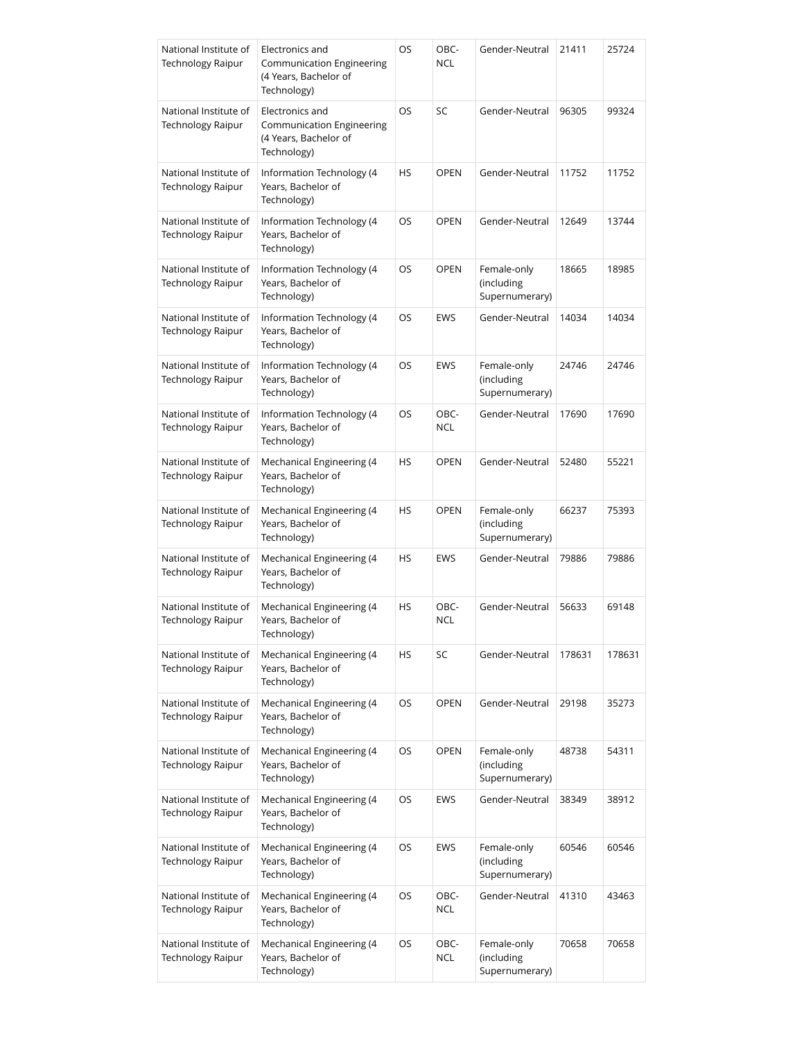| National Institute of Technology Raipur | Electronics and Communication Engineering (4 Years, Bachelor of Technology) | OS | OBC-NCL | Gender-Neutral | 21411 | 25724 |
|---|---|---|---|---|---|---|
| National Institute of Technology Raipur | Electronics and Communication Engineering (4 Years, Bachelor of Technology) | OS | SC | Gender-Neutral | 96305 | 99324 |
| National Institute of Technology Raipur | Information Technology (4 Years, Bachelor of Technology) | HS | OPEN | Gender-Neutral | 11752 | 11752 |
| National Institute of Technology Raipur | Information Technology (4 Years, Bachelor of Technology) | OS | OPEN | Gender-Neutral | 12649 | 13744 |
| National Institute of Technology Raipur | Information Technology (4 Years, Bachelor of Technology) | OS | OPEN | Female-only (including Supernumerary) | 18665 | 18985 |
| National Institute of Technology Raipur | Information Technology (4 Years, Bachelor of Technology) | OS | EWS | Gender-Neutral | 14034 | 14034 |
| National Institute of Technology Raipur | Information Technology (4 Years, Bachelor of Technology) | OS | EWS | Female-only (including Supernumerary) | 24746 | 24746 |
| National Institute of Technology Raipur | Information Technology (4 Years, Bachelor of Technology) | OS | OBC-NCL | Gender-Neutral | 17690 | 17690 |
| National Institute of Technology Raipur | Mechanical Engineering (4 Years, Bachelor of Technology) | HS | OPEN | Gender-Neutral | 52480 | 55221 |
| National Institute of Technology Raipur | Mechanical Engineering (4 Years, Bachelor of Technology) | HS | OPEN | Female-only (including Supernumerary) | 66237 | 75393 |
| National Institute of Technology Raipur | Mechanical Engineering (4 Years, Bachelor of Technology) | HS | EWS | Gender-Neutral | 79886 | 79886 |
| National Institute of Technology Raipur | Mechanical Engineering (4 Years, Bachelor of Technology) | HS | OBC-NCL | Gender-Neutral | 56633 | 69148 |
| National Institute of Technology Raipur | Mechanical Engineering (4 Years, Bachelor of Technology) | HS | SC | Gender-Neutral | 178631 | 178631 |
| National Institute of Technology Raipur | Mechanical Engineering (4 Years, Bachelor of Technology) | OS | OPEN | Gender-Neutral | 29198 | 35273 |
| National Institute of Technology Raipur | Mechanical Engineering (4 Years, Bachelor of Technology) | OS | OPEN | Female-only (including Supernumerary) | 48738 | 54311 |
| National Institute of Technology Raipur | Mechanical Engineering (4 Years, Bachelor of Technology) | OS | EWS | Gender-Neutral | 38349 | 38912 |
| National Institute of Technology Raipur | Mechanical Engineering (4 Years, Bachelor of Technology) | OS | EWS | Female-only (including Supernumerary) | 60546 | 60546 |
| National Institute of Technology Raipur | Mechanical Engineering (4 Years, Bachelor of Technology) | OS | OBC-NCL | Gender-Neutral | 41310 | 43463 |
| National Institute of Technology Raipur | Mechanical Engineering (4 Years, Bachelor of Technology) | OS | OBC-NCL | Female-only (including Supernumerary) | 70658 | 70658 |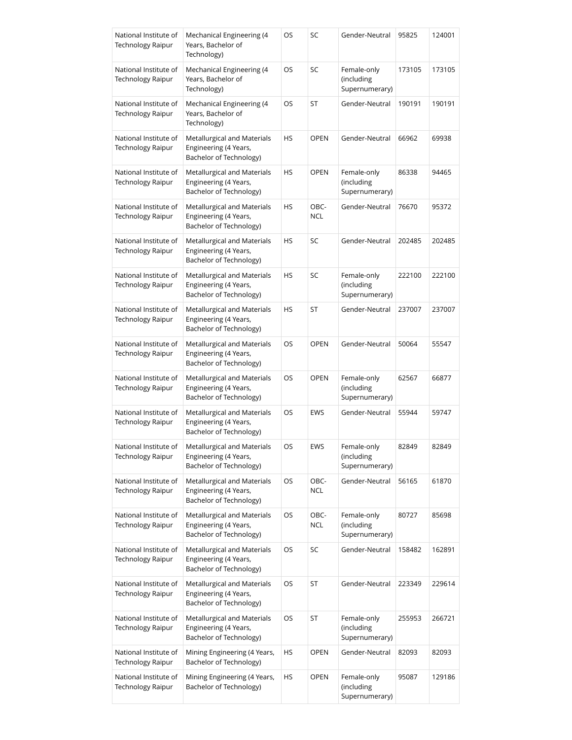| National Institute of Technology Raipur | Mechanical Engineering (4 Years, Bachelor of Technology) | OS | SC | Gender-Neutral | 95825 | 124001 |
|---|---|---|---|---|---|---|
| National Institute of Technology Raipur | Mechanical Engineering (4 Years, Bachelor of Technology) | OS | SC | Female-only (including Supernumerary) | 173105 | 173105 |
| National Institute of Technology Raipur | Mechanical Engineering (4 Years, Bachelor of Technology) | OS | ST | Gender-Neutral | 190191 | 190191 |
| National Institute of Technology Raipur | Metallurgical and Materials Engineering (4 Years, Bachelor of Technology) | HS | OPEN | Gender-Neutral | 66962 | 69938 |
| National Institute of Technology Raipur | Metallurgical and Materials Engineering (4 Years, Bachelor of Technology) | HS | OPEN | Female-only (including Supernumerary) | 86338 | 94465 |
| National Institute of Technology Raipur | Metallurgical and Materials Engineering (4 Years, Bachelor of Technology) | HS | OBC-NCL | Gender-Neutral | 76670 | 95372 |
| National Institute of Technology Raipur | Metallurgical and Materials Engineering (4 Years, Bachelor of Technology) | HS | SC | Gender-Neutral | 202485 | 202485 |
| National Institute of Technology Raipur | Metallurgical and Materials Engineering (4 Years, Bachelor of Technology) | HS | SC | Female-only (including Supernumerary) | 222100 | 222100 |
| National Institute of Technology Raipur | Metallurgical and Materials Engineering (4 Years, Bachelor of Technology) | HS | ST | Gender-Neutral | 237007 | 237007 |
| National Institute of Technology Raipur | Metallurgical and Materials Engineering (4 Years, Bachelor of Technology) | OS | OPEN | Gender-Neutral | 50064 | 55547 |
| National Institute of Technology Raipur | Metallurgical and Materials Engineering (4 Years, Bachelor of Technology) | OS | OPEN | Female-only (including Supernumerary) | 62567 | 66877 |
| National Institute of Technology Raipur | Metallurgical and Materials Engineering (4 Years, Bachelor of Technology) | OS | EWS | Gender-Neutral | 55944 | 59747 |
| National Institute of Technology Raipur | Metallurgical and Materials Engineering (4 Years, Bachelor of Technology) | OS | EWS | Female-only (including Supernumerary) | 82849 | 82849 |
| National Institute of Technology Raipur | Metallurgical and Materials Engineering (4 Years, Bachelor of Technology) | OS | OBC-NCL | Gender-Neutral | 56165 | 61870 |
| National Institute of Technology Raipur | Metallurgical and Materials Engineering (4 Years, Bachelor of Technology) | OS | OBC-NCL | Female-only (including Supernumerary) | 80727 | 85698 |
| National Institute of Technology Raipur | Metallurgical and Materials Engineering (4 Years, Bachelor of Technology) | OS | SC | Gender-Neutral | 158482 | 162891 |
| National Institute of Technology Raipur | Metallurgical and Materials Engineering (4 Years, Bachelor of Technology) | OS | ST | Gender-Neutral | 223349 | 229614 |
| National Institute of Technology Raipur | Metallurgical and Materials Engineering (4 Years, Bachelor of Technology) | OS | ST | Female-only (including Supernumerary) | 255953 | 266721 |
| National Institute of Technology Raipur | Mining Engineering (4 Years, Bachelor of Technology) | HS | OPEN | Gender-Neutral | 82093 | 82093 |
| National Institute of Technology Raipur | Mining Engineering (4 Years, Bachelor of Technology) | HS | OPEN | Female-only (including Supernumerary) | 95087 | 129186 |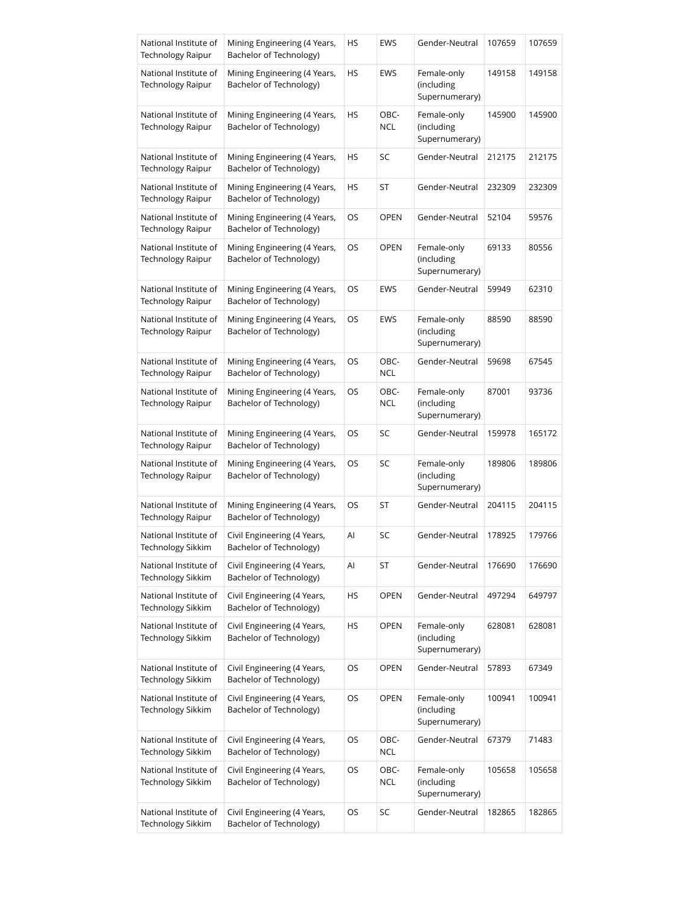| National Institute of Technology Raipur | Mining Engineering (4 Years, Bachelor of Technology) | HS | EWS | Gender-Neutral | 107659 | 107659 |
|---|---|---|---|---|---|---|
| National Institute of Technology Raipur | Mining Engineering (4 Years, Bachelor of Technology) | HS | EWS | Female-only (including Supernumerary) | 149158 | 149158 |
| National Institute of Technology Raipur | Mining Engineering (4 Years, Bachelor of Technology) | HS | OBC-NCL | Female-only (including Supernumerary) | 145900 | 145900 |
| National Institute of Technology Raipur | Mining Engineering (4 Years, Bachelor of Technology) | HS | SC | Gender-Neutral | 212175 | 212175 |
| National Institute of Technology Raipur | Mining Engineering (4 Years, Bachelor of Technology) | HS | ST | Gender-Neutral | 232309 | 232309 |
| National Institute of Technology Raipur | Mining Engineering (4 Years, Bachelor of Technology) | OS | OPEN | Gender-Neutral | 52104 | 59576 |
| National Institute of Technology Raipur | Mining Engineering (4 Years, Bachelor of Technology) | OS | OPEN | Female-only (including Supernumerary) | 69133 | 80556 |
| National Institute of Technology Raipur | Mining Engineering (4 Years, Bachelor of Technology) | OS | EWS | Gender-Neutral | 59949 | 62310 |
| National Institute of Technology Raipur | Mining Engineering (4 Years, Bachelor of Technology) | OS | EWS | Female-only (including Supernumerary) | 88590 | 88590 |
| National Institute of Technology Raipur | Mining Engineering (4 Years, Bachelor of Technology) | OS | OBC-NCL | Gender-Neutral | 59698 | 67545 |
| National Institute of Technology Raipur | Mining Engineering (4 Years, Bachelor of Technology) | OS | OBC-NCL | Female-only (including Supernumerary) | 87001 | 93736 |
| National Institute of Technology Raipur | Mining Engineering (4 Years, Bachelor of Technology) | OS | SC | Gender-Neutral | 159978 | 165172 |
| National Institute of Technology Raipur | Mining Engineering (4 Years, Bachelor of Technology) | OS | SC | Female-only (including Supernumerary) | 189806 | 189806 |
| National Institute of Technology Raipur | Mining Engineering (4 Years, Bachelor of Technology) | OS | ST | Gender-Neutral | 204115 | 204115 |
| National Institute of Technology Sikkim | Civil Engineering (4 Years, Bachelor of Technology) | AI | SC | Gender-Neutral | 178925 | 179766 |
| National Institute of Technology Sikkim | Civil Engineering (4 Years, Bachelor of Technology) | AI | ST | Gender-Neutral | 176690 | 176690 |
| National Institute of Technology Sikkim | Civil Engineering (4 Years, Bachelor of Technology) | HS | OPEN | Gender-Neutral | 497294 | 649797 |
| National Institute of Technology Sikkim | Civil Engineering (4 Years, Bachelor of Technology) | HS | OPEN | Female-only (including Supernumerary) | 628081 | 628081 |
| National Institute of Technology Sikkim | Civil Engineering (4 Years, Bachelor of Technology) | OS | OPEN | Gender-Neutral | 57893 | 67349 |
| National Institute of Technology Sikkim | Civil Engineering (4 Years, Bachelor of Technology) | OS | OPEN | Female-only (including Supernumerary) | 100941 | 100941 |
| National Institute of Technology Sikkim | Civil Engineering (4 Years, Bachelor of Technology) | OS | OBC-NCL | Gender-Neutral | 67379 | 71483 |
| National Institute of Technology Sikkim | Civil Engineering (4 Years, Bachelor of Technology) | OS | OBC-NCL | Female-only (including Supernumerary) | 105658 | 105658 |
| National Institute of Technology Sikkim | Civil Engineering (4 Years, Bachelor of Technology) | OS | SC | Gender-Neutral | 182865 | 182865 |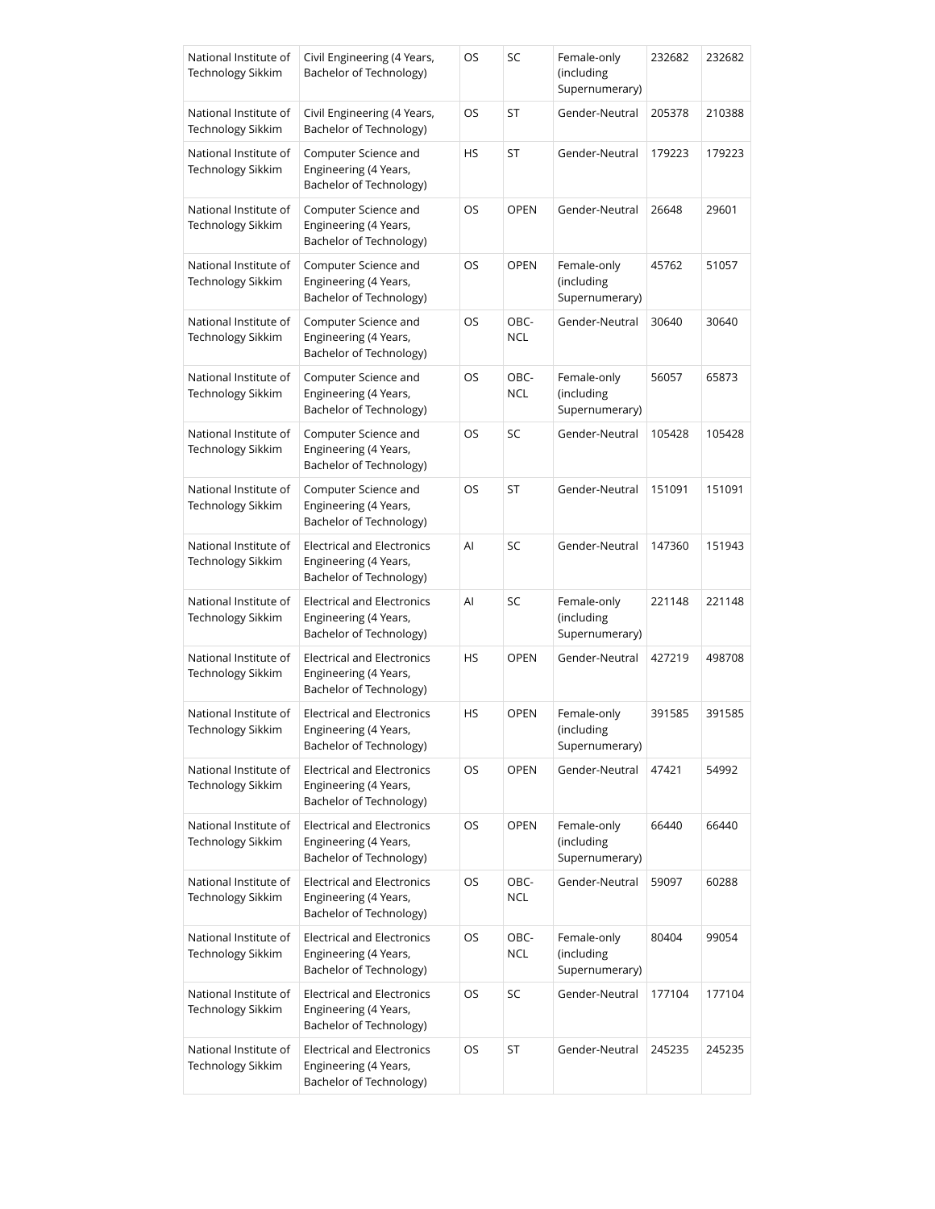| National Institute of Technology Sikkim | Civil Engineering (4 Years, Bachelor of Technology) | OS | SC | Female-only (including Supernumerary) | 232682 | 232682 |
|---|---|---|---|---|---|---|
| National Institute of Technology Sikkim | Civil Engineering (4 Years, Bachelor of Technology) | OS | ST | Gender-Neutral | 205378 | 210388 |
| National Institute of Technology Sikkim | Computer Science and Engineering (4 Years, Bachelor of Technology) | HS | ST | Gender-Neutral | 179223 | 179223 |
| National Institute of Technology Sikkim | Computer Science and Engineering (4 Years, Bachelor of Technology) | OS | OPEN | Gender-Neutral | 26648 | 29601 |
| National Institute of Technology Sikkim | Computer Science and Engineering (4 Years, Bachelor of Technology) | OS | OPEN | Female-only (including Supernumerary) | 45762 | 51057 |
| National Institute of Technology Sikkim | Computer Science and Engineering (4 Years, Bachelor of Technology) | OS | OBC-NCL | Gender-Neutral | 30640 | 30640 |
| National Institute of Technology Sikkim | Computer Science and Engineering (4 Years, Bachelor of Technology) | OS | OBC-NCL | Female-only (including Supernumerary) | 56057 | 65873 |
| National Institute of Technology Sikkim | Computer Science and Engineering (4 Years, Bachelor of Technology) | OS | SC | Gender-Neutral | 105428 | 105428 |
| National Institute of Technology Sikkim | Computer Science and Engineering (4 Years, Bachelor of Technology) | OS | ST | Gender-Neutral | 151091 | 151091 |
| National Institute of Technology Sikkim | Electrical and Electronics Engineering (4 Years, Bachelor of Technology) | AI | SC | Gender-Neutral | 147360 | 151943 |
| National Institute of Technology Sikkim | Electrical and Electronics Engineering (4 Years, Bachelor of Technology) | AI | SC | Female-only (including Supernumerary) | 221148 | 221148 |
| National Institute of Technology Sikkim | Electrical and Electronics Engineering (4 Years, Bachelor of Technology) | HS | OPEN | Gender-Neutral | 427219 | 498708 |
| National Institute of Technology Sikkim | Electrical and Electronics Engineering (4 Years, Bachelor of Technology) | HS | OPEN | Female-only (including Supernumerary) | 391585 | 391585 |
| National Institute of Technology Sikkim | Electrical and Electronics Engineering (4 Years, Bachelor of Technology) | OS | OPEN | Gender-Neutral | 47421 | 54992 |
| National Institute of Technology Sikkim | Electrical and Electronics Engineering (4 Years, Bachelor of Technology) | OS | OPEN | Female-only (including Supernumerary) | 66440 | 66440 |
| National Institute of Technology Sikkim | Electrical and Electronics Engineering (4 Years, Bachelor of Technology) | OS | OBC-NCL | Gender-Neutral | 59097 | 60288 |
| National Institute of Technology Sikkim | Electrical and Electronics Engineering (4 Years, Bachelor of Technology) | OS | OBC-NCL | Female-only (including Supernumerary) | 80404 | 99054 |
| National Institute of Technology Sikkim | Electrical and Electronics Engineering (4 Years, Bachelor of Technology) | OS | SC | Gender-Neutral | 177104 | 177104 |
| National Institute of Technology Sikkim | Electrical and Electronics Engineering (4 Years, Bachelor of Technology) | OS | ST | Gender-Neutral | 245235 | 245235 |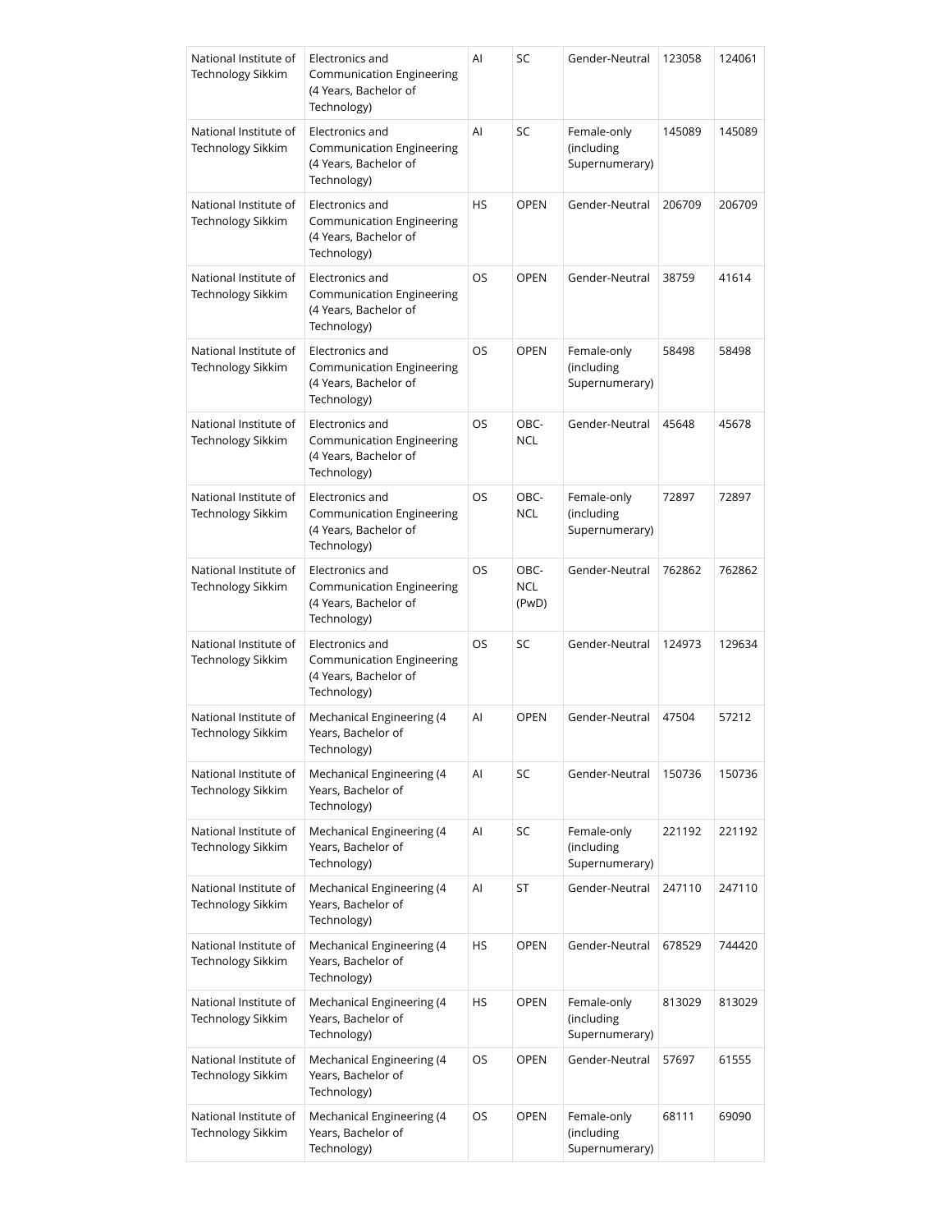| National Institute of Technology Sikkim | Electronics and Communication Engineering (4 Years, Bachelor of Technology) | AI | SC | Gender-Neutral | 123058 | 124061 |
|---|---|---|---|---|---|---|
| National Institute of Technology Sikkim | Electronics and Communication Engineering (4 Years, Bachelor of Technology) | AI | SC | Female-only (including Supernumerary) | 145089 | 145089 |
| National Institute of Technology Sikkim | Electronics and Communication Engineering (4 Years, Bachelor of Technology) | HS | OPEN | Gender-Neutral | 206709 | 206709 |
| National Institute of Technology Sikkim | Electronics and Communication Engineering (4 Years, Bachelor of Technology) | OS | OPEN | Gender-Neutral | 38759 | 41614 |
| National Institute of Technology Sikkim | Electronics and Communication Engineering (4 Years, Bachelor of Technology) | OS | OPEN | Female-only (including Supernumerary) | 58498 | 58498 |
| National Institute of Technology Sikkim | Electronics and Communication Engineering (4 Years, Bachelor of Technology) | OS | OBC-NCL | Gender-Neutral | 45648 | 45678 |
| National Institute of Technology Sikkim | Electronics and Communication Engineering (4 Years, Bachelor of Technology) | OS | OBC-NCL | Female-only (including Supernumerary) | 72897 | 72897 |
| National Institute of Technology Sikkim | Electronics and Communication Engineering (4 Years, Bachelor of Technology) | OS | OBC-NCL (PwD) | Gender-Neutral | 762862 | 762862 |
| National Institute of Technology Sikkim | Electronics and Communication Engineering (4 Years, Bachelor of Technology) | OS | SC | Gender-Neutral | 124973 | 129634 |
| National Institute of Technology Sikkim | Mechanical Engineering (4 Years, Bachelor of Technology) | AI | OPEN | Gender-Neutral | 47504 | 57212 |
| National Institute of Technology Sikkim | Mechanical Engineering (4 Years, Bachelor of Technology) | AI | SC | Gender-Neutral | 150736 | 150736 |
| National Institute of Technology Sikkim | Mechanical Engineering (4 Years, Bachelor of Technology) | AI | SC | Female-only (including Supernumerary) | 221192 | 221192 |
| National Institute of Technology Sikkim | Mechanical Engineering (4 Years, Bachelor of Technology) | AI | ST | Gender-Neutral | 247110 | 247110 |
| National Institute of Technology Sikkim | Mechanical Engineering (4 Years, Bachelor of Technology) | HS | OPEN | Gender-Neutral | 678529 | 744420 |
| National Institute of Technology Sikkim | Mechanical Engineering (4 Years, Bachelor of Technology) | HS | OPEN | Female-only (including Supernumerary) | 813029 | 813029 |
| National Institute of Technology Sikkim | Mechanical Engineering (4 Years, Bachelor of Technology) | OS | OPEN | Gender-Neutral | 57697 | 61555 |
| National Institute of Technology Sikkim | Mechanical Engineering (4 Years, Bachelor of Technology) | OS | OPEN | Female-only (including Supernumerary) | 68111 | 69090 |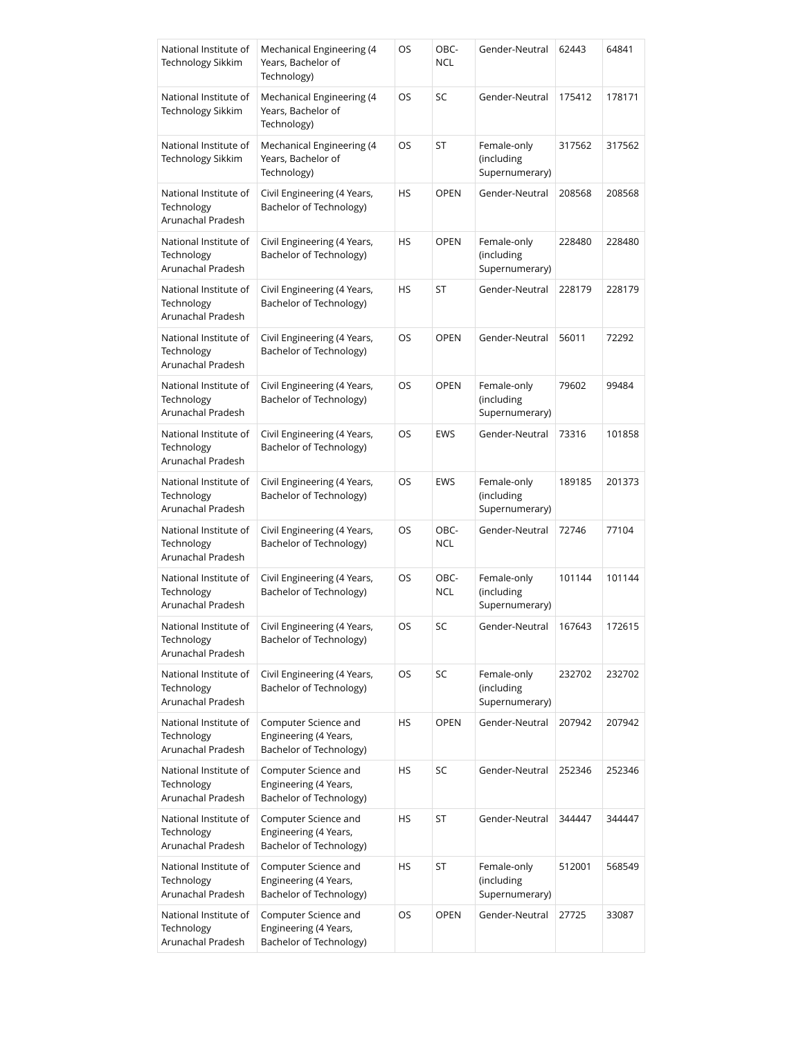| National Institute of Technology Sikkim | Mechanical Engineering (4 Years, Bachelor of Technology) | OS | OBC-NCL | Gender-Neutral | 62443 | 64841 |
|---|---|---|---|---|---|---|
| National Institute of Technology Sikkim | Mechanical Engineering (4 Years, Bachelor of Technology) | OS | SC | Gender-Neutral | 175412 | 178171 |
| National Institute of Technology Sikkim | Mechanical Engineering (4 Years, Bachelor of Technology) | OS | ST | Female-only (including Supernumerary) | 317562 | 317562 |
| National Institute of Technology Arunachal Pradesh | Civil Engineering (4 Years, Bachelor of Technology) | HS | OPEN | Gender-Neutral | 208568 | 208568 |
| National Institute of Technology Arunachal Pradesh | Civil Engineering (4 Years, Bachelor of Technology) | HS | OPEN | Female-only (including Supernumerary) | 228480 | 228480 |
| National Institute of Technology Arunachal Pradesh | Civil Engineering (4 Years, Bachelor of Technology) | HS | ST | Gender-Neutral | 228179 | 228179 |
| National Institute of Technology Arunachal Pradesh | Civil Engineering (4 Years, Bachelor of Technology) | OS | OPEN | Gender-Neutral | 56011 | 72292 |
| National Institute of Technology Arunachal Pradesh | Civil Engineering (4 Years, Bachelor of Technology) | OS | OPEN | Female-only (including Supernumerary) | 79602 | 99484 |
| National Institute of Technology Arunachal Pradesh | Civil Engineering (4 Years, Bachelor of Technology) | OS | EWS | Gender-Neutral | 73316 | 101858 |
| National Institute of Technology Arunachal Pradesh | Civil Engineering (4 Years, Bachelor of Technology) | OS | EWS | Female-only (including Supernumerary) | 189185 | 201373 |
| National Institute of Technology Arunachal Pradesh | Civil Engineering (4 Years, Bachelor of Technology) | OS | OBC-NCL | Gender-Neutral | 72746 | 77104 |
| National Institute of Technology Arunachal Pradesh | Civil Engineering (4 Years, Bachelor of Technology) | OS | OBC-NCL | Female-only (including Supernumerary) | 101144 | 101144 |
| National Institute of Technology Arunachal Pradesh | Civil Engineering (4 Years, Bachelor of Technology) | OS | SC | Gender-Neutral | 167643 | 172615 |
| National Institute of Technology Arunachal Pradesh | Civil Engineering (4 Years, Bachelor of Technology) | OS | SC | Female-only (including Supernumerary) | 232702 | 232702 |
| National Institute of Technology Arunachal Pradesh | Computer Science and Engineering (4 Years, Bachelor of Technology) | HS | OPEN | Gender-Neutral | 207942 | 207942 |
| National Institute of Technology Arunachal Pradesh | Computer Science and Engineering (4 Years, Bachelor of Technology) | HS | SC | Gender-Neutral | 252346 | 252346 |
| National Institute of Technology Arunachal Pradesh | Computer Science and Engineering (4 Years, Bachelor of Technology) | HS | ST | Gender-Neutral | 344447 | 344447 |
| National Institute of Technology Arunachal Pradesh | Computer Science and Engineering (4 Years, Bachelor of Technology) | HS | ST | Female-only (including Supernumerary) | 512001 | 568549 |
| National Institute of Technology Arunachal Pradesh | Computer Science and Engineering (4 Years, Bachelor of Technology) | OS | OPEN | Gender-Neutral | 27725 | 33087 |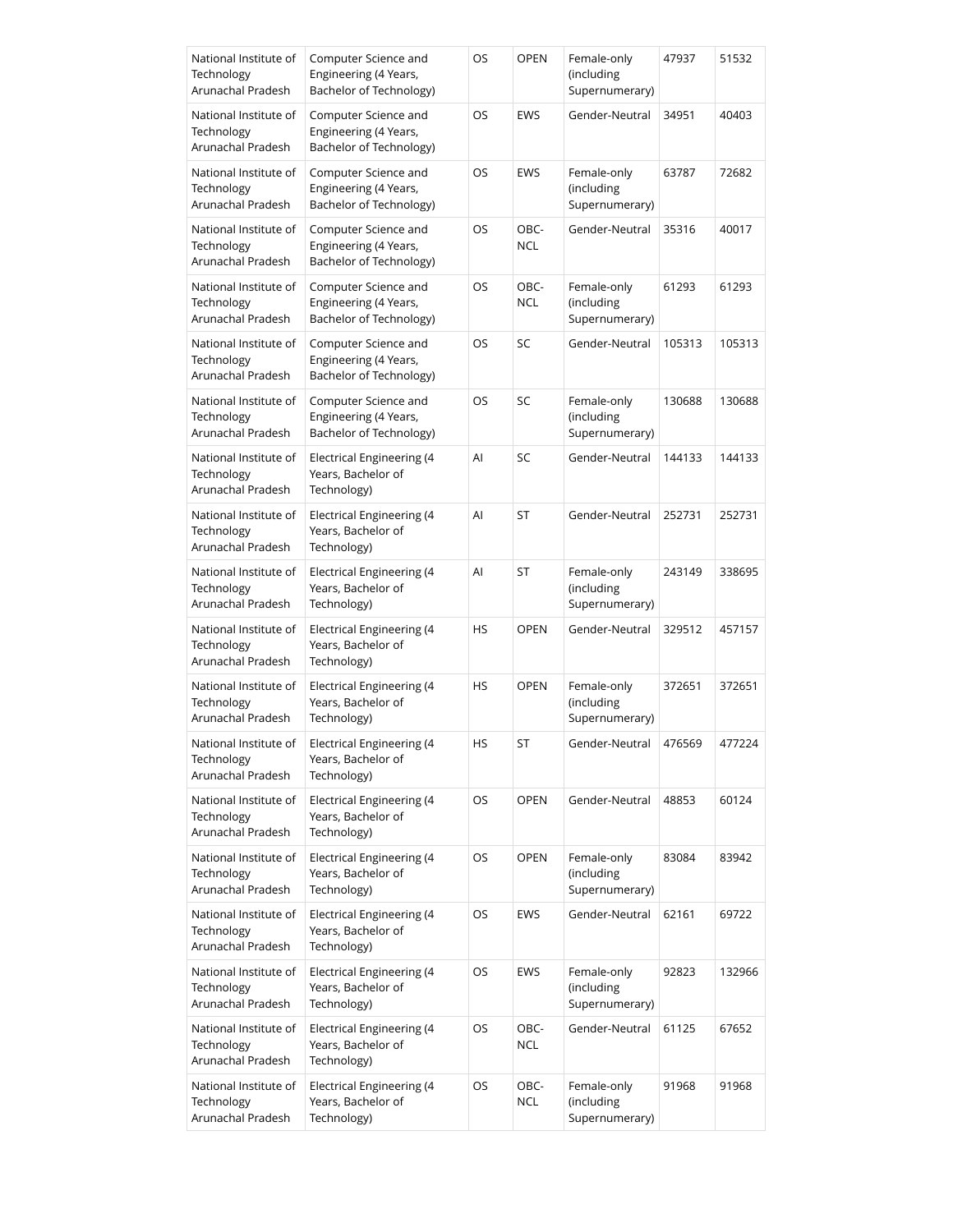| National Institute of Technology Arunachal Pradesh | Computer Science and Engineering (4 Years, Bachelor of Technology) | OS | OPEN | Female-only (including Supernumerary) | 47937 | 51532 |
|---|---|---|---|---|---|---|
| National Institute of Technology Arunachal Pradesh | Computer Science and Engineering (4 Years, Bachelor of Technology) | OS | EWS | Gender-Neutral | 34951 | 40403 |
| National Institute of Technology Arunachal Pradesh | Computer Science and Engineering (4 Years, Bachelor of Technology) | OS | EWS | Female-only (including Supernumerary) | 63787 | 72682 |
| National Institute of Technology Arunachal Pradesh | Computer Science and Engineering (4 Years, Bachelor of Technology) | OS | OBC-NCL | Gender-Neutral | 35316 | 40017 |
| National Institute of Technology Arunachal Pradesh | Computer Science and Engineering (4 Years, Bachelor of Technology) | OS | OBC-NCL | Female-only (including Supernumerary) | 61293 | 61293 |
| National Institute of Technology Arunachal Pradesh | Computer Science and Engineering (4 Years, Bachelor of Technology) | OS | SC | Gender-Neutral | 105313 | 105313 |
| National Institute of Technology Arunachal Pradesh | Computer Science and Engineering (4 Years, Bachelor of Technology) | OS | SC | Female-only (including Supernumerary) | 130688 | 130688 |
| National Institute of Technology Arunachal Pradesh | Electrical Engineering (4 Years, Bachelor of Technology) | AI | SC | Gender-Neutral | 144133 | 144133 |
| National Institute of Technology Arunachal Pradesh | Electrical Engineering (4 Years, Bachelor of Technology) | AI | ST | Gender-Neutral | 252731 | 252731 |
| National Institute of Technology Arunachal Pradesh | Electrical Engineering (4 Years, Bachelor of Technology) | AI | ST | Female-only (including Supernumerary) | 243149 | 338695 |
| National Institute of Technology Arunachal Pradesh | Electrical Engineering (4 Years, Bachelor of Technology) | HS | OPEN | Gender-Neutral | 329512 | 457157 |
| National Institute of Technology Arunachal Pradesh | Electrical Engineering (4 Years, Bachelor of Technology) | HS | OPEN | Female-only (including Supernumerary) | 372651 | 372651 |
| National Institute of Technology Arunachal Pradesh | Electrical Engineering (4 Years, Bachelor of Technology) | HS | ST | Gender-Neutral | 476569 | 477224 |
| National Institute of Technology Arunachal Pradesh | Electrical Engineering (4 Years, Bachelor of Technology) | OS | OPEN | Gender-Neutral | 48853 | 60124 |
| National Institute of Technology Arunachal Pradesh | Electrical Engineering (4 Years, Bachelor of Technology) | OS | OPEN | Female-only (including Supernumerary) | 83084 | 83942 |
| National Institute of Technology Arunachal Pradesh | Electrical Engineering (4 Years, Bachelor of Technology) | OS | EWS | Gender-Neutral | 62161 | 69722 |
| National Institute of Technology Arunachal Pradesh | Electrical Engineering (4 Years, Bachelor of Technology) | OS | EWS | Female-only (including Supernumerary) | 92823 | 132966 |
| National Institute of Technology Arunachal Pradesh | Electrical Engineering (4 Years, Bachelor of Technology) | OS | OBC-NCL | Gender-Neutral | 61125 | 67652 |
| National Institute of Technology Arunachal Pradesh | Electrical Engineering (4 Years, Bachelor of Technology) | OS | OBC-NCL | Female-only (including Supernumerary) | 91968 | 91968 |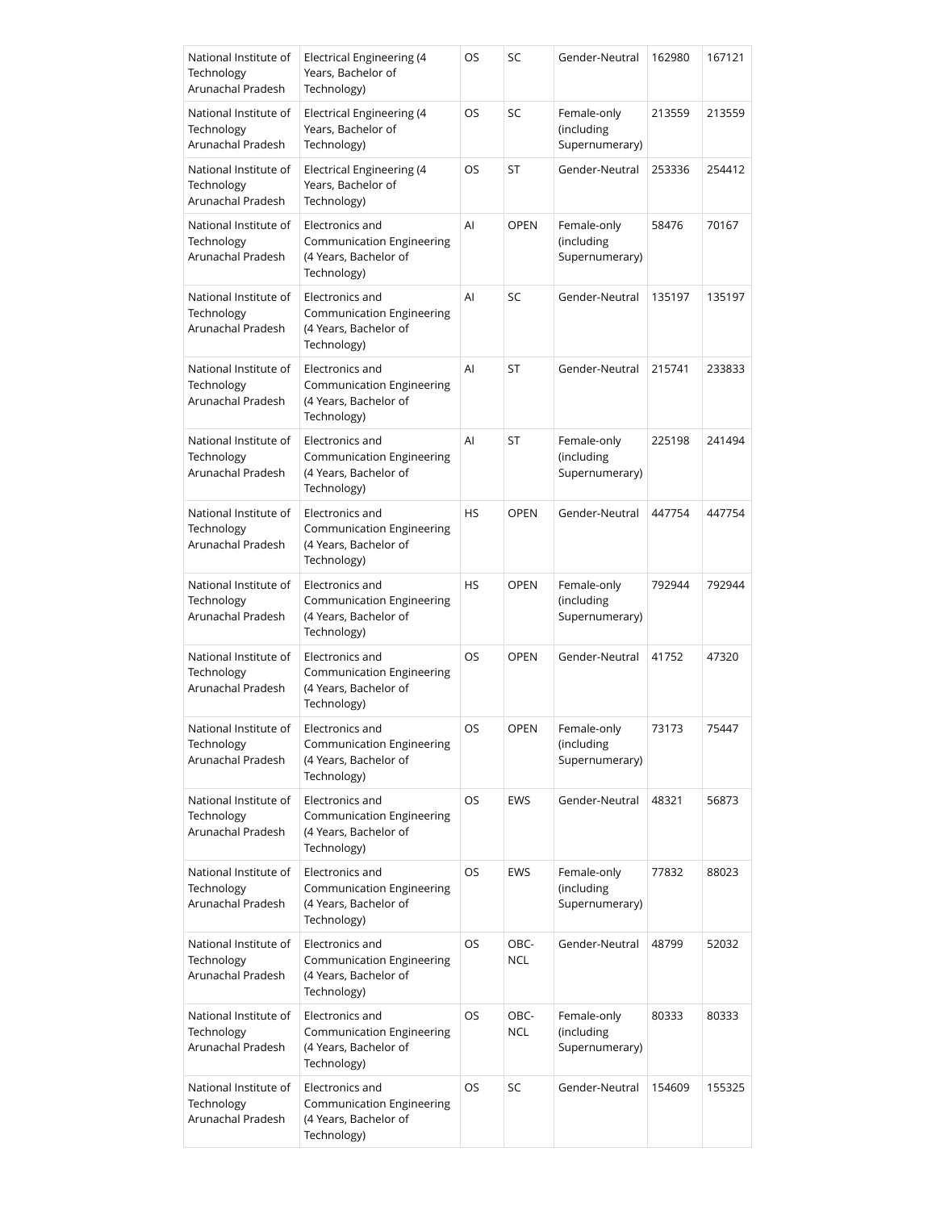| National Institute of Technology Arunachal Pradesh | Electrical Engineering (4 Years, Bachelor of Technology) | OS | SC | Gender-Neutral | 162980 | 167121 |
|---|---|---|---|---|---|---|
| National Institute of Technology Arunachal Pradesh | Electrical Engineering (4 Years, Bachelor of Technology) | OS | SC | Female-only (including Supernumerary) | 213559 | 213559 |
| National Institute of Technology Arunachal Pradesh | Electrical Engineering (4 Years, Bachelor of Technology) | OS | ST | Gender-Neutral | 253336 | 254412 |
| National Institute of Technology Arunachal Pradesh | Electronics and Communication Engineering (4 Years, Bachelor of Technology) | AI | OPEN | Female-only (including Supernumerary) | 58476 | 70167 |
| National Institute of Technology Arunachal Pradesh | Electronics and Communication Engineering (4 Years, Bachelor of Technology) | AI | SC | Gender-Neutral | 135197 | 135197 |
| National Institute of Technology Arunachal Pradesh | Electronics and Communication Engineering (4 Years, Bachelor of Technology) | AI | ST | Gender-Neutral | 215741 | 233833 |
| National Institute of Technology Arunachal Pradesh | Electronics and Communication Engineering (4 Years, Bachelor of Technology) | AI | ST | Female-only (including Supernumerary) | 225198 | 241494 |
| National Institute of Technology Arunachal Pradesh | Electronics and Communication Engineering (4 Years, Bachelor of Technology) | HS | OPEN | Gender-Neutral | 447754 | 447754 |
| National Institute of Technology Arunachal Pradesh | Electronics and Communication Engineering (4 Years, Bachelor of Technology) | HS | OPEN | Female-only (including Supernumerary) | 792944 | 792944 |
| National Institute of Technology Arunachal Pradesh | Electronics and Communication Engineering (4 Years, Bachelor of Technology) | OS | OPEN | Gender-Neutral | 41752 | 47320 |
| National Institute of Technology Arunachal Pradesh | Electronics and Communication Engineering (4 Years, Bachelor of Technology) | OS | OPEN | Female-only (including Supernumerary) | 73173 | 75447 |
| National Institute of Technology Arunachal Pradesh | Electronics and Communication Engineering (4 Years, Bachelor of Technology) | OS | EWS | Gender-Neutral | 48321 | 56873 |
| National Institute of Technology Arunachal Pradesh | Electronics and Communication Engineering (4 Years, Bachelor of Technology) | OS | EWS | Female-only (including Supernumerary) | 77832 | 88023 |
| National Institute of Technology Arunachal Pradesh | Electronics and Communication Engineering (4 Years, Bachelor of Technology) | OS | OBC-NCL | Gender-Neutral | 48799 | 52032 |
| National Institute of Technology Arunachal Pradesh | Electronics and Communication Engineering (4 Years, Bachelor of Technology) | OS | OBC-NCL | Female-only (including Supernumerary) | 80333 | 80333 |
| National Institute of Technology Arunachal Pradesh | Electronics and Communication Engineering (4 Years, Bachelor of Technology) | OS | SC | Gender-Neutral | 154609 | 155325 |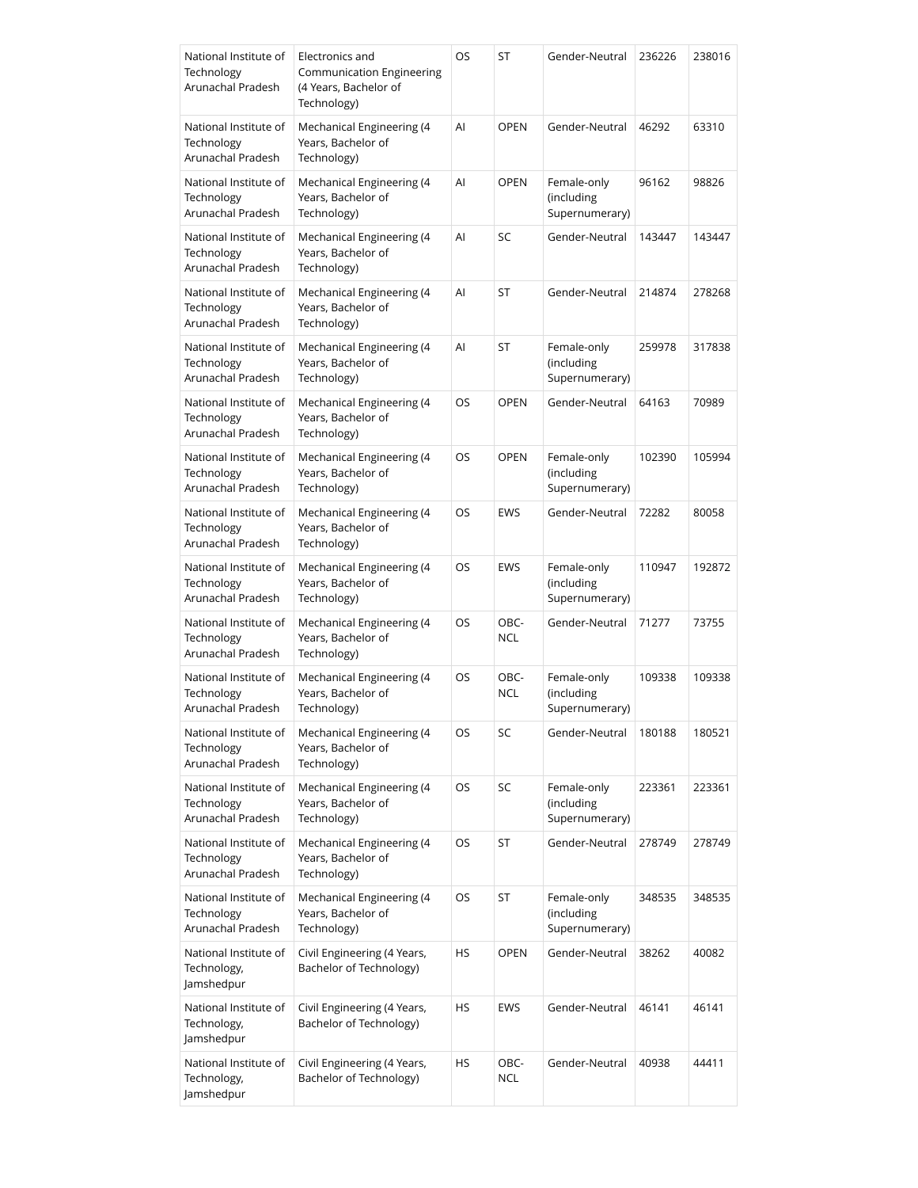| National Institute of Technology Arunachal Pradesh | Electronics and Communication Engineering (4 Years, Bachelor of Technology) | OS | ST | Gender-Neutral | 236226 | 238016 |
|---|---|---|---|---|---|---|
| National Institute of Technology Arunachal Pradesh | Mechanical Engineering (4 Years, Bachelor of Technology) | AI | OPEN | Gender-Neutral | 46292 | 63310 |
| National Institute of Technology Arunachal Pradesh | Mechanical Engineering (4 Years, Bachelor of Technology) | AI | OPEN | Female-only (including Supernumerary) | 96162 | 98826 |
| National Institute of Technology Arunachal Pradesh | Mechanical Engineering (4 Years, Bachelor of Technology) | AI | SC | Gender-Neutral | 143447 | 143447 |
| National Institute of Technology Arunachal Pradesh | Mechanical Engineering (4 Years, Bachelor of Technology) | AI | ST | Gender-Neutral | 214874 | 278268 |
| National Institute of Technology Arunachal Pradesh | Mechanical Engineering (4 Years, Bachelor of Technology) | AI | ST | Female-only (including Supernumerary) | 259978 | 317838 |
| National Institute of Technology Arunachal Pradesh | Mechanical Engineering (4 Years, Bachelor of Technology) | OS | OPEN | Gender-Neutral | 64163 | 70989 |
| National Institute of Technology Arunachal Pradesh | Mechanical Engineering (4 Years, Bachelor of Technology) | OS | OPEN | Female-only (including Supernumerary) | 102390 | 105994 |
| National Institute of Technology Arunachal Pradesh | Mechanical Engineering (4 Years, Bachelor of Technology) | OS | EWS | Gender-Neutral | 72282 | 80058 |
| National Institute of Technology Arunachal Pradesh | Mechanical Engineering (4 Years, Bachelor of Technology) | OS | EWS | Female-only (including Supernumerary) | 110947 | 192872 |
| National Institute of Technology Arunachal Pradesh | Mechanical Engineering (4 Years, Bachelor of Technology) | OS | OBC-NCL | Gender-Neutral | 71277 | 73755 |
| National Institute of Technology Arunachal Pradesh | Mechanical Engineering (4 Years, Bachelor of Technology) | OS | OBC-NCL | Female-only (including Supernumerary) | 109338 | 109338 |
| National Institute of Technology Arunachal Pradesh | Mechanical Engineering (4 Years, Bachelor of Technology) | OS | SC | Gender-Neutral | 180188 | 180521 |
| National Institute of Technology Arunachal Pradesh | Mechanical Engineering (4 Years, Bachelor of Technology) | OS | SC | Female-only (including Supernumerary) | 223361 | 223361 |
| National Institute of Technology Arunachal Pradesh | Mechanical Engineering (4 Years, Bachelor of Technology) | OS | ST | Gender-Neutral | 278749 | 278749 |
| National Institute of Technology Arunachal Pradesh | Mechanical Engineering (4 Years, Bachelor of Technology) | OS | ST | Female-only (including Supernumerary) | 348535 | 348535 |
| National Institute of Technology, Jamshedpur | Civil Engineering (4 Years, Bachelor of Technology) | HS | OPEN | Gender-Neutral | 38262 | 40082 |
| National Institute of Technology, Jamshedpur | Civil Engineering (4 Years, Bachelor of Technology) | HS | EWS | Gender-Neutral | 46141 | 46141 |
| National Institute of Technology, Jamshedpur | Civil Engineering (4 Years, Bachelor of Technology) | HS | OBC-NCL | Gender-Neutral | 40938 | 44411 |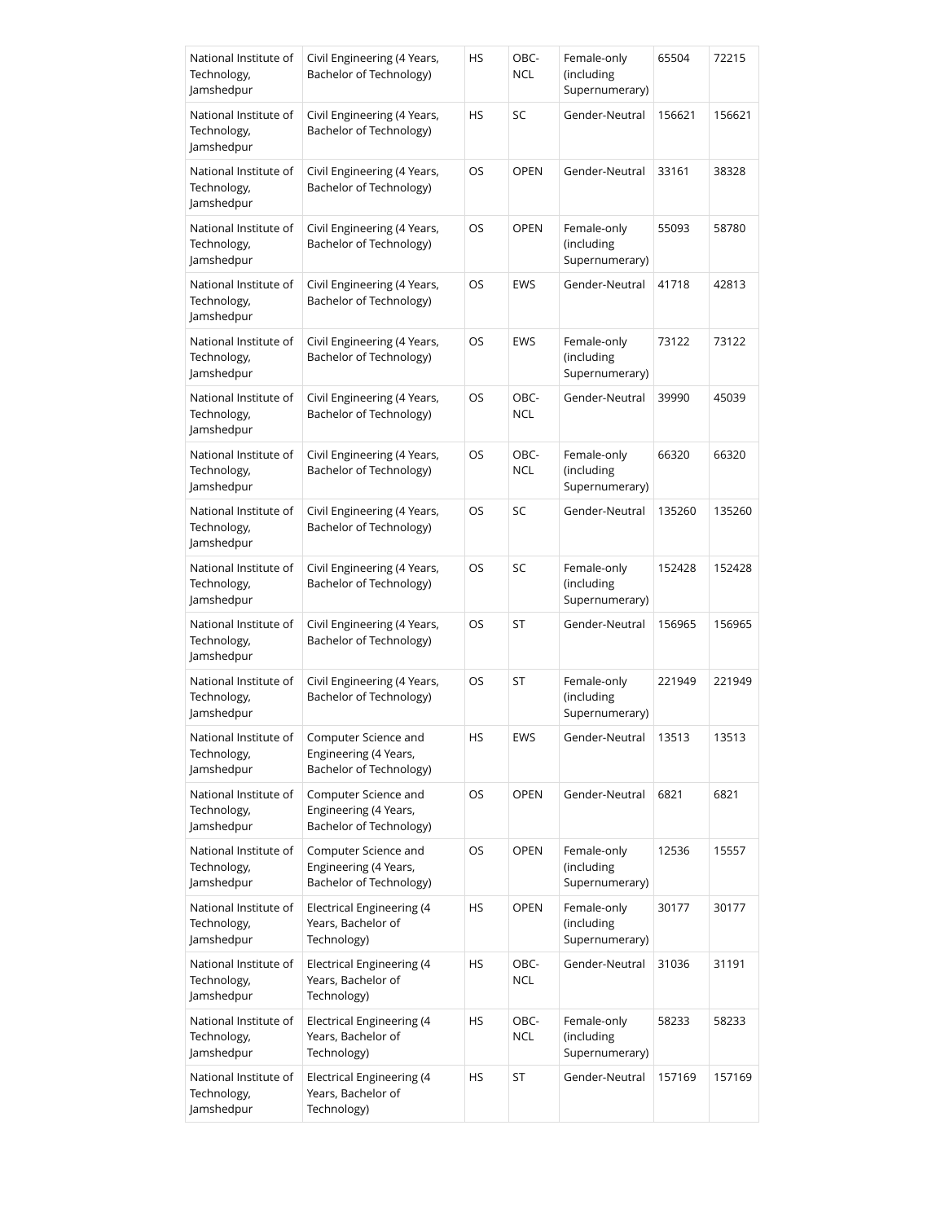| National Institute of Technology, Jamshedpur | Civil Engineering (4 Years, Bachelor of Technology) | HS | OBC-NCL | Female-only (including Supernumerary) | 65504 | 72215 |
|---|---|---|---|---|---|---|
| National Institute of Technology, Jamshedpur | Civil Engineering (4 Years, Bachelor of Technology) | HS | SC | Gender-Neutral | 156621 | 156621 |
| National Institute of Technology, Jamshedpur | Civil Engineering (4 Years, Bachelor of Technology) | OS | OPEN | Gender-Neutral | 33161 | 38328 |
| National Institute of Technology, Jamshedpur | Civil Engineering (4 Years, Bachelor of Technology) | OS | OPEN | Female-only (including Supernumerary) | 55093 | 58780 |
| National Institute of Technology, Jamshedpur | Civil Engineering (4 Years, Bachelor of Technology) | OS | EWS | Gender-Neutral | 41718 | 42813 |
| National Institute of Technology, Jamshedpur | Civil Engineering (4 Years, Bachelor of Technology) | OS | EWS | Female-only (including Supernumerary) | 73122 | 73122 |
| National Institute of Technology, Jamshedpur | Civil Engineering (4 Years, Bachelor of Technology) | OS | OBC-NCL | Gender-Neutral | 39990 | 45039 |
| National Institute of Technology, Jamshedpur | Civil Engineering (4 Years, Bachelor of Technology) | OS | OBC-NCL | Female-only (including Supernumerary) | 66320 | 66320 |
| National Institute of Technology, Jamshedpur | Civil Engineering (4 Years, Bachelor of Technology) | OS | SC | Gender-Neutral | 135260 | 135260 |
| National Institute of Technology, Jamshedpur | Civil Engineering (4 Years, Bachelor of Technology) | OS | SC | Female-only (including Supernumerary) | 152428 | 152428 |
| National Institute of Technology, Jamshedpur | Civil Engineering (4 Years, Bachelor of Technology) | OS | ST | Gender-Neutral | 156965 | 156965 |
| National Institute of Technology, Jamshedpur | Civil Engineering (4 Years, Bachelor of Technology) | OS | ST | Female-only (including Supernumerary) | 221949 | 221949 |
| National Institute of Technology, Jamshedpur | Computer Science and Engineering (4 Years, Bachelor of Technology) | HS | EWS | Gender-Neutral | 13513 | 13513 |
| National Institute of Technology, Jamshedpur | Computer Science and Engineering (4 Years, Bachelor of Technology) | OS | OPEN | Gender-Neutral | 6821 | 6821 |
| National Institute of Technology, Jamshedpur | Computer Science and Engineering (4 Years, Bachelor of Technology) | OS | OPEN | Female-only (including Supernumerary) | 12536 | 15557 |
| National Institute of Technology, Jamshedpur | Electrical Engineering (4 Years, Bachelor of Technology) | HS | OPEN | Female-only (including Supernumerary) | 30177 | 30177 |
| National Institute of Technology, Jamshedpur | Electrical Engineering (4 Years, Bachelor of Technology) | HS | OBC-NCL | Gender-Neutral | 31036 | 31191 |
| National Institute of Technology, Jamshedpur | Electrical Engineering (4 Years, Bachelor of Technology) | HS | OBC-NCL | Female-only (including Supernumerary) | 58233 | 58233 |
| National Institute of Technology, Jamshedpur | Electrical Engineering (4 Years, Bachelor of Technology) | HS | ST | Gender-Neutral | 157169 | 157169 |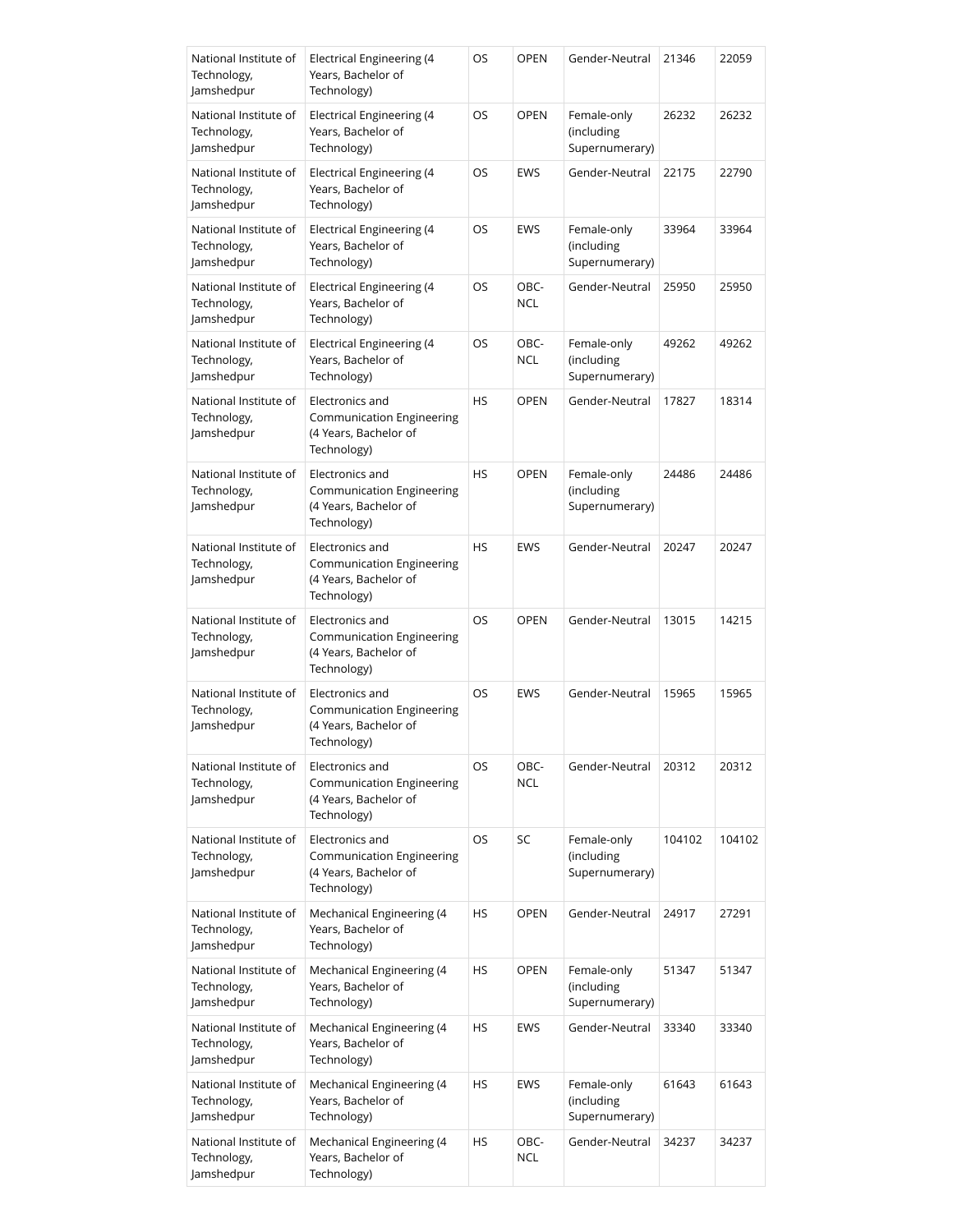| National Institute of Technology, Jamshedpur | Electrical Engineering (4 Years, Bachelor of Technology) | OS | OPEN | Gender-Neutral | 21346 | 22059 |
|---|---|---|---|---|---|---|
| National Institute of Technology, Jamshedpur | Electrical Engineering (4 Years, Bachelor of Technology) | OS | OPEN | Female-only (including Supernumerary) | 26232 | 26232 |
| National Institute of Technology, Jamshedpur | Electrical Engineering (4 Years, Bachelor of Technology) | OS | EWS | Gender-Neutral | 22175 | 22790 |
| National Institute of Technology, Jamshedpur | Electrical Engineering (4 Years, Bachelor of Technology) | OS | EWS | Female-only (including Supernumerary) | 33964 | 33964 |
| National Institute of Technology, Jamshedpur | Electrical Engineering (4 Years, Bachelor of Technology) | OS | OBC-NCL | Gender-Neutral | 25950 | 25950 |
| National Institute of Technology, Jamshedpur | Electrical Engineering (4 Years, Bachelor of Technology) | OS | OBC-NCL | Female-only (including Supernumerary) | 49262 | 49262 |
| National Institute of Technology, Jamshedpur | Electronics and Communication Engineering (4 Years, Bachelor of Technology) | HS | OPEN | Gender-Neutral | 17827 | 18314 |
| National Institute of Technology, Jamshedpur | Electronics and Communication Engineering (4 Years, Bachelor of Technology) | HS | OPEN | Female-only (including Supernumerary) | 24486 | 24486 |
| National Institute of Technology, Jamshedpur | Electronics and Communication Engineering (4 Years, Bachelor of Technology) | HS | EWS | Gender-Neutral | 20247 | 20247 |
| National Institute of Technology, Jamshedpur | Electronics and Communication Engineering (4 Years, Bachelor of Technology) | OS | OPEN | Gender-Neutral | 13015 | 14215 |
| National Institute of Technology, Jamshedpur | Electronics and Communication Engineering (4 Years, Bachelor of Technology) | OS | EWS | Gender-Neutral | 15965 | 15965 |
| National Institute of Technology, Jamshedpur | Electronics and Communication Engineering (4 Years, Bachelor of Technology) | OS | OBC-NCL | Gender-Neutral | 20312 | 20312 |
| National Institute of Technology, Jamshedpur | Electronics and Communication Engineering (4 Years, Bachelor of Technology) | OS | SC | Female-only (including Supernumerary) | 104102 | 104102 |
| National Institute of Technology, Jamshedpur | Mechanical Engineering (4 Years, Bachelor of Technology) | HS | OPEN | Gender-Neutral | 24917 | 27291 |
| National Institute of Technology, Jamshedpur | Mechanical Engineering (4 Years, Bachelor of Technology) | HS | OPEN | Female-only (including Supernumerary) | 51347 | 51347 |
| National Institute of Technology, Jamshedpur | Mechanical Engineering (4 Years, Bachelor of Technology) | HS | EWS | Gender-Neutral | 33340 | 33340 |
| National Institute of Technology, Jamshedpur | Mechanical Engineering (4 Years, Bachelor of Technology) | HS | EWS | Female-only (including Supernumerary) | 61643 | 61643 |
| National Institute of Technology, Jamshedpur | Mechanical Engineering (4 Years, Bachelor of Technology) | HS | OBC-NCL | Gender-Neutral | 34237 | 34237 |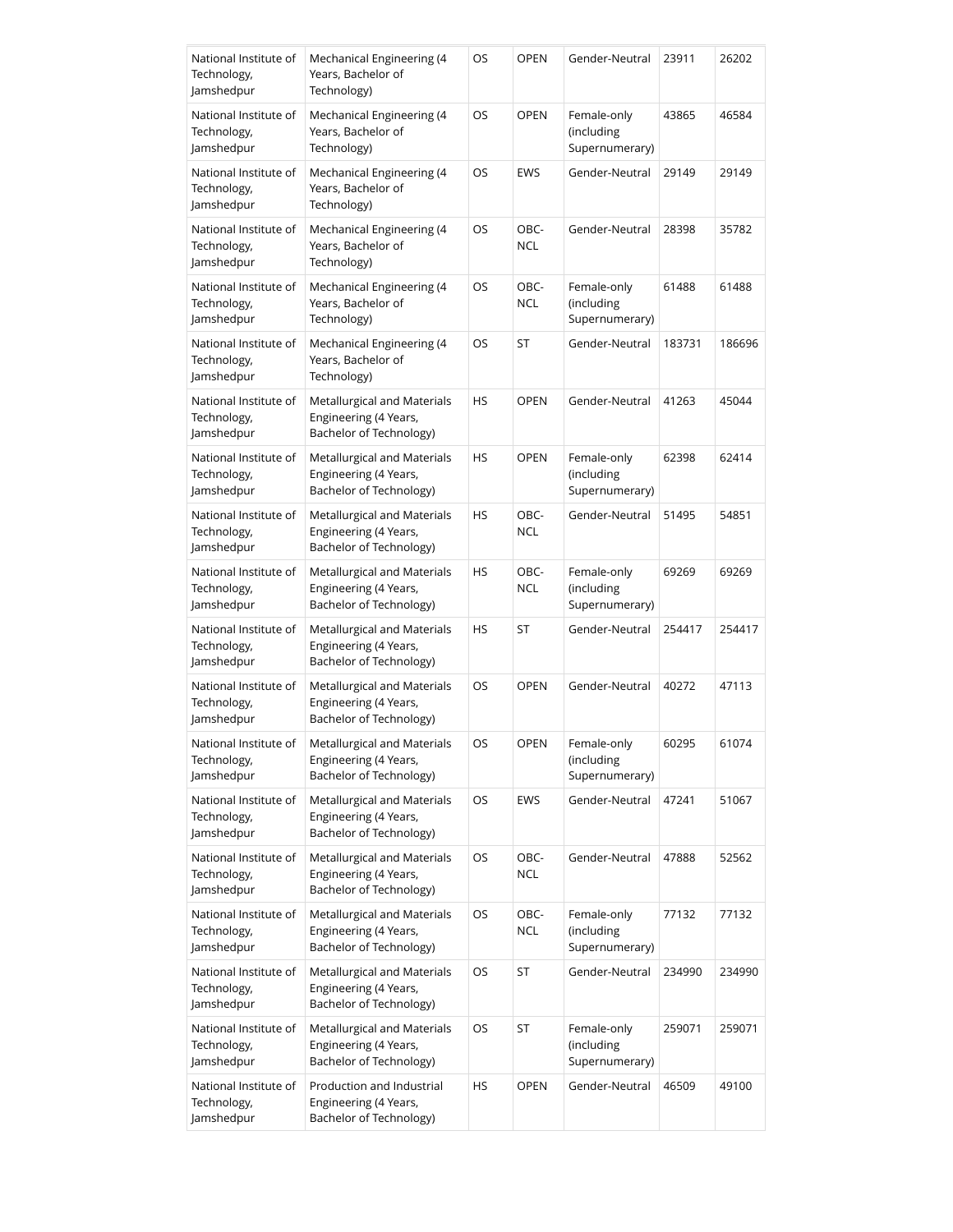| National Institute of Technology, Jamshedpur | Mechanical Engineering (4 Years, Bachelor of Technology) | OS | OPEN | Gender-Neutral | 23911 | 26202 |
|---|---|---|---|---|---|---|
| National Institute of Technology, Jamshedpur | Mechanical Engineering (4 Years, Bachelor of Technology) | OS | OPEN | Female-only (including Supernumerary) | 43865 | 46584 |
| National Institute of Technology, Jamshedpur | Mechanical Engineering (4 Years, Bachelor of Technology) | OS | EWS | Gender-Neutral | 29149 | 29149 |
| National Institute of Technology, Jamshedpur | Mechanical Engineering (4 Years, Bachelor of Technology) | OS | OBC-NCL | Gender-Neutral | 28398 | 35782 |
| National Institute of Technology, Jamshedpur | Mechanical Engineering (4 Years, Bachelor of Technology) | OS | OBC-NCL | Female-only (including Supernumerary) | 61488 | 61488 |
| National Institute of Technology, Jamshedpur | Mechanical Engineering (4 Years, Bachelor of Technology) | OS | ST | Gender-Neutral | 183731 | 186696 |
| National Institute of Technology, Jamshedpur | Metallurgical and Materials Engineering (4 Years, Bachelor of Technology) | HS | OPEN | Gender-Neutral | 41263 | 45044 |
| National Institute of Technology, Jamshedpur | Metallurgical and Materials Engineering (4 Years, Bachelor of Technology) | HS | OPEN | Female-only (including Supernumerary) | 62398 | 62414 |
| National Institute of Technology, Jamshedpur | Metallurgical and Materials Engineering (4 Years, Bachelor of Technology) | HS | OBC-NCL | Gender-Neutral | 51495 | 54851 |
| National Institute of Technology, Jamshedpur | Metallurgical and Materials Engineering (4 Years, Bachelor of Technology) | HS | OBC-NCL | Female-only (including Supernumerary) | 69269 | 69269 |
| National Institute of Technology, Jamshedpur | Metallurgical and Materials Engineering (4 Years, Bachelor of Technology) | HS | ST | Gender-Neutral | 254417 | 254417 |
| National Institute of Technology, Jamshedpur | Metallurgical and Materials Engineering (4 Years, Bachelor of Technology) | OS | OPEN | Gender-Neutral | 40272 | 47113 |
| National Institute of Technology, Jamshedpur | Metallurgical and Materials Engineering (4 Years, Bachelor of Technology) | OS | OPEN | Female-only (including Supernumerary) | 60295 | 61074 |
| National Institute of Technology, Jamshedpur | Metallurgical and Materials Engineering (4 Years, Bachelor of Technology) | OS | EWS | Gender-Neutral | 47241 | 51067 |
| National Institute of Technology, Jamshedpur | Metallurgical and Materials Engineering (4 Years, Bachelor of Technology) | OS | OBC-NCL | Gender-Neutral | 47888 | 52562 |
| National Institute of Technology, Jamshedpur | Metallurgical and Materials Engineering (4 Years, Bachelor of Technology) | OS | OBC-NCL | Female-only (including Supernumerary) | 77132 | 77132 |
| National Institute of Technology, Jamshedpur | Metallurgical and Materials Engineering (4 Years, Bachelor of Technology) | OS | ST | Gender-Neutral | 234990 | 234990 |
| National Institute of Technology, Jamshedpur | Metallurgical and Materials Engineering (4 Years, Bachelor of Technology) | OS | ST | Female-only (including Supernumerary) | 259071 | 259071 |
| National Institute of Technology, Jamshedpur | Production and Industrial Engineering (4 Years, Bachelor of Technology) | HS | OPEN | Gender-Neutral | 46509 | 49100 |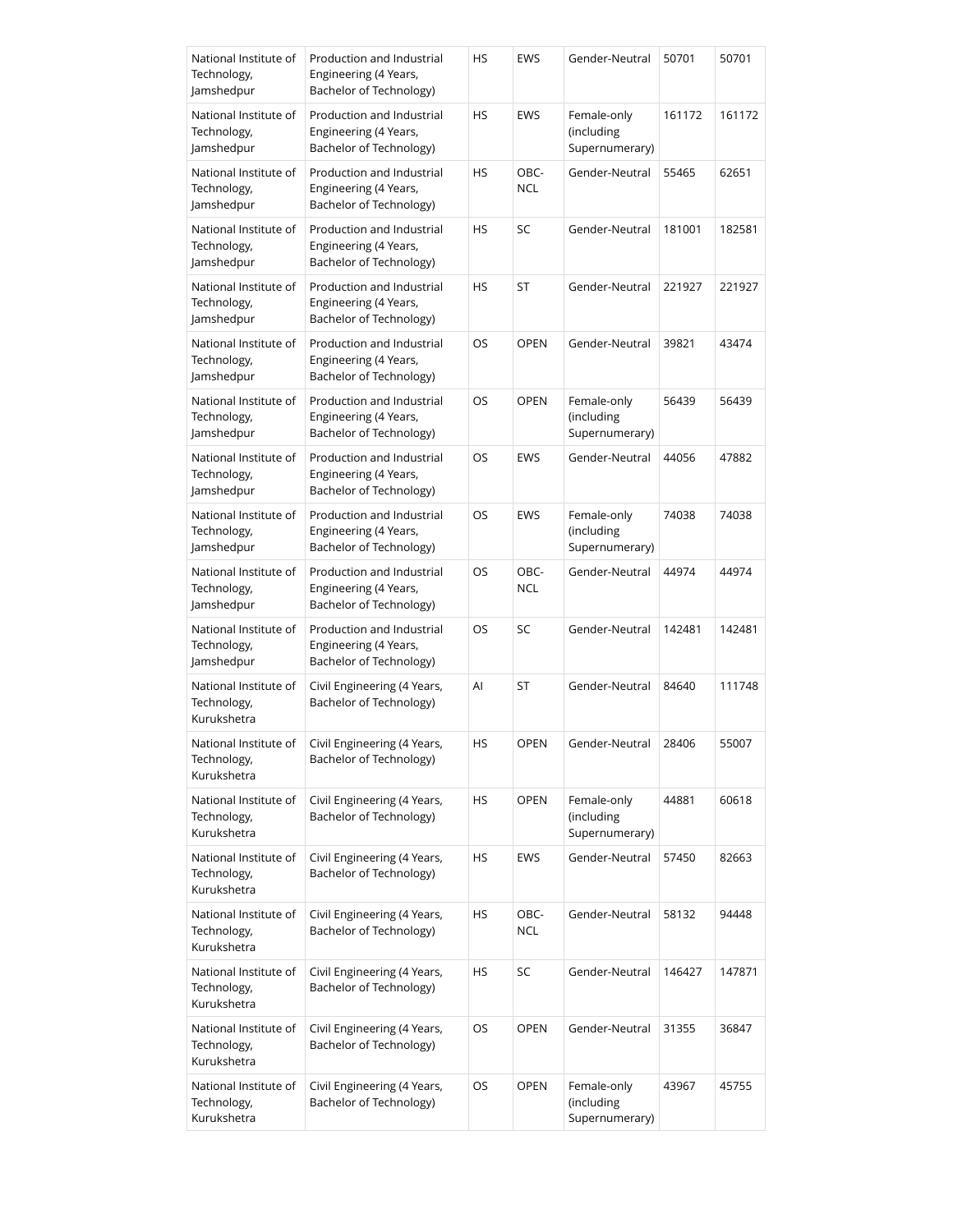| National Institute of Technology, Jamshedpur | Production and Industrial Engineering (4 Years, Bachelor of Technology) | HS | EWS | Gender-Neutral | 50701 | 50701 |
|---|---|---|---|---|---|---|
| National Institute of Technology, Jamshedpur | Production and Industrial Engineering (4 Years, Bachelor of Technology) | HS | EWS | Female-only (including Supernumerary) | 161172 | 161172 |
| National Institute of Technology, Jamshedpur | Production and Industrial Engineering (4 Years, Bachelor of Technology) | HS | OBC-NCL | Gender-Neutral | 55465 | 62651 |
| National Institute of Technology, Jamshedpur | Production and Industrial Engineering (4 Years, Bachelor of Technology) | HS | SC | Gender-Neutral | 181001 | 182581 |
| National Institute of Technology, Jamshedpur | Production and Industrial Engineering (4 Years, Bachelor of Technology) | HS | ST | Gender-Neutral | 221927 | 221927 |
| National Institute of Technology, Jamshedpur | Production and Industrial Engineering (4 Years, Bachelor of Technology) | OS | OPEN | Gender-Neutral | 39821 | 43474 |
| National Institute of Technology, Jamshedpur | Production and Industrial Engineering (4 Years, Bachelor of Technology) | OS | OPEN | Female-only (including Supernumerary) | 56439 | 56439 |
| National Institute of Technology, Jamshedpur | Production and Industrial Engineering (4 Years, Bachelor of Technology) | OS | EWS | Gender-Neutral | 44056 | 47882 |
| National Institute of Technology, Jamshedpur | Production and Industrial Engineering (4 Years, Bachelor of Technology) | OS | EWS | Female-only (including Supernumerary) | 74038 | 74038 |
| National Institute of Technology, Jamshedpur | Production and Industrial Engineering (4 Years, Bachelor of Technology) | OS | OBC-NCL | Gender-Neutral | 44974 | 44974 |
| National Institute of Technology, Jamshedpur | Production and Industrial Engineering (4 Years, Bachelor of Technology) | OS | SC | Gender-Neutral | 142481 | 142481 |
| National Institute of Technology, Kurukshetra | Civil Engineering (4 Years, Bachelor of Technology) | AI | ST | Gender-Neutral | 84640 | 111748 |
| National Institute of Technology, Kurukshetra | Civil Engineering (4 Years, Bachelor of Technology) | HS | OPEN | Gender-Neutral | 28406 | 55007 |
| National Institute of Technology, Kurukshetra | Civil Engineering (4 Years, Bachelor of Technology) | HS | OPEN | Female-only (including Supernumerary) | 44881 | 60618 |
| National Institute of Technology, Kurukshetra | Civil Engineering (4 Years, Bachelor of Technology) | HS | EWS | Gender-Neutral | 57450 | 82663 |
| National Institute of Technology, Kurukshetra | Civil Engineering (4 Years, Bachelor of Technology) | HS | OBC-NCL | Gender-Neutral | 58132 | 94448 |
| National Institute of Technology, Kurukshetra | Civil Engineering (4 Years, Bachelor of Technology) | HS | SC | Gender-Neutral | 146427 | 147871 |
| National Institute of Technology, Kurukshetra | Civil Engineering (4 Years, Bachelor of Technology) | OS | OPEN | Gender-Neutral | 31355 | 36847 |
| National Institute of Technology, Kurukshetra | Civil Engineering (4 Years, Bachelor of Technology) | OS | OPEN | Female-only (including Supernumerary) | 43967 | 45755 |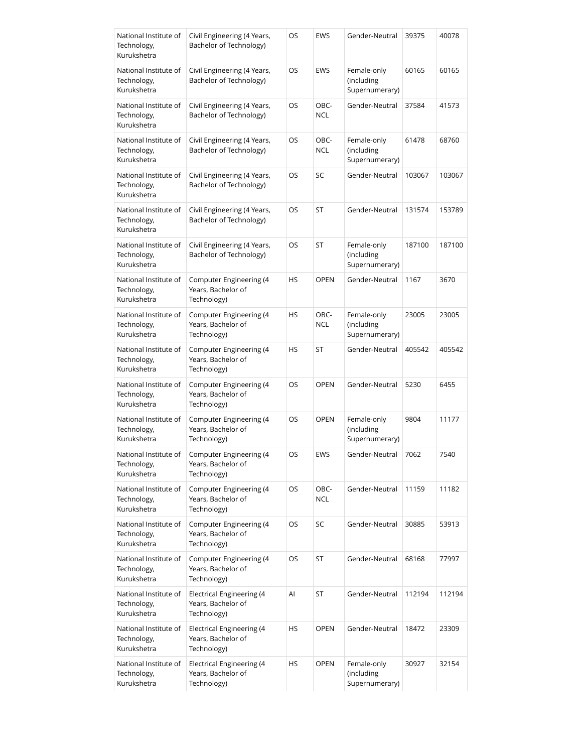| National Institute of Technology, Kurukshetra | Civil Engineering (4 Years, Bachelor of Technology) | OS | EWS | Gender-Neutral | 39375 | 40078 |
|---|---|---|---|---|---|---|
| National Institute of Technology, Kurukshetra | Civil Engineering (4 Years, Bachelor of Technology) | OS | EWS | Female-only (including Supernumerary) | 60165 | 60165 |
| National Institute of Technology, Kurukshetra | Civil Engineering (4 Years, Bachelor of Technology) | OS | OBC-NCL | Gender-Neutral | 37584 | 41573 |
| National Institute of Technology, Kurukshetra | Civil Engineering (4 Years, Bachelor of Technology) | OS | OBC-NCL | Female-only (including Supernumerary) | 61478 | 68760 |
| National Institute of Technology, Kurukshetra | Civil Engineering (4 Years, Bachelor of Technology) | OS | SC | Gender-Neutral | 103067 | 103067 |
| National Institute of Technology, Kurukshetra | Civil Engineering (4 Years, Bachelor of Technology) | OS | ST | Gender-Neutral | 131574 | 153789 |
| National Institute of Technology, Kurukshetra | Civil Engineering (4 Years, Bachelor of Technology) | OS | ST | Female-only (including Supernumerary) | 187100 | 187100 |
| National Institute of Technology, Kurukshetra | Computer Engineering (4 Years, Bachelor of Technology) | HS | OPEN | Gender-Neutral | 1167 | 3670 |
| National Institute of Technology, Kurukshetra | Computer Engineering (4 Years, Bachelor of Technology) | HS | OBC-NCL | Female-only (including Supernumerary) | 23005 | 23005 |
| National Institute of Technology, Kurukshetra | Computer Engineering (4 Years, Bachelor of Technology) | HS | ST | Gender-Neutral | 405542 | 405542 |
| National Institute of Technology, Kurukshetra | Computer Engineering (4 Years, Bachelor of Technology) | OS | OPEN | Gender-Neutral | 5230 | 6455 |
| National Institute of Technology, Kurukshetra | Computer Engineering (4 Years, Bachelor of Technology) | OS | OPEN | Female-only (including Supernumerary) | 9804 | 11177 |
| National Institute of Technology, Kurukshetra | Computer Engineering (4 Years, Bachelor of Technology) | OS | EWS | Gender-Neutral | 7062 | 7540 |
| National Institute of Technology, Kurukshetra | Computer Engineering (4 Years, Bachelor of Technology) | OS | OBC-NCL | Gender-Neutral | 11159 | 11182 |
| National Institute of Technology, Kurukshetra | Computer Engineering (4 Years, Bachelor of Technology) | OS | SC | Gender-Neutral | 30885 | 53913 |
| National Institute of Technology, Kurukshetra | Computer Engineering (4 Years, Bachelor of Technology) | OS | ST | Gender-Neutral | 68168 | 77997 |
| National Institute of Technology, Kurukshetra | Electrical Engineering (4 Years, Bachelor of Technology) | AI | ST | Gender-Neutral | 112194 | 112194 |
| National Institute of Technology, Kurukshetra | Electrical Engineering (4 Years, Bachelor of Technology) | HS | OPEN | Gender-Neutral | 18472 | 23309 |
| National Institute of Technology, Kurukshetra | Electrical Engineering (4 Years, Bachelor of Technology) | HS | OPEN | Female-only (including Supernumerary) | 30927 | 32154 |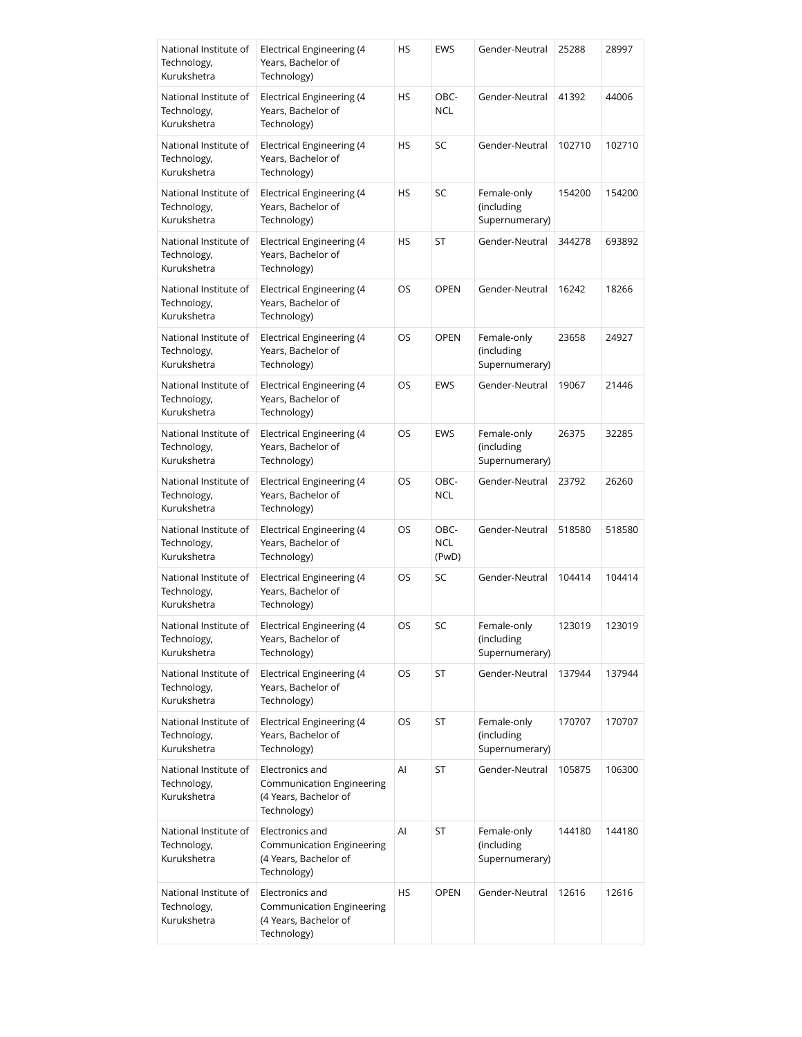| National Institute of Technology, Kurukshetra | Electrical Engineering (4 Years, Bachelor of Technology) | HS | EWS | Gender-Neutral | 25288 | 28997 |
|---|---|---|---|---|---|---|
| National Institute of Technology, Kurukshetra | Electrical Engineering (4 Years, Bachelor of Technology) | HS | OBC-NCL | Gender-Neutral | 41392 | 44006 |
| National Institute of Technology, Kurukshetra | Electrical Engineering (4 Years, Bachelor of Technology) | HS | SC | Gender-Neutral | 102710 | 102710 |
| National Institute of Technology, Kurukshetra | Electrical Engineering (4 Years, Bachelor of Technology) | HS | SC | Female-only (including Supernumerary) | 154200 | 154200 |
| National Institute of Technology, Kurukshetra | Electrical Engineering (4 Years, Bachelor of Technology) | HS | ST | Gender-Neutral | 344278 | 693892 |
| National Institute of Technology, Kurukshetra | Electrical Engineering (4 Years, Bachelor of Technology) | OS | OPEN | Gender-Neutral | 16242 | 18266 |
| National Institute of Technology, Kurukshetra | Electrical Engineering (4 Years, Bachelor of Technology) | OS | OPEN | Female-only (including Supernumerary) | 23658 | 24927 |
| National Institute of Technology, Kurukshetra | Electrical Engineering (4 Years, Bachelor of Technology) | OS | EWS | Gender-Neutral | 19067 | 21446 |
| National Institute of Technology, Kurukshetra | Electrical Engineering (4 Years, Bachelor of Technology) | OS | EWS | Female-only (including Supernumerary) | 26375 | 32285 |
| National Institute of Technology, Kurukshetra | Electrical Engineering (4 Years, Bachelor of Technology) | OS | OBC-NCL | Gender-Neutral | 23792 | 26260 |
| National Institute of Technology, Kurukshetra | Electrical Engineering (4 Years, Bachelor of Technology) | OS | OBC-NCL (PwD) | Gender-Neutral | 518580 | 518580 |
| National Institute of Technology, Kurukshetra | Electrical Engineering (4 Years, Bachelor of Technology) | OS | SC | Gender-Neutral | 104414 | 104414 |
| National Institute of Technology, Kurukshetra | Electrical Engineering (4 Years, Bachelor of Technology) | OS | SC | Female-only (including Supernumerary) | 123019 | 123019 |
| National Institute of Technology, Kurukshetra | Electrical Engineering (4 Years, Bachelor of Technology) | OS | ST | Gender-Neutral | 137944 | 137944 |
| National Institute of Technology, Kurukshetra | Electrical Engineering (4 Years, Bachelor of Technology) | OS | ST | Female-only (including Supernumerary) | 170707 | 170707 |
| National Institute of Technology, Kurukshetra | Electronics and Communication Engineering (4 Years, Bachelor of Technology) | AI | ST | Gender-Neutral | 105875 | 106300 |
| National Institute of Technology, Kurukshetra | Electronics and Communication Engineering (4 Years, Bachelor of Technology) | AI | ST | Female-only (including Supernumerary) | 144180 | 144180 |
| National Institute of Technology, Kurukshetra | Electronics and Communication Engineering (4 Years, Bachelor of Technology) | HS | OPEN | Gender-Neutral | 12616 | 12616 |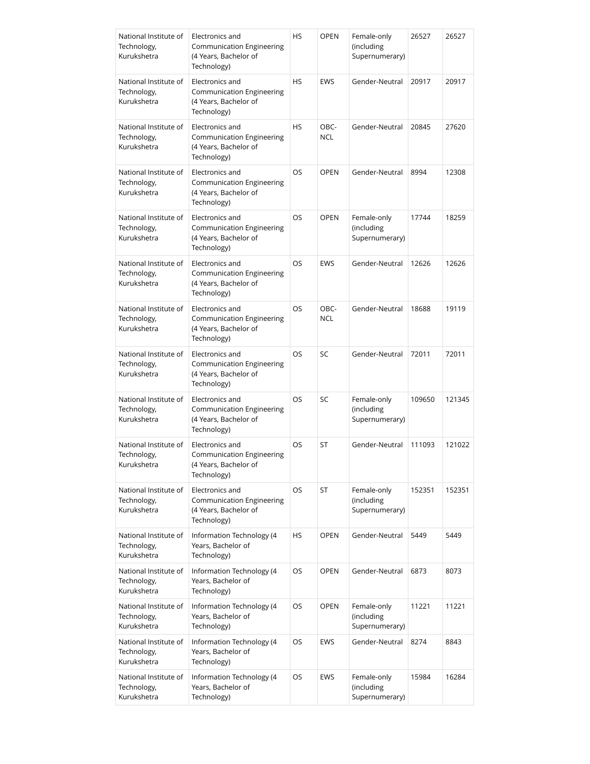| National Institute of Technology, Kurukshetra | Electronics and Communication Engineering (4 Years, Bachelor of Technology) | HS | OPEN | Female-only (including Supernumerary) | 26527 | 26527 |
|---|---|---|---|---|---|---|
| National Institute of Technology, Kurukshetra | Electronics and Communication Engineering (4 Years, Bachelor of Technology) | HS | EWS | Gender-Neutral | 20917 | 20917 |
| National Institute of Technology, Kurukshetra | Electronics and Communication Engineering (4 Years, Bachelor of Technology) | HS | OBC-NCL | Gender-Neutral | 20845 | 27620 |
| National Institute of Technology, Kurukshetra | Electronics and Communication Engineering (4 Years, Bachelor of Technology) | OS | OPEN | Gender-Neutral | 8994 | 12308 |
| National Institute of Technology, Kurukshetra | Electronics and Communication Engineering (4 Years, Bachelor of Technology) | OS | OPEN | Female-only (including Supernumerary) | 17744 | 18259 |
| National Institute of Technology, Kurukshetra | Electronics and Communication Engineering (4 Years, Bachelor of Technology) | OS | EWS | Gender-Neutral | 12626 | 12626 |
| National Institute of Technology, Kurukshetra | Electronics and Communication Engineering (4 Years, Bachelor of Technology) | OS | OBC-NCL | Gender-Neutral | 18688 | 19119 |
| National Institute of Technology, Kurukshetra | Electronics and Communication Engineering (4 Years, Bachelor of Technology) | OS | SC | Gender-Neutral | 72011 | 72011 |
| National Institute of Technology, Kurukshetra | Electronics and Communication Engineering (4 Years, Bachelor of Technology) | OS | SC | Female-only (including Supernumerary) | 109650 | 121345 |
| National Institute of Technology, Kurukshetra | Electronics and Communication Engineering (4 Years, Bachelor of Technology) | OS | ST | Gender-Neutral | 111093 | 121022 |
| National Institute of Technology, Kurukshetra | Electronics and Communication Engineering (4 Years, Bachelor of Technology) | OS | ST | Female-only (including Supernumerary) | 152351 | 152351 |
| National Institute of Technology, Kurukshetra | Information Technology (4 Years, Bachelor of Technology) | HS | OPEN | Gender-Neutral | 5449 | 5449 |
| National Institute of Technology, Kurukshetra | Information Technology (4 Years, Bachelor of Technology) | OS | OPEN | Gender-Neutral | 6873 | 8073 |
| National Institute of Technology, Kurukshetra | Information Technology (4 Years, Bachelor of Technology) | OS | OPEN | Female-only (including Supernumerary) | 11221 | 11221 |
| National Institute of Technology, Kurukshetra | Information Technology (4 Years, Bachelor of Technology) | OS | EWS | Gender-Neutral | 8274 | 8843 |
| National Institute of Technology, Kurukshetra | Information Technology (4 Years, Bachelor of Technology) | OS | EWS | Female-only (including Supernumerary) | 15984 | 16284 |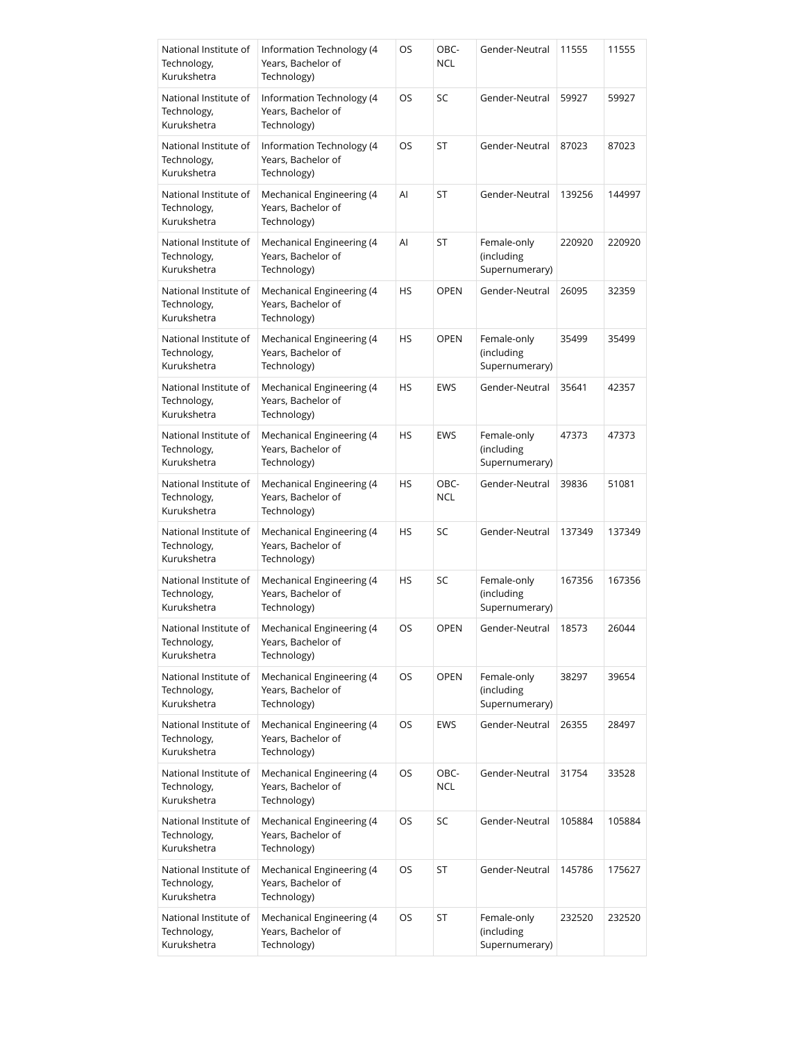| National Institute of Technology, Kurukshetra | Information Technology (4 Years, Bachelor of Technology) | OS | OBC-NCL | Gender-Neutral | 11555 | 11555 |
|---|---|---|---|---|---|---|
| National Institute of Technology, Kurukshetra | Information Technology (4 Years, Bachelor of Technology) | OS | SC | Gender-Neutral | 59927 | 59927 |
| National Institute of Technology, Kurukshetra | Information Technology (4 Years, Bachelor of Technology) | OS | ST | Gender-Neutral | 87023 | 87023 |
| National Institute of Technology, Kurukshetra | Mechanical Engineering (4 Years, Bachelor of Technology) | AI | ST | Gender-Neutral | 139256 | 144997 |
| National Institute of Technology, Kurukshetra | Mechanical Engineering (4 Years, Bachelor of Technology) | AI | ST | Female-only (including Supernumerary) | 220920 | 220920 |
| National Institute of Technology, Kurukshetra | Mechanical Engineering (4 Years, Bachelor of Technology) | HS | OPEN | Gender-Neutral | 26095 | 32359 |
| National Institute of Technology, Kurukshetra | Mechanical Engineering (4 Years, Bachelor of Technology) | HS | OPEN | Female-only (including Supernumerary) | 35499 | 35499 |
| National Institute of Technology, Kurukshetra | Mechanical Engineering (4 Years, Bachelor of Technology) | HS | EWS | Gender-Neutral | 35641 | 42357 |
| National Institute of Technology, Kurukshetra | Mechanical Engineering (4 Years, Bachelor of Technology) | HS | EWS | Female-only (including Supernumerary) | 47373 | 47373 |
| National Institute of Technology, Kurukshetra | Mechanical Engineering (4 Years, Bachelor of Technology) | HS | OBC-NCL | Gender-Neutral | 39836 | 51081 |
| National Institute of Technology, Kurukshetra | Mechanical Engineering (4 Years, Bachelor of Technology) | HS | SC | Gender-Neutral | 137349 | 137349 |
| National Institute of Technology, Kurukshetra | Mechanical Engineering (4 Years, Bachelor of Technology) | HS | SC | Female-only (including Supernumerary) | 167356 | 167356 |
| National Institute of Technology, Kurukshetra | Mechanical Engineering (4 Years, Bachelor of Technology) | OS | OPEN | Gender-Neutral | 18573 | 26044 |
| National Institute of Technology, Kurukshetra | Mechanical Engineering (4 Years, Bachelor of Technology) | OS | OPEN | Female-only (including Supernumerary) | 38297 | 39654 |
| National Institute of Technology, Kurukshetra | Mechanical Engineering (4 Years, Bachelor of Technology) | OS | EWS | Gender-Neutral | 26355 | 28497 |
| National Institute of Technology, Kurukshetra | Mechanical Engineering (4 Years, Bachelor of Technology) | OS | OBC-NCL | Gender-Neutral | 31754 | 33528 |
| National Institute of Technology, Kurukshetra | Mechanical Engineering (4 Years, Bachelor of Technology) | OS | SC | Gender-Neutral | 105884 | 105884 |
| National Institute of Technology, Kurukshetra | Mechanical Engineering (4 Years, Bachelor of Technology) | OS | ST | Gender-Neutral | 145786 | 175627 |
| National Institute of Technology, Kurukshetra | Mechanical Engineering (4 Years, Bachelor of Technology) | OS | ST | Female-only (including Supernumerary) | 232520 | 232520 |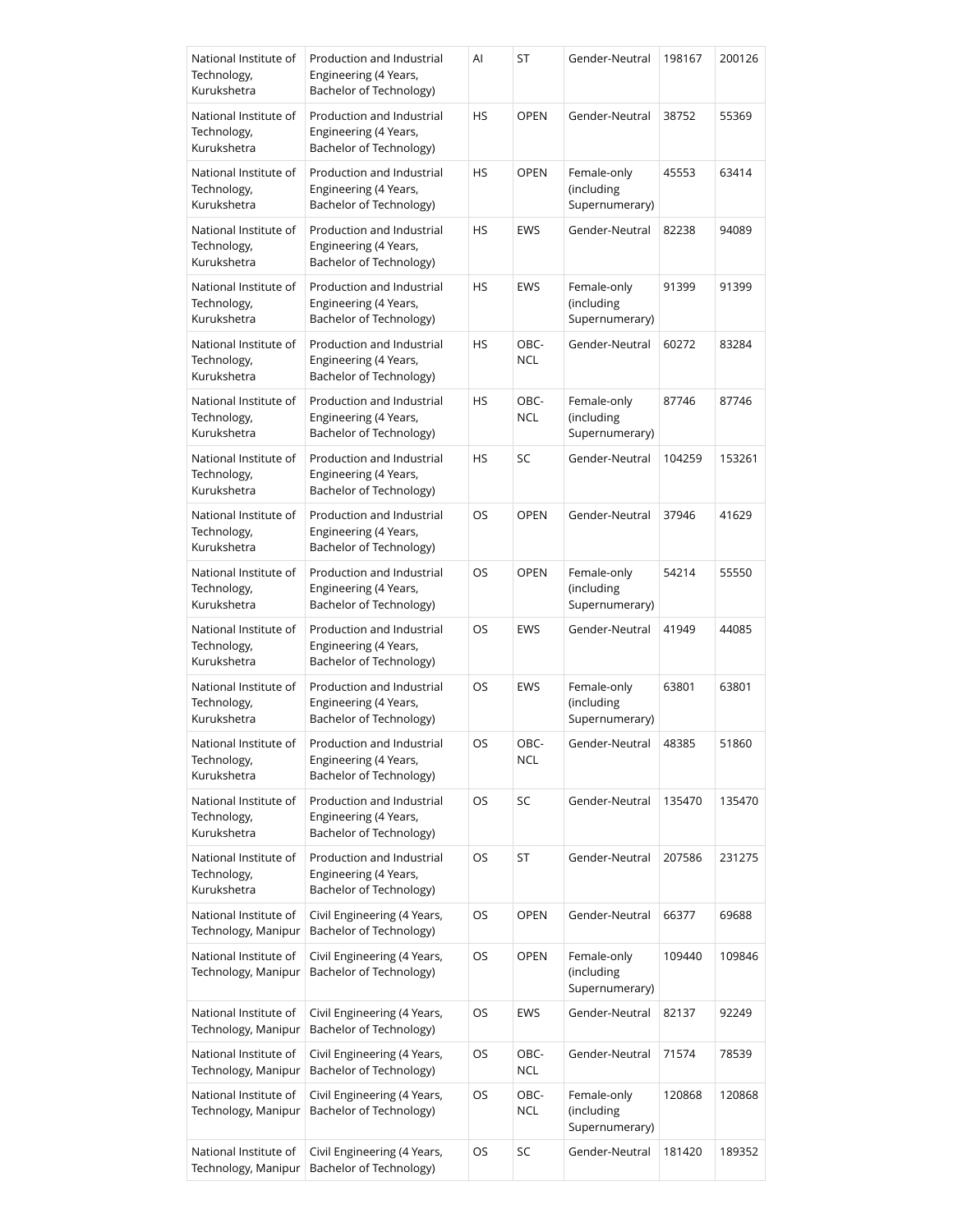| National Institute of Technology, Kurukshetra | Production and Industrial Engineering (4 Years, Bachelor of Technology) | AI | ST | Gender-Neutral | 198167 | 200126 |
|---|---|---|---|---|---|---|
| National Institute of Technology, Kurukshetra | Production and Industrial Engineering (4 Years, Bachelor of Technology) | HS | OPEN | Gender-Neutral | 38752 | 55369 |
| National Institute of Technology, Kurukshetra | Production and Industrial Engineering (4 Years, Bachelor of Technology) | HS | OPEN | Female-only (including Supernumerary) | 45553 | 63414 |
| National Institute of Technology, Kurukshetra | Production and Industrial Engineering (4 Years, Bachelor of Technology) | HS | EWS | Gender-Neutral | 82238 | 94089 |
| National Institute of Technology, Kurukshetra | Production and Industrial Engineering (4 Years, Bachelor of Technology) | HS | EWS | Female-only (including Supernumerary) | 91399 | 91399 |
| National Institute of Technology, Kurukshetra | Production and Industrial Engineering (4 Years, Bachelor of Technology) | HS | OBC-NCL | Gender-Neutral | 60272 | 83284 |
| National Institute of Technology, Kurukshetra | Production and Industrial Engineering (4 Years, Bachelor of Technology) | HS | OBC-NCL | Female-only (including Supernumerary) | 87746 | 87746 |
| National Institute of Technology, Kurukshetra | Production and Industrial Engineering (4 Years, Bachelor of Technology) | HS | SC | Gender-Neutral | 104259 | 153261 |
| National Institute of Technology, Kurukshetra | Production and Industrial Engineering (4 Years, Bachelor of Technology) | OS | OPEN | Gender-Neutral | 37946 | 41629 |
| National Institute of Technology, Kurukshetra | Production and Industrial Engineering (4 Years, Bachelor of Technology) | OS | OPEN | Female-only (including Supernumerary) | 54214 | 55550 |
| National Institute of Technology, Kurukshetra | Production and Industrial Engineering (4 Years, Bachelor of Technology) | OS | EWS | Gender-Neutral | 41949 | 44085 |
| National Institute of Technology, Kurukshetra | Production and Industrial Engineering (4 Years, Bachelor of Technology) | OS | EWS | Female-only (including Supernumerary) | 63801 | 63801 |
| National Institute of Technology, Kurukshetra | Production and Industrial Engineering (4 Years, Bachelor of Technology) | OS | OBC-NCL | Gender-Neutral | 48385 | 51860 |
| National Institute of Technology, Kurukshetra | Production and Industrial Engineering (4 Years, Bachelor of Technology) | OS | SC | Gender-Neutral | 135470 | 135470 |
| National Institute of Technology, Kurukshetra | Production and Industrial Engineering (4 Years, Bachelor of Technology) | OS | ST | Gender-Neutral | 207586 | 231275 |
| National Institute of Technology, Manipur | Civil Engineering (4 Years, Bachelor of Technology) | OS | OPEN | Gender-Neutral | 66377 | 69688 |
| National Institute of Technology, Manipur | Civil Engineering (4 Years, Bachelor of Technology) | OS | OPEN | Female-only (including Supernumerary) | 109440 | 109846 |
| National Institute of Technology, Manipur | Civil Engineering (4 Years, Bachelor of Technology) | OS | EWS | Gender-Neutral | 82137 | 92249 |
| National Institute of Technology, Manipur | Civil Engineering (4 Years, Bachelor of Technology) | OS | OBC-NCL | Gender-Neutral | 71574 | 78539 |
| National Institute of Technology, Manipur | Civil Engineering (4 Years, Bachelor of Technology) | OS | OBC-NCL | Female-only (including Supernumerary) | 120868 | 120868 |
| National Institute of Technology, Manipur | Civil Engineering (4 Years, Bachelor of Technology) | OS | SC | Gender-Neutral | 181420 | 189352 |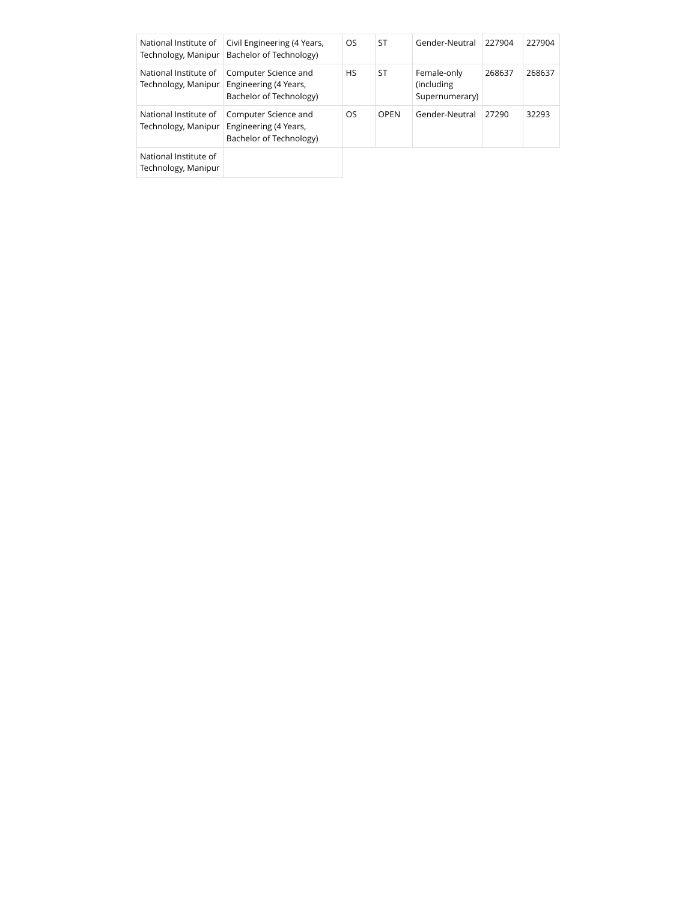| | | | | | | |
|---|---|---|---|---|---|---|
| National Institute of Technology, Manipur | Civil Engineering (4 Years, Bachelor of Technology) | OS | ST | Gender-Neutral | 227904 | 227904 |
| National Institute of Technology, Manipur | Computer Science and Engineering (4 Years, Bachelor of Technology) | HS | ST | Female-only (including Supernumerary) | 268637 | 268637 |
| National Institute of Technology, Manipur | Computer Science and Engineering (4 Years, Bachelor of Technology) | OS | OPEN | Gender-Neutral | 27290 | 32293 |
| National Institute of Technology, Manipur | | | | | | |